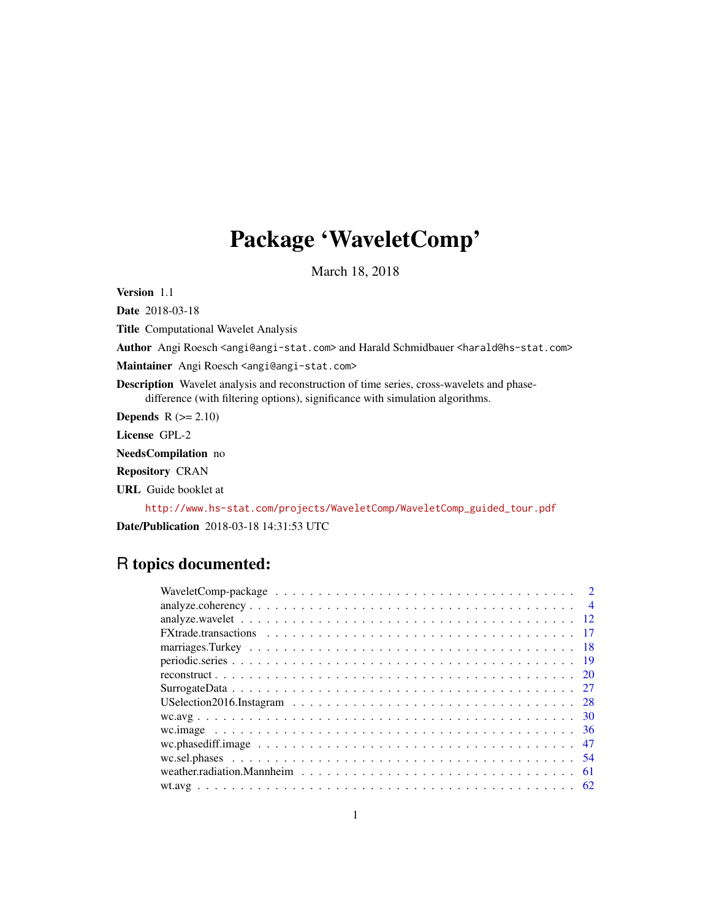# Package 'WaveletComp'

March 18, 2018

**Version** 1.1

**Date** 2018-03-18

**Title** Computational Wavelet Analysis

**Author** Angi Roesch <angi@angi-stat.com> and Harald Schmidbauer <harald@hs-stat.com>

**Maintainer** Angi Roesch <angi@angi-stat.com>

**Description** Wavelet analysis and reconstruction of time series, cross-wavelets and phase-difference (with filtering options), significance with simulation algorithms.

**Depends** R (>= 2.10)

**License** GPL-2

**NeedsCompilation** no

**Repository** CRAN

**URL** Guide booklet at

http://www.hs-stat.com/projects/WaveletComp/WaveletComp_guided_tour.pdf

**Date/Publication** 2018-03-18 14:31:53 UTC

## R topics documented:

| | |
|---|---|
| WaveletComp-package | 2 |
| analyze.coherency | 4 |
| analyze.wavelet | 12 |
| FXtrade.transactions | 17 |
| marriages.Turkey | 18 |
| periodic.series | 19 |
| reconstruct | 20 |
| SurrogateData | 27 |
| USelection2016.Instagram | 28 |
| wc.avg | 30 |
| wc.image | 36 |
| wc.phasediff.image | 47 |
| wc.sel.phases | 54 |
| weather.radiation.Mannheim | 61 |
| wt.avg | 62 |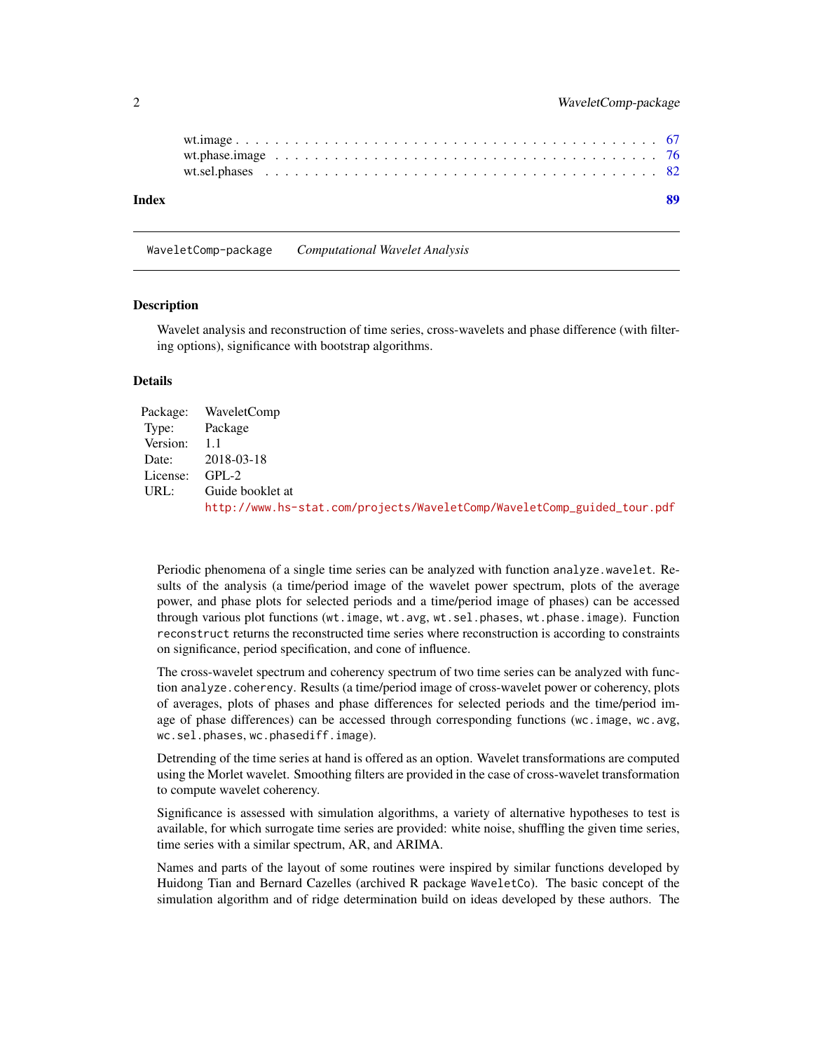wt.image . . . . . . . . . . . . . . . . . . . . . . . . . . . . . . . . . . . . . . . . 67
wt.phase.image . . . . . . . . . . . . . . . . . . . . . . . . . . . . . . . . . . . . . 76
wt.sel.phases . . . . . . . . . . . . . . . . . . . . . . . . . . . . . . . . . . . . . . 82

**Index** **89**

---

`WaveletComp-package` *Computational Wavelet Analysis*

---

### Description

Wavelet analysis and reconstruction of time series, cross-wavelets and phase difference (with filtering options), significance with bootstrap algorithms.

### Details

| | |
|---|---|
| Package: | WaveletComp |
| Type: | Package |
| Version: | 1.1 |
| Date: | 2018-03-18 |
| License: | GPL-2 |
| URL: | Guide booklet at http://www.hs-stat.com/projects/WaveletComp/WaveletComp_guided_tour.pdf |

Periodic phenomena of a single time series can be analyzed with function `analyze.wavelet`. Results of the analysis (a time/period image of the wavelet power spectrum, plots of the average power, and phase plots for selected periods and a time/period image of phases) can be accessed through various plot functions (`wt.image`, `wt.avg`, `wt.sel.phases`, `wt.phase.image`). Function `reconstruct` returns the reconstructed time series where reconstruction is according to constraints on significance, period specification, and cone of influence.

The cross-wavelet spectrum and coherency spectrum of two time series can be analyzed with function `analyze.coherency`. Results (a time/period image of cross-wavelet power or coherency, plots of averages, plots of phases and phase differences for selected periods and the time/period image of phase differences) can be accessed through corresponding functions (`wc.image`, `wc.avg`, `wc.sel.phases`, `wc.phasediff.image`).

Detrending of the time series at hand is offered as an option. Wavelet transformations are computed using the Morlet wavelet. Smoothing filters are provided in the case of cross-wavelet transformation to compute wavelet coherency.

Significance is assessed with simulation algorithms, a variety of alternative hypotheses to test is available, for which surrogate time series are provided: white noise, shuffling the given time series, time series with a similar spectrum, AR, and ARIMA.

Names and parts of the layout of some routines were inspired by similar functions developed by Huidong Tian and Bernard Cazelles (archived R package `WaveletCo`). The basic concept of the simulation algorithm and of ridge determination build on ideas developed by these authors. The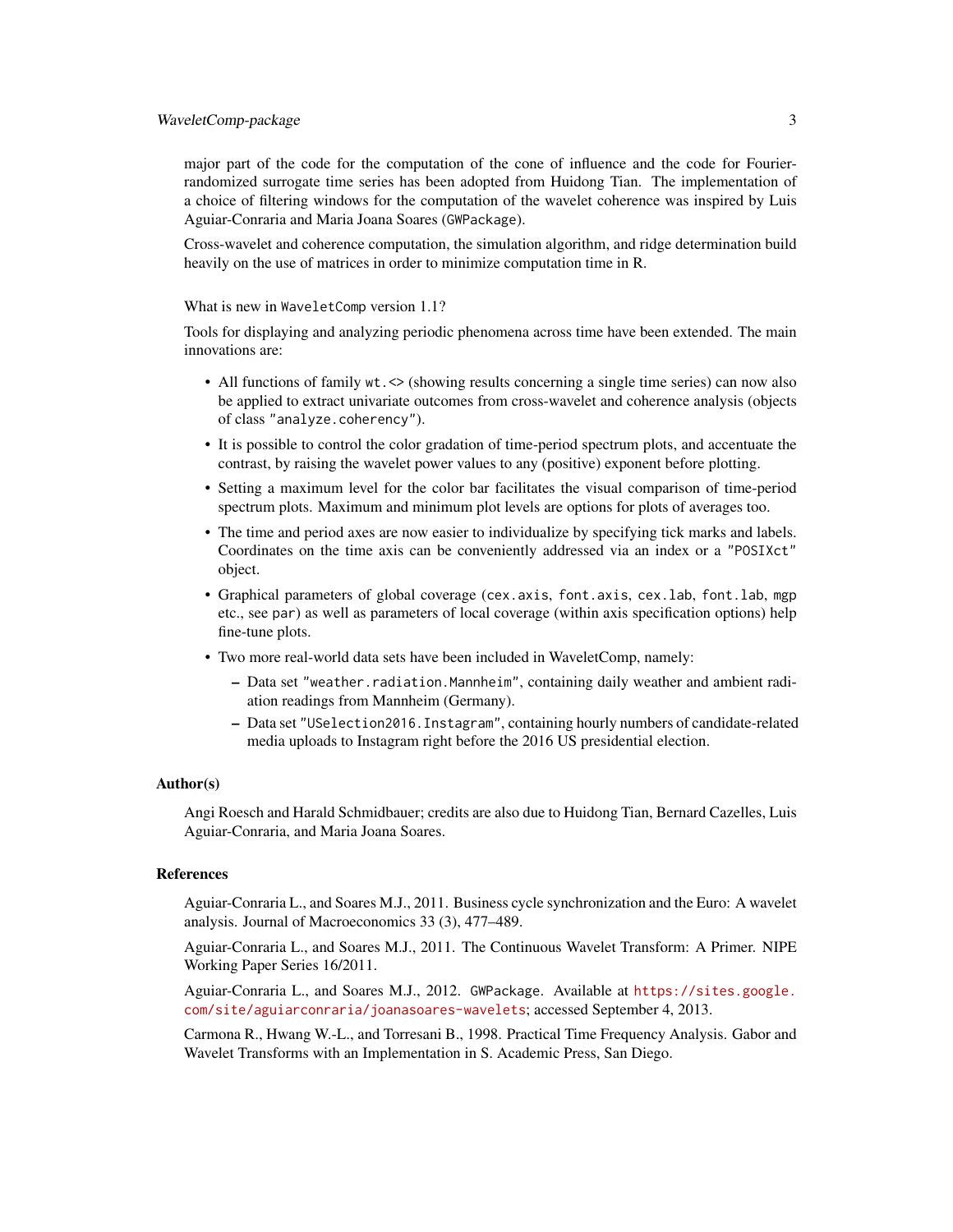major part of the code for the computation of the cone of influence and the code for Fourier-randomized surrogate time series has been adopted from Huidong Tian. The implementation of a choice of filtering windows for the computation of the wavelet coherence was inspired by Luis Aguiar-Conraria and Maria Joana Soares (`GWPackage`).

Cross-wavelet and coherence computation, the simulation algorithm, and ridge determination build heavily on the use of matrices in order to minimize computation time in R.

What is new in `WaveletComp` version 1.1?

Tools for displaying and analyzing periodic phenomena across time have been extended. The main innovations are:

- All functions of family `wt.<>` (showing results concerning a single time series) can now also be applied to extract univariate outcomes from cross-wavelet and coherence analysis (objects of class `"analyze.coherency"`).
- It is possible to control the color gradation of time-period spectrum plots, and accentuate the contrast, by raising the wavelet power values to any (positive) exponent before plotting.
- Setting a maximum level for the color bar facilitates the visual comparison of time-period spectrum plots. Maximum and minimum plot levels are options for plots of averages too.
- The time and period axes are now easier to individualize by specifying tick marks and labels. Coordinates on the time axis can be conveniently addressed via an index or a `"POSIXct"` object.
- Graphical parameters of global coverage (`cex.axis`, `font.axis`, `cex.lab`, `font.lab`, `mgp` etc., see `par`) as well as parameters of local coverage (within axis specification options) help fine-tune plots.
- Two more real-world data sets have been included in WaveletComp, namely:
  - Data set `"weather.radiation.Mannheim"`, containing daily weather and ambient radiation readings from Mannheim (Germany).
  - Data set `"USelection2016.Instagram"`, containing hourly numbers of candidate-related media uploads to Instagram right before the 2016 US presidential election.

## Author(s)

Angi Roesch and Harald Schmidbauer; credits are also due to Huidong Tian, Bernard Cazelles, Luis Aguiar-Conraria, and Maria Joana Soares.

## References

Aguiar-Conraria L., and Soares M.J., 2011. Business cycle synchronization and the Euro: A wavelet analysis. Journal of Macroeconomics 33 (3), 477–489.

Aguiar-Conraria L., and Soares M.J., 2011. The Continuous Wavelet Transform: A Primer. NIPE Working Paper Series 16/2011.

Aguiar-Conraria L., and Soares M.J., 2012. `GWPackage`. Available at https://sites.google.com/site/aguiarconraria/joanasoares-wavelets; accessed September 4, 2013.

Carmona R., Hwang W.-L., and Torresani B., 1998. Practical Time Frequency Analysis. Gabor and Wavelet Transforms with an Implementation in S. Academic Press, San Diego.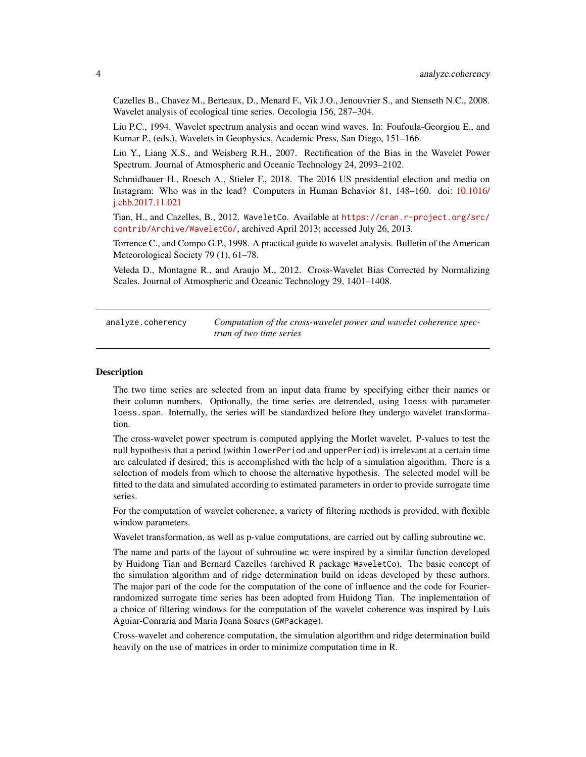Cazelles B., Chavez M., Berteaux, D., Menard F., Vik J.O., Jenouvrier S., and Stenseth N.C., 2008. Wavelet analysis of ecological time series. Oecologia 156, 287–304.

Liu P.C., 1994. Wavelet spectrum analysis and ocean wind waves. In: Foufoula-Georgiou E., and Kumar P., (eds.), Wavelets in Geophysics, Academic Press, San Diego, 151–166.

Liu Y., Liang X.S., and Weisberg R.H., 2007. Rectification of the Bias in the Wavelet Power Spectrum. Journal of Atmospheric and Oceanic Technology 24, 2093–2102.

Schmidbauer H., Roesch A., Stieler F., 2018. The 2016 US presidential election and media on Instagram: Who was in the lead? Computers in Human Behavior 81, 148–160. doi: 10.1016/j.chb.2017.11.021

Tian, H., and Cazelles, B., 2012. `WaveletCo`. Available at `https://cran.r-project.org/src/contrib/Archive/WaveletCo/`, archived April 2013; accessed July 26, 2013.

Torrence C., and Compo G.P., 1998. A practical guide to wavelet analysis. Bulletin of the American Meteorological Society 79 (1), 61–78.

Veleda D., Montagne R., and Araujo M., 2012. Cross-Wavelet Bias Corrected by Normalizing Scales. Journal of Atmospheric and Oceanic Technology 29, 1401–1408.

---

## `analyze.coherency` — *Computation of the cross-wavelet power and wavelet coherence spectrum of two time series*

---

### Description

The two time series are selected from an input data frame by specifying either their names or their column numbers. Optionally, the time series are detrended, using `loess` with parameter `loess.span`. Internally, the series will be standardized before they undergo wavelet transformation.

The cross-wavelet power spectrum is computed applying the Morlet wavelet. P-values to test the null hypothesis that a period (within `lowerPeriod` and `upperPeriod`) is irrelevant at a certain time are calculated if desired; this is accomplished with the help of a simulation algorithm. There is a selection of models from which to choose the alternative hypothesis. The selected model will be fitted to the data and simulated according to estimated parameters in order to provide surrogate time series.

For the computation of wavelet coherence, a variety of filtering methods is provided, with flexible window parameters.

Wavelet transformation, as well as p-value computations, are carried out by calling subroutine `wc`.

The name and parts of the layout of subroutine `wc` were inspired by a similar function developed by Huidong Tian and Bernard Cazelles (archived R package `WaveletCo`). The basic concept of the simulation algorithm and of ridge determination build on ideas developed by these authors. The major part of the code for the computation of the cone of influence and the code for Fourier-randomized surrogate time series has been adopted from Huidong Tian. The implementation of a choice of filtering windows for the computation of the wavelet coherence was inspired by Luis Aguiar-Conraria and Maria Joana Soares (`GWPackage`).

Cross-wavelet and coherence computation, the simulation algorithm and ridge determination build heavily on the use of matrices in order to minimize computation time in R.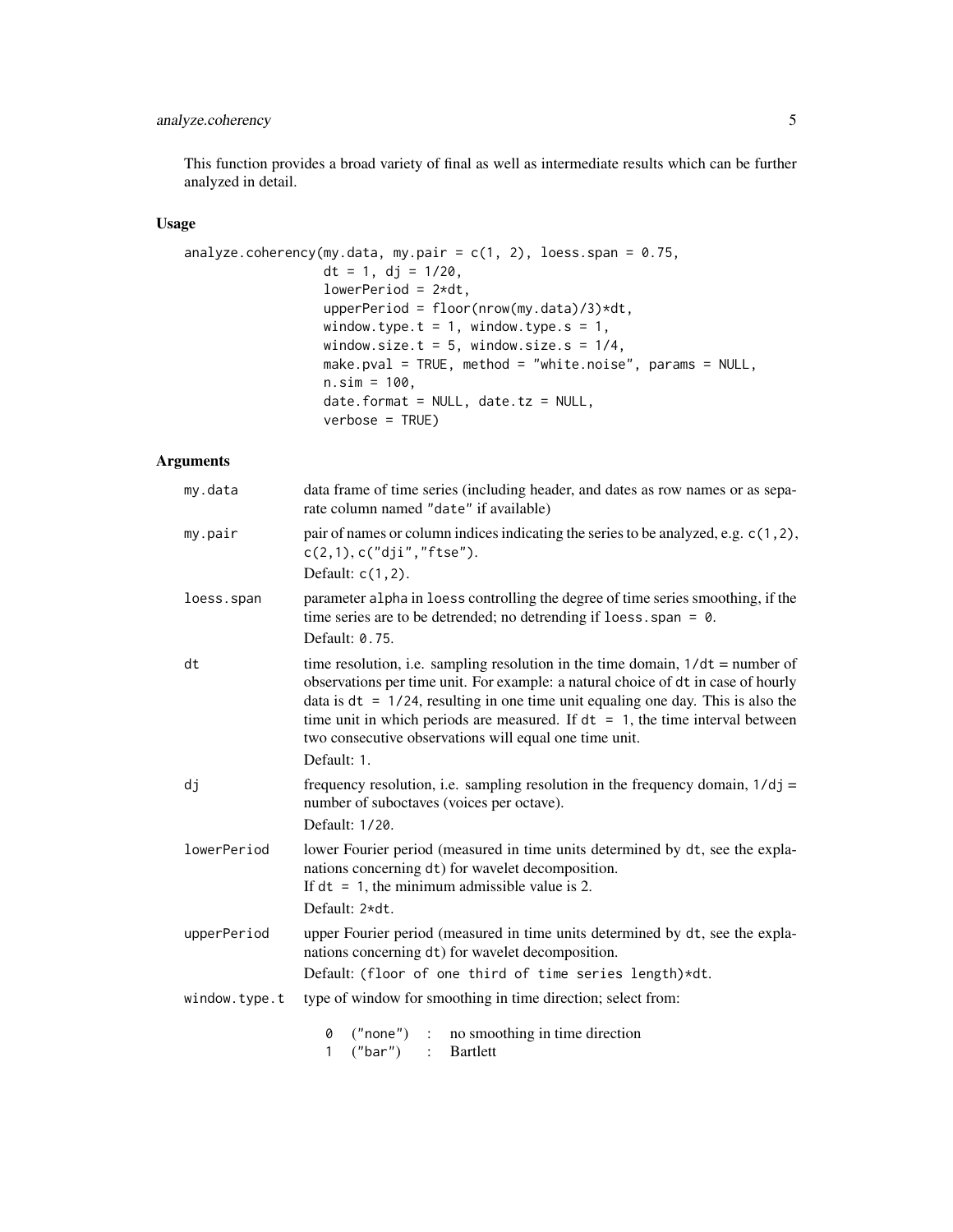This function provides a broad variety of final as well as intermediate results which can be further analyzed in detail.

## Usage

```
analyze.coherency(my.data, my.pair = c(1, 2), loess.span = 0.75,
                  dt = 1, dj = 1/20,
                  lowerPeriod = 2*dt,
                  upperPeriod = floor(nrow(my.data)/3)*dt,
                  window.type.t = 1, window.type.s = 1,
                  window.size.t = 5, window.size.s = 1/4,
                  make.pval = TRUE, method = "white.noise", params = NULL,
                  n.sim = 100,
                  date.format = NULL, date.tz = NULL,
                  verbose = TRUE)
```

## Arguments

| | |
|---|---|
| `my.data` | data frame of time series (including header, and dates as row names or as separate column named `"date"` if available) |
| `my.pair` | pair of names or column indices indicating the series to be analyzed, e.g. `c(1,2)`, `c(2,1)`, `c("dji","ftse")`.<br>Default: `c(1,2)`. |
| `loess.span` | parameter `alpha` in `loess` controlling the degree of time series smoothing, if the time series are to be detrended; no detrending if `loess.span = 0`.<br>Default: `0.75`. |
| `dt` | time resolution, i.e. sampling resolution in the time domain, `1/dt` = number of observations per time unit. For example: a natural choice of `dt` in case of hourly data is `dt = 1/24`, resulting in one time unit equaling one day. This is also the time unit in which periods are measured. If `dt = 1`, the time interval between two consecutive observations will equal one time unit.<br>Default: `1`. |
| `dj` | frequency resolution, i.e. sampling resolution in the frequency domain, `1/dj` = number of suboctaves (voices per octave).<br>Default: `1/20`. |
| `lowerPeriod` | lower Fourier period (measured in time units determined by `dt`, see the explanations concerning `dt`) for wavelet decomposition.<br>If `dt = 1`, the minimum admissible value is 2.<br>Default: `2*dt`. |
| `upperPeriod` | upper Fourier period (measured in time units determined by `dt`, see the explanations concerning `dt`) for wavelet decomposition.<br>Default: `(floor of one third of time series length)*dt`. |
| `window.type.t` | type of window for smoothing in time direction; select from:<br>`0` `("none")` : no smoothing in time direction<br>`1` `("bar")` : Bartlett |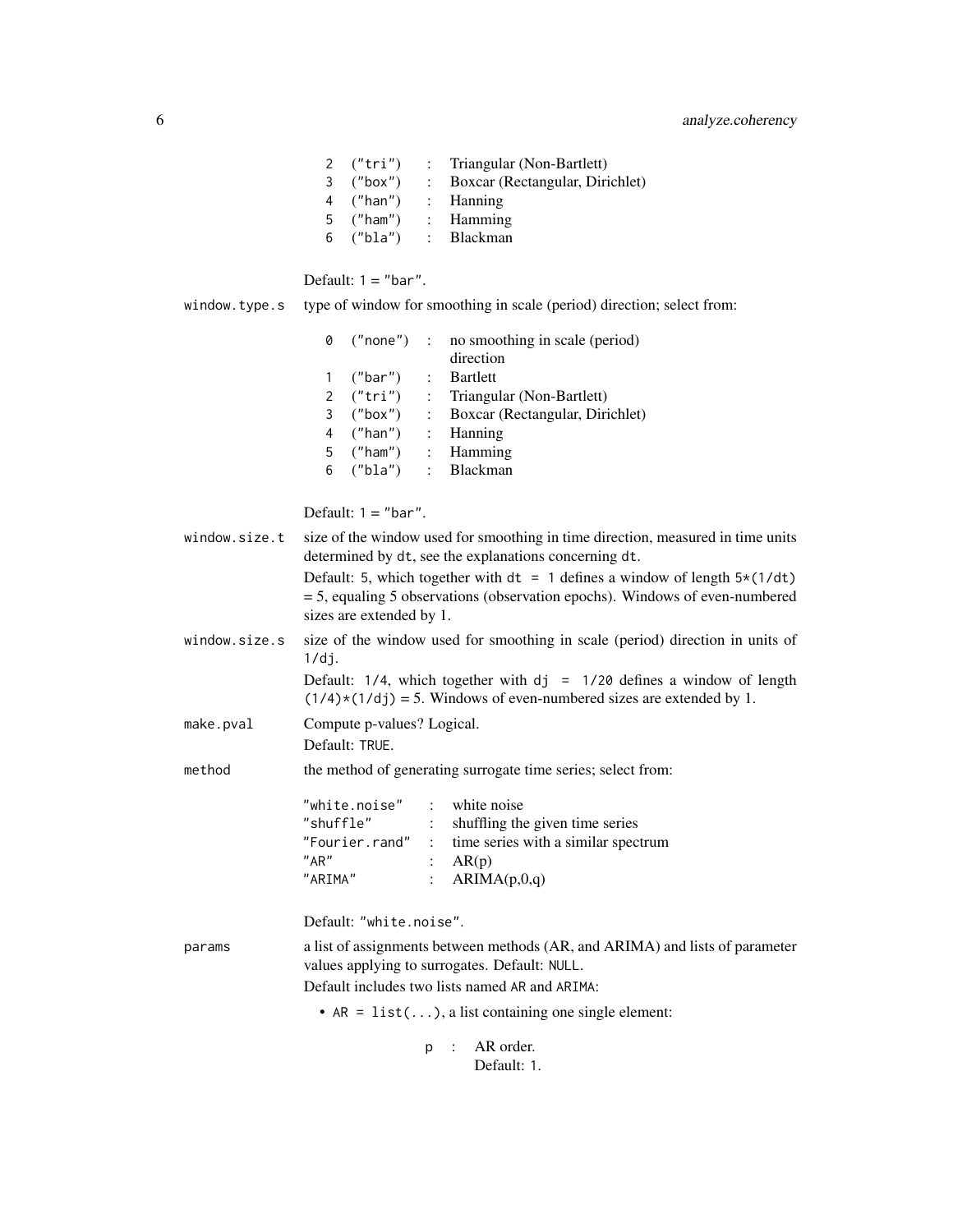| | | |
|---|---|---|
| 2 ("tri") | : | Triangular (Non-Bartlett) |
| 3 ("box") | : | Boxcar (Rectangular, Dirichlet) |
| 4 ("han") | : | Hanning |
| 5 ("ham") | : | Hamming |
| 6 ("bla") | : | Blackman |

Default: `1 = "bar"`.

**window.type.s** type of window for smoothing in scale (period) direction; select from:

| | | |
|---|---|---|
| 0 ("none") | : | no smoothing in scale (period) direction |
| 1 ("bar") | : | Bartlett |
| 2 ("tri") | : | Triangular (Non-Bartlett) |
| 3 ("box") | : | Boxcar (Rectangular, Dirichlet) |
| 4 ("han") | : | Hanning |
| 5 ("ham") | : | Hamming |
| 6 ("bla") | : | Blackman |

Default: `1 = "bar"`.

**window.size.t** size of the window used for smoothing in time direction, measured in time units determined by `dt`, see the explanations concerning `dt`.

Default: `5`, which together with `dt = 1` defines a window of length `5*(1/dt)` = 5, equaling 5 observations (observation epochs). Windows of even-numbered sizes are extended by 1.

**window.size.s** size of the window used for smoothing in scale (period) direction in units of `1/dj`.

Default: `1/4`, which together with `dj = 1/20` defines a window of length `(1/4)*(1/dj)` = 5. Windows of even-numbered sizes are extended by 1.

**make.pval** Compute p-values? Logical.

Default: `TRUE`.

**method** the method of generating surrogate time series; select from:

| | | |
|---|---|---|
| "white.noise" | : | white noise |
| "shuffle" | : | shuffling the given time series |
| "Fourier.rand" | : | time series with a similar spectrum |
| "AR" | : | AR(p) |
| "ARIMA" | : | ARIMA(p,0,q) |

Default: `"white.noise"`.

**params** a list of assignments between methods (AR, and ARIMA) and lists of parameter values applying to surrogates. Default: `NULL`.

Default includes two lists named `AR` and `ARIMA`:

- `AR = list(...)`, a list containing one single element:

  | | | |
  |---|---|---|
  | p | : | AR order. Default: `1`. |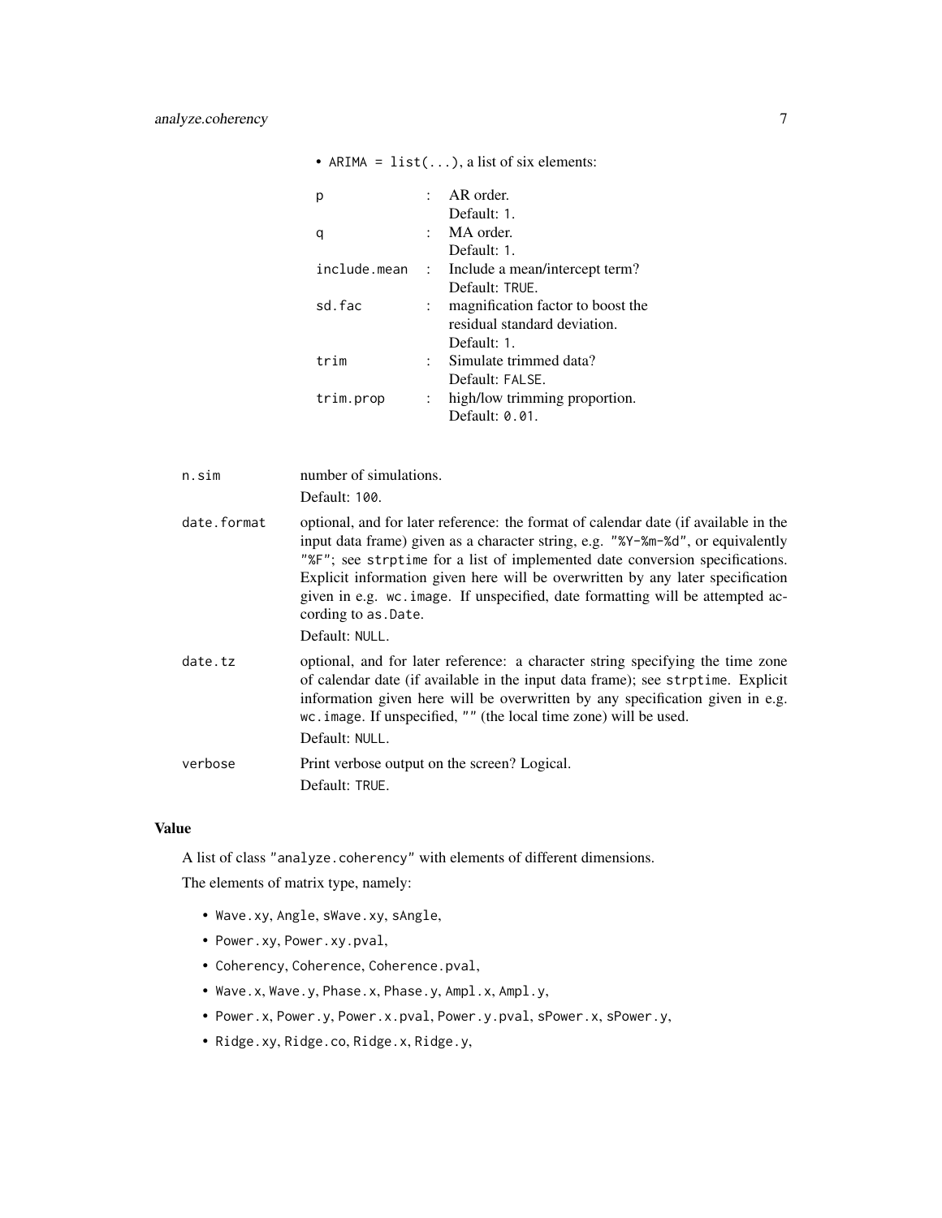- `ARIMA = list(...)`, a list of six elements:

| | | |
|---|---|---|
| `p` | : | AR order. Default: `1`. |
| `q` | : | MA order. Default: `1`. |
| `include.mean` | : | Include a mean/intercept term? Default: `TRUE`. |
| `sd.fac` | : | magnification factor to boost the residual standard deviation. Default: `1`. |
| `trim` | : | Simulate trimmed data? Default: `FALSE`. |
| `trim.prop` | : | high/low trimming proportion. Default: `0.01`. |

`n.sim`
: number of simulations.
Default: `100`.

`date.format`
: optional, and for later reference: the format of calendar date (if available in the input data frame) given as a character string, e.g. `"%Y-%m-%d"`, or equivalently `"%F"`; see `strptime` for a list of implemented date conversion specifications. Explicit information given here will be overwritten by any later specification given in e.g. `wc.image`. If unspecified, date formatting will be attempted according to `as.Date`.
Default: `NULL`.

`date.tz`
: optional, and for later reference: a character string specifying the time zone of calendar date (if available in the input data frame); see `strptime`. Explicit information given here will be overwritten by any specification given in e.g. `wc.image`. If unspecified, `""` (the local time zone) will be used.
Default: `NULL`.

`verbose`
: Print verbose output on the screen? Logical.
Default: `TRUE`.

## Value

A list of class `"analyze.coherency"` with elements of different dimensions.

The elements of matrix type, namely:

- `Wave.xy`, `Angle`, `sWave.xy`, `sAngle`,
- `Power.xy`, `Power.xy.pval`,
- `Coherency`, `Coherence`, `Coherence.pval`,
- `Wave.x`, `Wave.y`, `Phase.x`, `Phase.y`, `Ampl.x`, `Ampl.y`,
- `Power.x`, `Power.y`, `Power.x.pval`, `Power.y.pval`, `sPower.x`, `sPower.y`,
- `Ridge.xy`, `Ridge.co`, `Ridge.x`, `Ridge.y`,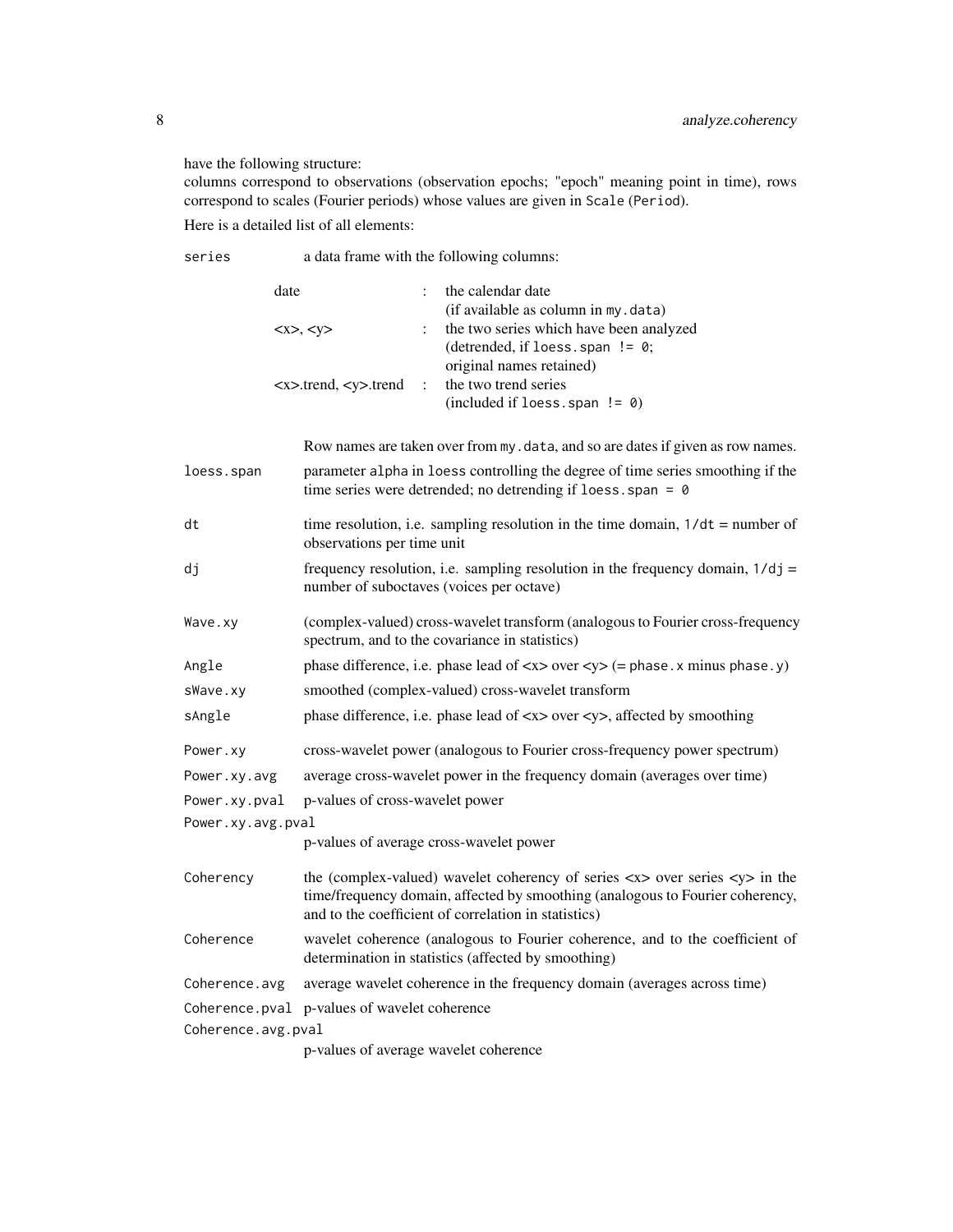have the following structure:
columns correspond to observations (observation epochs; "epoch" meaning point in time), rows correspond to scales (Fourier periods) whose values are given in `Scale` (`Period`).

Here is a detailed list of all elements:

**`series`** a data frame with the following columns:

| | | |
|---|---|---|
| date | : | the calendar date (if available as column in `my.data`) |
| <x>, <y> | : | the two series which have been analyzed (detrended, if `loess.span != 0`; original names retained) |
| <x>.trend, <y>.trend | : | the two trend series (included if `loess.span != 0`) |

Row names are taken over from `my.data`, and so are dates if given as row names.

**`loess.span`** parameter `alpha` in `loess` controlling the degree of time series smoothing if the time series were detrended; no detrending if `loess.span = 0`

**`dt`** time resolution, i.e. sampling resolution in the time domain, `1/dt` = number of observations per time unit

**`dj`** frequency resolution, i.e. sampling resolution in the frequency domain, `1/dj` = number of suboctaves (voices per octave)

**`Wave.xy`** (complex-valued) cross-wavelet transform (analogous to Fourier cross-frequency spectrum, and to the covariance in statistics)

**`Angle`** phase difference, i.e. phase lead of <x> over <y> (= `phase.x` minus `phase.y`)

**`sWave.xy`** smoothed (complex-valued) cross-wavelet transform

**`sAngle`** phase difference, i.e. phase lead of <x> over <y>, affected by smoothing

**`Power.xy`** cross-wavelet power (analogous to Fourier cross-frequency power spectrum)

**`Power.xy.avg`** average cross-wavelet power in the frequency domain (averages over time)

**`Power.xy.pval`** p-values of cross-wavelet power

**`Power.xy.avg.pval`** p-values of average cross-wavelet power

**`Coherency`** the (complex-valued) wavelet coherency of series <x> over series <y> in the time/frequency domain, affected by smoothing (analogous to Fourier coherency, and to the coefficient of correlation in statistics)

**`Coherence`** wavelet coherence (analogous to Fourier coherence, and to the coefficient of determination in statistics (affected by smoothing)

**`Coherence.avg`** average wavelet coherence in the frequency domain (averages across time)

**`Coherence.pval`** p-values of wavelet coherence

**`Coherence.avg.pval`** p-values of average wavelet coherence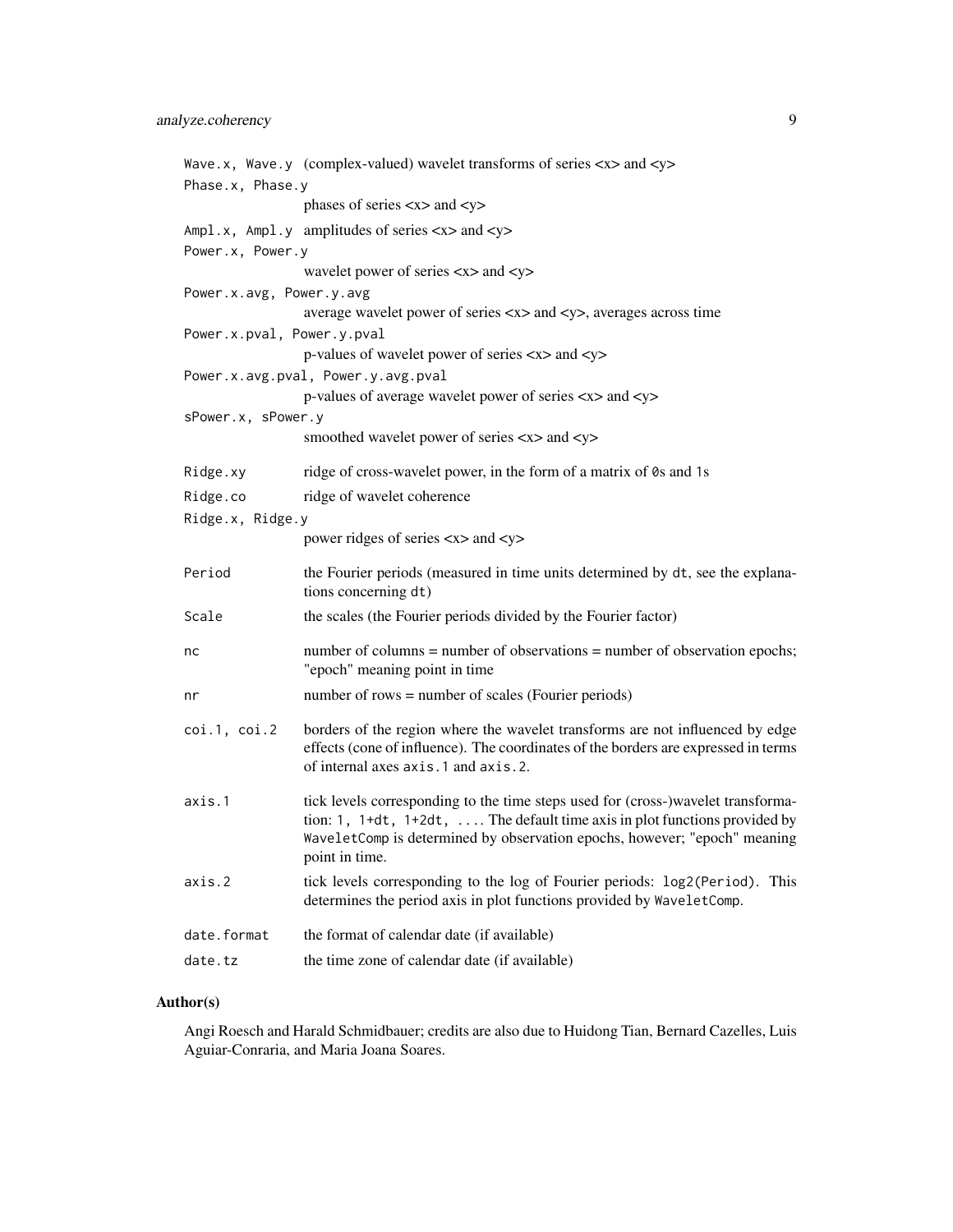`Wave.x, Wave.y` (complex-valued) wavelet transforms of series <x> and <y>

`Phase.x, Phase.y`
phases of series <x> and <y>

`Ampl.x, Ampl.y` amplitudes of series <x> and <y>

`Power.x, Power.y`
wavelet power of series <x> and <y>

`Power.x.avg, Power.y.avg`
average wavelet power of series <x> and <y>, averages across time

`Power.x.pval, Power.y.pval`
p-values of wavelet power of series <x> and <y>

`Power.x.avg.pval, Power.y.avg.pval`
p-values of average wavelet power of series <x> and <y>

`sPower.x, sPower.y`
smoothed wavelet power of series <x> and <y>

`Ridge.xy` ridge of cross-wavelet power, in the form of a matrix of `0`s and `1`s

`Ridge.co` ridge of wavelet coherence

`Ridge.x, Ridge.y`
power ridges of series <x> and <y>

`Period` the Fourier periods (measured in time units determined by `dt`, see the explanations concerning `dt`)

`Scale` the scales (the Fourier periods divided by the Fourier factor)

`nc` number of columns = number of observations = number of observation epochs; "epoch" meaning point in time

`nr` number of rows = number of scales (Fourier periods)

`coi.1, coi.2` borders of the region where the wavelet transforms are not influenced by edge effects (cone of influence). The coordinates of the borders are expressed in terms of internal axes `axis.1` and `axis.2`.

`axis.1` tick levels corresponding to the time steps used for (cross-)wavelet transformation: `1, 1+dt, 1+2dt, ...`. The default time axis in plot functions provided by `WaveletComp` is determined by observation epochs, however; "epoch" meaning point in time.

`axis.2` tick levels corresponding to the log of Fourier periods: `log2(Period)`. This determines the period axis in plot functions provided by `WaveletComp`.

`date.format` the format of calendar date (if available)

`date.tz` the time zone of calendar date (if available)

## Author(s)

Angi Roesch and Harald Schmidbauer; credits are also due to Huidong Tian, Bernard Cazelles, Luis Aguiar-Conraria, and Maria Joana Soares.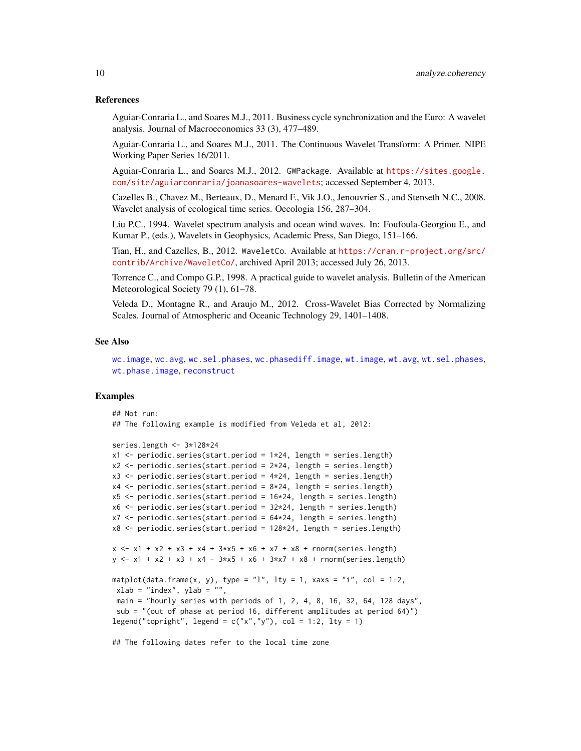## References

Aguiar-Conraria L., and Soares M.J., 2011. Business cycle synchronization and the Euro: A wavelet analysis. Journal of Macroeconomics 33 (3), 477–489.

Aguiar-Conraria L., and Soares M.J., 2011. The Continuous Wavelet Transform: A Primer. NIPE Working Paper Series 16/2011.

Aguiar-Conraria L., and Soares M.J., 2012. `GWPackage`. Available at https://sites.google.com/site/aguiarconraria/joanasoares-wavelets; accessed September 4, 2013.

Cazelles B., Chavez M., Berteaux, D., Menard F., Vik J.O., Jenouvrier S., and Stenseth N.C., 2008. Wavelet analysis of ecological time series. Oecologia 156, 287–304.

Liu P.C., 1994. Wavelet spectrum analysis and ocean wind waves. In: Foufoula-Georgiou E., and Kumar P., (eds.), Wavelets in Geophysics, Academic Press, San Diego, 151–166.

Tian, H., and Cazelles, B., 2012. `WaveletCo`. Available at https://cran.r-project.org/src/contrib/Archive/WaveletCo/, archived April 2013; accessed July 26, 2013.

Torrence C., and Compo G.P., 1998. A practical guide to wavelet analysis. Bulletin of the American Meteorological Society 79 (1), 61–78.

Veleda D., Montagne R., and Araujo M., 2012. Cross-Wavelet Bias Corrected by Normalizing Scales. Journal of Atmospheric and Oceanic Technology 29, 1401–1408.

## See Also

`wc.image`, `wc.avg`, `wc.sel.phases`, `wc.phasediff.image`, `wt.image`, `wt.avg`, `wt.sel.phases`, `wt.phase.image`, `reconstruct`

## Examples

```
## Not run:
## The following example is modified from Veleda et al, 2012:

series.length <- 3*128*24
x1 <- periodic.series(start.period = 1*24, length = series.length)
x2 <- periodic.series(start.period = 2*24, length = series.length)
x3 <- periodic.series(start.period = 4*24, length = series.length)
x4 <- periodic.series(start.period = 8*24, length = series.length)
x5 <- periodic.series(start.period = 16*24, length = series.length)
x6 <- periodic.series(start.period = 32*24, length = series.length)
x7 <- periodic.series(start.period = 64*24, length = series.length)
x8 <- periodic.series(start.period = 128*24, length = series.length)

x <- x1 + x2 + x3 + x4 + 3*x5 + x6 + x7 + x8 + rnorm(series.length)
y <- x1 + x2 + x3 + x4 - 3*x5 + x6 + 3*x7 + x8 + rnorm(series.length)

matplot(data.frame(x, y), type = "l", lty = 1, xaxs = "i", col = 1:2,
 xlab = "index", ylab = "",
 main = "hourly series with periods of 1, 2, 4, 8, 16, 32, 64, 128 days",
 sub = "(out of phase at period 16, different amplitudes at period 64)")
legend("topright", legend = c("x","y"), col = 1:2, lty = 1)

## The following dates refer to the local time zone
```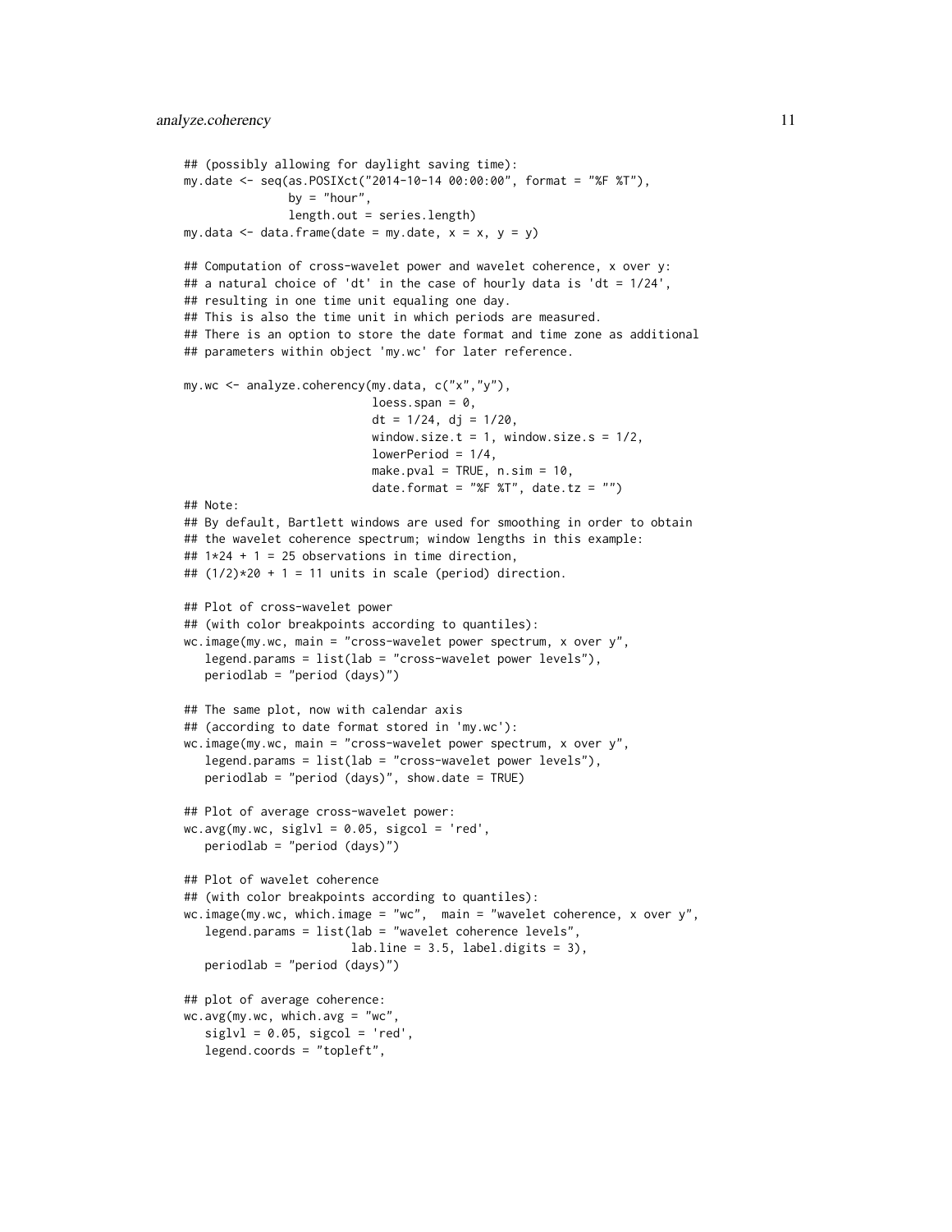```
## (possibly allowing for daylight saving time):
my.date <- seq(as.POSIXct("2014-10-14 00:00:00", format = "%F %T"),
               by = "hour",
               length.out = series.length)
my.data <- data.frame(date = my.date, x = x, y = y)

## Computation of cross-wavelet power and wavelet coherence, x over y:
## a natural choice of 'dt' in the case of hourly data is 'dt = 1/24',
## resulting in one time unit equaling one day.
## This is also the time unit in which periods are measured.
## There is an option to store the date format and time zone as additional
## parameters within object 'my.wc' for later reference.

my.wc <- analyze.coherency(my.data, c("x","y"),
                           loess.span = 0,
                           dt = 1/24, dj = 1/20,
                           window.size.t = 1, window.size.s = 1/2,
                           lowerPeriod = 1/4,
                           make.pval = TRUE, n.sim = 10,
                           date.format = "%F %T", date.tz = "")
## Note:
## By default, Bartlett windows are used for smoothing in order to obtain
## the wavelet coherence spectrum; window lengths in this example:
## 1*24 + 1 = 25 observations in time direction,
## (1/2)*20 + 1 = 11 units in scale (period) direction.

## Plot of cross-wavelet power
## (with color breakpoints according to quantiles):
wc.image(my.wc, main = "cross-wavelet power spectrum, x over y",
   legend.params = list(lab = "cross-wavelet power levels"),
   periodlab = "period (days)")

## The same plot, now with calendar axis
## (according to date format stored in 'my.wc'):
wc.image(my.wc, main = "cross-wavelet power spectrum, x over y",
   legend.params = list(lab = "cross-wavelet power levels"),
   periodlab = "period (days)", show.date = TRUE)

## Plot of average cross-wavelet power:
wc.avg(my.wc, siglvl = 0.05, sigcol = 'red',
   periodlab = "period (days)")

## Plot of wavelet coherence
## (with color breakpoints according to quantiles):
wc.image(my.wc, which.image = "wc",  main = "wavelet coherence, x over y",
   legend.params = list(lab = "wavelet coherence levels",
                        lab.line = 3.5, label.digits = 3),
   periodlab = "period (days)")

## plot of average coherence:
wc.avg(my.wc, which.avg = "wc",
   siglvl = 0.05, sigcol = 'red',
   legend.coords = "topleft",
```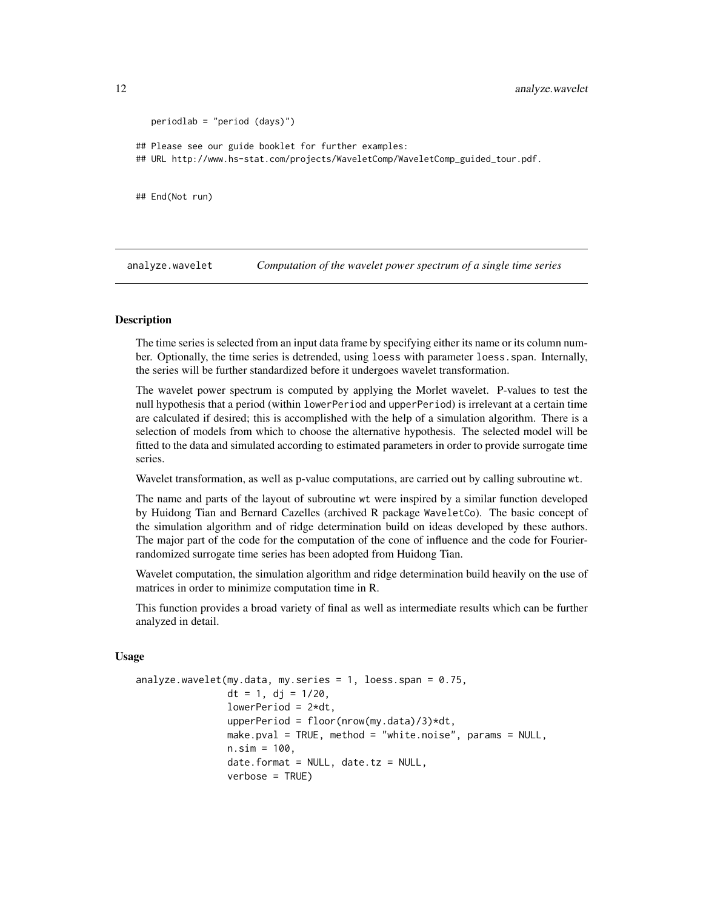```
   periodlab = "period (days)")

## Please see our guide booklet for further examples:
## URL http://www.hs-stat.com/projects/WaveletComp/WaveletComp_guided_tour.pdf.


## End(Not run)
```

## analyze.wavelet — *Computation of the wavelet power spectrum of a single time series*

### Description

The time series is selected from an input data frame by specifying either its name or its column number. Optionally, the time series is detrended, using `loess` with parameter `loess.span`. Internally, the series will be further standardized before it undergoes wavelet transformation.

The wavelet power spectrum is computed by applying the Morlet wavelet. P-values to test the null hypothesis that a period (within `lowerPeriod` and `upperPeriod`) is irrelevant at a certain time are calculated if desired; this is accomplished with the help of a simulation algorithm. There is a selection of models from which to choose the alternative hypothesis. The selected model will be fitted to the data and simulated according to estimated parameters in order to provide surrogate time series.

Wavelet transformation, as well as p-value computations, are carried out by calling subroutine `wt`.

The name and parts of the layout of subroutine `wt` were inspired by a similar function developed by Huidong Tian and Bernard Cazelles (archived R package `WaveletCo`). The basic concept of the simulation algorithm and of ridge determination build on ideas developed by these authors. The major part of the code for the computation of the cone of influence and the code for Fourier-randomized surrogate time series has been adopted from Huidong Tian.

Wavelet computation, the simulation algorithm and ridge determination build heavily on the use of matrices in order to minimize computation time in R.

This function provides a broad variety of final as well as intermediate results which can be further analyzed in detail.

### Usage

```
analyze.wavelet(my.data, my.series = 1, loess.span = 0.75,
                dt = 1, dj = 1/20,
                lowerPeriod = 2*dt,
                upperPeriod = floor(nrow(my.data)/3)*dt,
                make.pval = TRUE, method = "white.noise", params = NULL,
                n.sim = 100,
                date.format = NULL, date.tz = NULL,
                verbose = TRUE)
```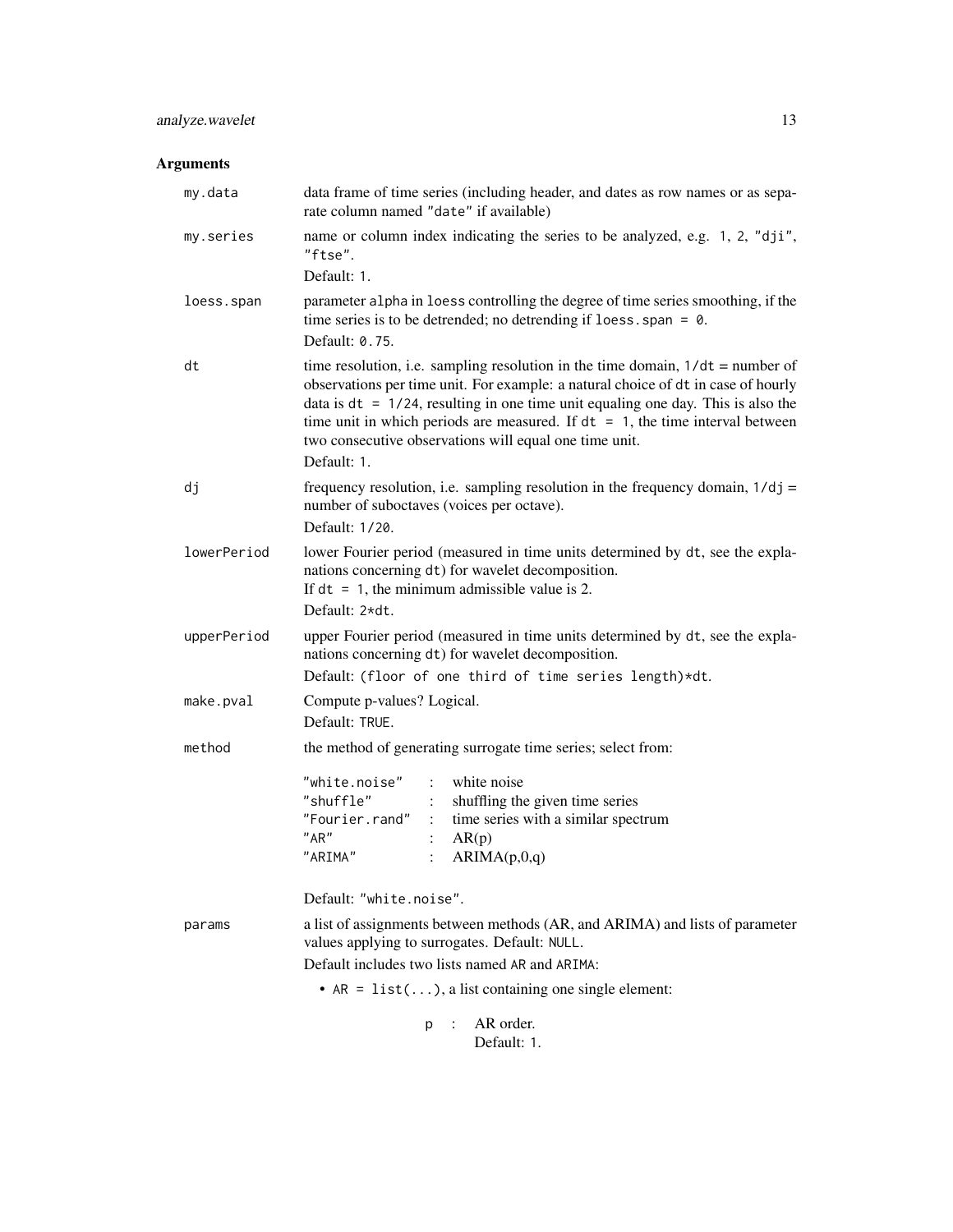## Arguments

| Argument | Description |
|---|---|
| `my.data` | data frame of time series (including header, and dates as row names or as separate column named `"date"` if available) |
| `my.series` | name or column index indicating the series to be analyzed, e.g. `1`, `2`, `"dji"`, `"ftse"`.<br>Default: `1`. |
| `loess.span` | parameter `alpha` in `loess` controlling the degree of time series smoothing, if the time series is to be detrended; no detrending if `loess.span = 0`.<br>Default: `0.75`. |
| `dt` | time resolution, i.e. sampling resolution in the time domain, `1/dt` = number of observations per time unit. For example: a natural choice of `dt` in case of hourly data is `dt = 1/24`, resulting in one time unit equaling one day. This is also the time unit in which periods are measured. If `dt = 1`, the time interval between two consecutive observations will equal one time unit.<br>Default: `1`. |
| `dj` | frequency resolution, i.e. sampling resolution in the frequency domain, `1/dj` = number of suboctaves (voices per octave).<br>Default: `1/20`. |
| `lowerPeriod` | lower Fourier period (measured in time units determined by `dt`, see the explanations concerning `dt`) for wavelet decomposition.<br>If `dt = 1`, the minimum admissible value is 2.<br>Default: `2*dt`. |
| `upperPeriod` | upper Fourier period (measured in time units determined by `dt`, see the explanations concerning `dt`) for wavelet decomposition.<br>Default: `(floor of one third of time series length)*dt`. |
| `make.pval` | Compute p-values? Logical.<br>Default: `TRUE`. |
| `method` | the method of generating surrogate time series; select from:<br>`"white.noise"` : white noise<br>`"shuffle"` : shuffling the given time series<br>`"Fourier.rand"` : time series with a similar spectrum<br>`"AR"` : AR(p)<br>`"ARIMA"` : ARIMA(p,0,q)<br><br>Default: `"white.noise"`. |
| `params` | a list of assignments between methods (AR, and ARIMA) and lists of parameter values applying to surrogates. Default: `NULL`.<br>Default includes two lists named `AR` and `ARIMA`:<br>• `AR = list(...)`, a list containing one single element:<br>`p` : AR order.<br>Default: `1`. |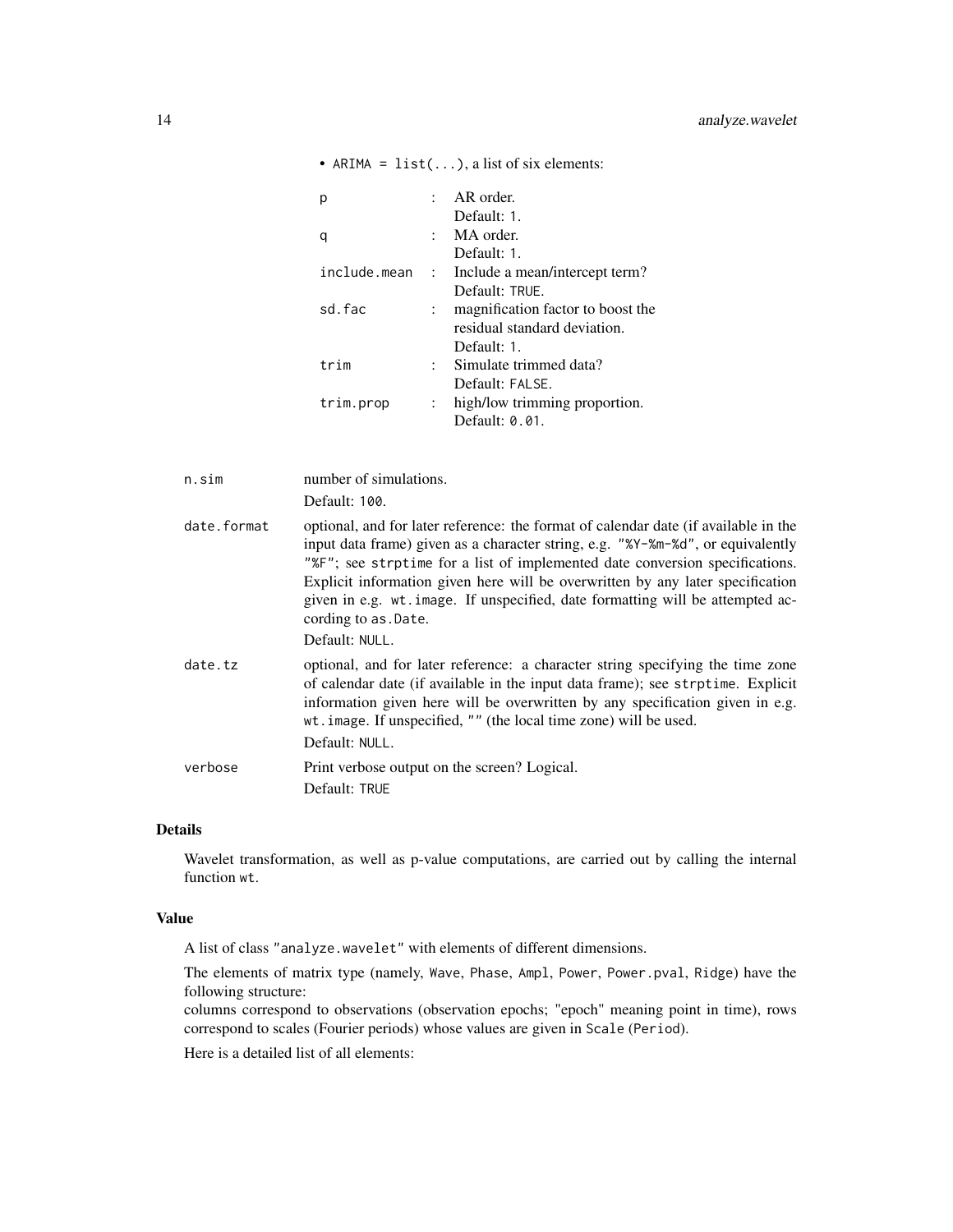- `ARIMA = list(...)`, a list of six elements:

| | | |
|---|---|---|
| `p` | : | AR order. Default: `1`. |
| `q` | : | MA order. Default: `1`. |
| `include.mean` | : | Include a mean/intercept term? Default: `TRUE`. |
| `sd.fac` | : | magnification factor to boost the residual standard deviation. Default: `1`. |
| `trim` | : | Simulate trimmed data? Default: `FALSE`. |
| `trim.prop` | : | high/low trimming proportion. Default: `0.01`. |

`n.sim`
: number of simulations.
Default: `100`.

`date.format`
: optional, and for later reference: the format of calendar date (if available in the input data frame) given as a character string, e.g. `"%Y-%m-%d"`, or equivalently `"%F"`; see `strptime` for a list of implemented date conversion specifications. Explicit information given here will be overwritten by any later specification given in e.g. `wt.image`. If unspecified, date formatting will be attempted according to `as.Date`.
Default: `NULL`.

`date.tz`
: optional, and for later reference: a character string specifying the time zone of calendar date (if available in the input data frame); see `strptime`. Explicit information given here will be overwritten by any specification given in e.g. `wt.image`. If unspecified, `""` (the local time zone) will be used.
Default: `NULL`.

`verbose`
: Print verbose output on the screen? Logical.
Default: `TRUE`

## Details

Wavelet transformation, as well as p-value computations, are carried out by calling the internal function `wt`.

## Value

A list of class `"analyze.wavelet"` with elements of different dimensions.

The elements of matrix type (namely, `Wave`, `Phase`, `Ampl`, `Power`, `Power.pval`, `Ridge`) have the following structure:
columns correspond to observations (observation epochs; "epoch" meaning point in time), rows correspond to scales (Fourier periods) whose values are given in `Scale` (`Period`).

Here is a detailed list of all elements: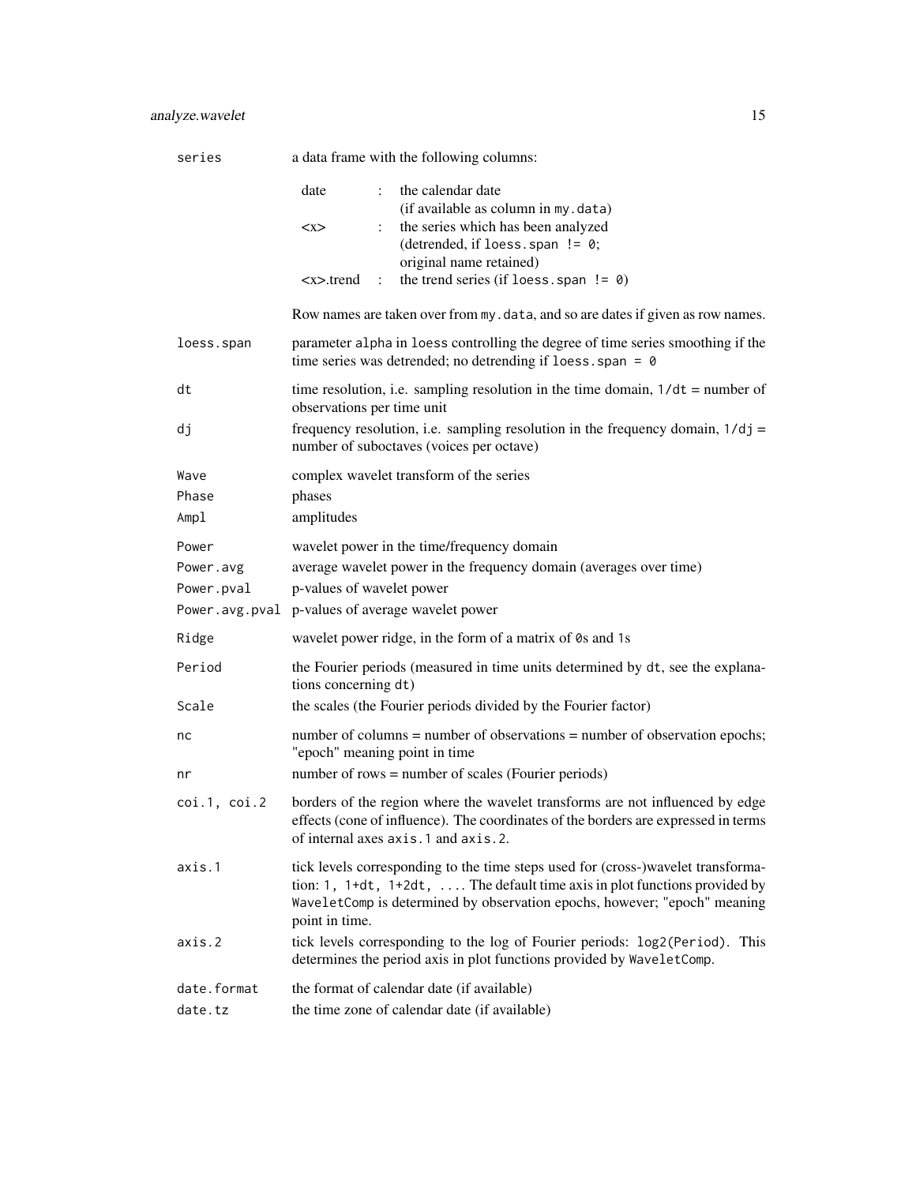`series` a data frame with the following columns:

| | | |
|---|---|---|
| date | : | the calendar date (if available as column in `my.data`) |
| <x> | : | the series which has been analyzed (detrended, if `loess.span != 0`; original name retained) |
| <x>.trend | : | the trend series (if `loess.span != 0`) |

Row names are taken over from `my.data`, and so are dates if given as row names.

`loess.span` parameter `alpha` in `loess` controlling the degree of time series smoothing if the time series was detrended; no detrending if `loess.span = 0`

`dt` time resolution, i.e. sampling resolution in the time domain, `1/dt` = number of observations per time unit

`dj` frequency resolution, i.e. sampling resolution in the frequency domain, `1/dj` = number of suboctaves (voices per octave)

`Wave` complex wavelet transform of the series

`Phase` phases

`Ampl` amplitudes

`Power` wavelet power in the time/frequency domain

`Power.avg` average wavelet power in the frequency domain (averages over time)

`Power.pval` p-values of wavelet power

`Power.avg.pval` p-values of average wavelet power

`Ridge` wavelet power ridge, in the form of a matrix of `0`s and `1`s

`Period` the Fourier periods (measured in time units determined by `dt`, see the explanations concerning `dt`)

`Scale` the scales (the Fourier periods divided by the Fourier factor)

`nc` number of columns = number of observations = number of observation epochs; "epoch" meaning point in time

`nr` number of rows = number of scales (Fourier periods)

`coi.1, coi.2` borders of the region where the wavelet transforms are not influenced by edge effects (cone of influence). The coordinates of the borders are expressed in terms of internal axes `axis.1` and `axis.2`.

`axis.1` tick levels corresponding to the time steps used for (cross-)wavelet transformation: `1, 1+dt, 1+2dt, ...`. The default time axis in plot functions provided by `WaveletComp` is determined by observation epochs, however; "epoch" meaning point in time.

`axis.2` tick levels corresponding to the log of Fourier periods: `log2(Period)`. This determines the period axis in plot functions provided by `WaveletComp`.

`date.format` the format of calendar date (if available)

`date.tz` the time zone of calendar date (if available)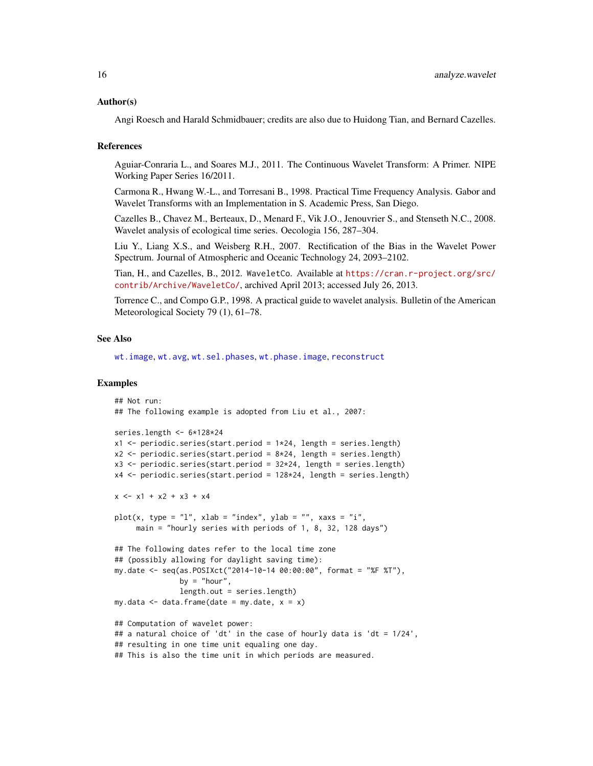### Author(s)

Angi Roesch and Harald Schmidbauer; credits are also due to Huidong Tian, and Bernard Cazelles.

### References

Aguiar-Conraria L., and Soares M.J., 2011. The Continuous Wavelet Transform: A Primer. NIPE Working Paper Series 16/2011.

Carmona R., Hwang W.-L., and Torresani B., 1998. Practical Time Frequency Analysis. Gabor and Wavelet Transforms with an Implementation in S. Academic Press, San Diego.

Cazelles B., Chavez M., Berteaux, D., Menard F., Vik J.O., Jenouvrier S., and Stenseth N.C., 2008. Wavelet analysis of ecological time series. Oecologia 156, 287–304.

Liu Y., Liang X.S., and Weisberg R.H., 2007. Rectification of the Bias in the Wavelet Power Spectrum. Journal of Atmospheric and Oceanic Technology 24, 2093–2102.

Tian, H., and Cazelles, B., 2012. `WaveletCo`. Available at https://cran.r-project.org/src/contrib/Archive/WaveletCo/, archived April 2013; accessed July 26, 2013.

Torrence C., and Compo G.P., 1998. A practical guide to wavelet analysis. Bulletin of the American Meteorological Society 79 (1), 61–78.

### See Also

wt.image, wt.avg, wt.sel.phases, wt.phase.image, reconstruct

### Examples

```
## Not run:
## The following example is adopted from Liu et al., 2007:

series.length <- 6*128*24
x1 <- periodic.series(start.period = 1*24, length = series.length)
x2 <- periodic.series(start.period = 8*24, length = series.length)
x3 <- periodic.series(start.period = 32*24, length = series.length)
x4 <- periodic.series(start.period = 128*24, length = series.length)

x <- x1 + x2 + x3 + x4

plot(x, type = "l", xlab = "index", ylab = "", xaxs = "i",
     main = "hourly series with periods of 1, 8, 32, 128 days")

## The following dates refer to the local time zone
## (possibly allowing for daylight saving time):
my.date <- seq(as.POSIXct("2014-10-14 00:00:00", format = "%F %T"),
               by = "hour",
               length.out = series.length)
my.data <- data.frame(date = my.date, x = x)

## Computation of wavelet power:
## a natural choice of 'dt' in the case of hourly data is 'dt = 1/24',
## resulting in one time unit equaling one day.
## This is also the time unit in which periods are measured.
```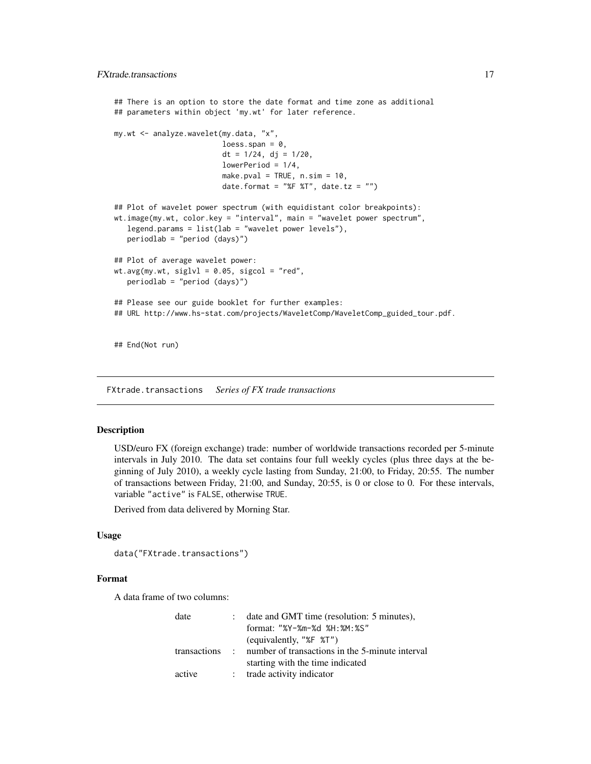```
## There is an option to store the date format and time zone as additional
## parameters within object 'my.wt' for later reference.

my.wt <- analyze.wavelet(my.data, "x",
                         loess.span = 0,
                         dt = 1/24, dj = 1/20,
                         lowerPeriod = 1/4,
                         make.pval = TRUE, n.sim = 10,
                         date.format = "%F %T", date.tz = "")

## Plot of wavelet power spectrum (with equidistant color breakpoints):
wt.image(my.wt, color.key = "interval", main = "wavelet power spectrum",
   legend.params = list(lab = "wavelet power levels"),
   periodlab = "period (days)")

## Plot of average wavelet power:
wt.avg(my.wt, siglvl = 0.05, sigcol = "red",
   periodlab = "period (days)")

## Please see our guide booklet for further examples:
## URL http://www.hs-stat.com/projects/WaveletComp/WaveletComp_guided_tour.pdf.


## End(Not run)
```

## FXtrade.transactions *Series of FX trade transactions*

### Description

USD/euro FX (foreign exchange) trade: number of worldwide transactions recorded per 5-minute intervals in July 2010. The data set contains four full weekly cycles (plus three days at the beginning of July 2010), a weekly cycle lasting from Sunday, 21:00, to Friday, 20:55. The number of transactions between Friday, 21:00, and Sunday, 20:55, is 0 or close to 0. For these intervals, variable "active" is FALSE, otherwise TRUE.

Derived from data delivered by Morning Star.

### Usage

```
data("FXtrade.transactions")
```

### Format

A data frame of two columns:

| | | |
|---|---|---|
| date | : | date and GMT time (resolution: 5 minutes), format: "%Y-%m-%d %H:%M:%S" (equivalently, "%F %T") |
| transactions | : | number of transactions in the 5-minute interval starting with the time indicated |
| active | : | trade activity indicator |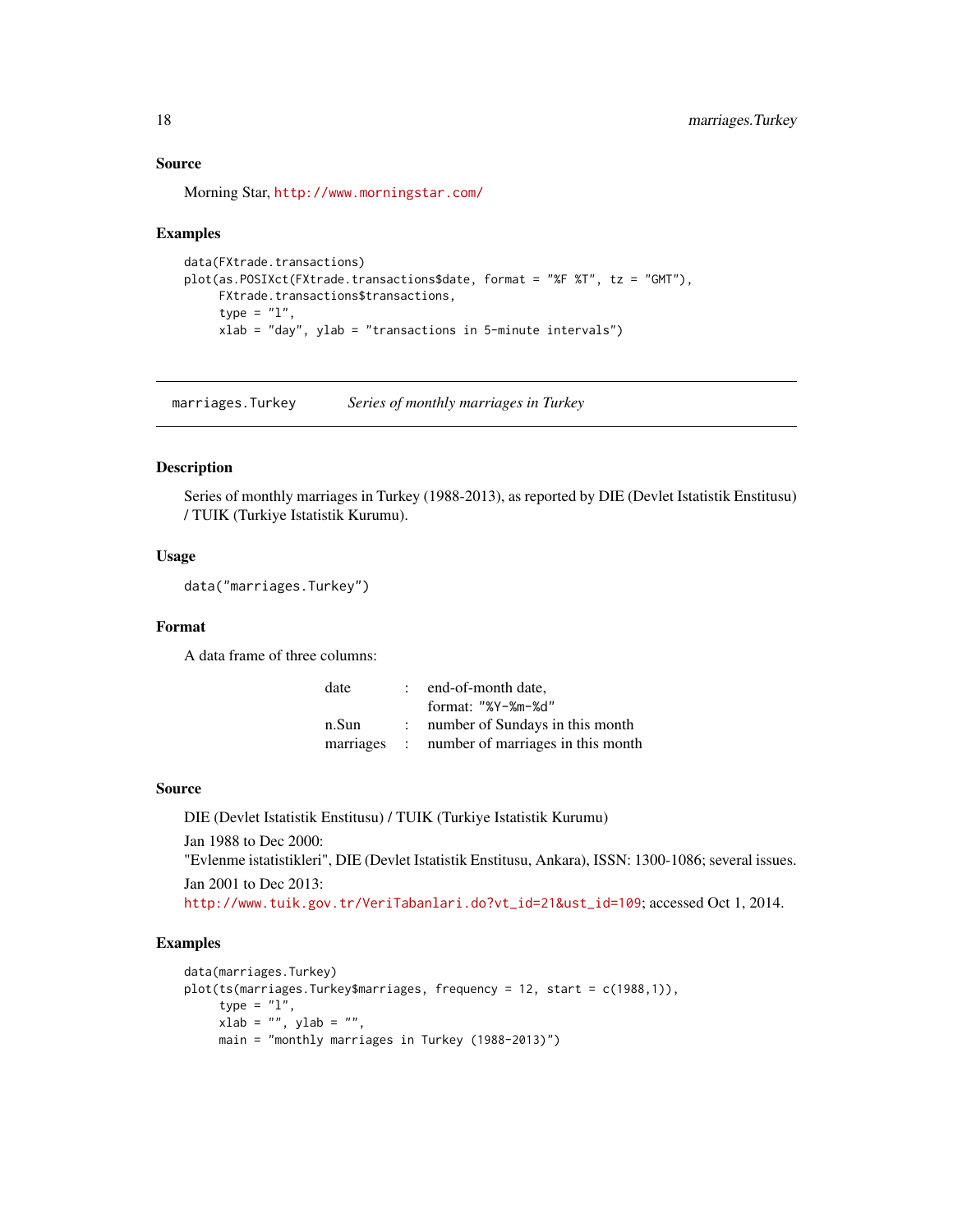### Source

Morning Star, http://www.morningstar.com/

### Examples

```
data(FXtrade.transactions)
plot(as.POSIXct(FXtrade.transactions$date, format = "%F %T", tz = "GMT"),
     FXtrade.transactions$transactions,
     type = "l",
     xlab = "day", ylab = "transactions in 5-minute intervals")
```

---

## marriages.Turkey    *Series of monthly marriages in Turkey*

### Description

Series of monthly marriages in Turkey (1988-2013), as reported by DIE (Devlet Istatistik Enstitusu) / TUIK (Turkiye Istatistik Kurumu).

### Usage

```
data("marriages.Turkey")
```

### Format

A data frame of three columns:

| | | |
|---|---|---|
| date | : | end-of-month date, format: "%Y-%m-%d" |
| n.Sun | : | number of Sundays in this month |
| marriages | : | number of marriages in this month |

### Source

DIE (Devlet Istatistik Enstitusu) / TUIK (Turkiye Istatistik Kurumu)

Jan 1988 to Dec 2000:
"Evlenme istatistikleri", DIE (Devlet Istatistik Enstitusu, Ankara), ISSN: 1300-1086; several issues.

Jan 2001 to Dec 2013:
http://www.tuik.gov.tr/VeriTabanlari.do?vt_id=21&ust_id=109; accessed Oct 1, 2014.

### Examples

```
data(marriages.Turkey)
plot(ts(marriages.Turkey$marriages, frequency = 12, start = c(1988,1)),
     type = "l",
     xlab = "", ylab = "",
     main = "monthly marriages in Turkey (1988-2013)")
```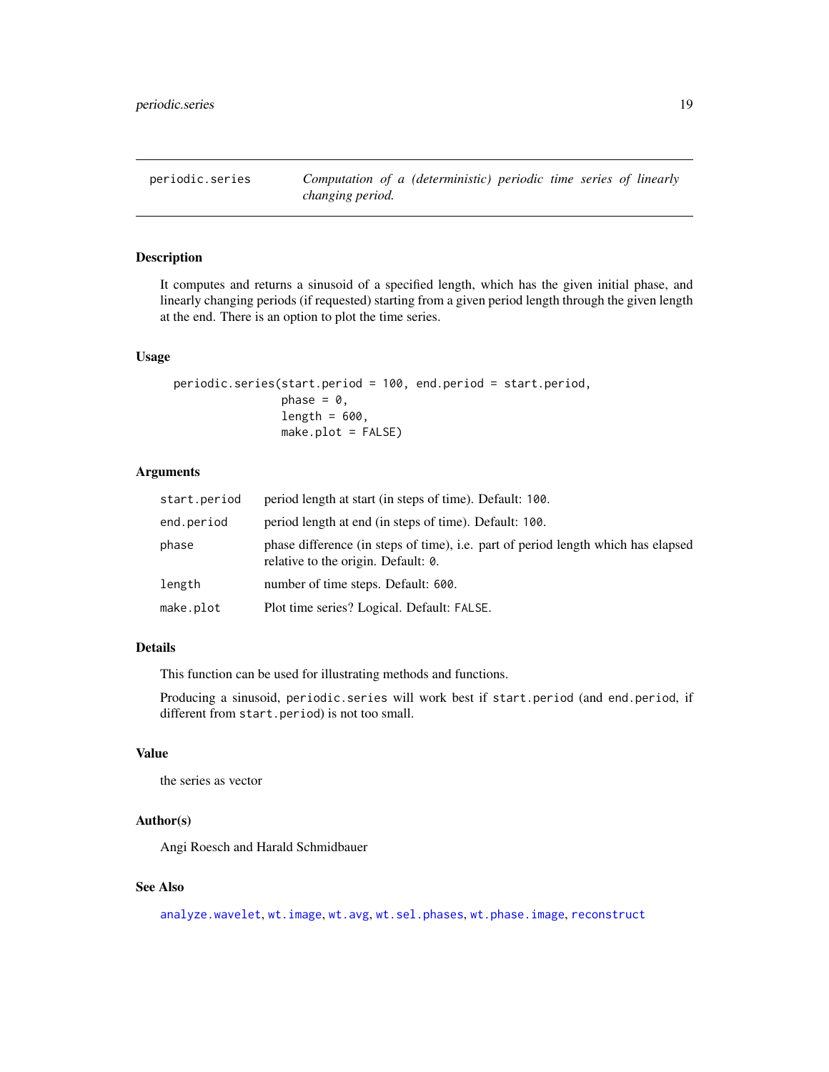# periodic.series — *Computation of a (deterministic) periodic time series of linearly changing period.*

## Description

It computes and returns a sinusoid of a specified length, which has the given initial phase, and linearly changing periods (if requested) starting from a given period length through the given length at the end. There is an option to plot the time series.

## Usage

```
periodic.series(start.period = 100, end.period = start.period,
                 phase = 0,
                 length = 600,
                 make.plot = FALSE)
```

## Arguments

| | |
|---|---|
| `start.period` | period length at start (in steps of time). Default: `100`. |
| `end.period` | period length at end (in steps of time). Default: `100`. |
| `phase` | phase difference (in steps of time), i.e. part of period length which has elapsed relative to the origin. Default: `0`. |
| `length` | number of time steps. Default: `600`. |
| `make.plot` | Plot time series? Logical. Default: `FALSE`. |

## Details

This function can be used for illustrating methods and functions.

Producing a sinusoid, `periodic.series` will work best if `start.period` (and `end.period`, if different from `start.period`) is not too small.

## Value

the series as vector

## Author(s)

Angi Roesch and Harald Schmidbauer

## See Also

`analyze.wavelet`, `wt.image`, `wt.avg`, `wt.sel.phases`, `wt.phase.image`, `reconstruct`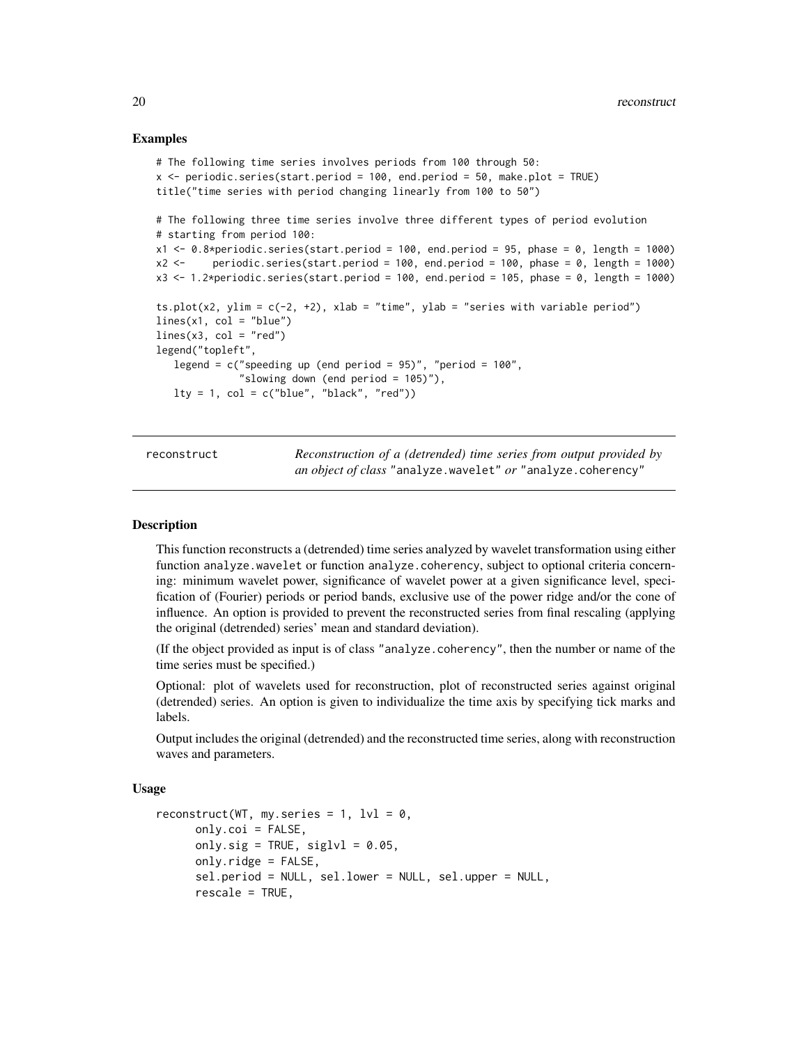### Examples

```
# The following time series involves periods from 100 through 50:
x <- periodic.series(start.period = 100, end.period = 50, make.plot = TRUE)
title("time series with period changing linearly from 100 to 50")

# The following three time series involve three different types of period evolution
# starting from period 100:
x1 <- 0.8*periodic.series(start.period = 100, end.period = 95, phase = 0, length = 1000)
x2 <-     periodic.series(start.period = 100, end.period = 100, phase = 0, length = 1000)
x3 <- 1.2*periodic.series(start.period = 100, end.period = 105, phase = 0, length = 1000)

ts.plot(x2, ylim = c(-2, +2), xlab = "time", ylab = "series with variable period")
lines(x1, col = "blue")
lines(x3, col = "red")
legend("topleft",
   legend = c("speeding up (end period = 95)", "period = 100",
              "slowing down (end period = 105)"),
   lty = 1, col = c("blue", "black", "red"))
```

---

`reconstruct` *Reconstruction of a (detrended) time series from output provided by an object of class* "analyze.wavelet" *or* "analyze.coherency"

---

### Description

This function reconstructs a (detrended) time series analyzed by wavelet transformation using either function `analyze.wavelet` or function `analyze.coherency`, subject to optional criteria concerning: minimum wavelet power, significance of wavelet power at a given significance level, specification of (Fourier) periods or period bands, exclusive use of the power ridge and/or the cone of influence. An option is provided to prevent the reconstructed series from final rescaling (applying the original (detrended) series' mean and standard deviation).

(If the object provided as input is of class "analyze.coherency", then the number or name of the time series must be specified.)

Optional: plot of wavelets used for reconstruction, plot of reconstructed series against original (detrended) series. An option is given to individualize the time axis by specifying tick marks and labels.

Output includes the original (detrended) and the reconstructed time series, along with reconstruction waves and parameters.

### Usage

```
reconstruct(WT, my.series = 1, lvl = 0,
      only.coi = FALSE,
      only.sig = TRUE, siglvl = 0.05,
      only.ridge = FALSE,
      sel.period = NULL, sel.lower = NULL, sel.upper = NULL,
      rescale = TRUE,
```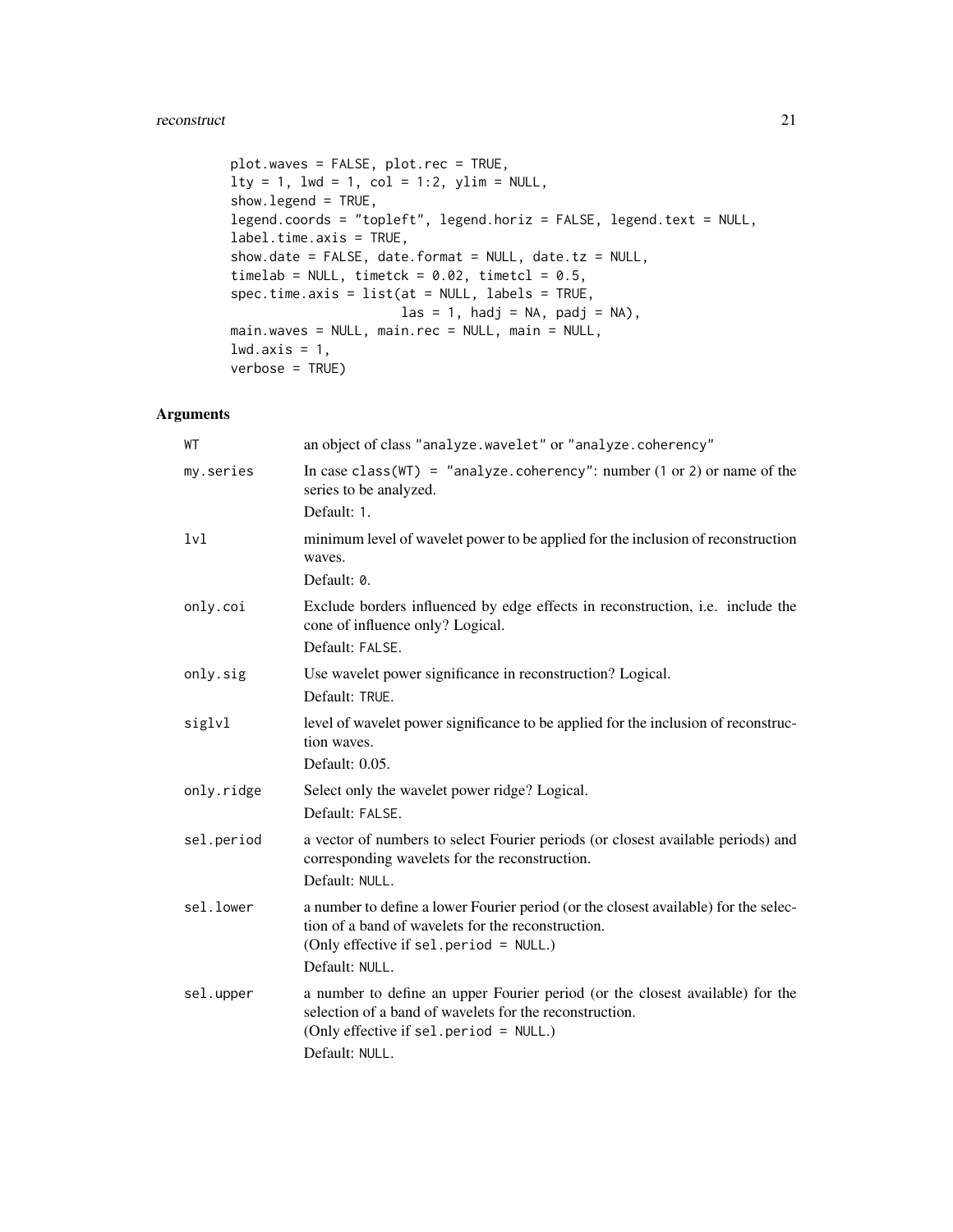```
plot.waves = FALSE, plot.rec = TRUE,
lty = 1, lwd = 1, col = 1:2, ylim = NULL,
show.legend = TRUE,
legend.coords = "topleft", legend.horiz = FALSE, legend.text = NULL,
label.time.axis = TRUE,
show.date = FALSE, date.format = NULL, date.tz = NULL,
timelab = NULL, timetck = 0.02, timetcl = 0.5,
spec.time.axis = list(at = NULL, labels = TRUE,
                      las = 1, hadj = NA, padj = NA),
main.waves = NULL, main.rec = NULL, main = NULL,
lwd.axis = 1,
verbose = TRUE)
```

## Arguments

| | |
|---|---|
| `WT` | an object of class `"analyze.wavelet"` or `"analyze.coherency"` |
| `my.series` | In case `class(WT) = "analyze.coherency"`: number (`1` or `2`) or name of the series to be analyzed.<br>Default: `1`. |
| `lvl` | minimum level of wavelet power to be applied for the inclusion of reconstruction waves.<br>Default: `0`. |
| `only.coi` | Exclude borders influenced by edge effects in reconstruction, i.e. include the cone of influence only? Logical.<br>Default: `FALSE`. |
| `only.sig` | Use wavelet power significance in reconstruction? Logical.<br>Default: `TRUE`. |
| `siglvl` | level of wavelet power significance to be applied for the inclusion of reconstruction waves.<br>Default: 0.05. |
| `only.ridge` | Select only the wavelet power ridge? Logical.<br>Default: `FALSE`. |
| `sel.period` | a vector of numbers to select Fourier periods (or closest available periods) and corresponding wavelets for the reconstruction.<br>Default: `NULL`. |
| `sel.lower` | a number to define a lower Fourier period (or the closest available) for the selection of a band of wavelets for the reconstruction.<br>(Only effective if `sel.period = NULL`.)<br>Default: `NULL`. |
| `sel.upper` | a number to define an upper Fourier period (or the closest available) for the selection of a band of wavelets for the reconstruction.<br>(Only effective if `sel.period = NULL`.)<br>Default: `NULL`. |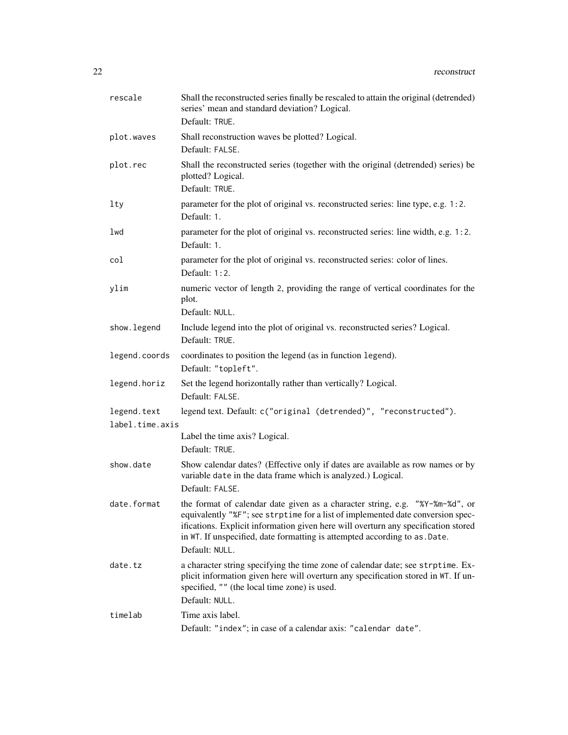| | |
|---|---|
| `rescale` | Shall the reconstructed series finally be rescaled to attain the original (detrended) series' mean and standard deviation? Logical.<br>Default: `TRUE`. |
| `plot.waves` | Shall reconstruction waves be plotted? Logical.<br>Default: `FALSE`. |
| `plot.rec` | Shall the reconstructed series (together with the original (detrended) series) be plotted? Logical.<br>Default: `TRUE`. |
| `lty` | parameter for the plot of original vs. reconstructed series: line type, e.g. `1:2`.<br>Default: `1`. |
| `lwd` | parameter for the plot of original vs. reconstructed series: line width, e.g. `1:2`.<br>Default: `1`. |
| `col` | parameter for the plot of original vs. reconstructed series: color of lines.<br>Default: `1:2`. |
| `ylim` | numeric vector of length 2, providing the range of vertical coordinates for the plot.<br>Default: `NULL`. |
| `show.legend` | Include legend into the plot of original vs. reconstructed series? Logical.<br>Default: `TRUE`. |
| `legend.coords` | coordinates to position the legend (as in function `legend`).<br>Default: `"topleft"`. |
| `legend.horiz` | Set the legend horizontally rather than vertically? Logical.<br>Default: `FALSE`. |
| `legend.text` | legend text. Default: `c("original (detrended)", "reconstructed")`. |
| `label.time.axis` | Label the time axis? Logical.<br>Default: `TRUE`. |
| `show.date` | Show calendar dates? (Effective only if dates are available as row names or by variable `date` in the data frame which is analyzed.) Logical.<br>Default: `FALSE`. |
| `date.format` | the format of calendar date given as a character string, e.g. `"%Y-%m-%d"`, or equivalently `"%F"`; see `strptime` for a list of implemented date conversion specifications. Explicit information given here will overturn any specification stored in `WT`. If unspecified, date formatting is attempted according to `as.Date`.<br>Default: `NULL`. |
| `date.tz` | a character string specifying the time zone of calendar date; see `strptime`. Explicit information given here will overturn any specification stored in `WT`. If unspecified, `""` (the local time zone) is used.<br>Default: `NULL`. |
| `timelab` | Time axis label.<br>Default: `"index"`; in case of a calendar axis: `"calendar date"`. |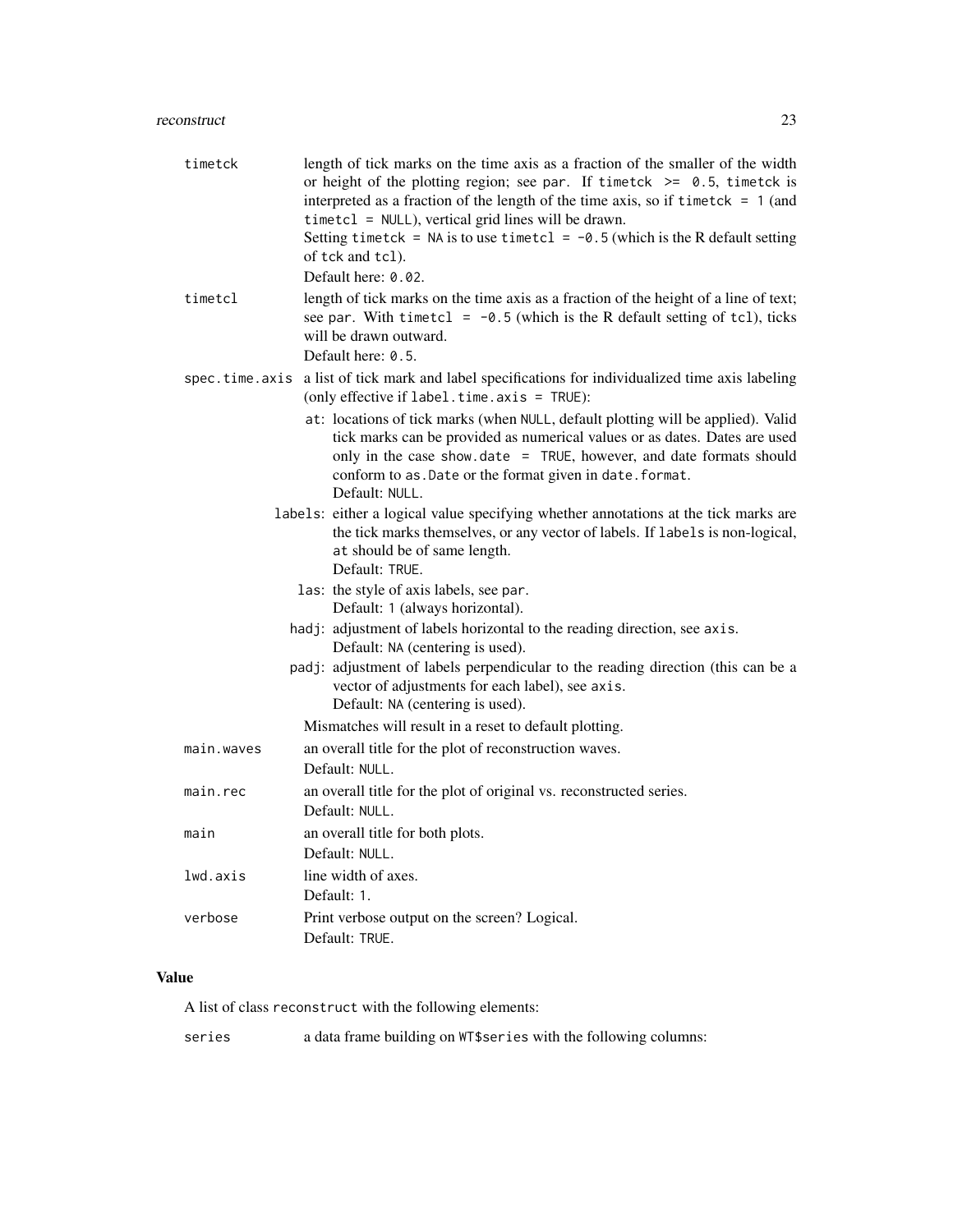`timetck` length of tick marks on the time axis as a fraction of the smaller of the width or height of the plotting region; see `par`. If `timetck >= 0.5`, `timetck` is interpreted as a fraction of the length of the time axis, so if `timetck = 1` (and `timetcl = NULL`), vertical grid lines will be drawn.
Setting `timetck = NA` is to use `timetcl = -0.5` (which is the R default setting of `tck` and `tcl`).
Default here: `0.02`.

`timetcl` length of tick marks on the time axis as a fraction of the height of a line of text; see `par`. With `timetcl = -0.5` (which is the R default setting of `tcl`), ticks will be drawn outward.
Default here: `0.5`.

`spec.time.axis` a list of tick mark and label specifications for individualized time axis labeling (only effective if `label.time.axis = TRUE`):

- `at`: locations of tick marks (when `NULL`, default plotting will be applied). Valid tick marks can be provided as numerical values or as dates. Dates are used only in the case `show.date = TRUE`, however, and date formats should conform to `as.Date` or the format given in `date.format`.
  Default: `NULL`.
- `labels`: either a logical value specifying whether annotations at the tick marks are the tick marks themselves, or any vector of labels. If `labels` is non-logical, `at` should be of same length.
  Default: `TRUE`.
- `las`: the style of axis labels, see `par`.
  Default: `1` (always horizontal).
- `hadj`: adjustment of labels horizontal to the reading direction, see `axis`.
  Default: `NA` (centering is used).
- `padj`: adjustment of labels perpendicular to the reading direction (this can be a vector of adjustments for each label), see `axis`.
  Default: `NA` (centering is used).

Mismatches will result in a reset to default plotting.

`main.waves` an overall title for the plot of reconstruction waves.
Default: `NULL`.

`main.rec` an overall title for the plot of original vs. reconstructed series.
Default: `NULL`.

`main` an overall title for both plots.
Default: `NULL`.

`lwd.axis` line width of axes.
Default: `1`.

`verbose` Print verbose output on the screen? Logical.
Default: `TRUE`.

## Value

A list of class `reconstruct` with the following elements:

`series` a data frame building on `WT$series` with the following columns: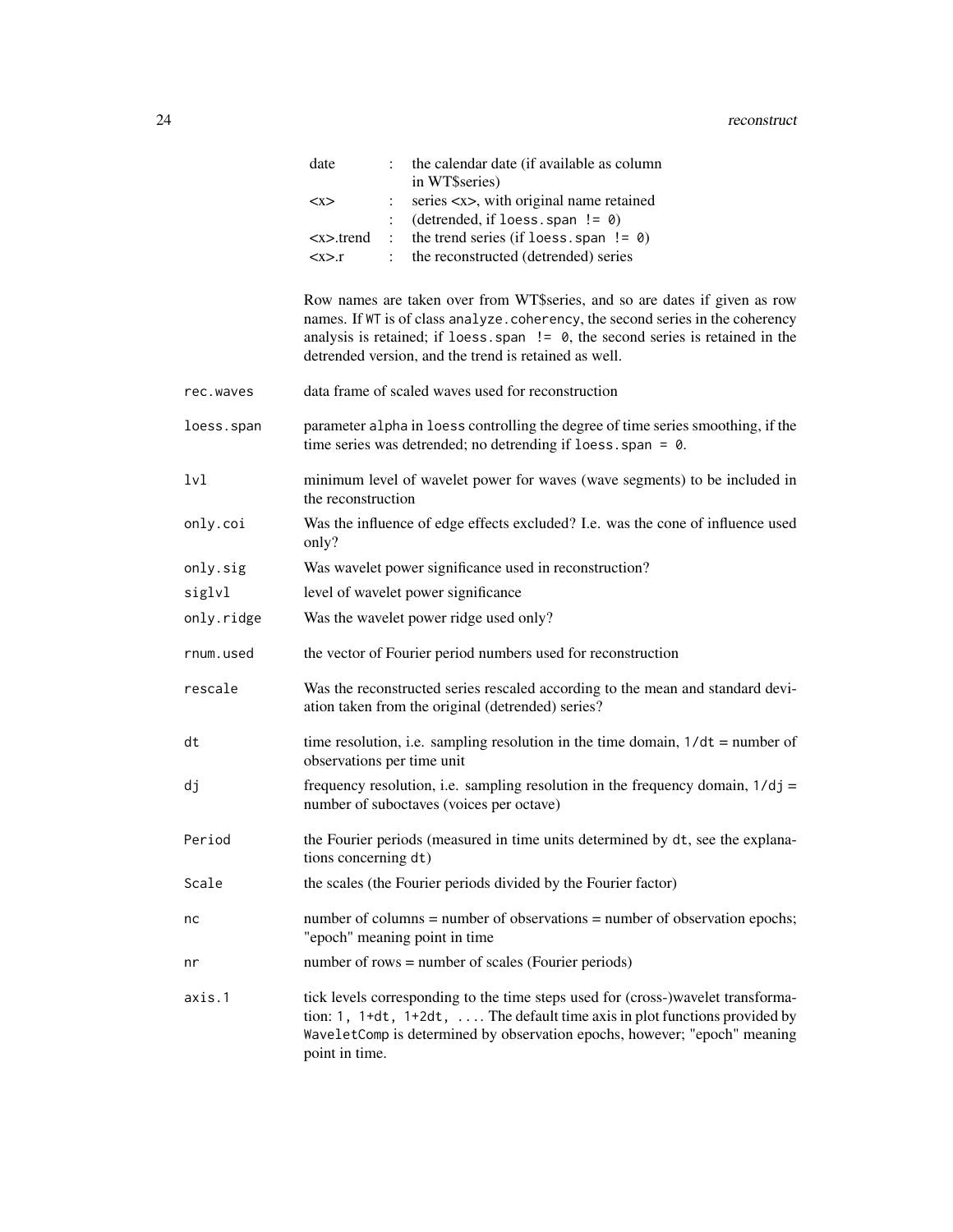| | | |
|---|---|---|
| date | : | the calendar date (if available as column in WT$series) |
| <x> | : | series <x>, with original name retained |
| | : | (detrended, if `loess.span != 0`) |
| <x>.trend | : | the trend series (if `loess.span != 0`) |
| <x>.r | : | the reconstructed (detrended) series |

Row names are taken over from WT$series, and so are dates if given as row names. If `WT` is of class `analyze.coherency`, the second series in the coherency analysis is retained; if `loess.span != 0`, the second series is retained in the detrended version, and the trend is retained as well.

`rec.waves`
: data frame of scaled waves used for reconstruction

`loess.span`
: parameter `alpha` in `loess` controlling the degree of time series smoothing, if the time series was detrended; no detrending if `loess.span = 0`.

`lvl`
: minimum level of wavelet power for waves (wave segments) to be included in the reconstruction

`only.coi`
: Was the influence of edge effects excluded? I.e. was the cone of influence used only?

`only.sig`
: Was wavelet power significance used in reconstruction?

`siglvl`
: level of wavelet power significance

`only.ridge`
: Was the wavelet power ridge used only?

`rnum.used`
: the vector of Fourier period numbers used for reconstruction

`rescale`
: Was the reconstructed series rescaled according to the mean and standard deviation taken from the original (detrended) series?

`dt`
: time resolution, i.e. sampling resolution in the time domain, `1/dt` = number of observations per time unit

`dj`
: frequency resolution, i.e. sampling resolution in the frequency domain, `1/dj` = number of suboctaves (voices per octave)

`Period`
: the Fourier periods (measured in time units determined by `dt`, see the explanations concerning `dt`)

`Scale`
: the scales (the Fourier periods divided by the Fourier factor)

`nc`
: number of columns = number of observations = number of observation epochs; "epoch" meaning point in time

`nr`
: number of rows = number of scales (Fourier periods)

`axis.1`
: tick levels corresponding to the time steps used for (cross-)wavelet transformation: `1, 1+dt, 1+2dt, ...`. The default time axis in plot functions provided by `WaveletComp` is determined by observation epochs, however; "epoch" meaning point in time.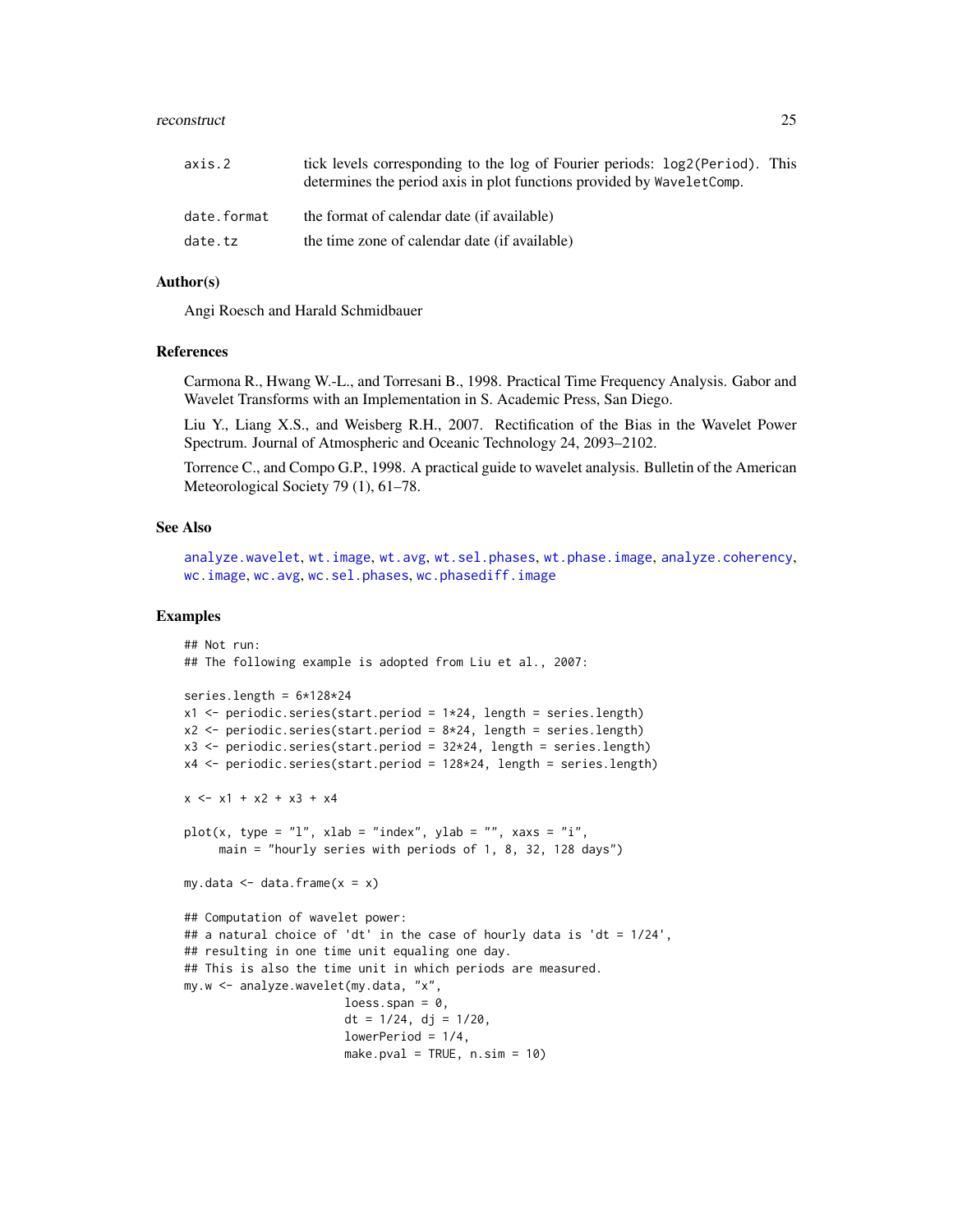| | |
|---|---|
| axis.2 | tick levels corresponding to the log of Fourier periods: log2(Period). This determines the period axis in plot functions provided by WaveletComp. |
| date.format | the format of calendar date (if available) |
| date.tz | the time zone of calendar date (if available) |

### Author(s)

Angi Roesch and Harald Schmidbauer

### References

Carmona R., Hwang W.-L., and Torresani B., 1998. Practical Time Frequency Analysis. Gabor and Wavelet Transforms with an Implementation in S. Academic Press, San Diego.

Liu Y., Liang X.S., and Weisberg R.H., 2007. Rectification of the Bias in the Wavelet Power Spectrum. Journal of Atmospheric and Oceanic Technology 24, 2093–2102.

Torrence C., and Compo G.P., 1998. A practical guide to wavelet analysis. Bulletin of the American Meteorological Society 79 (1), 61–78.

### See Also

analyze.wavelet, wt.image, wt.avg, wt.sel.phases, wt.phase.image, analyze.coherency, wc.image, wc.avg, wc.sel.phases, wc.phasediff.image

### Examples

```
## Not run:
## The following example is adopted from Liu et al., 2007:

series.length = 6*128*24
x1 <- periodic.series(start.period = 1*24, length = series.length)
x2 <- periodic.series(start.period = 8*24, length = series.length)
x3 <- periodic.series(start.period = 32*24, length = series.length)
x4 <- periodic.series(start.period = 128*24, length = series.length)

x <- x1 + x2 + x3 + x4

plot(x, type = "l", xlab = "index", ylab = "", xaxs = "i",
     main = "hourly series with periods of 1, 8, 32, 128 days")

my.data <- data.frame(x = x)

## Computation of wavelet power:
## a natural choice of 'dt' in the case of hourly data is 'dt = 1/24',
## resulting in one time unit equaling one day.
## This is also the time unit in which periods are measured.
my.w <- analyze.wavelet(my.data, "x",
                        loess.span = 0,
                        dt = 1/24, dj = 1/20,
                        lowerPeriod = 1/4,
                        make.pval = TRUE, n.sim = 10)
```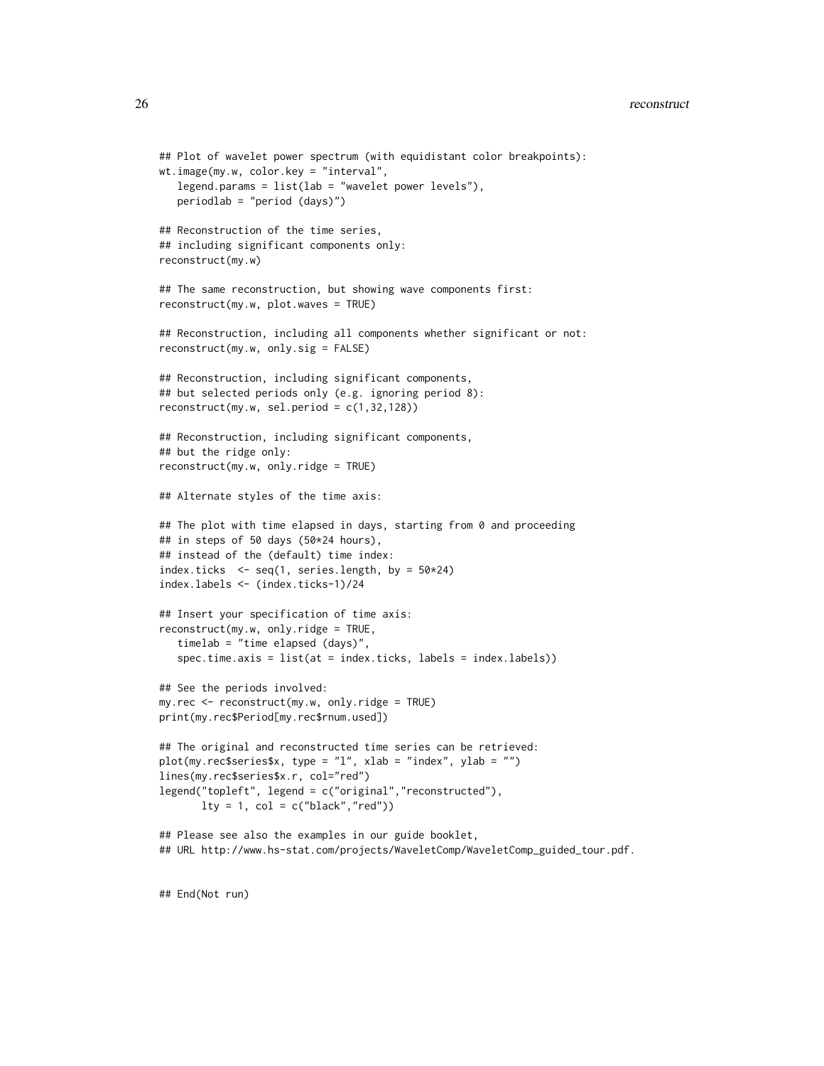```
## Plot of wavelet power spectrum (with equidistant color breakpoints):
wt.image(my.w, color.key = "interval",
   legend.params = list(lab = "wavelet power levels"),
   periodlab = "period (days)")

## Reconstruction of the time series,
## including significant components only:
reconstruct(my.w)

## The same reconstruction, but showing wave components first:
reconstruct(my.w, plot.waves = TRUE)

## Reconstruction, including all components whether significant or not:
reconstruct(my.w, only.sig = FALSE)

## Reconstruction, including significant components,
## but selected periods only (e.g. ignoring period 8):
reconstruct(my.w, sel.period = c(1,32,128))

## Reconstruction, including significant components,
## but the ridge only:
reconstruct(my.w, only.ridge = TRUE)

## Alternate styles of the time axis:

## The plot with time elapsed in days, starting from 0 and proceeding
## in steps of 50 days (50*24 hours),
## instead of the (default) time index:
index.ticks  <- seq(1, series.length, by = 50*24)
index.labels <- (index.ticks-1)/24

## Insert your specification of time axis:
reconstruct(my.w, only.ridge = TRUE,
   timelab = "time elapsed (days)",
   spec.time.axis = list(at = index.ticks, labels = index.labels))

## See the periods involved:
my.rec <- reconstruct(my.w, only.ridge = TRUE)
print(my.rec$Period[my.rec$rnum.used])

## The original and reconstructed time series can be retrieved:
plot(my.rec$series$x, type = "l", xlab = "index", ylab = "")
lines(my.rec$series$x.r, col="red")
legend("topleft", legend = c("original","reconstructed"),
       lty = 1, col = c("black","red"))

## Please see also the examples in our guide booklet,
## URL http://www.hs-stat.com/projects/WaveletComp/WaveletComp_guided_tour.pdf.


## End(Not run)
```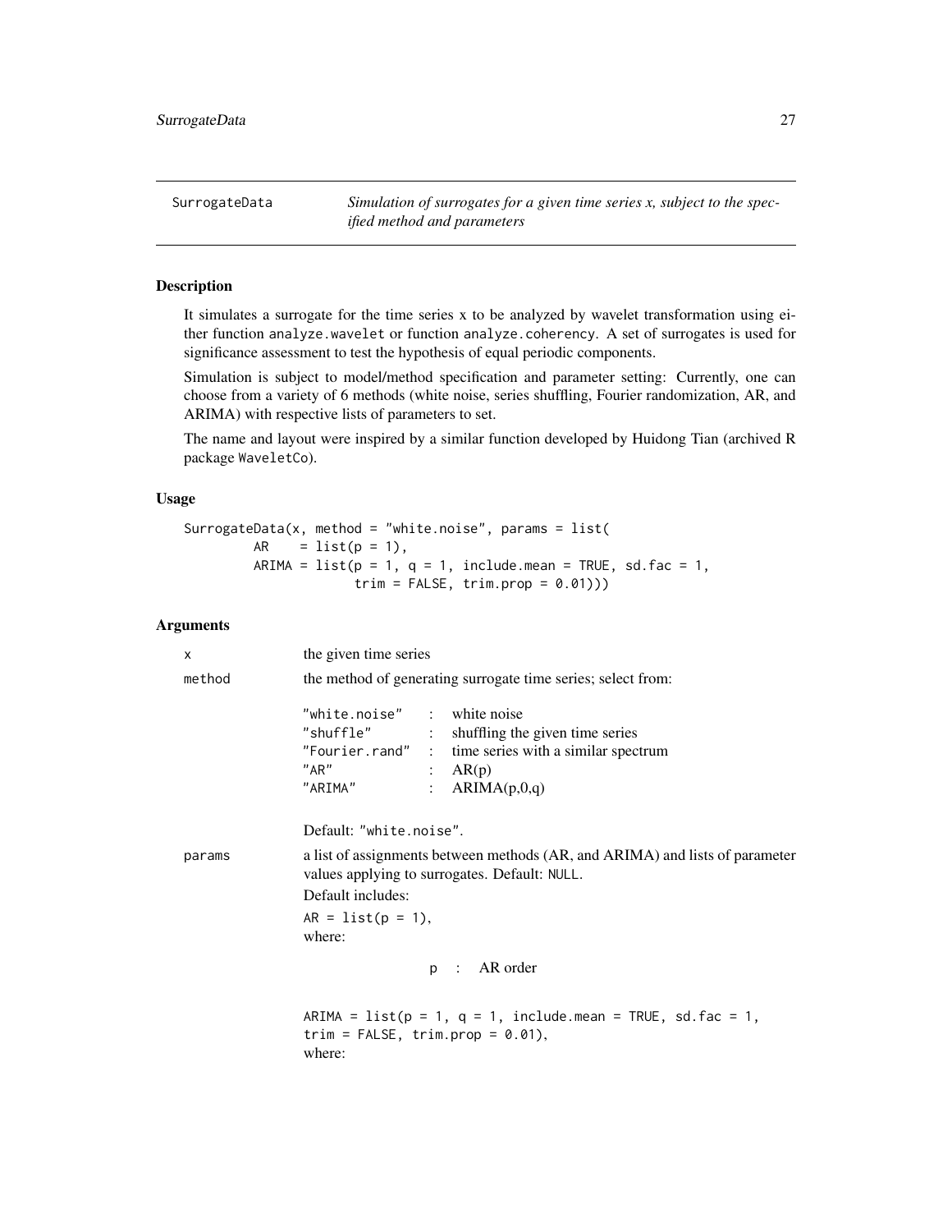SurrogateData *Simulation of surrogates for a given time series x, subject to the specified method and parameters*

## Description

It simulates a surrogate for the time series x to be analyzed by wavelet transformation using either function `analyze.wavelet` or function `analyze.coherency`. A set of surrogates is used for significance assessment to test the hypothesis of equal periodic components.

Simulation is subject to model/method specification and parameter setting: Currently, one can choose from a variety of 6 methods (white noise, series shuffling, Fourier randomization, AR, and ARIMA) with respective lists of parameters to set.

The name and layout were inspired by a similar function developed by Huidong Tian (archived R package `WaveletCo`).

## Usage

```
SurrogateData(x, method = "white.noise", params = list(
        AR    = list(p = 1),
        ARIMA = list(p = 1, q = 1, include.mean = TRUE, sd.fac = 1,
                     trim = FALSE, trim.prop = 0.01)))
```

## Arguments

`x` the given time series

`method` the method of generating surrogate time series; select from:

| | | |
|---|---|---|
| "white.noise" | : | white noise |
| "shuffle" | : | shuffling the given time series |
| "Fourier.rand" | : | time series with a similar spectrum |
| "AR" | : | AR(p) |
| "ARIMA" | : | ARIMA(p,0,q) |

Default: "white.noise".

`params` a list of assignments between methods (AR, and ARIMA) and lists of parameter values applying to surrogates. Default: NULL.

Default includes:

`AR = list(p = 1),`

where:

| | | |
|---|---|---|
| p | : | AR order |

`ARIMA = list(p = 1, q = 1, include.mean = TRUE, sd.fac = 1, trim = FALSE, trim.prop = 0.01),`

where: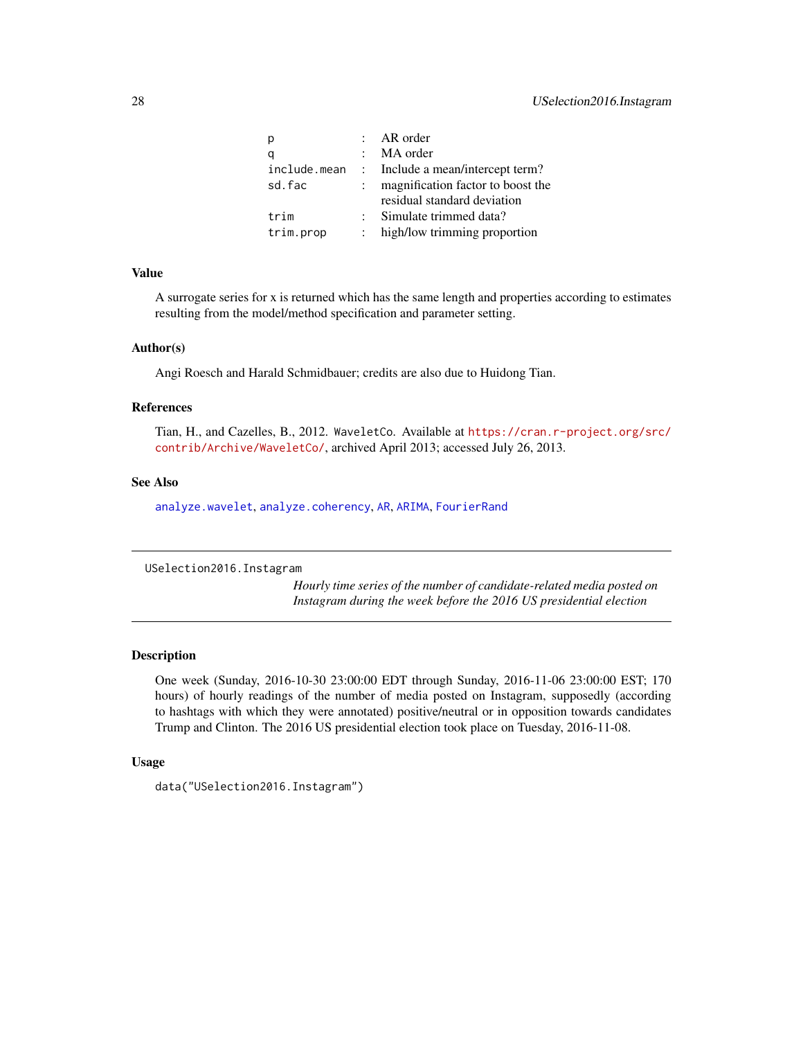| | | |
|---|---|---|
| `p` | : | AR order |
| `q` | : | MA order |
| `include.mean` | : | Include a mean/intercept term? |
| `sd.fac` | : | magnification factor to boost the residual standard deviation |
| `trim` | : | Simulate trimmed data? |
| `trim.prop` | : | high/low trimming proportion |

### Value

A surrogate series for x is returned which has the same length and properties according to estimates resulting from the model/method specification and parameter setting.

### Author(s)

Angi Roesch and Harald Schmidbauer; credits are also due to Huidong Tian.

### References

Tian, H., and Cazelles, B., 2012. `WaveletCo`. Available at https://cran.r-project.org/src/contrib/Archive/WaveletCo/, archived April 2013; accessed July 26, 2013.

### See Also

`analyze.wavelet`, `analyze.coherency`, `AR`, `ARIMA`, `FourierRand`

---

## USelection2016.Instagram

*Hourly time series of the number of candidate-related media posted on Instagram during the week before the 2016 US presidential election*

---

### Description

One week (Sunday, 2016-10-30 23:00:00 EDT through Sunday, 2016-11-06 23:00:00 EST; 170 hours) of hourly readings of the number of media posted on Instagram, supposedly (according to hashtags with which they were annotated) positive/neutral or in opposition towards candidates Trump and Clinton. The 2016 US presidential election took place on Tuesday, 2016-11-08.

### Usage

```
data("USelection2016.Instagram")
```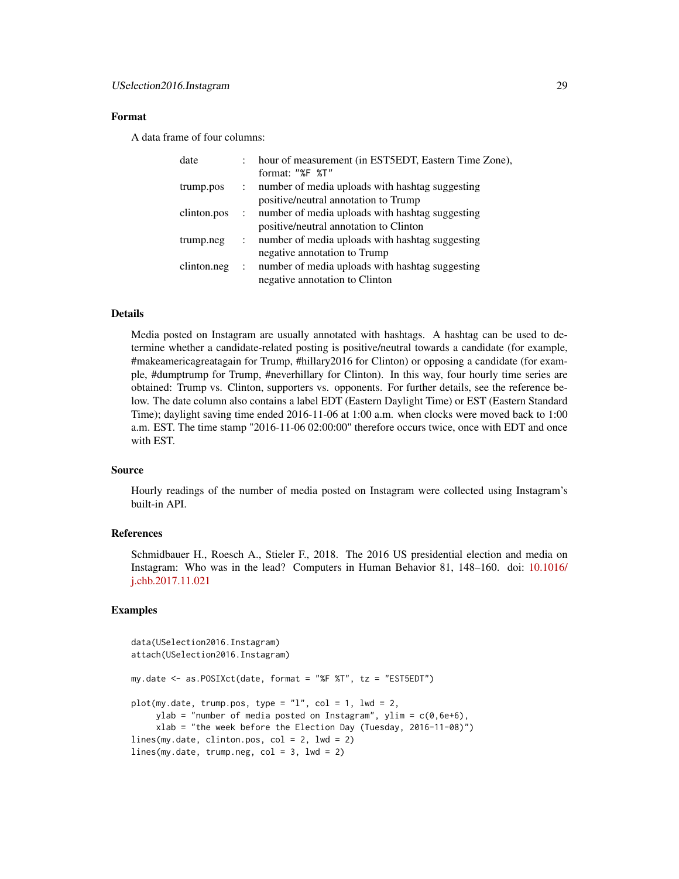### Format

A data frame of four columns:

| | | |
|---|---|---|
| date | : | hour of measurement (in EST5EDT, Eastern Time Zone), format: "%F %T" |
| trump.pos | : | number of media uploads with hashtag suggesting positive/neutral annotation to Trump |
| clinton.pos | : | number of media uploads with hashtag suggesting positive/neutral annotation to Clinton |
| trump.neg | : | number of media uploads with hashtag suggesting negative annotation to Trump |
| clinton.neg | : | number of media uploads with hashtag suggesting negative annotation to Clinton |

### Details

Media posted on Instagram are usually annotated with hashtags. A hashtag can be used to determine whether a candidate-related posting is positive/neutral towards a candidate (for example, #makeamericagreatagain for Trump, #hillary2016 for Clinton) or opposing a candidate (for example, #dumptrump for Trump, #neverhillary for Clinton). In this way, four hourly time series are obtained: Trump vs. Clinton, supporters vs. opponents. For further details, see the reference below. The date column also contains a label EDT (Eastern Daylight Time) or EST (Eastern Standard Time); daylight saving time ended 2016-11-06 at 1:00 a.m. when clocks were moved back to 1:00 a.m. EST. The time stamp "2016-11-06 02:00:00" therefore occurs twice, once with EDT and once with EST.

### Source

Hourly readings of the number of media posted on Instagram were collected using Instagram's built-in API.

### References

Schmidbauer H., Roesch A., Stieler F., 2018. The 2016 US presidential election and media on Instagram: Who was in the lead? Computers in Human Behavior 81, 148–160. doi: 10.1016/j.chb.2017.11.021

### Examples

```
data(USelection2016.Instagram)
attach(USelection2016.Instagram)

my.date <- as.POSIXct(date, format = "%F %T", tz = "EST5EDT")

plot(my.date, trump.pos, type = "l", col = 1, lwd = 2,
     ylab = "number of media posted on Instagram", ylim = c(0,6e+6),
     xlab = "the week before the Election Day (Tuesday, 2016-11-08)")
lines(my.date, clinton.pos, col = 2, lwd = 2)
lines(my.date, trump.neg, col = 3, lwd = 2)
```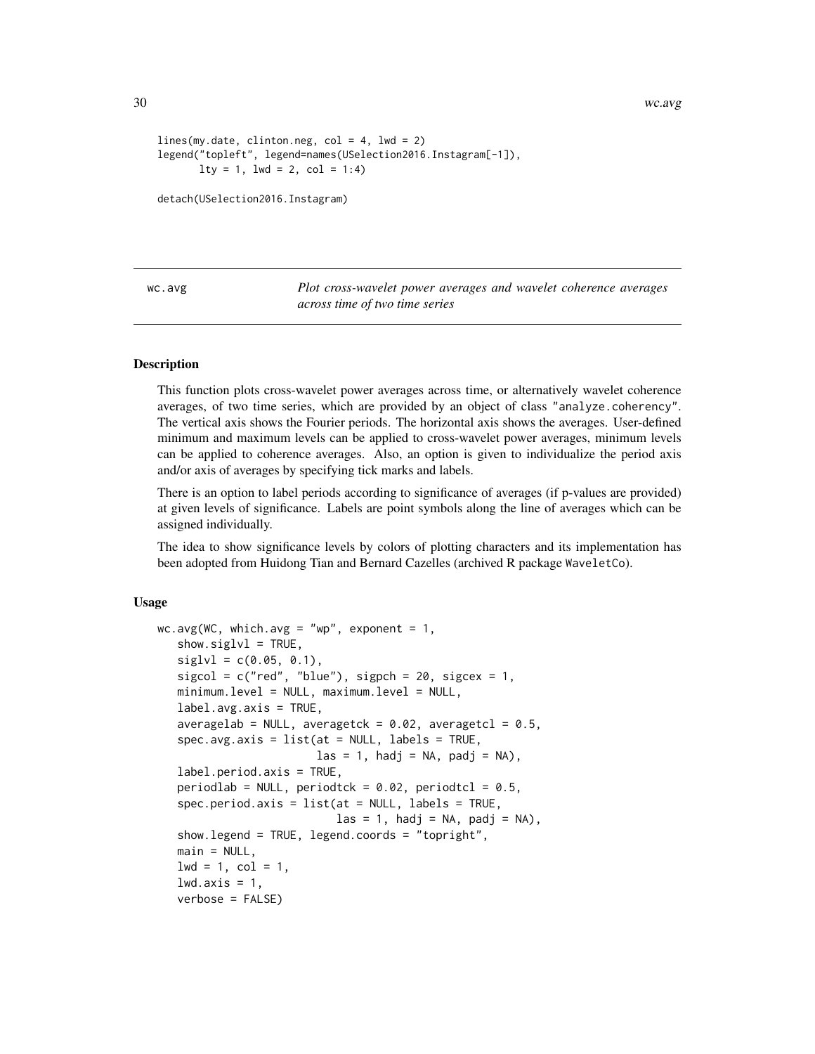```
lines(my.date, clinton.neg, col = 4, lwd = 2)
legend("topleft", legend=names(USelection2016.Instagram[-1]),
       lty = 1, lwd = 2, col = 1:4)

detach(USelection2016.Instagram)
```

---

wc.avg *Plot cross-wavelet power averages and wavelet coherence averages across time of two time series*

---

## Description

This function plots cross-wavelet power averages across time, or alternatively wavelet coherence averages, of two time series, which are provided by an object of class "analyze.coherency". The vertical axis shows the Fourier periods. The horizontal axis shows the averages. User-defined minimum and maximum levels can be applied to cross-wavelet power averages, minimum levels can be applied to coherence averages. Also, an option is given to individualize the period axis and/or axis of averages by specifying tick marks and labels.

There is an option to label periods according to significance of averages (if p-values are provided) at given levels of significance. Labels are point symbols along the line of averages which can be assigned individually.

The idea to show significance levels by colors of plotting characters and its implementation has been adopted from Huidong Tian and Bernard Cazelles (archived R package WaveletCo).

## Usage

```
wc.avg(WC, which.avg = "wp", exponent = 1,
   show.siglvl = TRUE,
   siglvl = c(0.05, 0.1),
   sigcol = c("red", "blue"), sigpch = 20, sigcex = 1,
   minimum.level = NULL, maximum.level = NULL,
   label.avg.axis = TRUE,
   averagelab = NULL, averagetck = 0.02, averagetcl = 0.5,
   spec.avg.axis = list(at = NULL, labels = TRUE,
                        las = 1, hadj = NA, padj = NA),
   label.period.axis = TRUE,
   periodlab = NULL, periodtck = 0.02, periodtcl = 0.5,
   spec.period.axis = list(at = NULL, labels = TRUE,
                           las = 1, hadj = NA, padj = NA),
   show.legend = TRUE, legend.coords = "topright",
   main = NULL,
   lwd = 1, col = 1,
   lwd.axis = 1,
   verbose = FALSE)
```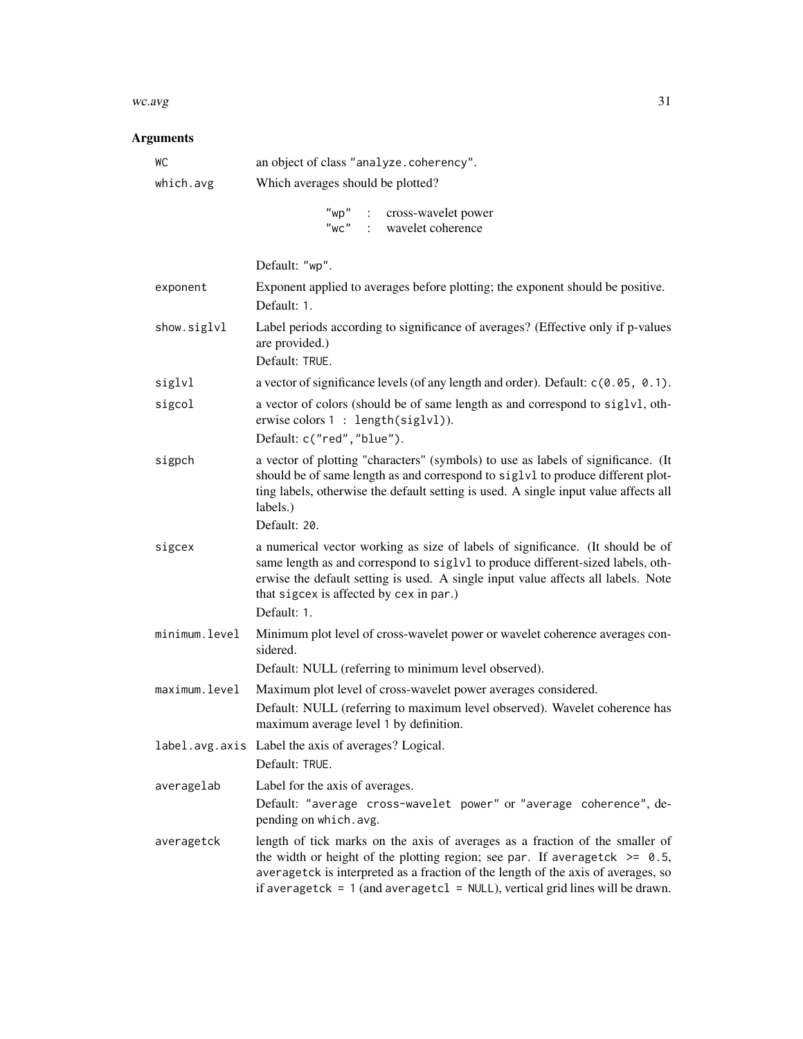## Arguments

| | |
|---|---|
| `WC` | an object of class `"analyze.coherency"`. |
| `which.avg` | Which averages should be plotted?<br><br>`"wp"` : cross-wavelet power<br>`"wc"` : wavelet coherence<br><br>Default: `"wp"`. |
| `exponent` | Exponent applied to averages before plotting; the exponent should be positive.<br>Default: `1`. |
| `show.siglvl` | Label periods according to significance of averages? (Effective only if p-values are provided.)<br>Default: `TRUE`. |
| `siglvl` | a vector of significance levels (of any length and order). Default: `c(0.05, 0.1)`. |
| `sigcol` | a vector of colors (should be of same length as and correspond to `siglvl`, otherwise colors `1 : length(siglvl)`).<br>Default: `c("red","blue")`. |
| `sigpch` | a vector of plotting "characters" (symbols) to use as labels of significance. (It should be of same length as and correspond to `siglvl` to produce different plotting labels, otherwise the default setting is used. A single input value affects all labels.)<br>Default: `20`. |
| `sigcex` | a numerical vector working as size of labels of significance. (It should be of same length as and correspond to `siglvl` to produce different-sized labels, otherwise the default setting is used. A single input value affects all labels. Note that `sigcex` is affected by `cex` in `par`.)<br>Default: `1`. |
| `minimum.level` | Minimum plot level of cross-wavelet power or wavelet coherence averages considered.<br>Default: NULL (referring to minimum level observed). |
| `maximum.level` | Maximum plot level of cross-wavelet power averages considered.<br>Default: NULL (referring to maximum level observed). Wavelet coherence has maximum average level 1 by definition. |
| `label.avg.axis` | Label the axis of averages? Logical.<br>Default: `TRUE`. |
| `averagelab` | Label for the axis of averages.<br>Default: `"average cross-wavelet power"` or `"average coherence"`, depending on `which.avg`. |
| `averagetck` | length of tick marks on the axis of averages as a fraction of the smaller of the width or height of the plotting region; see `par`. If `averagetck >= 0.5`, `averagetck` is interpreted as a fraction of the length of the axis of averages, so if `averagetck = 1` (and `averagetcl = NULL`), vertical grid lines will be drawn. |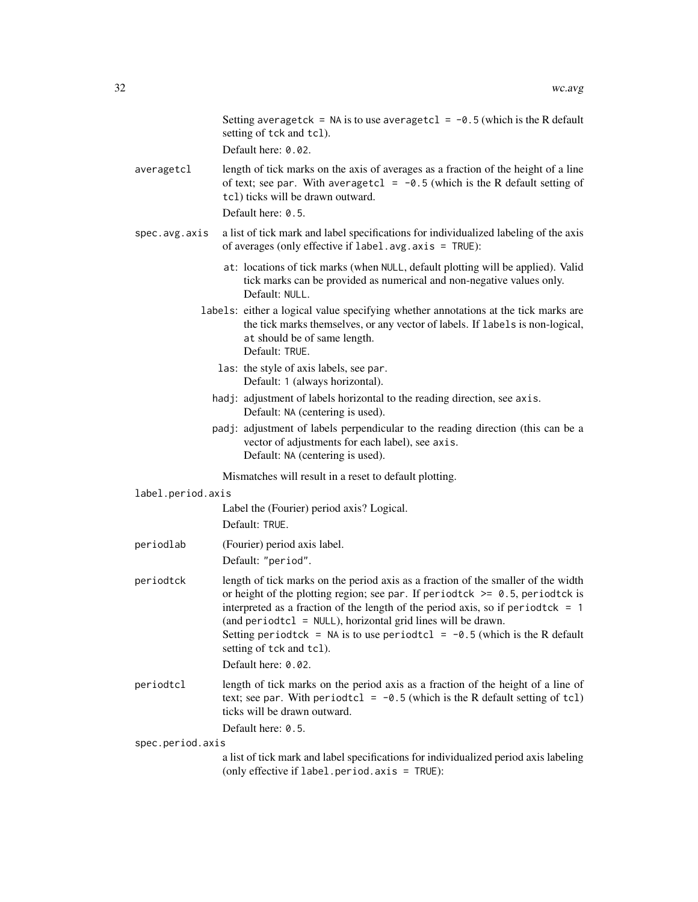Setting `averagetck = NA` is to use `averagetcl = -0.5` (which is the R default setting of `tck` and `tcl`).

Default here: `0.02`.

`averagetcl`
: length of tick marks on the axis of averages as a fraction of the height of a line of text; see `par`. With `averagetcl = -0.5` (which is the R default setting of `tcl`) ticks will be drawn outward.

  Default here: `0.5`.

`spec.avg.axis`
: a list of tick mark and label specifications for individualized labeling of the axis of averages (only effective if `label.avg.axis = TRUE`):

  - `at`: locations of tick marks (when `NULL`, default plotting will be applied). Valid tick marks can be provided as numerical and non-negative values only.
    Default: `NULL`.
  - `labels`: either a logical value specifying whether annotations at the tick marks are the tick marks themselves, or any vector of labels. If `labels` is non-logical, `at` should be of same length.
    Default: `TRUE`.
  - `las`: the style of axis labels, see `par`.
    Default: `1` (always horizontal).
  - `hadj`: adjustment of labels horizontal to the reading direction, see `axis`.
    Default: `NA` (centering is used).
  - `padj`: adjustment of labels perpendicular to the reading direction (this can be a vector of adjustments for each label), see `axis`.
    Default: `NA` (centering is used).

  Mismatches will result in a reset to default plotting.

`label.period.axis`
: Label the (Fourier) period axis? Logical.

  Default: `TRUE`.

`periodlab`
: (Fourier) period axis label.

  Default: `"period"`.

`periodtck`
: length of tick marks on the period axis as a fraction of the smaller of the width or height of the plotting region; see `par`. If `periodtck >= 0.5`, `periodtck` is interpreted as a fraction of the length of the period axis, so if `periodtck = 1` (and `periodtcl = NULL`), horizontal grid lines will be drawn.
  Setting `periodtck = NA` is to use `periodtcl = -0.5` (which is the R default setting of `tck` and `tcl`).

  Default here: `0.02`.

`periodtcl`
: length of tick marks on the period axis as a fraction of the height of a line of text; see `par`. With `periodtcl = -0.5` (which is the R default setting of `tcl`) ticks will be drawn outward.

  Default here: `0.5`.

`spec.period.axis`
: a list of tick mark and label specifications for individualized period axis labeling (only effective if `label.period.axis = TRUE`):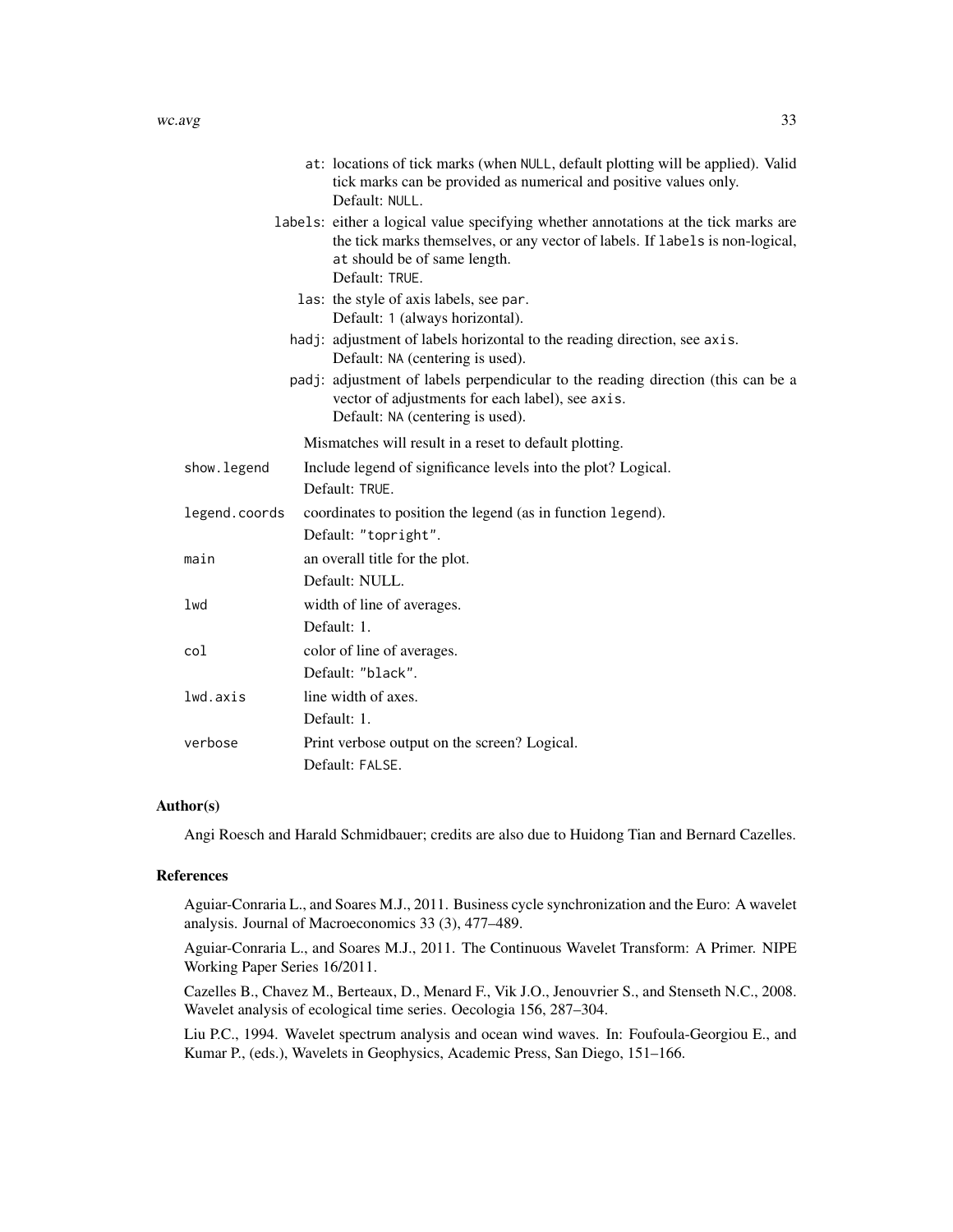at: locations of tick marks (when `NULL`, default plotting will be applied). Valid tick marks can be provided as numerical and positive values only.
Default: `NULL`.

labels: either a logical value specifying whether annotations at the tick marks are the tick marks themselves, or any vector of labels. If `labels` is non-logical, `at` should be of same length.
Default: `TRUE`.

las: the style of axis labels, see `par`.
Default: `1` (always horizontal).

hadj: adjustment of labels horizontal to the reading direction, see `axis`.
Default: `NA` (centering is used).

padj: adjustment of labels perpendicular to the reading direction (this can be a vector of adjustments for each label), see `axis`.
Default: `NA` (centering is used).

Mismatches will result in a reset to default plotting.

| | |
|---|---|
| `show.legend` | Include legend of significance levels into the plot? Logical.<br>Default: `TRUE`. |
| `legend.coords` | coordinates to position the legend (as in function `legend`).<br>Default: `"topright"`. |
| `main` | an overall title for the plot.<br>Default: NULL. |
| `lwd` | width of line of averages.<br>Default: 1. |
| `col` | color of line of averages.<br>Default: `"black"`. |
| `lwd.axis` | line width of axes.<br>Default: 1. |
| `verbose` | Print verbose output on the screen? Logical.<br>Default: `FALSE`. |

### Author(s)

Angi Roesch and Harald Schmidbauer; credits are also due to Huidong Tian and Bernard Cazelles.

### References

Aguiar-Conraria L., and Soares M.J., 2011. Business cycle synchronization and the Euro: A wavelet analysis. Journal of Macroeconomics 33 (3), 477–489.

Aguiar-Conraria L., and Soares M.J., 2011. The Continuous Wavelet Transform: A Primer. NIPE Working Paper Series 16/2011.

Cazelles B., Chavez M., Berteaux, D., Menard F., Vik J.O., Jenouvrier S., and Stenseth N.C., 2008. Wavelet analysis of ecological time series. Oecologia 156, 287–304.

Liu P.C., 1994. Wavelet spectrum analysis and ocean wind waves. In: Foufoula-Georgiou E., and Kumar P., (eds.), Wavelets in Geophysics, Academic Press, San Diego, 151–166.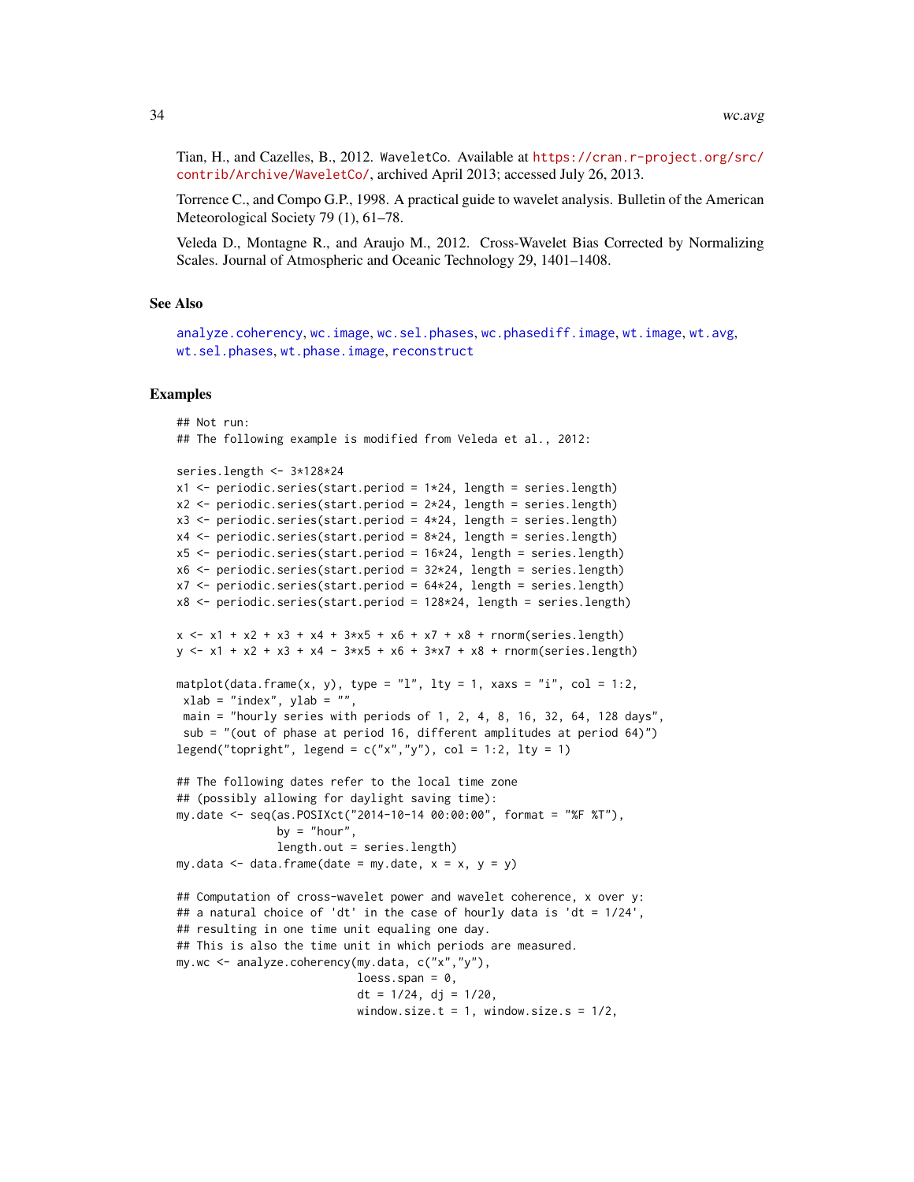Tian, H., and Cazelles, B., 2012. WaveletCo. Available at https://cran.r-project.org/src/contrib/Archive/WaveletCo/, archived April 2013; accessed July 26, 2013.

Torrence C., and Compo G.P., 1998. A practical guide to wavelet analysis. Bulletin of the American Meteorological Society 79 (1), 61–78.

Veleda D., Montagne R., and Araujo M., 2012. Cross-Wavelet Bias Corrected by Normalizing Scales. Journal of Atmospheric and Oceanic Technology 29, 1401–1408.

## See Also

analyze.coherency, wc.image, wc.sel.phases, wc.phasediff.image, wt.image, wt.avg, wt.sel.phases, wt.phase.image, reconstruct

## Examples

```
## Not run:
## The following example is modified from Veleda et al., 2012:

series.length <- 3*128*24
x1 <- periodic.series(start.period = 1*24, length = series.length)
x2 <- periodic.series(start.period = 2*24, length = series.length)
x3 <- periodic.series(start.period = 4*24, length = series.length)
x4 <- periodic.series(start.period = 8*24, length = series.length)
x5 <- periodic.series(start.period = 16*24, length = series.length)
x6 <- periodic.series(start.period = 32*24, length = series.length)
x7 <- periodic.series(start.period = 64*24, length = series.length)
x8 <- periodic.series(start.period = 128*24, length = series.length)

x <- x1 + x2 + x3 + x4 + 3*x5 + x6 + x7 + x8 + rnorm(series.length)
y <- x1 + x2 + x3 + x4 - 3*x5 + x6 + 3*x7 + x8 + rnorm(series.length)

matplot(data.frame(x, y), type = "l", lty = 1, xaxs = "i", col = 1:2,
 xlab = "index", ylab = "",
 main = "hourly series with periods of 1, 2, 4, 8, 16, 32, 64, 128 days",
 sub = "(out of phase at period 16, different amplitudes at period 64)")
legend("topright", legend = c("x","y"), col = 1:2, lty = 1)

## The following dates refer to the local time zone
## (possibly allowing for daylight saving time):
my.date <- seq(as.POSIXct("2014-10-14 00:00:00", format = "%F %T"),
               by = "hour",
               length.out = series.length)
my.data <- data.frame(date = my.date, x = x, y = y)

## Computation of cross-wavelet power and wavelet coherence, x over y:
## a natural choice of 'dt' in the case of hourly data is 'dt = 1/24',
## resulting in one time unit equaling one day.
## This is also the time unit in which periods are measured.
my.wc <- analyze.coherency(my.data, c("x","y"),
                           loess.span = 0,
                           dt = 1/24, dj = 1/20,
                           window.size.t = 1, window.size.s = 1/2,
```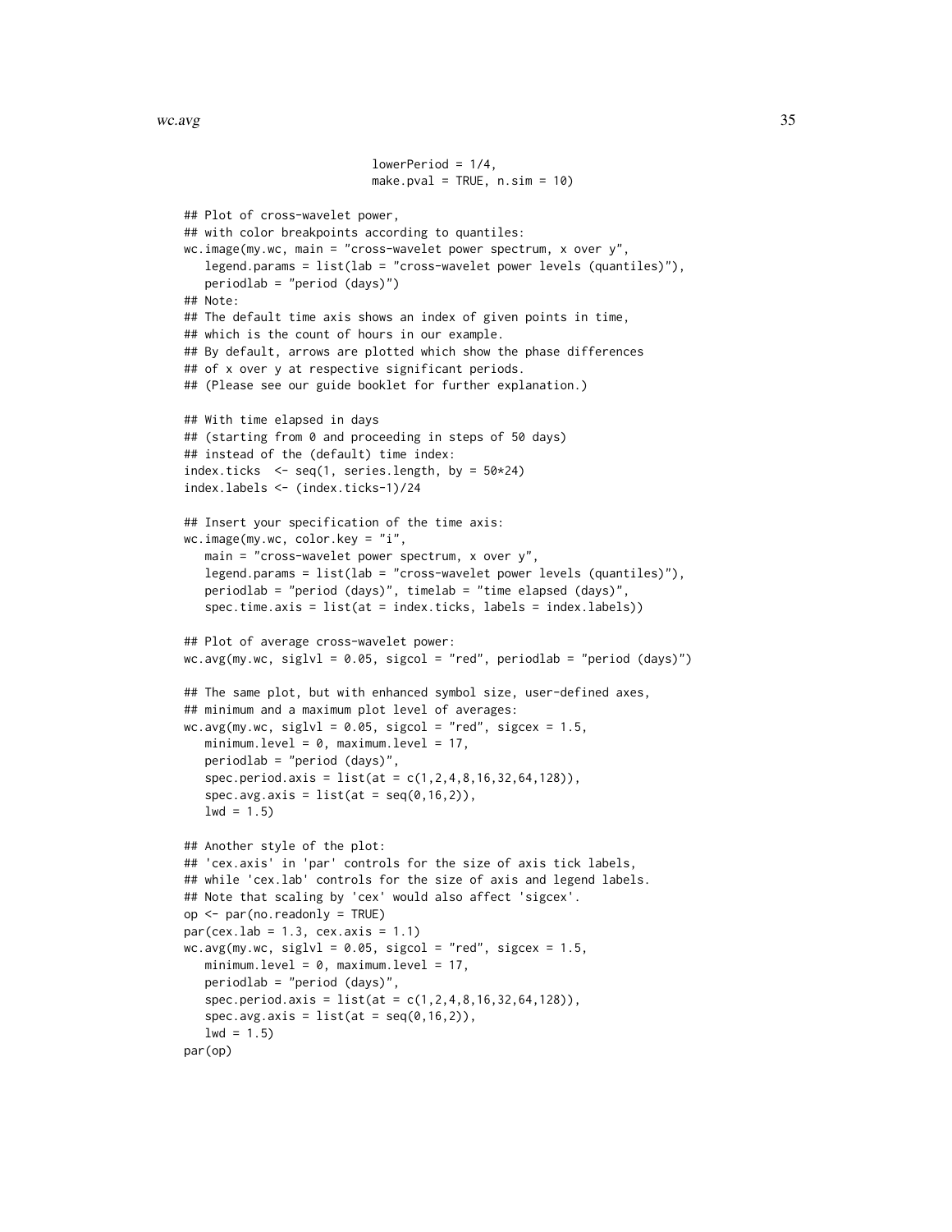```
                          lowerPeriod = 1/4,
                          make.pval = TRUE, n.sim = 10)

## Plot of cross-wavelet power,
## with color breakpoints according to quantiles:
wc.image(my.wc, main = "cross-wavelet power spectrum, x over y",
   legend.params = list(lab = "cross-wavelet power levels (quantiles)"),
   periodlab = "period (days)")
## Note:
## The default time axis shows an index of given points in time,
## which is the count of hours in our example.
## By default, arrows are plotted which show the phase differences
## of x over y at respective significant periods.
## (Please see our guide booklet for further explanation.)

## With time elapsed in days
## (starting from 0 and proceeding in steps of 50 days)
## instead of the (default) time index:
index.ticks  <- seq(1, series.length, by = 50*24)
index.labels <- (index.ticks-1)/24

## Insert your specification of the time axis:
wc.image(my.wc, color.key = "i",
   main = "cross-wavelet power spectrum, x over y",
   legend.params = list(lab = "cross-wavelet power levels (quantiles)"),
   periodlab = "period (days)", timelab = "time elapsed (days)",
   spec.time.axis = list(at = index.ticks, labels = index.labels))

## Plot of average cross-wavelet power:
wc.avg(my.wc, siglvl = 0.05, sigcol = "red", periodlab = "period (days)")

## The same plot, but with enhanced symbol size, user-defined axes,
## minimum and a maximum plot level of averages:
wc.avg(my.wc, siglvl = 0.05, sigcol = "red", sigcex = 1.5,
   minimum.level = 0, maximum.level = 17,
   periodlab = "period (days)",
   spec.period.axis = list(at = c(1,2,4,8,16,32,64,128)),
   spec.avg.axis = list(at = seq(0,16,2)),
   lwd = 1.5)

## Another style of the plot:
## 'cex.axis' in 'par' controls for the size of axis tick labels,
## while 'cex.lab' controls for the size of axis and legend labels.
## Note that scaling by 'cex' would also affect 'sigcex'.
op <- par(no.readonly = TRUE)
par(cex.lab = 1.3, cex.axis = 1.1)
wc.avg(my.wc, siglvl = 0.05, sigcol = "red", sigcex = 1.5,
   minimum.level = 0, maximum.level = 17,
   periodlab = "period (days)",
   spec.period.axis = list(at = c(1,2,4,8,16,32,64,128)),
   spec.avg.axis = list(at = seq(0,16,2)),
   lwd = 1.5)
par(op)
```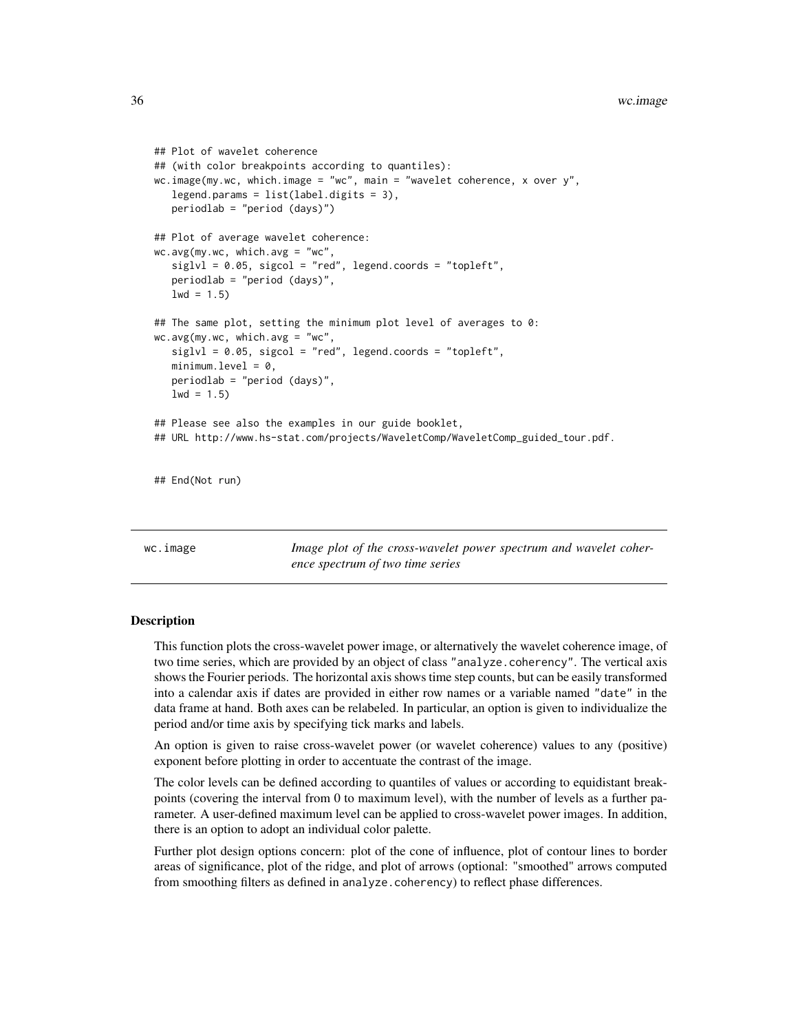```
## Plot of wavelet coherence
## (with color breakpoints according to quantiles):
wc.image(my.wc, which.image = "wc", main = "wavelet coherence, x over y",
   legend.params = list(label.digits = 3),
   periodlab = "period (days)")

## Plot of average wavelet coherence:
wc.avg(my.wc, which.avg = "wc",
   siglvl = 0.05, sigcol = "red", legend.coords = "topleft",
   periodlab = "period (days)",
   lwd = 1.5)

## The same plot, setting the minimum plot level of averages to 0:
wc.avg(my.wc, which.avg = "wc",
   siglvl = 0.05, sigcol = "red", legend.coords = "topleft",
   minimum.level = 0,
   periodlab = "period (days)",
   lwd = 1.5)

## Please see also the examples in our guide booklet,
## URL http://www.hs-stat.com/projects/WaveletComp/WaveletComp_guided_tour.pdf.


## End(Not run)
```

---

`wc.image` *Image plot of the cross-wavelet power spectrum and wavelet coherence spectrum of two time series*

---

### Description

This function plots the cross-wavelet power image, or alternatively the wavelet coherence image, of two time series, which are provided by an object of class "analyze.coherency". The vertical axis shows the Fourier periods. The horizontal axis shows time step counts, but can be easily transformed into a calendar axis if dates are provided in either row names or a variable named "date" in the data frame at hand. Both axes can be relabeled. In particular, an option is given to individualize the period and/or time axis by specifying tick marks and labels.

An option is given to raise cross-wavelet power (or wavelet coherence) values to any (positive) exponent before plotting in order to accentuate the contrast of the image.

The color levels can be defined according to quantiles of values or according to equidistant breakpoints (covering the interval from 0 to maximum level), with the number of levels as a further parameter. A user-defined maximum level can be applied to cross-wavelet power images. In addition, there is an option to adopt an individual color palette.

Further plot design options concern: plot of the cone of influence, plot of contour lines to border areas of significance, plot of the ridge, and plot of arrows (optional: "smoothed" arrows computed from smoothing filters as defined in `analyze.coherency`) to reflect phase differences.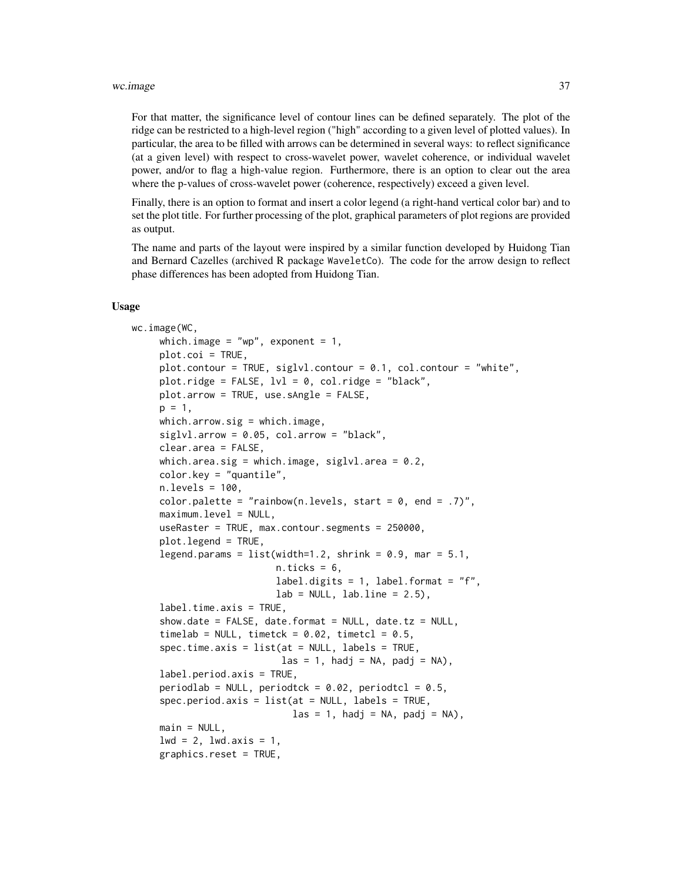For that matter, the significance level of contour lines can be defined separately. The plot of the ridge can be restricted to a high-level region ("high" according to a given level of plotted values). In particular, the area to be filled with arrows can be determined in several ways: to reflect significance (at a given level) with respect to cross-wavelet power, wavelet coherence, or individual wavelet power, and/or to flag a high-value region. Furthermore, there is an option to clear out the area where the p-values of cross-wavelet power (coherence, respectively) exceed a given level.

Finally, there is an option to format and insert a color legend (a right-hand vertical color bar) and to set the plot title. For further processing of the plot, graphical parameters of plot regions are provided as output.

The name and parts of the layout were inspired by a similar function developed by Huidong Tian and Bernard Cazelles (archived R package `WaveletCo`). The code for the arrow design to reflect phase differences has been adopted from Huidong Tian.

## Usage

```
wc.image(WC,
     which.image = "wp", exponent = 1,
     plot.coi = TRUE,
     plot.contour = TRUE, siglvl.contour = 0.1, col.contour = "white",
     plot.ridge = FALSE, lvl = 0, col.ridge = "black",
     plot.arrow = TRUE, use.sAngle = FALSE,
     p = 1,
     which.arrow.sig = which.image,
     siglvl.arrow = 0.05, col.arrow = "black",
     clear.area = FALSE,
     which.area.sig = which.image, siglvl.area = 0.2,
     color.key = "quantile",
     n.levels = 100,
     color.palette = "rainbow(n.levels, start = 0, end = .7)",
     maximum.level = NULL,
     useRaster = TRUE, max.contour.segments = 250000,
     plot.legend = TRUE,
     legend.params = list(width=1.2, shrink = 0.9, mar = 5.1,
                          n.ticks = 6,
                          label.digits = 1, label.format = "f",
                          lab = NULL, lab.line = 2.5),
     label.time.axis = TRUE,
     show.date = FALSE, date.format = NULL, date.tz = NULL,
     timelab = NULL, timetck = 0.02, timetcl = 0.5,
     spec.time.axis = list(at = NULL, labels = TRUE,
                           las = 1, hadj = NA, padj = NA),
     label.period.axis = TRUE,
     periodlab = NULL, periodtck = 0.02, periodtcl = 0.5,
     spec.period.axis = list(at = NULL, labels = TRUE,
                             las = 1, hadj = NA, padj = NA),
     main = NULL,
     lwd = 2, lwd.axis = 1,
     graphics.reset = TRUE,
```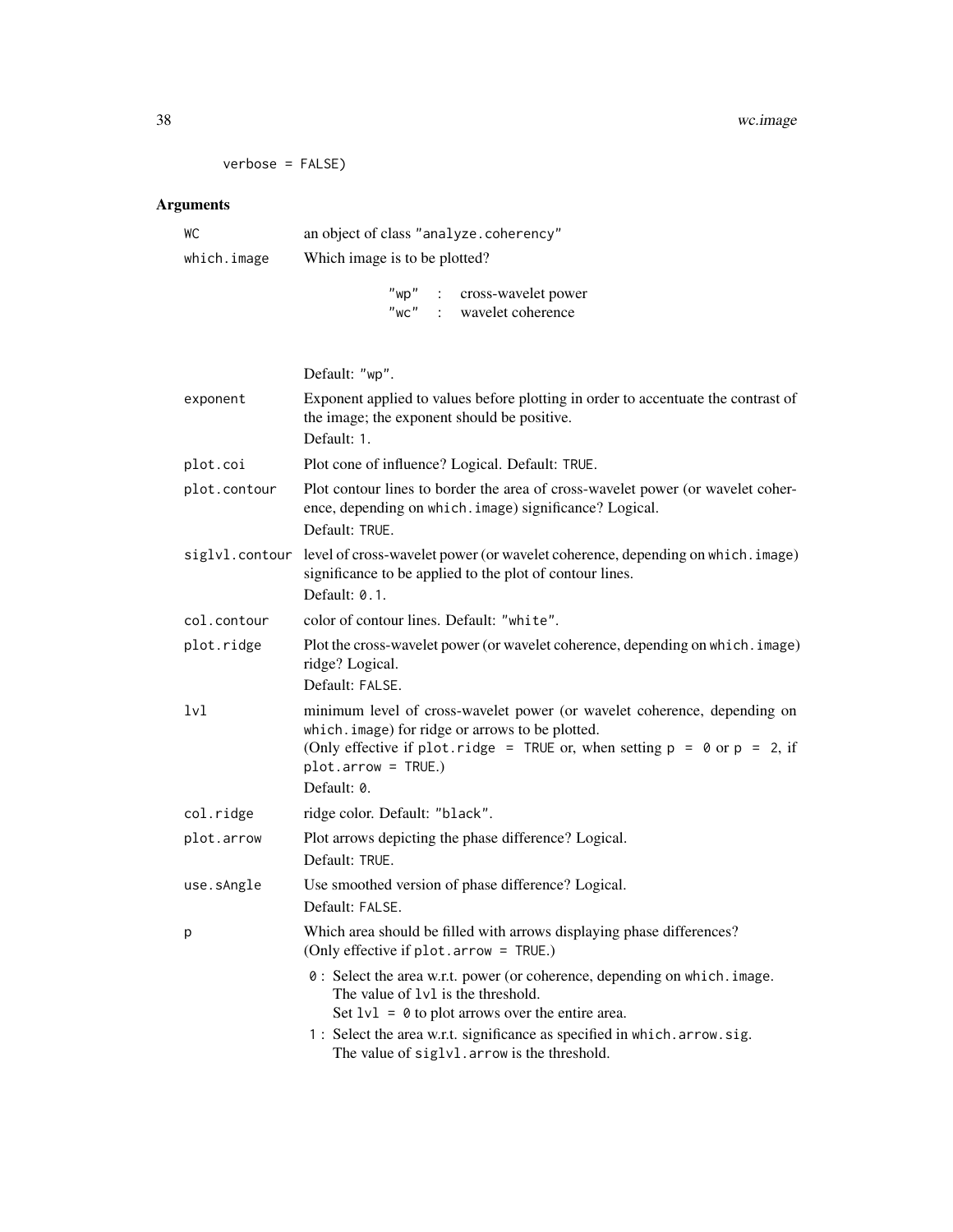```
verbose = FALSE)
```

## Arguments

| | |
|---|---|
| `WC` | an object of class `"analyze.coherency"` |
| `which.image` | Which image is to be plotted?<br>`"wp"` : cross-wavelet power<br>`"wc"` : wavelet coherence<br><br>Default: `"wp"`. |
| `exponent` | Exponent applied to values before plotting in order to accentuate the contrast of the image; the exponent should be positive.<br>Default: `1`. |
| `plot.coi` | Plot cone of influence? Logical. Default: `TRUE`. |
| `plot.contour` | Plot contour lines to border the area of cross-wavelet power (or wavelet coherence, depending on `which.image`) significance? Logical.<br>Default: `TRUE`. |
| `siglvl.contour` | level of cross-wavelet power (or wavelet coherence, depending on `which.image`) significance to be applied to the plot of contour lines.<br>Default: `0.1`. |
| `col.contour` | color of contour lines. Default: `"white"`. |
| `plot.ridge` | Plot the cross-wavelet power (or wavelet coherence, depending on `which.image`) ridge? Logical.<br>Default: `FALSE`. |
| `lvl` | minimum level of cross-wavelet power (or wavelet coherence, depending on `which.image`) for ridge or arrows to be plotted.<br>(Only effective if `plot.ridge = TRUE` or, when setting `p = 0` or `p = 2`, if `plot.arrow = TRUE`.)<br>Default: `0`. |
| `col.ridge` | ridge color. Default: `"black"`. |
| `plot.arrow` | Plot arrows depicting the phase difference? Logical.<br>Default: `TRUE`. |
| `use.sAngle` | Use smoothed version of phase difference? Logical.<br>Default: `FALSE`. |
| `p` | Which area should be filled with arrows displaying phase differences?<br>(Only effective if `plot.arrow = TRUE`.)<br>`0` : Select the area w.r.t. power (or coherence, depending on `which.image`. The value of `lvl` is the threshold. Set `lvl = 0` to plot arrows over the entire area.<br>`1` : Select the area w.r.t. significance as specified in `which.arrow.sig`. The value of `siglvl.arrow` is the threshold. |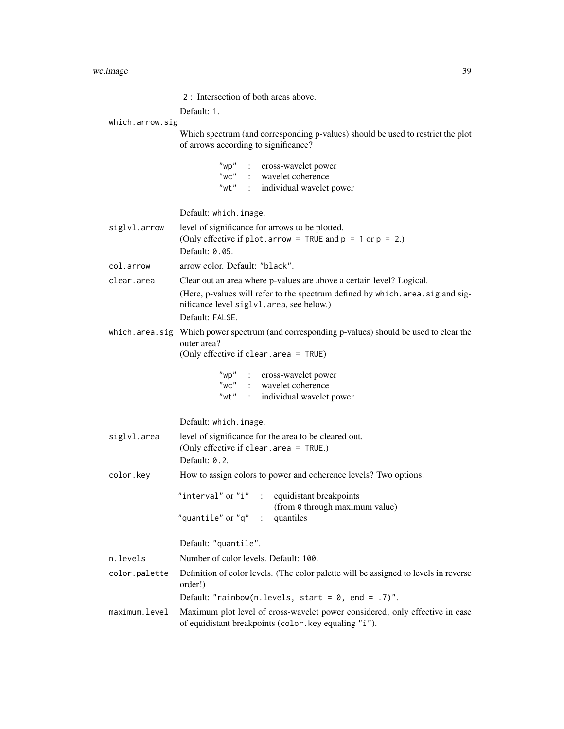2 : Intersection of both areas above.

Default: `1`.

`which.arrow.sig`
: Which spectrum (and corresponding p-values) should be used to restrict the plot of arrows according to significance?

| | | |
|---|---|---|
| `"wp"` | : | cross-wavelet power |
| `"wc"` | : | wavelet coherence |
| `"wt"` | : | individual wavelet power |

Default: `which.image`.

`siglvl.arrow`
: level of significance for arrows to be plotted.
(Only effective if `plot.arrow = TRUE` and `p = 1` or `p = 2`.)
Default: `0.05`.

`col.arrow`
: arrow color. Default: `"black"`.

`clear.area`
: Clear out an area where p-values are above a certain level? Logical.
(Here, p-values will refer to the spectrum defined by `which.area.sig` and significance level `siglvl.area`, see below.)
Default: `FALSE`.

`which.area.sig`
: Which power spectrum (and corresponding p-values) should be used to clear the outer area?
(Only effective if `clear.area = TRUE`)

| | | |
|---|---|---|
| `"wp"` | : | cross-wavelet power |
| `"wc"` | : | wavelet coherence |
| `"wt"` | : | individual wavelet power |

Default: `which.image`.

`siglvl.area`
: level of significance for the area to be cleared out.
(Only effective if `clear.area = TRUE`.)
Default: `0.2`.

`color.key`
: How to assign colors to power and coherence levels? Two options:

| | | |
|---|---|---|
| `"interval"` or `"i"` | : | equidistant breakpoints (from `0` through maximum value) |
| `"quantile"` or `"q"` | : | quantiles |

Default: `"quantile"`.

`n.levels`
: Number of color levels. Default: `100`.

`color.palette`
: Definition of color levels. (The color palette will be assigned to levels in reverse order!)
Default: `"rainbow(n.levels, start = 0, end = .7)"`.

`maximum.level`
: Maximum plot level of cross-wavelet power considered; only effective in case of equidistant breakpoints (`color.key` equaling `"i"`).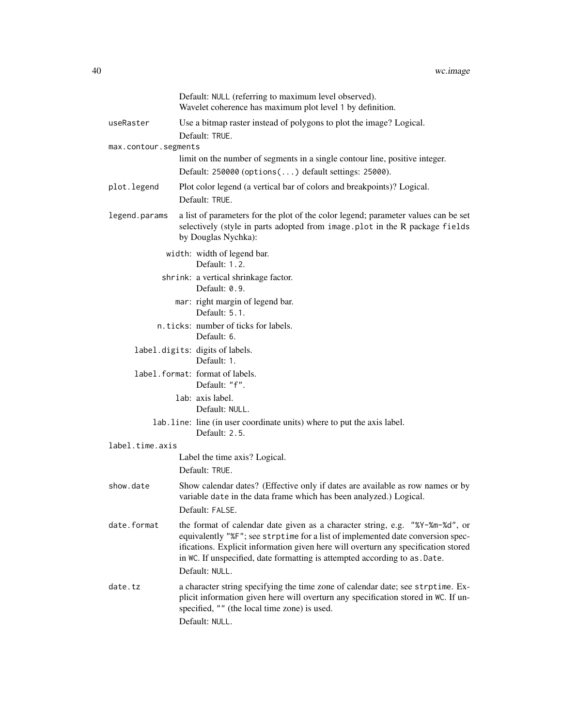Default: `NULL` (referring to maximum level observed).
Wavelet coherence has maximum plot level `1` by definition.

`useRaster`
: Use a bitmap raster instead of polygons to plot the image? Logical.
Default: `TRUE`.

`max.contour.segments`
: limit on the number of segments in a single contour line, positive integer.
Default: `250000` (`options(...)` default settings: `25000`).

`plot.legend`
: Plot color legend (a vertical bar of colors and breakpoints)? Logical.
Default: `TRUE`.

`legend.params`
: a list of parameters for the plot of the color legend; parameter values can be set selectively (style in parts adopted from `image.plot` in the R package `fields` by Douglas Nychka):

  - `width`: width of legend bar.
    Default: `1.2`.
  - `shrink`: a vertical shrinkage factor.
    Default: `0.9`.
  - `mar`: right margin of legend bar.
    Default: `5.1`.
  - `n.ticks`: number of ticks for labels.
    Default: `6`.
  - `label.digits`: digits of labels.
    Default: `1`.
  - `label.format`: format of labels.
    Default: `"f"`.
  - `lab`: axis label.
    Default: `NULL`.
  - `lab.line`: line (in user coordinate units) where to put the axis label.
    Default: `2.5`.

`label.time.axis`
: Label the time axis? Logical.
Default: `TRUE`.

`show.date`
: Show calendar dates? (Effective only if dates are available as row names or by variable `date` in the data frame which has been analyzed.) Logical.
Default: `FALSE`.

`date.format`
: the format of calendar date given as a character string, e.g. `"%Y-%m-%d"`, or equivalently `"%F"`; see `strptime` for a list of implemented date conversion specifications. Explicit information given here will overturn any specification stored in `WC`. If unspecified, date formatting is attempted according to `as.Date`.
Default: `NULL`.

`date.tz`
: a character string specifying the time zone of calendar date; see `strptime`. Explicit information given here will overturn any specification stored in `WC`. If unspecified, `""` (the local time zone) is used.
Default: `NULL`.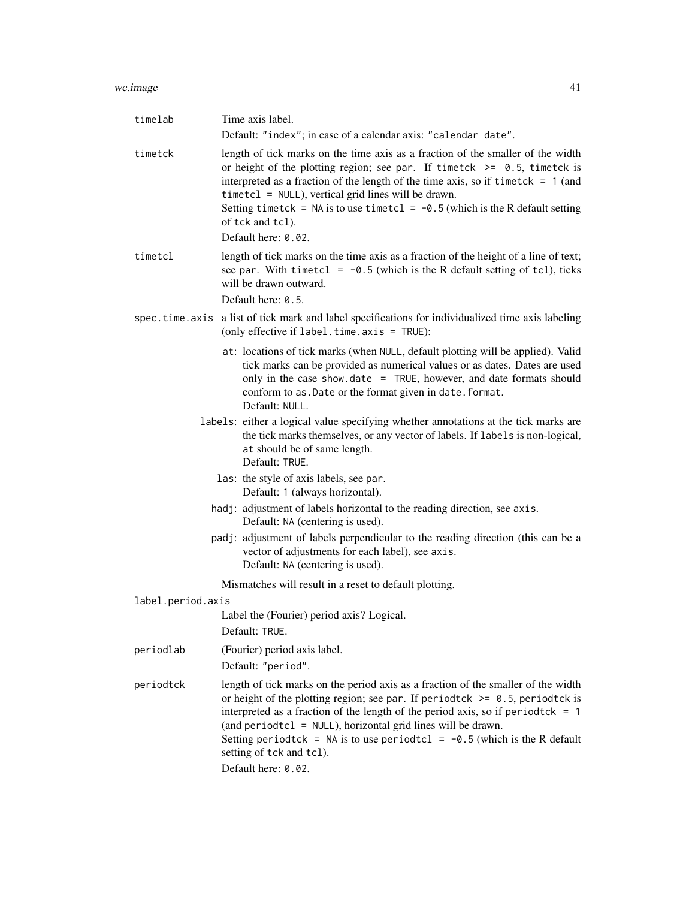`timelab`
: Time axis label.
  Default: "index"; in case of a calendar axis: "calendar date".

`timetck`
: length of tick marks on the time axis as a fraction of the smaller of the width or height of the plotting region; see `par`. If `timetck >= 0.5`, `timetck` is interpreted as a fraction of the length of the time axis, so if `timetck = 1` (and `timetcl = NULL`), vertical grid lines will be drawn.
  Setting `timetck = NA` is to use `timetcl = -0.5` (which is the R default setting of `tck` and `tcl`).
  Default here: `0.02`.

`timetcl`
: length of tick marks on the time axis as a fraction of the height of a line of text; see `par`. With `timetcl = -0.5` (which is the R default setting of `tcl`), ticks will be drawn outward.
  Default here: `0.5`.

`spec.time.axis`
: a list of tick mark and label specifications for individualized time axis labeling (only effective if `label.time.axis = TRUE`):

  - `at`: locations of tick marks (when `NULL`, default plotting will be applied). Valid tick marks can be provided as numerical values or as dates. Dates are used only in the case `show.date = TRUE`, however, and date formats should conform to `as.Date` or the format given in `date.format`.
    Default: `NULL`.
  - `labels`: either a logical value specifying whether annotations at the tick marks are the tick marks themselves, or any vector of labels. If `labels` is non-logical, `at` should be of same length.
    Default: `TRUE`.
  - `las`: the style of axis labels, see `par`.
    Default: `1` (always horizontal).
  - `hadj`: adjustment of labels horizontal to the reading direction, see `axis`.
    Default: `NA` (centering is used).
  - `padj`: adjustment of labels perpendicular to the reading direction (this can be a vector of adjustments for each label), see `axis`.
    Default: `NA` (centering is used).

  Mismatches will result in a reset to default plotting.

`label.period.axis`
: Label the (Fourier) period axis? Logical.
  Default: `TRUE`.

`periodlab`
: (Fourier) period axis label.
  Default: "period".

`periodtck`
: length of tick marks on the period axis as a fraction of the smaller of the width or height of the plotting region; see `par`. If `periodtck >= 0.5`, `periodtck` is interpreted as a fraction of the length of the period axis, so if `periodtck = 1` (and `periodtcl = NULL`), horizontal grid lines will be drawn.
  Setting `periodtck = NA` is to use `periodtcl = -0.5` (which is the R default setting of `tck` and `tcl`).
  Default here: `0.02`.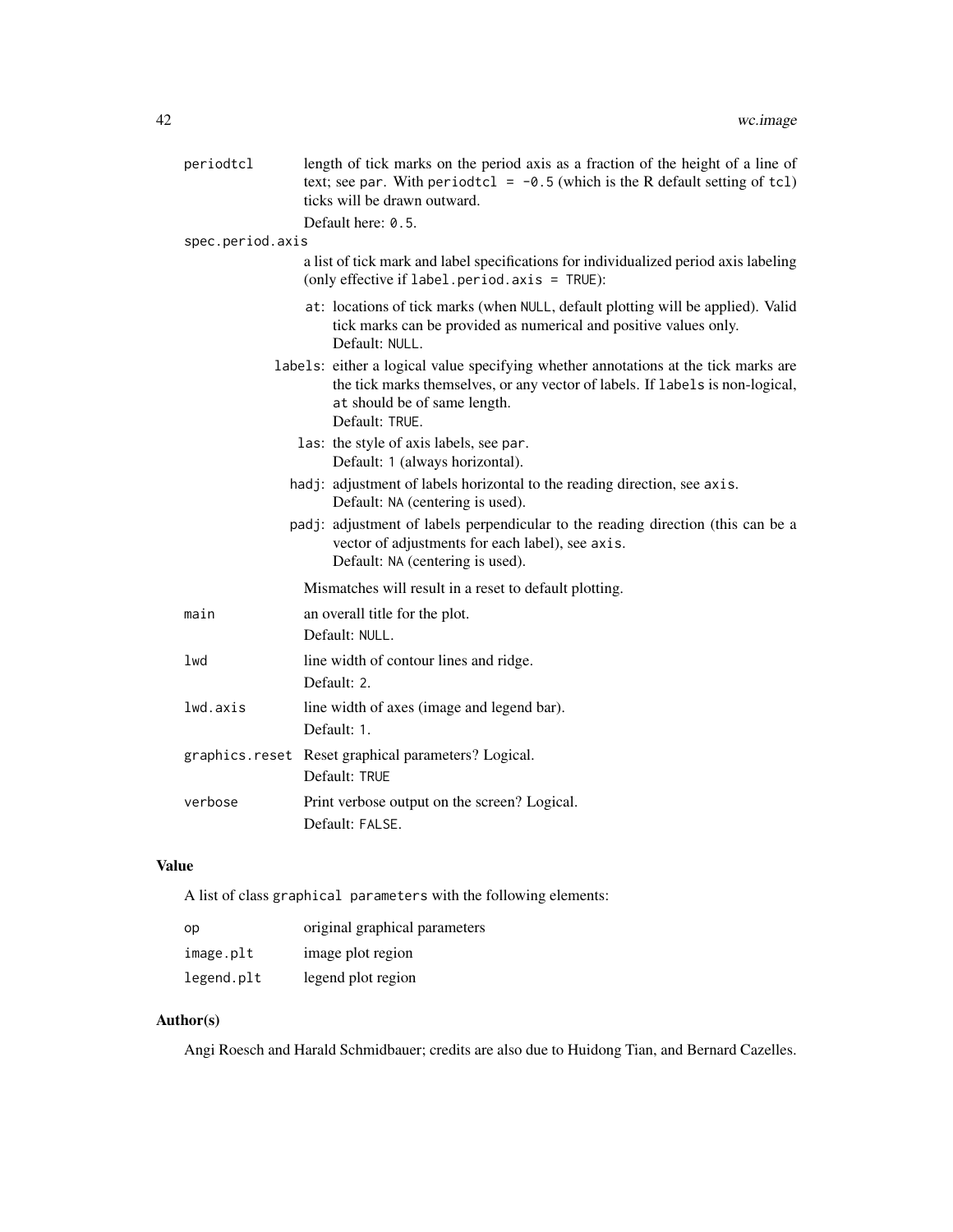| | |
|---|---|
| `periodtcl` | length of tick marks on the period axis as a fraction of the height of a line of text; see `par`. With `periodtcl = -0.5` (which is the R default setting of `tcl`) ticks will be drawn outward.<br>Default here: `0.5`. |
| `spec.period.axis` | a list of tick mark and label specifications for individualized period axis labeling (only effective if `label.period.axis = TRUE`):<br>`at`: locations of tick marks (when `NULL`, default plotting will be applied). Valid tick marks can be provided as numerical and positive values only.<br>Default: `NULL`.<br>`labels`: either a logical value specifying whether annotations at the tick marks are the tick marks themselves, or any vector of labels. If `labels` is non-logical, `at` should be of same length.<br>Default: `TRUE`.<br>`las`: the style of axis labels, see `par`.<br>Default: `1` (always horizontal).<br>`hadj`: adjustment of labels horizontal to the reading direction, see `axis`.<br>Default: `NA` (centering is used).<br>`padj`: adjustment of labels perpendicular to the reading direction (this can be a vector of adjustments for each label), see `axis`.<br>Default: `NA` (centering is used).<br>Mismatches will result in a reset to default plotting. |
| `main` | an overall title for the plot.<br>Default: `NULL`. |
| `lwd` | line width of contour lines and ridge.<br>Default: `2`. |
| `lwd.axis` | line width of axes (image and legend bar).<br>Default: `1`. |
| `graphics.reset` | Reset graphical parameters? Logical.<br>Default: `TRUE` |
| `verbose` | Print verbose output on the screen? Logical.<br>Default: `FALSE`. |

## Value

A list of class `graphical parameters` with the following elements:

| | |
|---|---|
| `op` | original graphical parameters |
| `image.plt` | image plot region |
| `legend.plt` | legend plot region |

## Author(s)

Angi Roesch and Harald Schmidbauer; credits are also due to Huidong Tian, and Bernard Cazelles.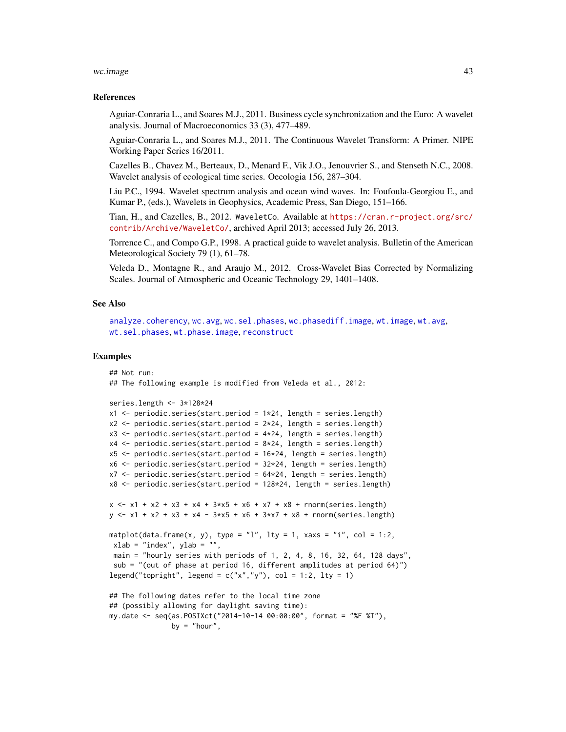### References

Aguiar-Conraria L., and Soares M.J., 2011. Business cycle synchronization and the Euro: A wavelet analysis. Journal of Macroeconomics 33 (3), 477–489.

Aguiar-Conraria L., and Soares M.J., 2011. The Continuous Wavelet Transform: A Primer. NIPE Working Paper Series 16/2011.

Cazelles B., Chavez M., Berteaux, D., Menard F., Vik J.O., Jenouvrier S., and Stenseth N.C., 2008. Wavelet analysis of ecological time series. Oecologia 156, 287–304.

Liu P.C., 1994. Wavelet spectrum analysis and ocean wind waves. In: Foufoula-Georgiou E., and Kumar P., (eds.), Wavelets in Geophysics, Academic Press, San Diego, 151–166.

Tian, H., and Cazelles, B., 2012. `WaveletCo`. Available at https://cran.r-project.org/src/contrib/Archive/WaveletCo/, archived April 2013; accessed July 26, 2013.

Torrence C., and Compo G.P., 1998. A practical guide to wavelet analysis. Bulletin of the American Meteorological Society 79 (1), 61–78.

Veleda D., Montagne R., and Araujo M., 2012. Cross-Wavelet Bias Corrected by Normalizing Scales. Journal of Atmospheric and Oceanic Technology 29, 1401–1408.

### See Also

`analyze.coherency`, `wc.avg`, `wc.sel.phases`, `wc.phasediff.image`, `wt.image`, `wt.avg`, `wt.sel.phases`, `wt.phase.image`, `reconstruct`

### Examples

```
## Not run:
## The following example is modified from Veleda et al., 2012:

series.length <- 3*128*24
x1 <- periodic.series(start.period = 1*24, length = series.length)
x2 <- periodic.series(start.period = 2*24, length = series.length)
x3 <- periodic.series(start.period = 4*24, length = series.length)
x4 <- periodic.series(start.period = 8*24, length = series.length)
x5 <- periodic.series(start.period = 16*24, length = series.length)
x6 <- periodic.series(start.period = 32*24, length = series.length)
x7 <- periodic.series(start.period = 64*24, length = series.length)
x8 <- periodic.series(start.period = 128*24, length = series.length)

x <- x1 + x2 + x3 + x4 + 3*x5 + x6 + x7 + x8 + rnorm(series.length)
y <- x1 + x2 + x3 + x4 - 3*x5 + x6 + 3*x7 + x8 + rnorm(series.length)

matplot(data.frame(x, y), type = "l", lty = 1, xaxs = "i", col = 1:2,
 xlab = "index", ylab = "",
 main = "hourly series with periods of 1, 2, 4, 8, 16, 32, 64, 128 days",
 sub = "(out of phase at period 16, different amplitudes at period 64)")
legend("topright", legend = c("x","y"), col = 1:2, lty = 1)

## The following dates refer to the local time zone
## (possibly allowing for daylight saving time):
my.date <- seq(as.POSIXct("2014-10-14 00:00:00", format = "%F %T"),
               by = "hour",
```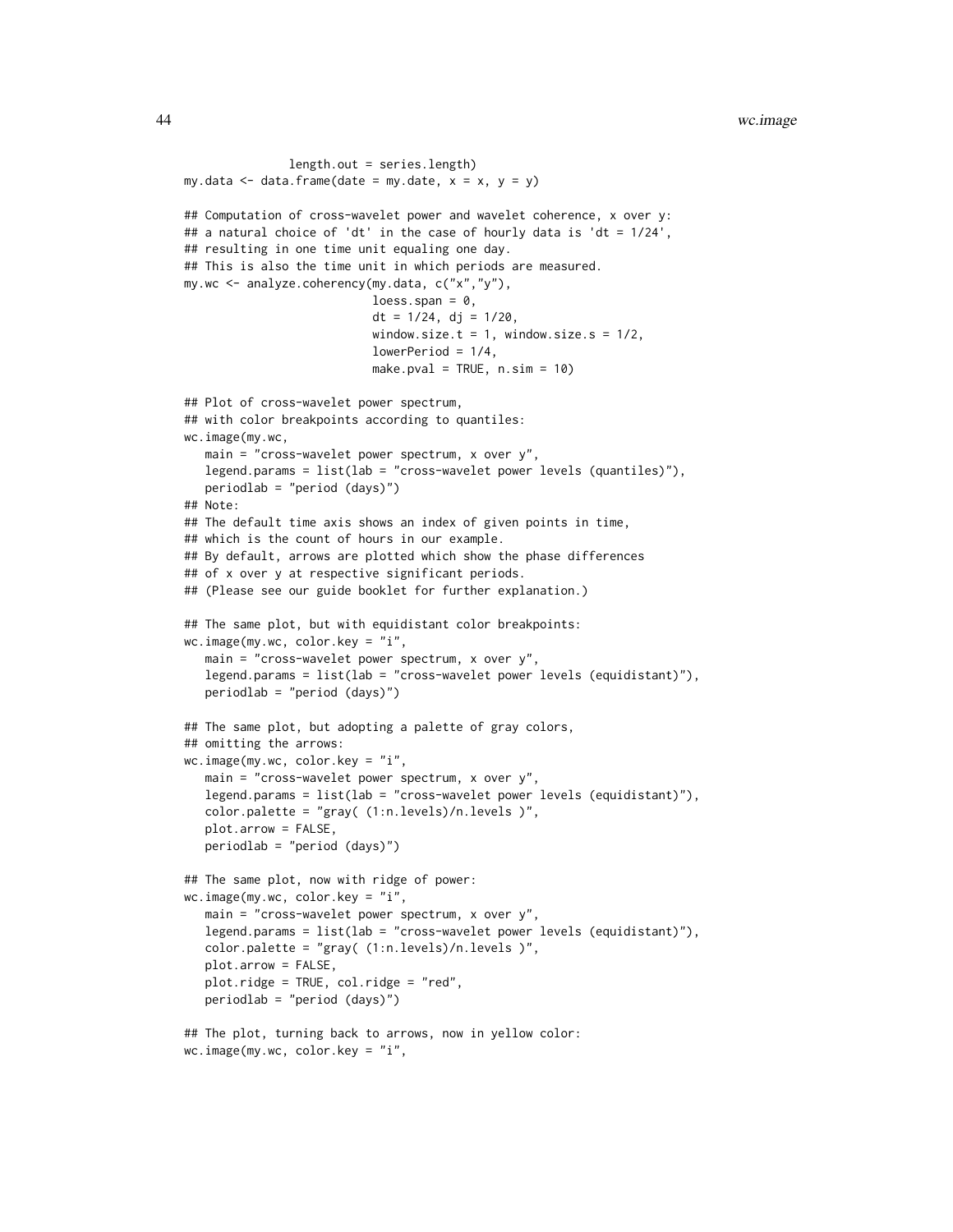```
              length.out = series.length)
my.data <- data.frame(date = my.date, x = x, y = y)

## Computation of cross-wavelet power and wavelet coherence, x over y:
## a natural choice of 'dt' in the case of hourly data is 'dt = 1/24',
## resulting in one time unit equaling one day.
## This is also the time unit in which periods are measured.
my.wc <- analyze.coherency(my.data, c("x","y"),
                           loess.span = 0,
                           dt = 1/24, dj = 1/20,
                           window.size.t = 1, window.size.s = 1/2,
                           lowerPeriod = 1/4,
                           make.pval = TRUE, n.sim = 10)

## Plot of cross-wavelet power spectrum,
## with color breakpoints according to quantiles:
wc.image(my.wc,
   main = "cross-wavelet power spectrum, x over y",
   legend.params = list(lab = "cross-wavelet power levels (quantiles)"),
   periodlab = "period (days)")
## Note:
## The default time axis shows an index of given points in time,
## which is the count of hours in our example.
## By default, arrows are plotted which show the phase differences
## of x over y at respective significant periods.
## (Please see our guide booklet for further explanation.)

## The same plot, but with equidistant color breakpoints:
wc.image(my.wc, color.key = "i",
   main = "cross-wavelet power spectrum, x over y",
   legend.params = list(lab = "cross-wavelet power levels (equidistant)"),
   periodlab = "period (days)")

## The same plot, but adopting a palette of gray colors,
## omitting the arrows:
wc.image(my.wc, color.key = "i",
   main = "cross-wavelet power spectrum, x over y",
   legend.params = list(lab = "cross-wavelet power levels (equidistant)"),
   color.palette = "gray( (1:n.levels)/n.levels )",
   plot.arrow = FALSE,
   periodlab = "period (days)")

## The same plot, now with ridge of power:
wc.image(my.wc, color.key = "i",
   main = "cross-wavelet power spectrum, x over y",
   legend.params = list(lab = "cross-wavelet power levels (equidistant)"),
   color.palette = "gray( (1:n.levels)/n.levels )",
   plot.arrow = FALSE,
   plot.ridge = TRUE, col.ridge = "red",
   periodlab = "period (days)")

## The plot, turning back to arrows, now in yellow color:
wc.image(my.wc, color.key = "i",
```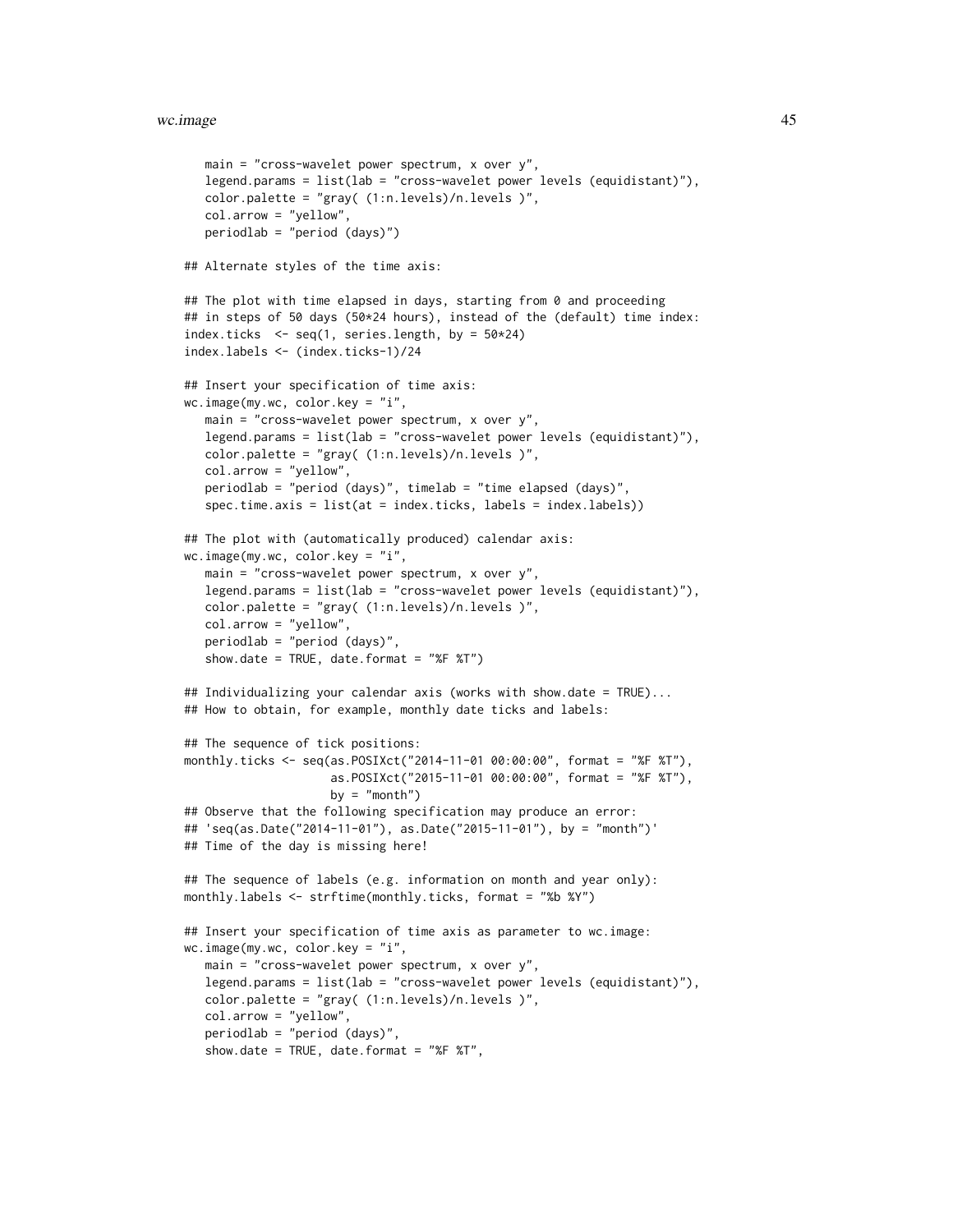```
   main = "cross-wavelet power spectrum, x over y",
   legend.params = list(lab = "cross-wavelet power levels (equidistant)"),
   color.palette = "gray( (1:n.levels)/n.levels )",
   col.arrow = "yellow",
   periodlab = "period (days)")

## Alternate styles of the time axis:

## The plot with time elapsed in days, starting from 0 and proceeding
## in steps of 50 days (50*24 hours), instead of the (default) time index:
index.ticks  <- seq(1, series.length, by = 50*24)
index.labels <- (index.ticks-1)/24

## Insert your specification of time axis:
wc.image(my.wc, color.key = "i",
   main = "cross-wavelet power spectrum, x over y",
   legend.params = list(lab = "cross-wavelet power levels (equidistant)"),
   color.palette = "gray( (1:n.levels)/n.levels )",
   col.arrow = "yellow",
   periodlab = "period (days)", timelab = "time elapsed (days)",
   spec.time.axis = list(at = index.ticks, labels = index.labels))

## The plot with (automatically produced) calendar axis:
wc.image(my.wc, color.key = "i",
   main = "cross-wavelet power spectrum, x over y",
   legend.params = list(lab = "cross-wavelet power levels (equidistant)"),
   color.palette = "gray( (1:n.levels)/n.levels )",
   col.arrow = "yellow",
   periodlab = "period (days)",
   show.date = TRUE, date.format = "%F %T")

## Individualizing your calendar axis (works with show.date = TRUE)...
## How to obtain, for example, monthly date ticks and labels:

## The sequence of tick positions:
monthly.ticks <- seq(as.POSIXct("2014-11-01 00:00:00", format = "%F %T"),
                     as.POSIXct("2015-11-01 00:00:00", format = "%F %T"),
                     by = "month")
## Observe that the following specification may produce an error:
## 'seq(as.Date("2014-11-01"), as.Date("2015-11-01"), by = "month")'
## Time of the day is missing here!

## The sequence of labels (e.g. information on month and year only):
monthly.labels <- strftime(monthly.ticks, format = "%b %Y")

## Insert your specification of time axis as parameter to wc.image:
wc.image(my.wc, color.key = "i",
   main = "cross-wavelet power spectrum, x over y",
   legend.params = list(lab = "cross-wavelet power levels (equidistant)"),
   color.palette = "gray( (1:n.levels)/n.levels )",
   col.arrow = "yellow",
   periodlab = "period (days)",
   show.date = TRUE, date.format = "%F %T",
```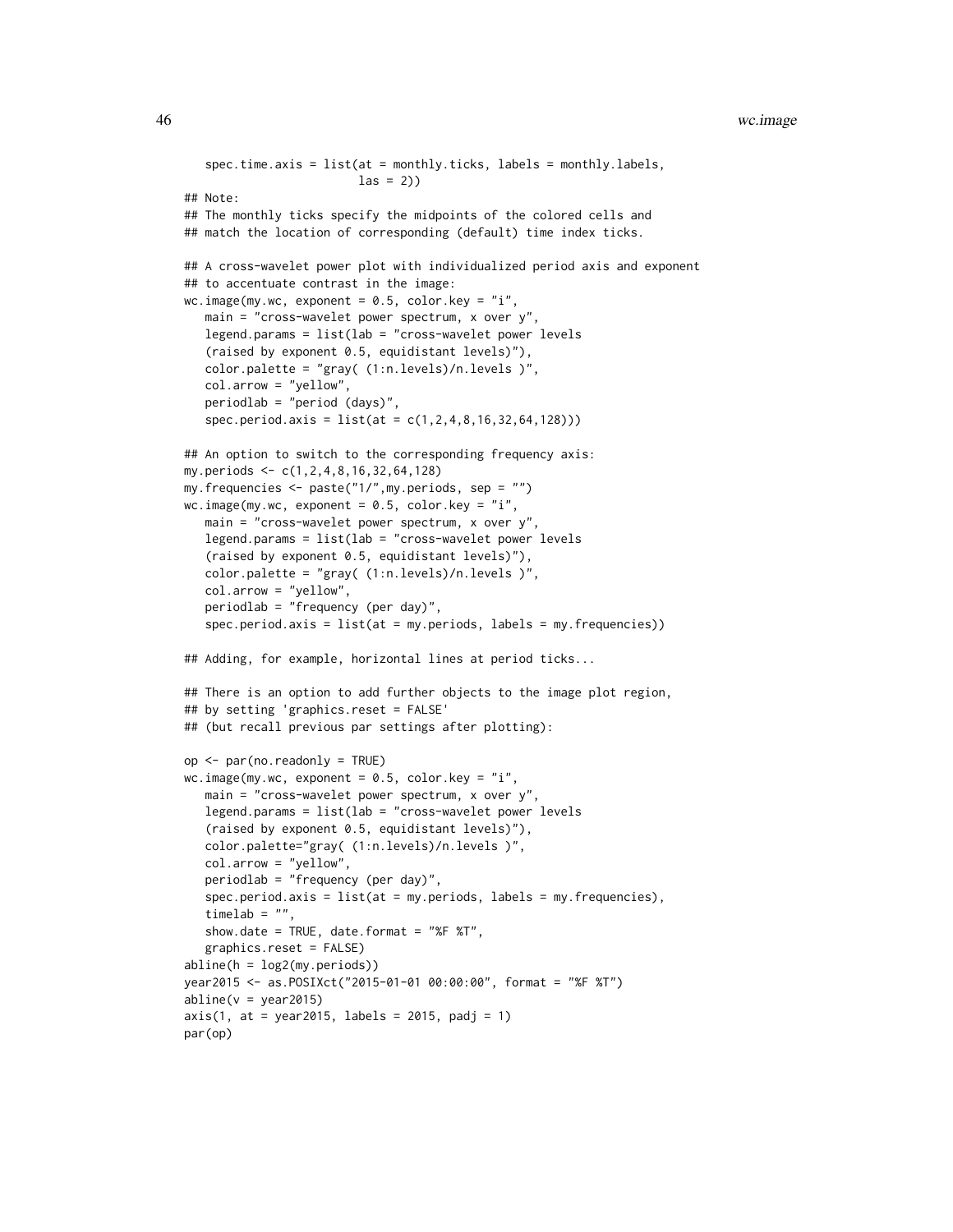```
   spec.time.axis = list(at = monthly.ticks, labels = monthly.labels,
                         las = 2))
## Note:
## The monthly ticks specify the midpoints of the colored cells and
## match the location of corresponding (default) time index ticks.

## A cross-wavelet power plot with individualized period axis and exponent
## to accentuate contrast in the image:
wc.image(my.wc, exponent = 0.5, color.key = "i",
   main = "cross-wavelet power spectrum, x over y",
   legend.params = list(lab = "cross-wavelet power levels
   (raised by exponent 0.5, equidistant levels)"),
   color.palette = "gray( (1:n.levels)/n.levels )",
   col.arrow = "yellow",
   periodlab = "period (days)",
   spec.period.axis = list(at = c(1,2,4,8,16,32,64,128)))

## An option to switch to the corresponding frequency axis:
my.periods <- c(1,2,4,8,16,32,64,128)
my.frequencies <- paste("1/",my.periods, sep = "")
wc.image(my.wc, exponent = 0.5, color.key = "i",
   main = "cross-wavelet power spectrum, x over y",
   legend.params = list(lab = "cross-wavelet power levels
   (raised by exponent 0.5, equidistant levels)"),
   color.palette = "gray( (1:n.levels)/n.levels )",
   col.arrow = "yellow",
   periodlab = "frequency (per day)",
   spec.period.axis = list(at = my.periods, labels = my.frequencies))

## Adding, for example, horizontal lines at period ticks...

## There is an option to add further objects to the image plot region,
## by setting 'graphics.reset = FALSE'
## (but recall previous par settings after plotting):

op <- par(no.readonly = TRUE)
wc.image(my.wc, exponent = 0.5, color.key = "i",
   main = "cross-wavelet power spectrum, x over y",
   legend.params = list(lab = "cross-wavelet power levels
   (raised by exponent 0.5, equidistant levels)"),
   color.palette="gray( (1:n.levels)/n.levels )",
   col.arrow = "yellow",
   periodlab = "frequency (per day)",
   spec.period.axis = list(at = my.periods, labels = my.frequencies),
   timelab = "",
   show.date = TRUE, date.format = "%F %T",
   graphics.reset = FALSE)
abline(h = log2(my.periods))
year2015 <- as.POSIXct("2015-01-01 00:00:00", format = "%F %T")
abline(v = year2015)
axis(1, at = year2015, labels = 2015, padj = 1)
par(op)
```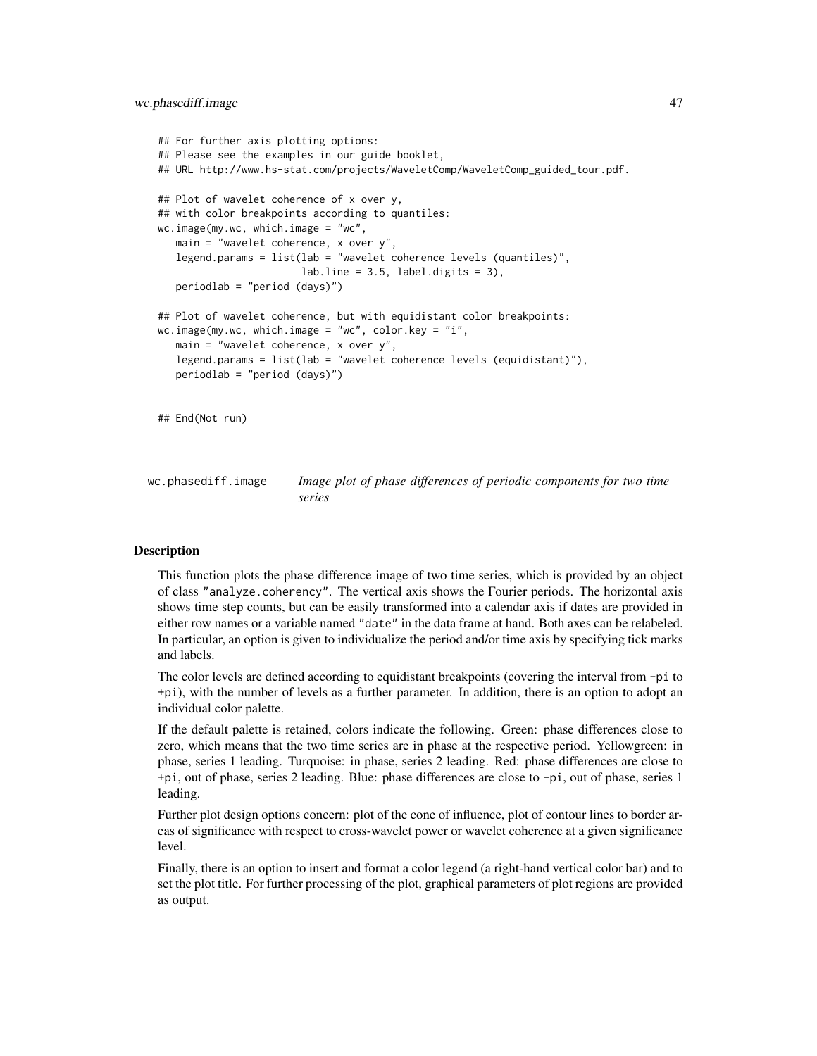```
## For further axis plotting options:
## Please see the examples in our guide booklet,
## URL http://www.hs-stat.com/projects/WaveletComp/WaveletComp_guided_tour.pdf.

## Plot of wavelet coherence of x over y,
## with color breakpoints according to quantiles:
wc.image(my.wc, which.image = "wc",
   main = "wavelet coherence, x over y",
   legend.params = list(lab = "wavelet coherence levels (quantiles)",
                        lab.line = 3.5, label.digits = 3),
   periodlab = "period (days)")

## Plot of wavelet coherence, but with equidistant color breakpoints:
wc.image(my.wc, which.image = "wc", color.key = "i",
   main = "wavelet coherence, x over y",
   legend.params = list(lab = "wavelet coherence levels (equidistant)"),
   periodlab = "period (days)")


## End(Not run)
```

---

## wc.phasediff.image — *Image plot of phase differences of periodic components for two time series*

---

### Description

This function plots the phase difference image of two time series, which is provided by an object of class "analyze.coherency". The vertical axis shows the Fourier periods. The horizontal axis shows time step counts, but can be easily transformed into a calendar axis if dates are provided in either row names or a variable named "date" in the data frame at hand. Both axes can be relabeled. In particular, an option is given to individualize the period and/or time axis by specifying tick marks and labels.

The color levels are defined according to equidistant breakpoints (covering the interval from -pi to +pi), with the number of levels as a further parameter. In addition, there is an option to adopt an individual color palette.

If the default palette is retained, colors indicate the following. Green: phase differences close to zero, which means that the two time series are in phase at the respective period. Yellowgreen: in phase, series 1 leading. Turquoise: in phase, series 2 leading. Red: phase differences are close to +pi, out of phase, series 2 leading. Blue: phase differences are close to -pi, out of phase, series 1 leading.

Further plot design options concern: plot of the cone of influence, plot of contour lines to border areas of significance with respect to cross-wavelet power or wavelet coherence at a given significance level.

Finally, there is an option to insert and format a color legend (a right-hand vertical color bar) and to set the plot title. For further processing of the plot, graphical parameters of plot regions are provided as output.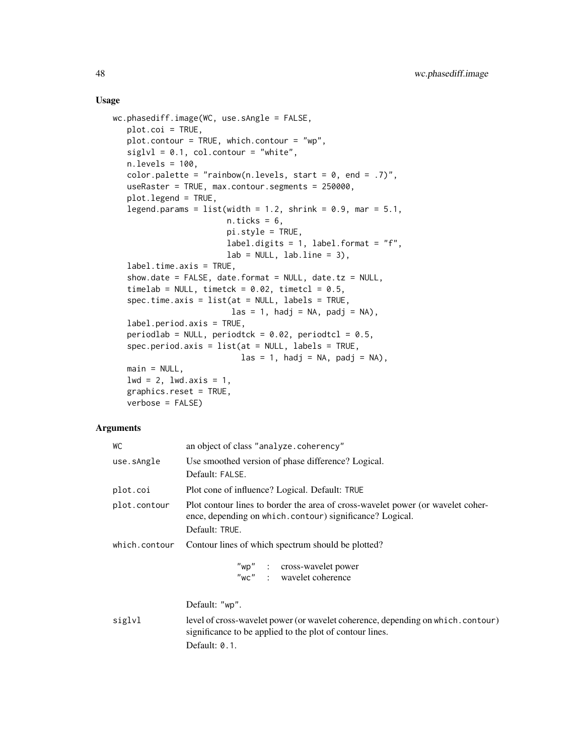## Usage

```
wc.phasediff.image(WC, use.sAngle = FALSE,
   plot.coi = TRUE,
   plot.contour = TRUE, which.contour = "wp",
   siglvl = 0.1, col.contour = "white",
   n.levels = 100,
   color.palette = "rainbow(n.levels, start = 0, end = .7)",
   useRaster = TRUE, max.contour.segments = 250000,
   plot.legend = TRUE,
   legend.params = list(width = 1.2, shrink = 0.9, mar = 5.1,
                        n.ticks = 6,
                        pi.style = TRUE,
                        label.digits = 1, label.format = "f",
                        lab = NULL, lab.line = 3),
   label.time.axis = TRUE,
   show.date = FALSE, date.format = NULL, date.tz = NULL,
   timelab = NULL, timetck = 0.02, timetcl = 0.5,
   spec.time.axis = list(at = NULL, labels = TRUE,
                         las = 1, hadj = NA, padj = NA),
   label.period.axis = TRUE,
   periodlab = NULL, periodtck = 0.02, periodtcl = 0.5,
   spec.period.axis = list(at = NULL, labels = TRUE,
                           las = 1, hadj = NA, padj = NA),
   main = NULL,
   lwd = 2, lwd.axis = 1,
   graphics.reset = TRUE,
   verbose = FALSE)
```

## Arguments

| | |
|---|---|
| `WC` | an object of class "analyze.coherency" |
| `use.sAngle` | Use smoothed version of phase difference? Logical.<br>Default: `FALSE`. |
| `plot.coi` | Plot cone of influence? Logical. Default: `TRUE` |
| `plot.contour` | Plot contour lines to border the area of cross-wavelet power (or wavelet coherence, depending on `which.contour`) significance? Logical.<br>Default: `TRUE`. |
| `which.contour` | Contour lines of which spectrum should be plotted?<br>"wp" : cross-wavelet power<br>"wc" : wavelet coherence<br><br>Default: "wp". |
| `siglvl` | level of cross-wavelet power (or wavelet coherence, depending on `which.contour`) significance to be applied to the plot of contour lines.<br>Default: `0.1`. |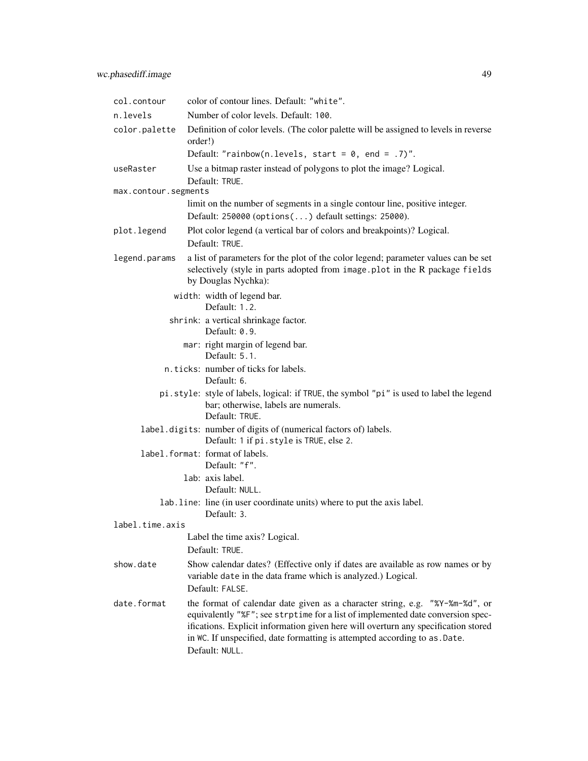`col.contour`
: color of contour lines. Default: `"white"`.

`n.levels`
: Number of color levels. Default: `100`.

`color.palette`
: Definition of color levels. (The color palette will be assigned to levels in reverse order!)
  Default: `"rainbow(n.levels, start = 0, end = .7)"`.

`useRaster`
: Use a bitmap raster instead of polygons to plot the image? Logical.
  Default: `TRUE`.

`max.contour.segments`
: limit on the number of segments in a single contour line, positive integer.
  Default: `250000` (`options(...)` default settings: `25000`).

`plot.legend`
: Plot color legend (a vertical bar of colors and breakpoints)? Logical.
  Default: `TRUE`.

`legend.params`
: a list of parameters for the plot of the color legend; parameter values can be set selectively (style in parts adopted from `image.plot` in the R package `fields` by Douglas Nychka):

  - `width`: width of legend bar.
    Default: `1.2`.
  - `shrink`: a vertical shrinkage factor.
    Default: `0.9`.
  - `mar`: right margin of legend bar.
    Default: `5.1`.
  - `n.ticks`: number of ticks for labels.
    Default: `6`.
  - `pi.style`: style of labels, logical: if `TRUE`, the symbol `"pi"` is used to label the legend bar; otherwise, labels are numerals.
    Default: `TRUE`.
  - `label.digits`: number of digits of (numerical factors of) labels.
    Default: `1` if `pi.style` is `TRUE`, else `2`.
  - `label.format`: format of labels.
    Default: `"f"`.
  - `lab`: axis label.
    Default: `NULL`.
  - `lab.line`: line (in user coordinate units) where to put the axis label.
    Default: `3`.

`label.time.axis`
: Label the time axis? Logical.
  Default: `TRUE`.

`show.date`
: Show calendar dates? (Effective only if dates are available as row names or by variable `date` in the data frame which is analyzed.) Logical.
  Default: `FALSE`.

`date.format`
: the format of calendar date given as a character string, e.g. `"%Y-%m-%d"`, or equivalently `"%F"`; see `strptime` for a list of implemented date conversion specifications. Explicit information given here will overturn any specification stored in `WC`. If unspecified, date formatting is attempted according to `as.Date`.
  Default: `NULL`.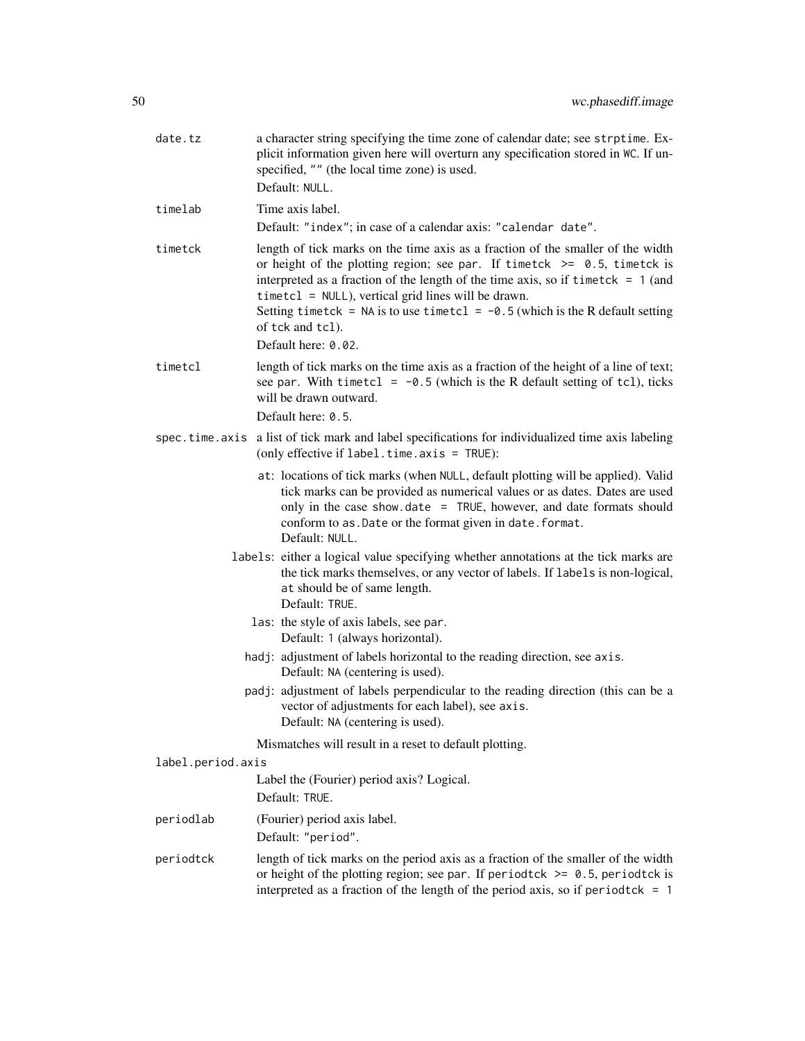`date.tz`
: a character string specifying the time zone of calendar date; see `strptime`. Explicit information given here will overturn any specification stored in `WC`. If unspecified, `""` (the local time zone) is used.
Default: `NULL`.

`timelab`
: Time axis label.
Default: `"index"`; in case of a calendar axis: `"calendar date"`.

`timetck`
: length of tick marks on the time axis as a fraction of the smaller of the width or height of the plotting region; see `par`. If `timetck >= 0.5`, `timetck` is interpreted as a fraction of the length of the time axis, so if `timetck = 1` (and `timetcl = NULL`), vertical grid lines will be drawn.
Setting `timetck = NA` is to use `timetcl = -0.5` (which is the R default setting of `tck` and `tcl`).
Default here: `0.02`.

`timetcl`
: length of tick marks on the time axis as a fraction of the height of a line of text; see `par`. With `timetcl = -0.5` (which is the R default setting of `tcl`), ticks will be drawn outward.
Default here: `0.5`.

`spec.time.axis`
: a list of tick mark and label specifications for individualized time axis labeling (only effective if `label.time.axis = TRUE`):

  - `at`: locations of tick marks (when `NULL`, default plotting will be applied). Valid tick marks can be provided as numerical values or as dates. Dates are used only in the case `show.date = TRUE`, however, and date formats should conform to `as.Date` or the format given in `date.format`.
    Default: `NULL`.
  - `labels`: either a logical value specifying whether annotations at the tick marks are the tick marks themselves, or any vector of labels. If `labels` is non-logical, `at` should be of same length.
    Default: `TRUE`.
  - `las`: the style of axis labels, see `par`.
    Default: `1` (always horizontal).
  - `hadj`: adjustment of labels horizontal to the reading direction, see `axis`.
    Default: `NA` (centering is used).
  - `padj`: adjustment of labels perpendicular to the reading direction (this can be a vector of adjustments for each label), see `axis`.
    Default: `NA` (centering is used).

  Mismatches will result in a reset to default plotting.

`label.period.axis`
: Label the (Fourier) period axis? Logical.
Default: `TRUE`.

`periodlab`
: (Fourier) period axis label.
Default: `"period"`.

`periodtck`
: length of tick marks on the period axis as a fraction of the smaller of the width or height of the plotting region; see `par`. If `periodtck >= 0.5`, `periodtck` is interpreted as a fraction of the length of the period axis, so if `periodtck = 1`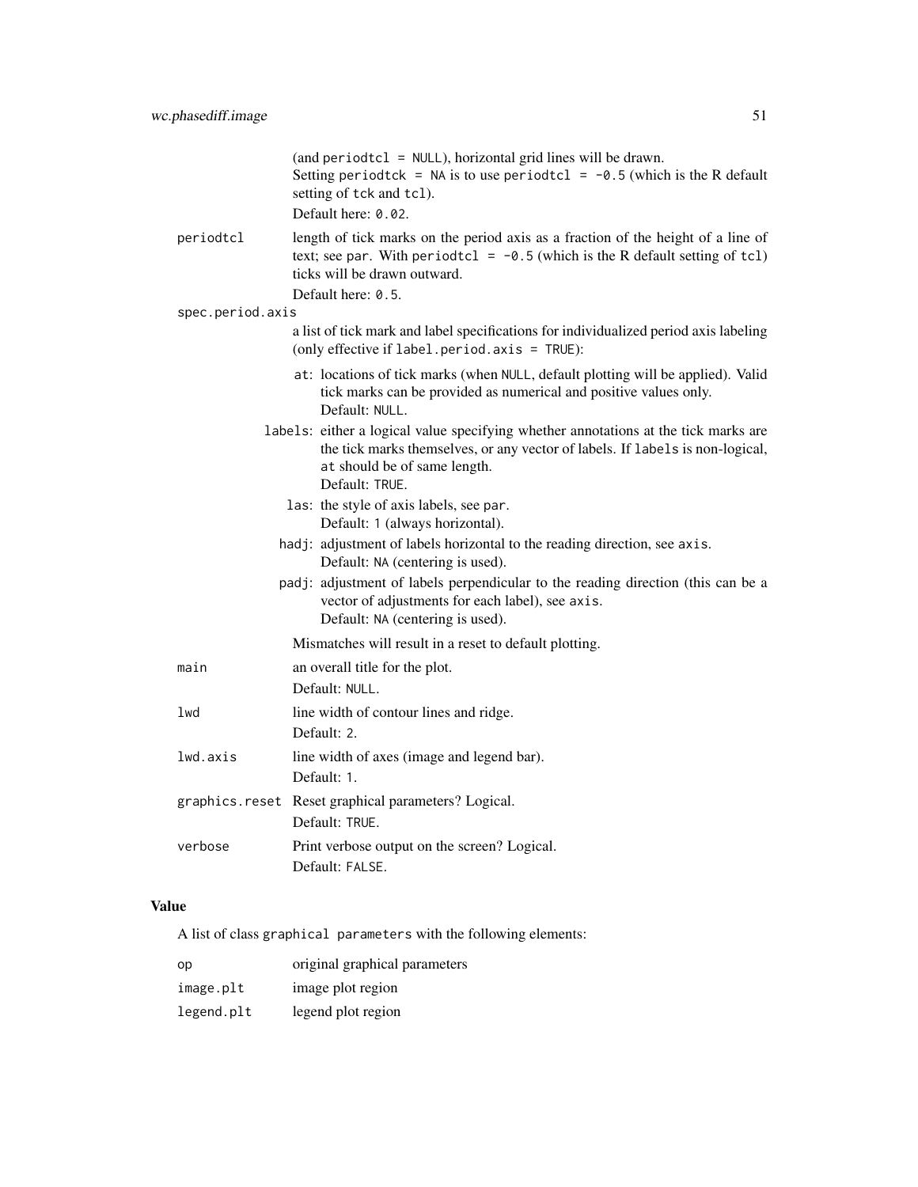(and `periodtcl = NULL`), horizontal grid lines will be drawn.
Setting `periodtck = NA` is to use `periodtcl = -0.5` (which is the R default setting of `tck` and `tcl`).
Default here: `0.02`.

`periodtcl`
: length of tick marks on the period axis as a fraction of the height of a line of text; see `par`. With `periodtcl = -0.5` (which is the R default setting of `tcl`) ticks will be drawn outward.
Default here: `0.5`.

`spec.period.axis`
: a list of tick mark and label specifications for individualized period axis labeling (only effective if `label.period.axis = TRUE`):

  - `at`: locations of tick marks (when `NULL`, default plotting will be applied). Valid tick marks can be provided as numerical and positive values only.
    Default: `NULL`.
  - `labels`: either a logical value specifying whether annotations at the tick marks are the tick marks themselves, or any vector of labels. If `labels` is non-logical, `at` should be of same length.
    Default: `TRUE`.
  - `las`: the style of axis labels, see `par`.
    Default: `1` (always horizontal).
  - `hadj`: adjustment of labels horizontal to the reading direction, see `axis`.
    Default: `NA` (centering is used).
  - `padj`: adjustment of labels perpendicular to the reading direction (this can be a vector of adjustments for each label), see `axis`.
    Default: `NA` (centering is used).

  Mismatches will result in a reset to default plotting.

`main`
: an overall title for the plot.
Default: `NULL`.

`lwd`
: line width of contour lines and ridge.
Default: `2`.

`lwd.axis`
: line width of axes (image and legend bar).
Default: `1`.

`graphics.reset`
: Reset graphical parameters? Logical.
Default: `TRUE`.

`verbose`
: Print verbose output on the screen? Logical.
Default: `FALSE`.

## Value

A list of class `graphical parameters` with the following elements:

| | |
|---|---|
| `op` | original graphical parameters |
| `image.plt` | image plot region |
| `legend.plt` | legend plot region |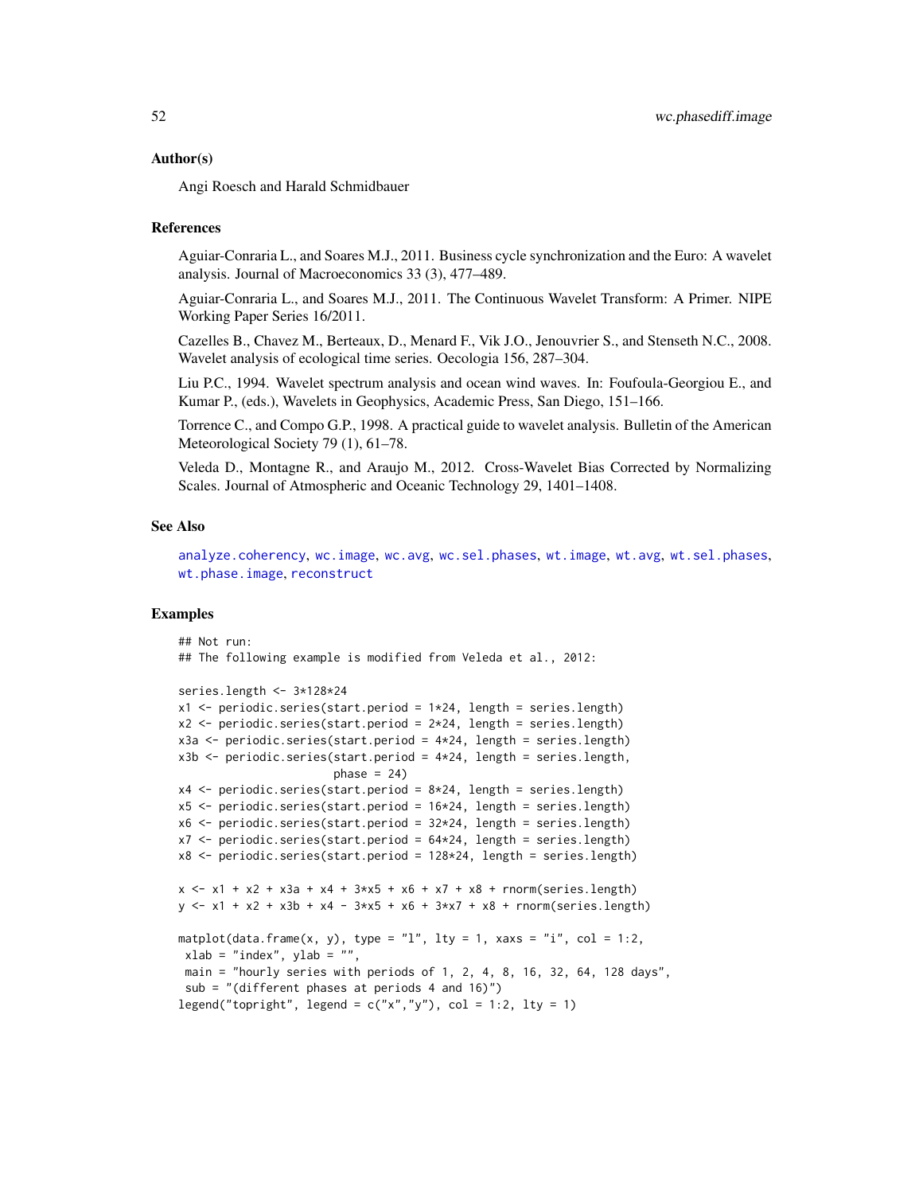## Author(s)

Angi Roesch and Harald Schmidbauer

## References

Aguiar-Conraria L., and Soares M.J., 2011. Business cycle synchronization and the Euro: A wavelet analysis. Journal of Macroeconomics 33 (3), 477–489.

Aguiar-Conraria L., and Soares M.J., 2011. The Continuous Wavelet Transform: A Primer. NIPE Working Paper Series 16/2011.

Cazelles B., Chavez M., Berteaux, D., Menard F., Vik J.O., Jenouvrier S., and Stenseth N.C., 2008. Wavelet analysis of ecological time series. Oecologia 156, 287–304.

Liu P.C., 1994. Wavelet spectrum analysis and ocean wind waves. In: Foufoula-Georgiou E., and Kumar P., (eds.), Wavelets in Geophysics, Academic Press, San Diego, 151–166.

Torrence C., and Compo G.P., 1998. A practical guide to wavelet analysis. Bulletin of the American Meteorological Society 79 (1), 61–78.

Veleda D., Montagne R., and Araujo M., 2012. Cross-Wavelet Bias Corrected by Normalizing Scales. Journal of Atmospheric and Oceanic Technology 29, 1401–1408.

## See Also

analyze.coherency, wc.image, wc.avg, wc.sel.phases, wt.image, wt.avg, wt.sel.phases, wt.phase.image, reconstruct

## Examples

```
## Not run:
## The following example is modified from Veleda et al., 2012:

series.length <- 3*128*24
x1 <- periodic.series(start.period = 1*24, length = series.length)
x2 <- periodic.series(start.period = 2*24, length = series.length)
x3a <- periodic.series(start.period = 4*24, length = series.length)
x3b <- periodic.series(start.period = 4*24, length = series.length,
                       phase = 24)
x4 <- periodic.series(start.period = 8*24, length = series.length)
x5 <- periodic.series(start.period = 16*24, length = series.length)
x6 <- periodic.series(start.period = 32*24, length = series.length)
x7 <- periodic.series(start.period = 64*24, length = series.length)
x8 <- periodic.series(start.period = 128*24, length = series.length)

x <- x1 + x2 + x3a + x4 + 3*x5 + x6 + x7 + x8 + rnorm(series.length)
y <- x1 + x2 + x3b + x4 - 3*x5 + x6 + 3*x7 + x8 + rnorm(series.length)

matplot(data.frame(x, y), type = "l", lty = 1, xaxs = "i", col = 1:2,
 xlab = "index", ylab = "",
 main = "hourly series with periods of 1, 2, 4, 8, 16, 32, 64, 128 days",
 sub = "(different phases at periods 4 and 16)")
legend("topright", legend = c("x","y"), col = 1:2, lty = 1)
```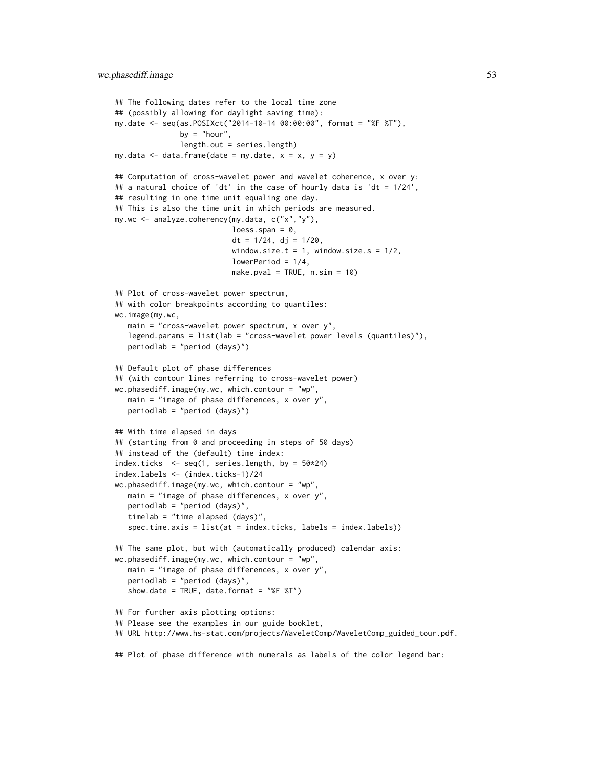```
## The following dates refer to the local time zone
## (possibly allowing for daylight saving time):
my.date <- seq(as.POSIXct("2014-10-14 00:00:00", format = "%F %T"),
               by = "hour",
               length.out = series.length)
my.data <- data.frame(date = my.date, x = x, y = y)

## Computation of cross-wavelet power and wavelet coherence, x over y:
## a natural choice of 'dt' in the case of hourly data is 'dt = 1/24',
## resulting in one time unit equaling one day.
## This is also the time unit in which periods are measured.
my.wc <- analyze.coherency(my.data, c("x","y"),
                           loess.span = 0,
                           dt = 1/24, dj = 1/20,
                           window.size.t = 1, window.size.s = 1/2,
                           lowerPeriod = 1/4,
                           make.pval = TRUE, n.sim = 10)

## Plot of cross-wavelet power spectrum,
## with color breakpoints according to quantiles:
wc.image(my.wc,
   main = "cross-wavelet power spectrum, x over y",
   legend.params = list(lab = "cross-wavelet power levels (quantiles)"),
   periodlab = "period (days)")

## Default plot of phase differences
## (with contour lines referring to cross-wavelet power)
wc.phasediff.image(my.wc, which.contour = "wp",
   main = "image of phase differences, x over y",
   periodlab = "period (days)")

## With time elapsed in days
## (starting from 0 and proceeding in steps of 50 days)
## instead of the (default) time index:
index.ticks  <- seq(1, series.length, by = 50*24)
index.labels <- (index.ticks-1)/24
wc.phasediff.image(my.wc, which.contour = "wp",
   main = "image of phase differences, x over y",
   periodlab = "period (days)",
   timelab = "time elapsed (days)",
   spec.time.axis = list(at = index.ticks, labels = index.labels))

## The same plot, but with (automatically produced) calendar axis:
wc.phasediff.image(my.wc, which.contour = "wp",
   main = "image of phase differences, x over y",
   periodlab = "period (days)",
   show.date = TRUE, date.format = "%F %T")

## For further axis plotting options:
## Please see the examples in our guide booklet,
## URL http://www.hs-stat.com/projects/WaveletComp/WaveletComp_guided_tour.pdf.

## Plot of phase difference with numerals as labels of the color legend bar:
```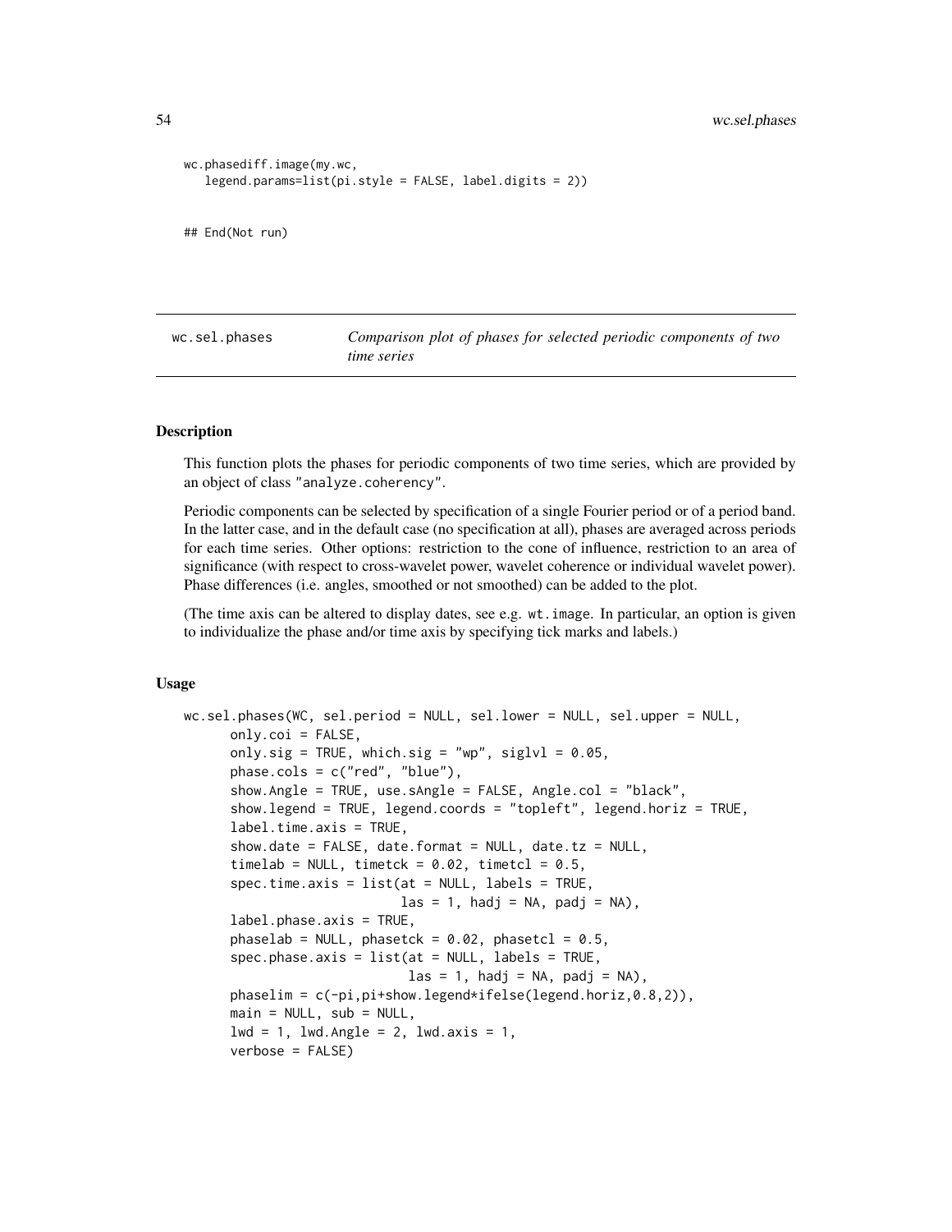```
wc.phasediff.image(my.wc,
   legend.params=list(pi.style = FALSE, label.digits = 2))


## End(Not run)
```

## wc.sel.phases *Comparison plot of phases for selected periodic components of two time series*

### Description

This function plots the phases for periodic components of two time series, which are provided by an object of class "analyze.coherency".

Periodic components can be selected by specification of a single Fourier period or of a period band. In the latter case, and in the default case (no specification at all), phases are averaged across periods for each time series. Other options: restriction to the cone of influence, restriction to an area of significance (with respect to cross-wavelet power, wavelet coherence or individual wavelet power). Phase differences (i.e. angles, smoothed or not smoothed) can be added to the plot.

(The time axis can be altered to display dates, see e.g. `wt.image`. In particular, an option is given to individualize the phase and/or time axis by specifying tick marks and labels.)

### Usage

```
wc.sel.phases(WC, sel.period = NULL, sel.lower = NULL, sel.upper = NULL,
      only.coi = FALSE,
      only.sig = TRUE, which.sig = "wp", siglvl = 0.05,
      phase.cols = c("red", "blue"),
      show.Angle = TRUE, use.sAngle = FALSE, Angle.col = "black",
      show.legend = TRUE, legend.coords = "topleft", legend.horiz = TRUE,
      label.time.axis = TRUE,
      show.date = FALSE, date.format = NULL, date.tz = NULL,
      timelab = NULL, timetck = 0.02, timetcl = 0.5,
      spec.time.axis = list(at = NULL, labels = TRUE,
                            las = 1, hadj = NA, padj = NA),
      label.phase.axis = TRUE,
      phaselab = NULL, phasetck = 0.02, phasetcl = 0.5,
      spec.phase.axis = list(at = NULL, labels = TRUE,
                             las = 1, hadj = NA, padj = NA),
      phaselim = c(-pi,pi+show.legend*ifelse(legend.horiz,0.8,2)),
      main = NULL, sub = NULL,
      lwd = 1, lwd.Angle = 2, lwd.axis = 1,
      verbose = FALSE)
```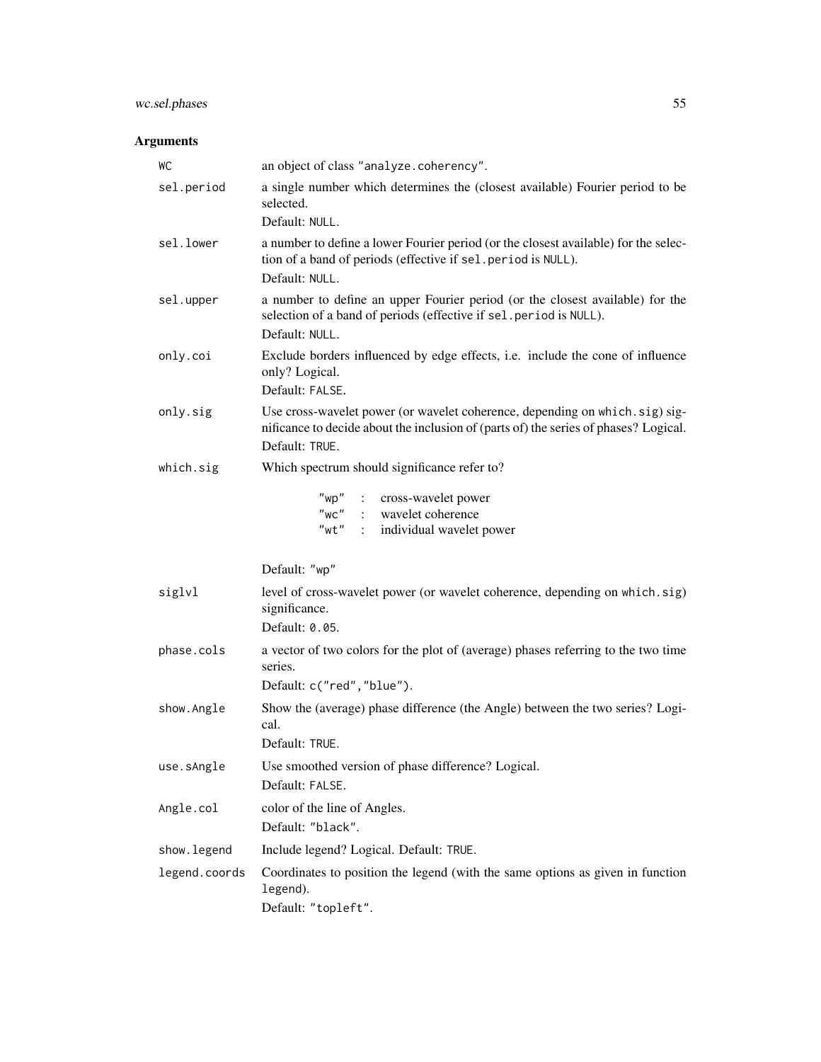## Arguments

| | |
|---|---|
| `WC` | an object of class `"analyze.coherency"`. |
| `sel.period` | a single number which determines the (closest available) Fourier period to be selected.<br>Default: `NULL`. |
| `sel.lower` | a number to define a lower Fourier period (or the closest available) for the selection of a band of periods (effective if `sel.period` is `NULL`).<br>Default: `NULL`. |
| `sel.upper` | a number to define an upper Fourier period (or the closest available) for the selection of a band of periods (effective if `sel.period` is `NULL`).<br>Default: `NULL`. |
| `only.coi` | Exclude borders influenced by edge effects, i.e. include the cone of influence only? Logical.<br>Default: `FALSE`. |
| `only.sig` | Use cross-wavelet power (or wavelet coherence, depending on `which.sig`) significance to decide about the inclusion of (parts of) the series of phases? Logical.<br>Default: `TRUE`. |
| `which.sig` | Which spectrum should significance refer to?<br>`"wp"` : cross-wavelet power<br>`"wc"` : wavelet coherence<br>`"wt"` : individual wavelet power<br><br>Default: `"wp"` |
| `siglvl` | level of cross-wavelet power (or wavelet coherence, depending on `which.sig`) significance.<br>Default: `0.05`. |
| `phase.cols` | a vector of two colors for the plot of (average) phases referring to the two time series.<br>Default: `c("red","blue")`. |
| `show.Angle` | Show the (average) phase difference (the Angle) between the two series? Logical.<br>Default: `TRUE`. |
| `use.sAngle` | Use smoothed version of phase difference? Logical.<br>Default: `FALSE`. |
| `Angle.col` | color of the line of Angles.<br>Default: `"black"`. |
| `show.legend` | Include legend? Logical. Default: `TRUE`. |
| `legend.coords` | Coordinates to position the legend (with the same options as given in function `legend`).<br>Default: `"topleft"`. |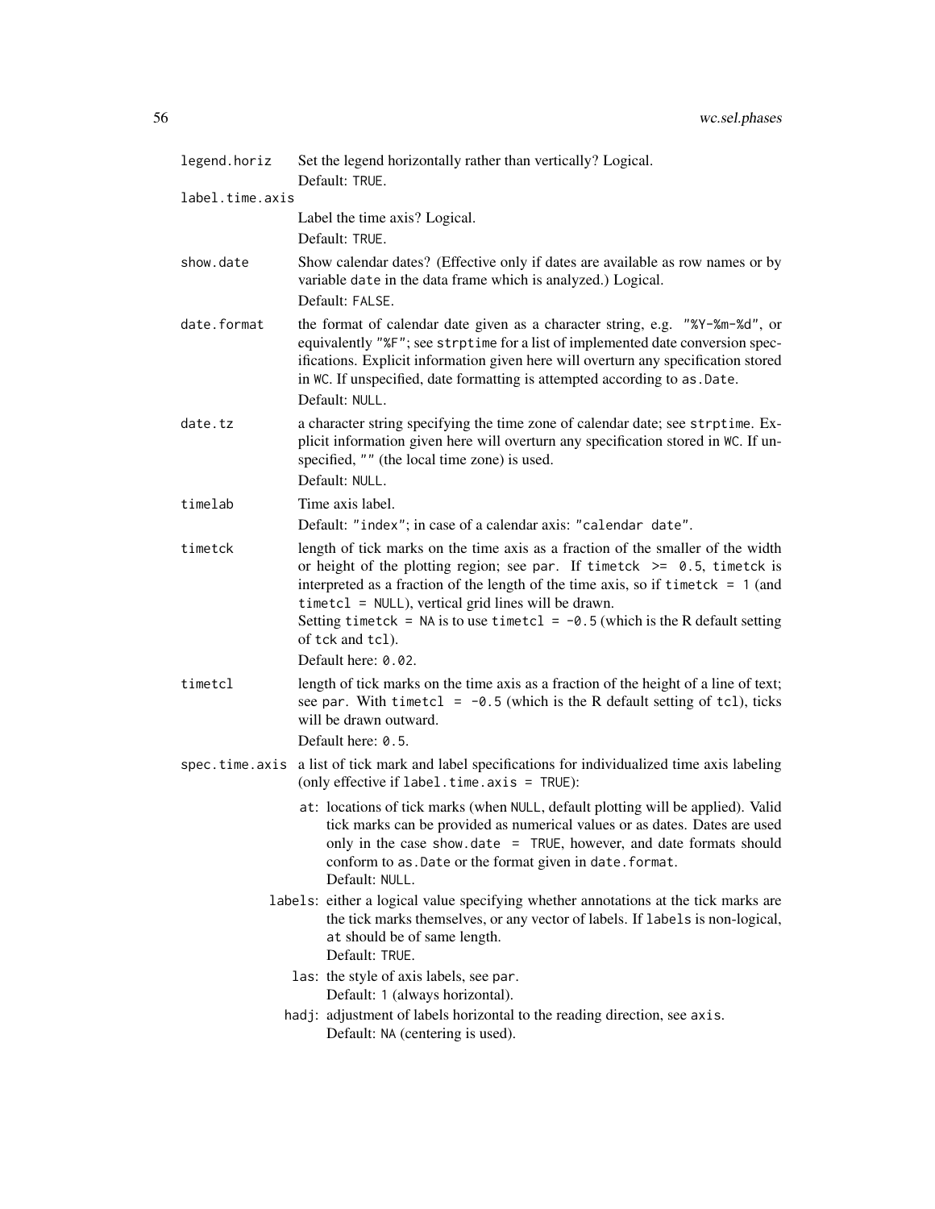`legend.horiz`
: Set the legend horizontally rather than vertically? Logical.
  Default: `TRUE`.

`label.time.axis`
: Label the time axis? Logical.
  Default: `TRUE`.

`show.date`
: Show calendar dates? (Effective only if dates are available as row names or by variable `date` in the data frame which is analyzed.) Logical.
  Default: `FALSE`.

`date.format`
: the format of calendar date given as a character string, e.g. `"%Y-%m-%d"`, or equivalently `"%F"`; see `strptime` for a list of implemented date conversion specifications. Explicit information given here will overturn any specification stored in `WC`. If unspecified, date formatting is attempted according to `as.Date`.
  Default: `NULL`.

`date.tz`
: a character string specifying the time zone of calendar date; see `strptime`. Explicit information given here will overturn any specification stored in `WC`. If unspecified, `""` (the local time zone) is used.
  Default: `NULL`.

`timelab`
: Time axis label.
  Default: `"index"`; in case of a calendar axis: `"calendar date"`.

`timetck`
: length of tick marks on the time axis as a fraction of the smaller of the width or height of the plotting region; see `par`. If `timetck >= 0.5`, `timetck` is interpreted as a fraction of the length of the time axis, so if `timetck = 1` (and `timetcl = NULL`), vertical grid lines will be drawn.
  Setting `timetck = NA` is to use `timetcl = -0.5` (which is the R default setting of `tck` and `tcl`).
  Default here: `0.02`.

`timetcl`
: length of tick marks on the time axis as a fraction of the height of a line of text; see `par`. With `timetcl = -0.5` (which is the R default setting of `tcl`), ticks will be drawn outward.
  Default here: `0.5`.

`spec.time.axis`
: a list of tick mark and label specifications for individualized time axis labeling (only effective if `label.time.axis = TRUE`):
  - `at`: locations of tick marks (when `NULL`, default plotting will be applied). Valid tick marks can be provided as numerical values or as dates. Dates are used only in the case `show.date = TRUE`, however, and date formats should conform to `as.Date` or the format given in `date.format`.
    Default: `NULL`.
  - `labels`: either a logical value specifying whether annotations at the tick marks are the tick marks themselves, or any vector of labels. If `labels` is non-logical, `at` should be of same length.
    Default: `TRUE`.
  - `las`: the style of axis labels, see `par`.
    Default: `1` (always horizontal).
  - `hadj`: adjustment of labels horizontal to the reading direction, see `axis`.
    Default: `NA` (centering is used).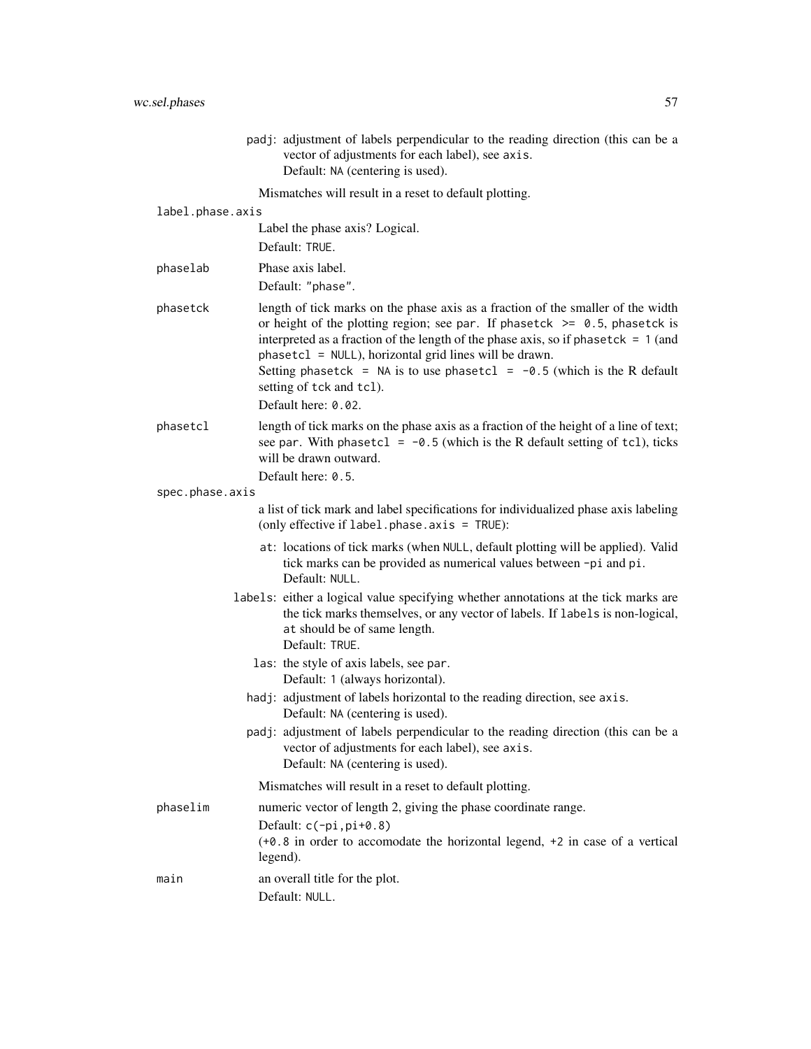padj: adjustment of labels perpendicular to the reading direction (this can be a vector of adjustments for each label), see `axis`.
Default: `NA` (centering is used).

Mismatches will result in a reset to default plotting.

**label.phase.axis**
Label the phase axis? Logical.
Default: `TRUE`.

**phaselab**
Phase axis label.
Default: `"phase"`.

**phasetck**
length of tick marks on the phase axis as a fraction of the smaller of the width or height of the plotting region; see `par`. If `phasetck >= 0.5`, `phasetck` is interpreted as a fraction of the length of the phase axis, so if `phasetck = 1` (and `phasetcl = NULL`), horizontal grid lines will be drawn.
Setting `phasetck = NA` is to use `phasetcl = -0.5` (which is the R default setting of `tck` and `tcl`).
Default here: `0.02`.

**phasetcl**
length of tick marks on the phase axis as a fraction of the height of a line of text; see `par`. With `phasetcl = -0.5` (which is the R default setting of `tcl`), ticks will be drawn outward.
Default here: `0.5`.

**spec.phase.axis**
a list of tick mark and label specifications for individualized phase axis labeling (only effective if `label.phase.axis = TRUE`):

- at: locations of tick marks (when `NULL`, default plotting will be applied). Valid tick marks can be provided as numerical values between `-pi` and `pi`.
Default: `NULL`.
- labels: either a logical value specifying whether annotations at the tick marks are the tick marks themselves, or any vector of labels. If `labels` is non-logical, `at` should be of same length.
Default: `TRUE`.
- las: the style of axis labels, see `par`.
Default: `1` (always horizontal).
- hadj: adjustment of labels horizontal to the reading direction, see `axis`.
Default: `NA` (centering is used).
- padj: adjustment of labels perpendicular to the reading direction (this can be a vector of adjustments for each label), see `axis`.
Default: `NA` (centering is used).

Mismatches will result in a reset to default plotting.

**phaselim**
numeric vector of length 2, giving the phase coordinate range.
Default: `c(-pi,pi+0.8)`
(`+0.8` in order to accomodate the horizontal legend, `+2` in case of a vertical legend).

**main**
an overall title for the plot.
Default: `NULL`.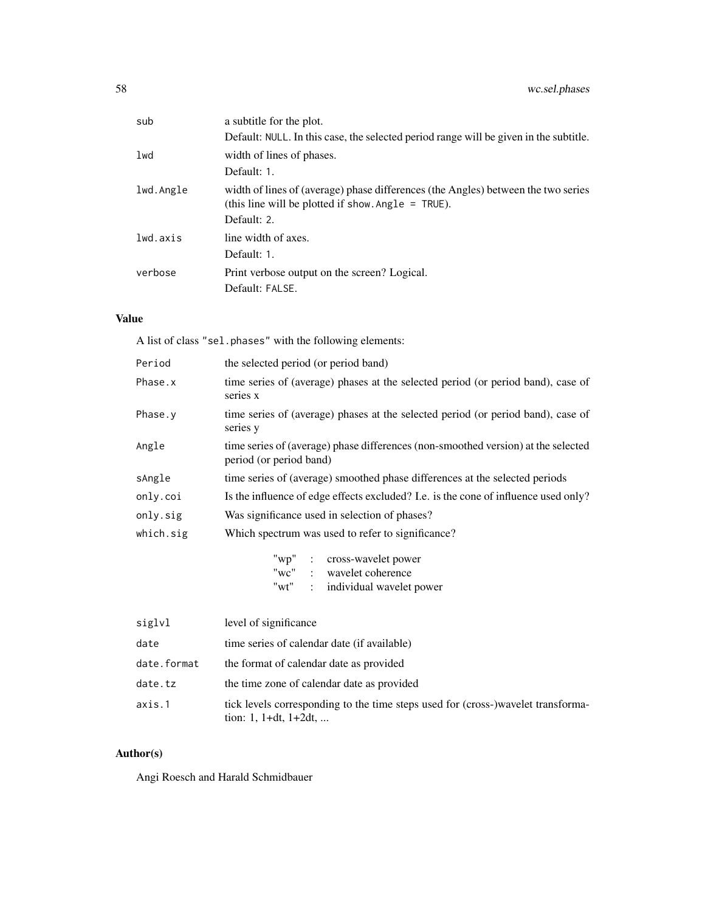| | |
|---|---|
| `sub` | a subtitle for the plot.<br>Default: `NULL`. In this case, the selected period range will be given in the subtitle. |
| `lwd` | width of lines of phases.<br>Default: `1`. |
| `lwd.Angle` | width of lines of (average) phase differences (the Angles) between the two series (this line will be plotted if `show.Angle = TRUE`).<br>Default: `2`. |
| `lwd.axis` | line width of axes.<br>Default: `1`. |
| `verbose` | Print verbose output on the screen? Logical.<br>Default: `FALSE`. |

## Value

A list of class `"sel.phases"` with the following elements:

| | |
|---|---|
| `Period` | the selected period (or period band) |
| `Phase.x` | time series of (average) phases at the selected period (or period band), case of series x |
| `Phase.y` | time series of (average) phases at the selected period (or period band), case of series y |
| `Angle` | time series of (average) phase differences (non-smoothed version) at the selected period (or period band) |
| `sAngle` | time series of (average) smoothed phase differences at the selected periods |
| `only.coi` | Is the influence of edge effects excluded? I.e. is the cone of influence used only? |
| `only.sig` | Was significance used in selection of phases? |
| `which.sig` | Which spectrum was used to refer to significance?<br>"wp" : cross-wavelet power<br>"wc" : wavelet coherence<br>"wt" : individual wavelet power |
| `siglvl` | level of significance |
| `date` | time series of calendar date (if available) |
| `date.format` | the format of calendar date as provided |
| `date.tz` | the time zone of calendar date as provided |
| `axis.1` | tick levels corresponding to the time steps used for (cross-)wavelet transformation: 1, 1+dt, 1+2dt, ... |

## Author(s)

Angi Roesch and Harald Schmidbauer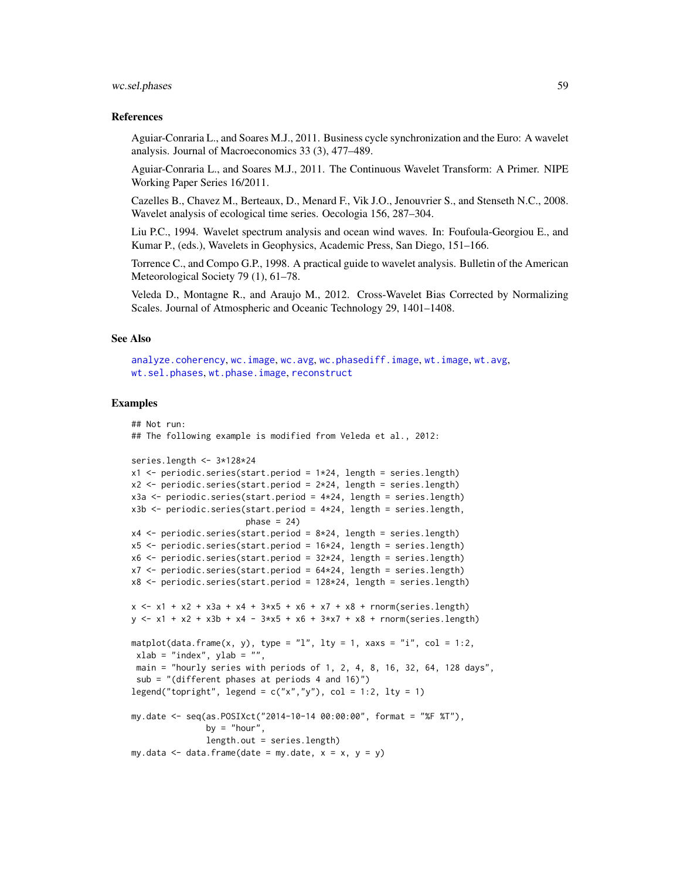### References

Aguiar-Conraria L., and Soares M.J., 2011. Business cycle synchronization and the Euro: A wavelet analysis. Journal of Macroeconomics 33 (3), 477–489.

Aguiar-Conraria L., and Soares M.J., 2011. The Continuous Wavelet Transform: A Primer. NIPE Working Paper Series 16/2011.

Cazelles B., Chavez M., Berteaux, D., Menard F., Vik J.O., Jenouvrier S., and Stenseth N.C., 2008. Wavelet analysis of ecological time series. Oecologia 156, 287–304.

Liu P.C., 1994. Wavelet spectrum analysis and ocean wind waves. In: Foufoula-Georgiou E., and Kumar P., (eds.), Wavelets in Geophysics, Academic Press, San Diego, 151–166.

Torrence C., and Compo G.P., 1998. A practical guide to wavelet analysis. Bulletin of the American Meteorological Society 79 (1), 61–78.

Veleda D., Montagne R., and Araujo M., 2012. Cross-Wavelet Bias Corrected by Normalizing Scales. Journal of Atmospheric and Oceanic Technology 29, 1401–1408.

### See Also

analyze.coherency, wc.image, wc.avg, wc.phasediff.image, wt.image, wt.avg, wt.sel.phases, wt.phase.image, reconstruct

### Examples

```
## Not run:
## The following example is modified from Veleda et al., 2012:

series.length <- 3*128*24
x1 <- periodic.series(start.period = 1*24, length = series.length)
x2 <- periodic.series(start.period = 2*24, length = series.length)
x3a <- periodic.series(start.period = 4*24, length = series.length)
x3b <- periodic.series(start.period = 4*24, length = series.length,
                       phase = 24)
x4 <- periodic.series(start.period = 8*24, length = series.length)
x5 <- periodic.series(start.period = 16*24, length = series.length)
x6 <- periodic.series(start.period = 32*24, length = series.length)
x7 <- periodic.series(start.period = 64*24, length = series.length)
x8 <- periodic.series(start.period = 128*24, length = series.length)

x <- x1 + x2 + x3a + x4 + 3*x5 + x6 + x7 + x8 + rnorm(series.length)
y <- x1 + x2 + x3b + x4 - 3*x5 + x6 + 3*x7 + x8 + rnorm(series.length)

matplot(data.frame(x, y), type = "l", lty = 1, xaxs = "i", col = 1:2,
 xlab = "index", ylab = "",
 main = "hourly series with periods of 1, 2, 4, 8, 16, 32, 64, 128 days",
 sub = "(different phases at periods 4 and 16)")
legend("topright", legend = c("x","y"), col = 1:2, lty = 1)

my.date <- seq(as.POSIXct("2014-10-14 00:00:00", format = "%F %T"),
               by = "hour",
               length.out = series.length)
my.data <- data.frame(date = my.date, x = x, y = y)
```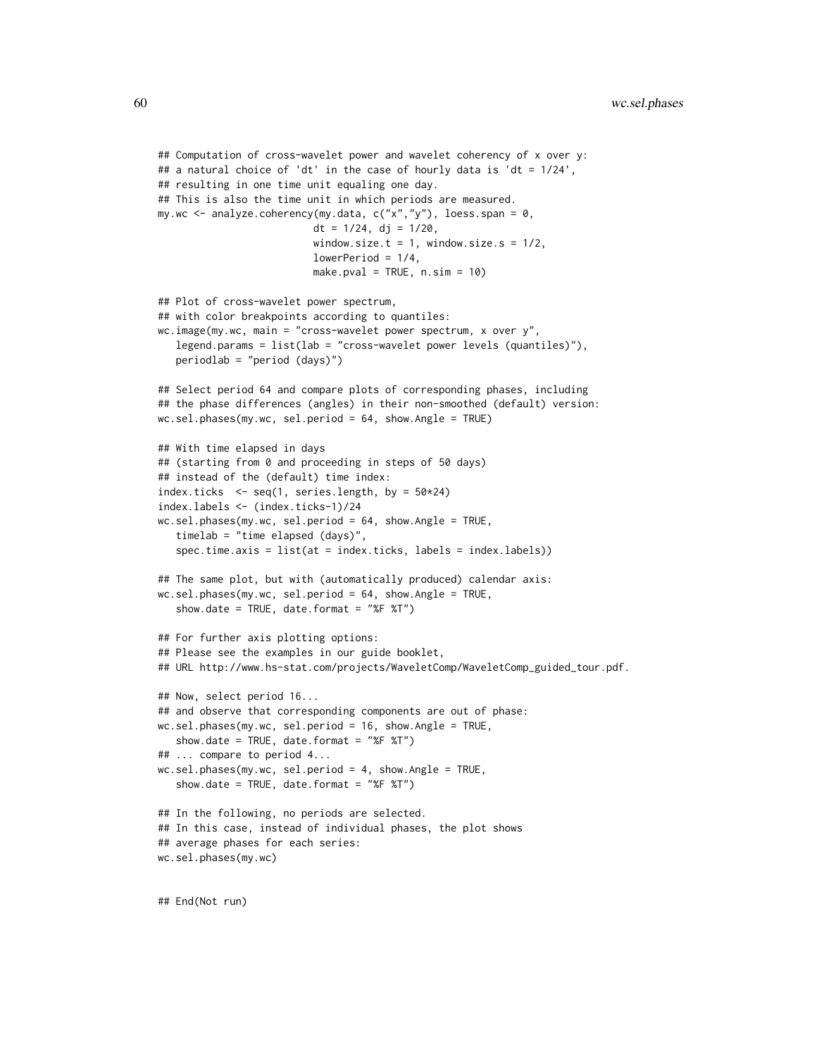```
## Computation of cross-wavelet power and wavelet coherency of x over y:
## a natural choice of 'dt' in the case of hourly data is 'dt = 1/24',
## resulting in one time unit equaling one day.
## This is also the time unit in which periods are measured.
my.wc <- analyze.coherency(my.data, c("x","y"), loess.span = 0,
                           dt = 1/24, dj = 1/20,
                           window.size.t = 1, window.size.s = 1/2,
                           lowerPeriod = 1/4,
                           make.pval = TRUE, n.sim = 10)

## Plot of cross-wavelet power spectrum,
## with color breakpoints according to quantiles:
wc.image(my.wc, main = "cross-wavelet power spectrum, x over y",
   legend.params = list(lab = "cross-wavelet power levels (quantiles)"),
   periodlab = "period (days)")

## Select period 64 and compare plots of corresponding phases, including
## the phase differences (angles) in their non-smoothed (default) version:
wc.sel.phases(my.wc, sel.period = 64, show.Angle = TRUE)

## With time elapsed in days
## (starting from 0 and proceeding in steps of 50 days)
## instead of the (default) time index:
index.ticks  <- seq(1, series.length, by = 50*24)
index.labels <- (index.ticks-1)/24
wc.sel.phases(my.wc, sel.period = 64, show.Angle = TRUE,
   timelab = "time elapsed (days)",
   spec.time.axis = list(at = index.ticks, labels = index.labels))

## The same plot, but with (automatically produced) calendar axis:
wc.sel.phases(my.wc, sel.period = 64, show.Angle = TRUE,
   show.date = TRUE, date.format = "%F %T")

## For further axis plotting options:
## Please see the examples in our guide booklet,
## URL http://www.hs-stat.com/projects/WaveletComp/WaveletComp_guided_tour.pdf.

## Now, select period 16...
## and observe that corresponding components are out of phase:
wc.sel.phases(my.wc, sel.period = 16, show.Angle = TRUE,
   show.date = TRUE, date.format = "%F %T")
## ... compare to period 4...
wc.sel.phases(my.wc, sel.period = 4, show.Angle = TRUE,
   show.date = TRUE, date.format = "%F %T")

## In the following, no periods are selected.
## In this case, instead of individual phases, the plot shows
## average phases for each series:
wc.sel.phases(my.wc)


## End(Not run)
```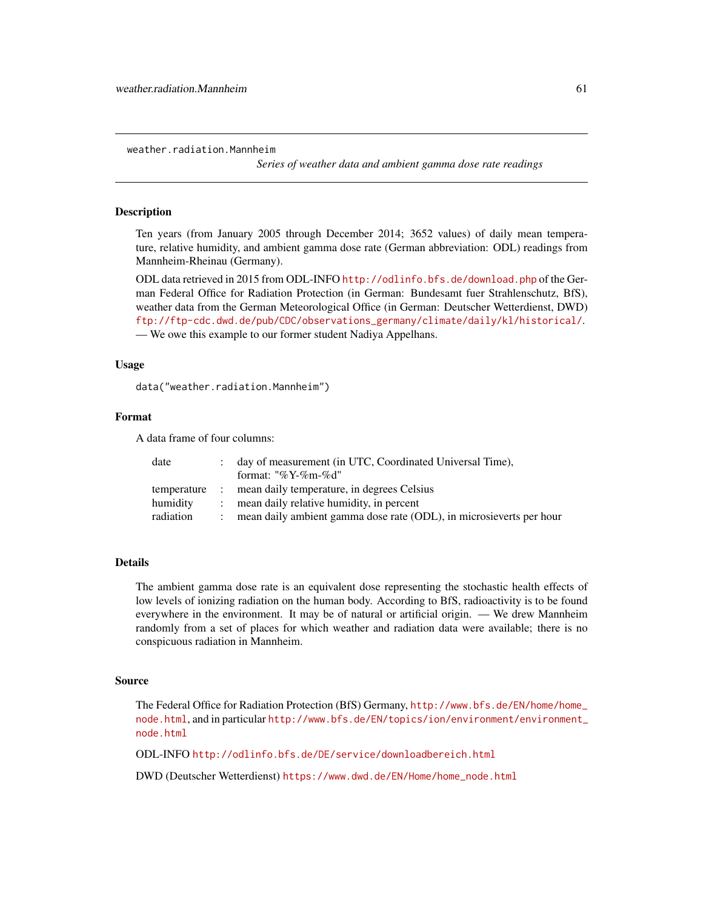`weather.radiation.Mannheim` *Series of weather data and ambient gamma dose rate readings*

## Description

Ten years (from January 2005 through December 2014; 3652 values) of daily mean temperature, relative humidity, and ambient gamma dose rate (German abbreviation: ODL) readings from Mannheim-Rheinau (Germany).

ODL data retrieved in 2015 from ODL-INFO http://odlinfo.bfs.de/download.php of the German Federal Office for Radiation Protection (in German: Bundesamt fuer Strahlenschutz, BfS), weather data from the German Meteorological Office (in German: Deutscher Wetterdienst, DWD) ftp://ftp-cdc.dwd.de/pub/CDC/observations_germany/climate/daily/kl/historical/. — We owe this example to our former student Nadiya Appelhans.

## Usage

```
data("weather.radiation.Mannheim")
```

## Format

A data frame of four columns:

| | | |
|---|---|---|
| date | : | day of measurement (in UTC, Coordinated Universal Time), format: "%Y-%m-%d" |
| temperature | : | mean daily temperature, in degrees Celsius |
| humidity | : | mean daily relative humidity, in percent |
| radiation | : | mean daily ambient gamma dose rate (ODL), in microsieverts per hour |

## Details

The ambient gamma dose rate is an equivalent dose representing the stochastic health effects of low levels of ionizing radiation on the human body. According to BfS, radioactivity is to be found everywhere in the environment. It may be of natural or artificial origin. — We drew Mannheim randomly from a set of places for which weather and radiation data were available; there is no conspicuous radiation in Mannheim.

## Source

The Federal Office for Radiation Protection (BfS) Germany, http://www.bfs.de/EN/home/home_node.html, and in particular http://www.bfs.de/EN/topics/ion/environment/environment_node.html

ODL-INFO http://odlinfo.bfs.de/DE/service/downloadbereich.html

DWD (Deutscher Wetterdienst) https://www.dwd.de/EN/Home/home_node.html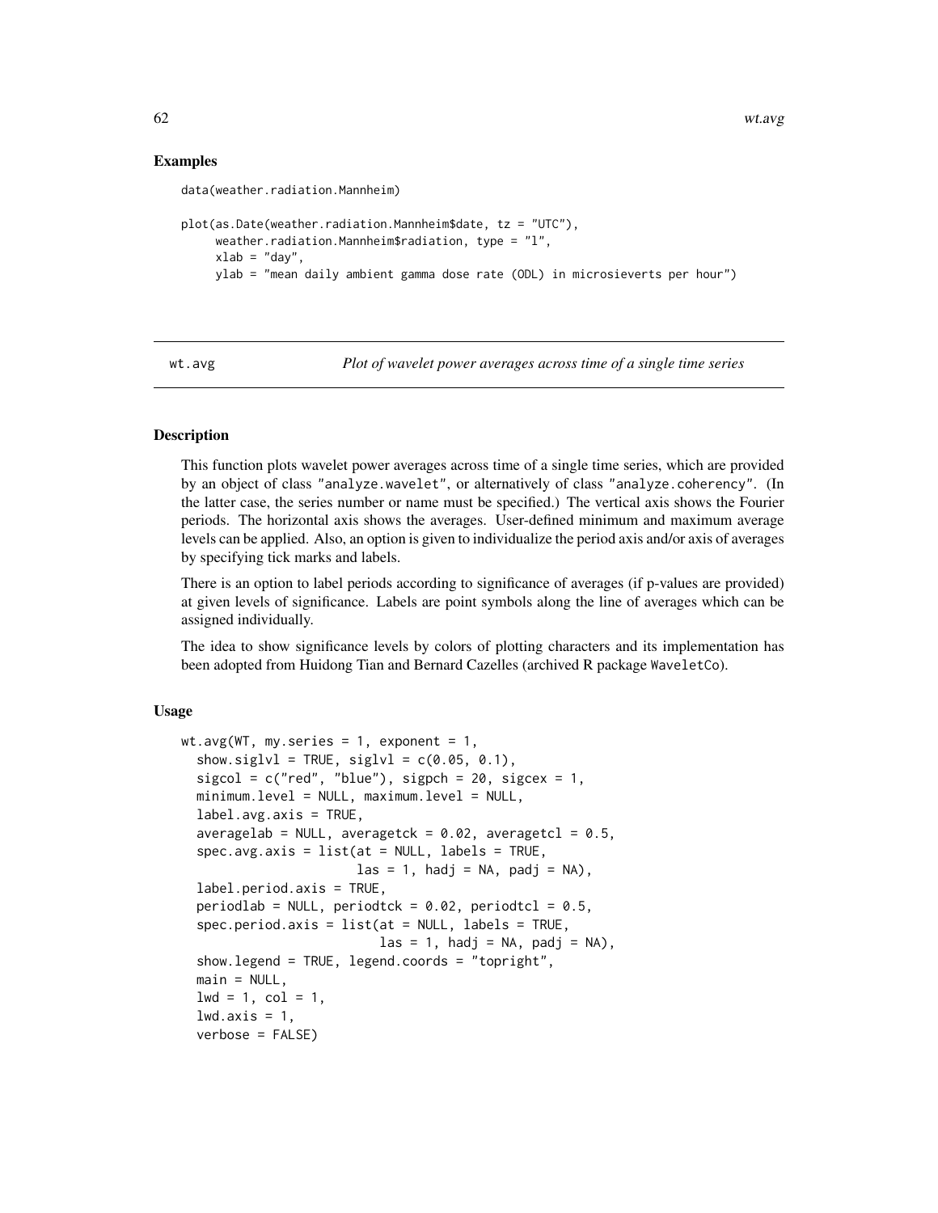## Examples

```
data(weather.radiation.Mannheim)

plot(as.Date(weather.radiation.Mannheim$date, tz = "UTC"),
     weather.radiation.Mannheim$radiation, type = "l",
     xlab = "day",
     ylab = "mean daily ambient gamma dose rate (ODL) in microsieverts per hour")
```

---

wt.avg *Plot of wavelet power averages across time of a single time series*

---

## Description

This function plots wavelet power averages across time of a single time series, which are provided by an object of class "analyze.wavelet", or alternatively of class "analyze.coherency". (In the latter case, the series number or name must be specified.) The vertical axis shows the Fourier periods. The horizontal axis shows the averages. User-defined minimum and maximum average levels can be applied. Also, an option is given to individualize the period axis and/or axis of averages by specifying tick marks and labels.

There is an option to label periods according to significance of averages (if p-values are provided) at given levels of significance. Labels are point symbols along the line of averages which can be assigned individually.

The idea to show significance levels by colors of plotting characters and its implementation has been adopted from Huidong Tian and Bernard Cazelles (archived R package WaveletCo).

## Usage

```
wt.avg(WT, my.series = 1, exponent = 1,
  show.siglvl = TRUE, siglvl = c(0.05, 0.1),
  sigcol = c("red", "blue"), sigpch = 20, sigcex = 1,
  minimum.level = NULL, maximum.level = NULL,
  label.avg.axis = TRUE,
  averagelab = NULL, averagetck = 0.02, averagetcl = 0.5,
  spec.avg.axis = list(at = NULL, labels = TRUE,
                       las = 1, hadj = NA, padj = NA),
  label.period.axis = TRUE,
  periodlab = NULL, periodtck = 0.02, periodtcl = 0.5,
  spec.period.axis = list(at = NULL, labels = TRUE,
                          las = 1, hadj = NA, padj = NA),
  show.legend = TRUE, legend.coords = "topright",
  main = NULL,
  lwd = 1, col = 1,
  lwd.axis = 1,
  verbose = FALSE)
```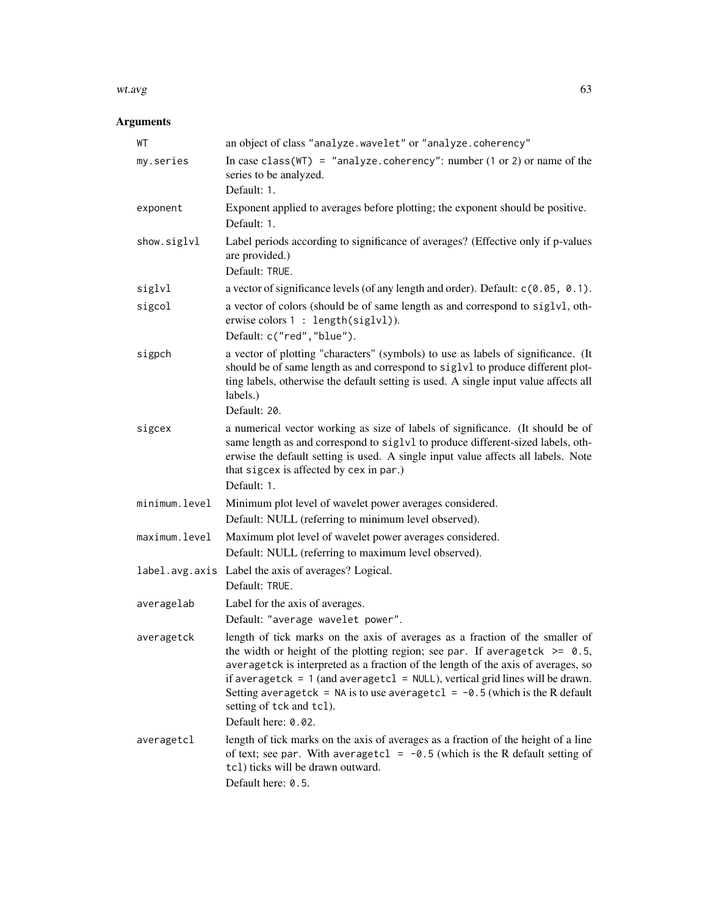## Arguments

| | |
|---|---|
| `WT` | an object of class "analyze.wavelet" or "analyze.coherency" |
| `my.series` | In case `class(WT) = "analyze.coherency"`: number (1 or 2) or name of the series to be analyzed.<br>Default: 1. |
| `exponent` | Exponent applied to averages before plotting; the exponent should be positive.<br>Default: 1. |
| `show.siglvl` | Label periods according to significance of averages? (Effective only if p-values are provided.)<br>Default: TRUE. |
| `siglvl` | a vector of significance levels (of any length and order). Default: `c(0.05, 0.1)`. |
| `sigcol` | a vector of colors (should be of same length as and correspond to `siglvl`, otherwise colors `1 : length(siglvl)`).<br>Default: `c("red","blue")`. |
| `sigpch` | a vector of plotting "characters" (symbols) to use as labels of significance. (It should be of same length as and correspond to `siglvl` to produce different plotting labels, otherwise the default setting is used. A single input value affects all labels.)<br>Default: 20. |
| `sigcex` | a numerical vector working as size of labels of significance. (It should be of same length as and correspond to `siglvl` to produce different-sized labels, otherwise the default setting is used. A single input value affects all labels. Note that `sigcex` is affected by `cex` in `par`.)<br>Default: 1. |
| `minimum.level` | Minimum plot level of wavelet power averages considered.<br>Default: NULL (referring to minimum level observed). |
| `maximum.level` | Maximum plot level of wavelet power averages considered.<br>Default: NULL (referring to maximum level observed). |
| `label.avg.axis` | Label the axis of averages? Logical.<br>Default: TRUE. |
| `averagelab` | Label for the axis of averages.<br>Default: "average wavelet power". |
| `averagetck` | length of tick marks on the axis of averages as a fraction of the smaller of the width or height of the plotting region; see `par`. If `averagetck >= 0.5`, `averagetck` is interpreted as a fraction of the length of the axis of averages, so if `averagetck = 1` (and `averagetcl = NULL`), vertical grid lines will be drawn. Setting `averagetck = NA` is to use `averagetcl = -0.5` (which is the R default setting of `tck` and `tcl`).<br>Default here: 0.02. |
| `averagetcl` | length of tick marks on the axis of averages as a fraction of the height of a line of text; see `par`. With `averagetcl = -0.5` (which is the R default setting of `tcl`) ticks will be drawn outward.<br>Default here: 0.5. |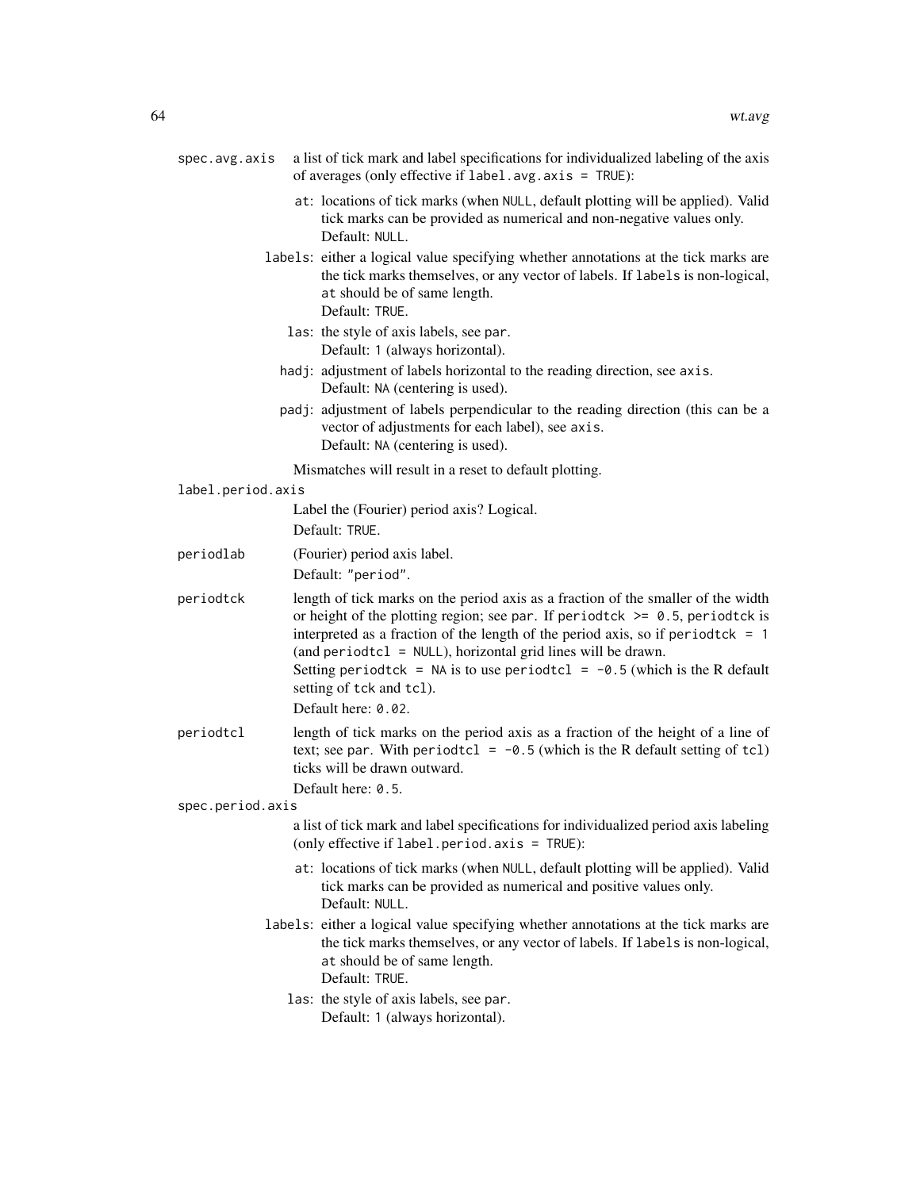`spec.avg.axis`
: a list of tick mark and label specifications for individualized labeling of the axis of averages (only effective if `label.avg.axis = TRUE`):

  - `at`: locations of tick marks (when `NULL`, default plotting will be applied). Valid tick marks can be provided as numerical and non-negative values only.
    Default: `NULL`.
  - `labels`: either a logical value specifying whether annotations at the tick marks are the tick marks themselves, or any vector of labels. If `labels` is non-logical, `at` should be of same length.
    Default: `TRUE`.
  - `las`: the style of axis labels, see `par`.
    Default: `1` (always horizontal).
  - `hadj`: adjustment of labels horizontal to the reading direction, see `axis`.
    Default: `NA` (centering is used).
  - `padj`: adjustment of labels perpendicular to the reading direction (this can be a vector of adjustments for each label), see `axis`.
    Default: `NA` (centering is used).

  Mismatches will result in a reset to default plotting.

`label.period.axis`
: Label the (Fourier) period axis? Logical.
  Default: `TRUE`.

`periodlab`
: (Fourier) period axis label.
  Default: `"period"`.

`periodtck`
: length of tick marks on the period axis as a fraction of the smaller of the width or height of the plotting region; see `par`. If `periodtck >= 0.5`, `periodtck` is interpreted as a fraction of the length of the period axis, so if `periodtck = 1` (and `periodtcl = NULL`), horizontal grid lines will be drawn.
  Setting `periodtck = NA` is to use `periodtcl = -0.5` (which is the R default setting of `tck` and `tcl`).
  Default here: `0.02`.

`periodtcl`
: length of tick marks on the period axis as a fraction of the height of a line of text; see `par`. With `periodtcl = -0.5` (which is the R default setting of `tcl`) ticks will be drawn outward.
  Default here: `0.5`.

`spec.period.axis`
: a list of tick mark and label specifications for individualized period axis labeling (only effective if `label.period.axis = TRUE`):

  - `at`: locations of tick marks (when `NULL`, default plotting will be applied). Valid tick marks can be provided as numerical and positive values only.
    Default: `NULL`.
  - `labels`: either a logical value specifying whether annotations at the tick marks are the tick marks themselves, or any vector of labels. If `labels` is non-logical, `at` should be of same length.
    Default: `TRUE`.
  - `las`: the style of axis labels, see `par`.
    Default: `1` (always horizontal).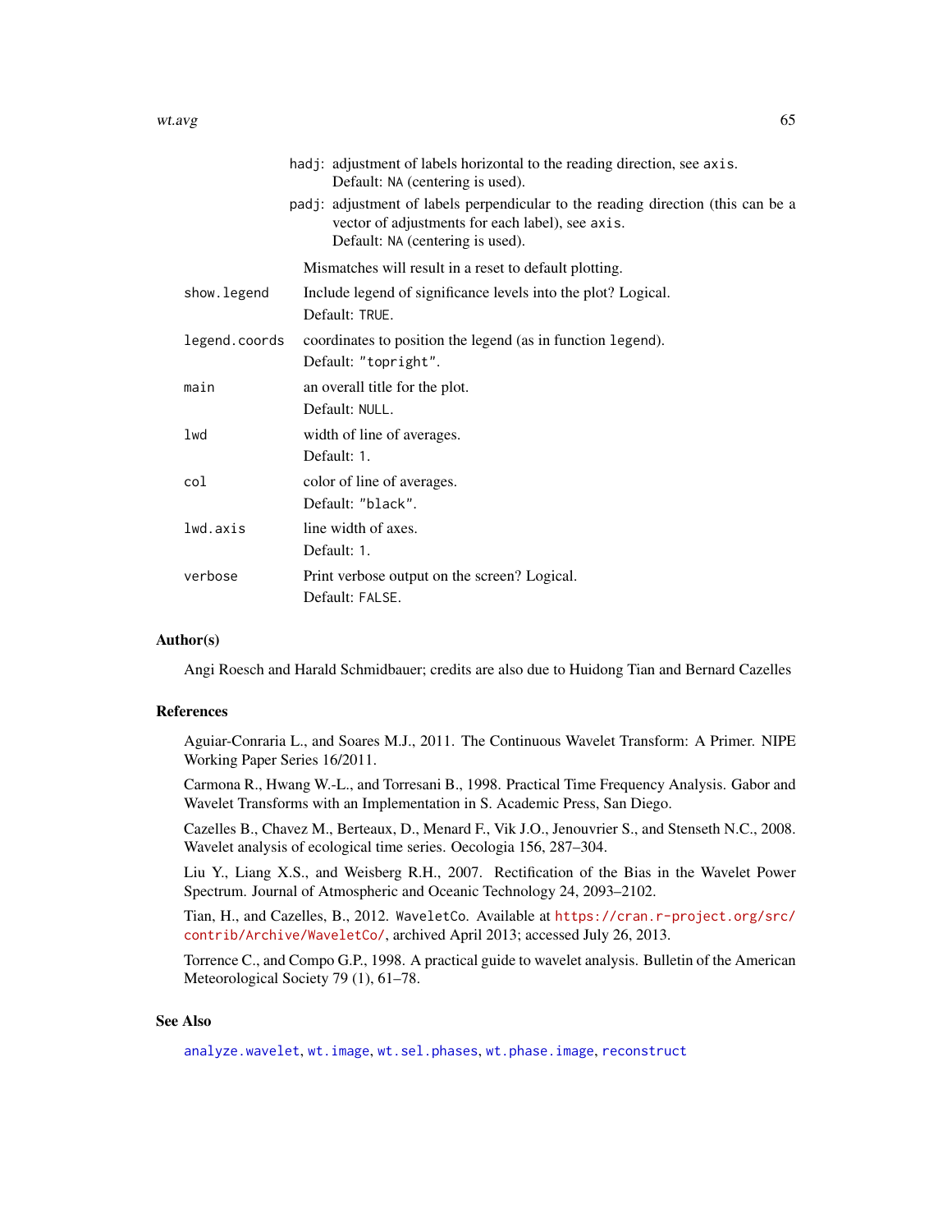hadj: adjustment of labels horizontal to the reading direction, see `axis`.
Default: `NA` (centering is used).

padj: adjustment of labels perpendicular to the reading direction (this can be a vector of adjustments for each label), see `axis`.
Default: `NA` (centering is used).

Mismatches will result in a reset to default plotting.

`show.legend` Include legend of significance levels into the plot? Logical.
Default: `TRUE`.

`legend.coords` coordinates to position the legend (as in function `legend`).
Default: `"topright"`.

`main` an overall title for the plot.
Default: `NULL`.

`lwd` width of line of averages.
Default: `1`.

`col` color of line of averages.
Default: `"black"`.

`lwd.axis` line width of axes.
Default: `1`.

`verbose` Print verbose output on the screen? Logical.
Default: `FALSE`.

## Author(s)

Angi Roesch and Harald Schmidbauer; credits are also due to Huidong Tian and Bernard Cazelles

## References

Aguiar-Conraria L., and Soares M.J., 2011. The Continuous Wavelet Transform: A Primer. NIPE Working Paper Series 16/2011.

Carmona R., Hwang W.-L., and Torresani B., 1998. Practical Time Frequency Analysis. Gabor and Wavelet Transforms with an Implementation in S. Academic Press, San Diego.

Cazelles B., Chavez M., Berteaux, D., Menard F., Vik J.O., Jenouvrier S., and Stenseth N.C., 2008. Wavelet analysis of ecological time series. Oecologia 156, 287–304.

Liu Y., Liang X.S., and Weisberg R.H., 2007. Rectification of the Bias in the Wavelet Power Spectrum. Journal of Atmospheric and Oceanic Technology 24, 2093–2102.

Tian, H., and Cazelles, B., 2012. `WaveletCo`. Available at https://cran.r-project.org/src/contrib/Archive/WaveletCo/, archived April 2013; accessed July 26, 2013.

Torrence C., and Compo G.P., 1998. A practical guide to wavelet analysis. Bulletin of the American Meteorological Society 79 (1), 61–78.

## See Also

`analyze.wavelet`, `wt.image`, `wt.sel.phases`, `wt.phase.image`, `reconstruct`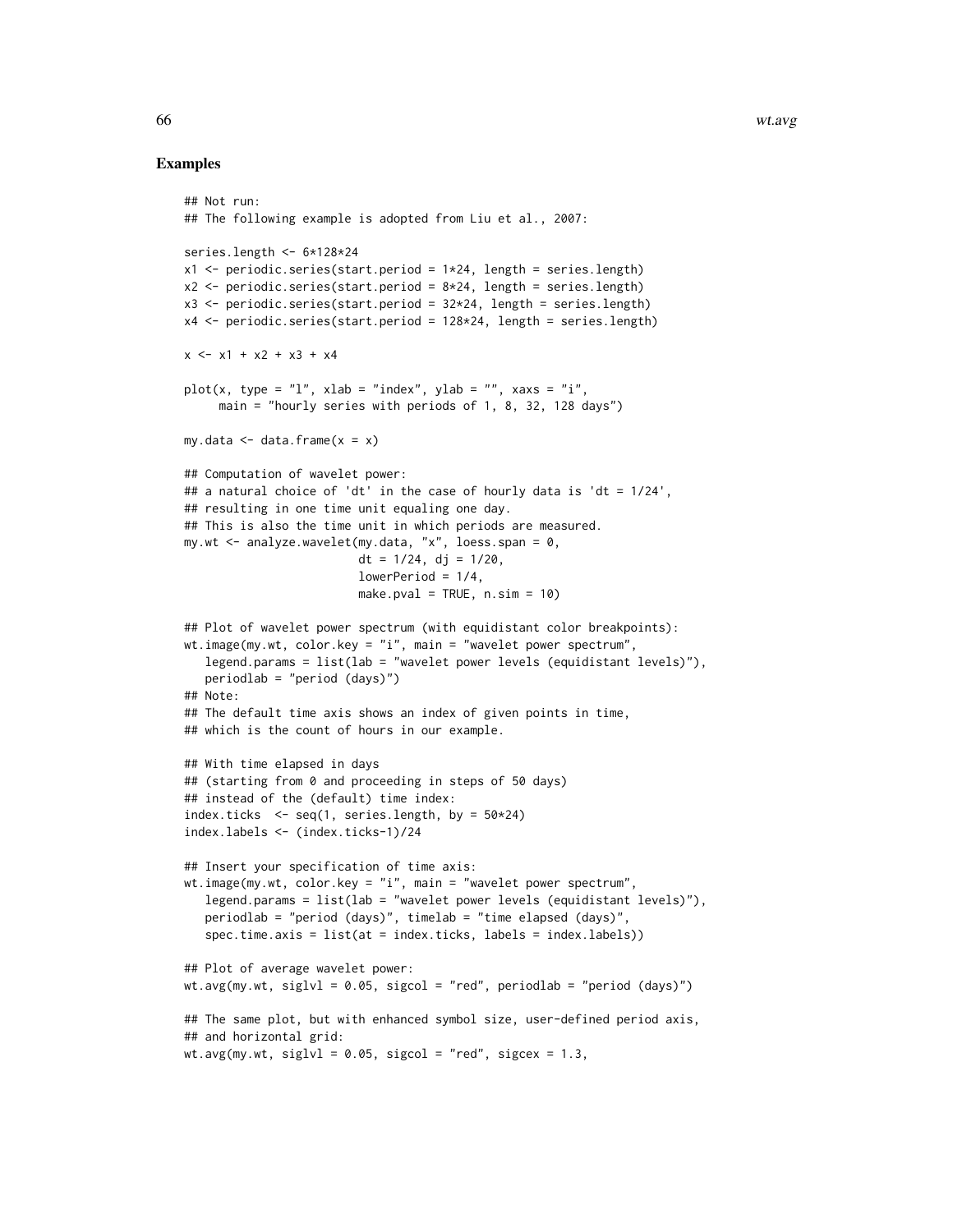## Examples

```
## Not run:
## The following example is adopted from Liu et al., 2007:

series.length <- 6*128*24
x1 <- periodic.series(start.period = 1*24, length = series.length)
x2 <- periodic.series(start.period = 8*24, length = series.length)
x3 <- periodic.series(start.period = 32*24, length = series.length)
x4 <- periodic.series(start.period = 128*24, length = series.length)

x <- x1 + x2 + x3 + x4

plot(x, type = "l", xlab = "index", ylab = "", xaxs = "i",
     main = "hourly series with periods of 1, 8, 32, 128 days")

my.data <- data.frame(x = x)

## Computation of wavelet power:
## a natural choice of 'dt' in the case of hourly data is 'dt = 1/24',
## resulting in one time unit equaling one day.
## This is also the time unit in which periods are measured.
my.wt <- analyze.wavelet(my.data, "x", loess.span = 0,
                         dt = 1/24, dj = 1/20,
                         lowerPeriod = 1/4,
                         make.pval = TRUE, n.sim = 10)

## Plot of wavelet power spectrum (with equidistant color breakpoints):
wt.image(my.wt, color.key = "i", main = "wavelet power spectrum",
   legend.params = list(lab = "wavelet power levels (equidistant levels)"),
   periodlab = "period (days)")
## Note:
## The default time axis shows an index of given points in time,
## which is the count of hours in our example.

## With time elapsed in days
## (starting from 0 and proceeding in steps of 50 days)
## instead of the (default) time index:
index.ticks  <- seq(1, series.length, by = 50*24)
index.labels <- (index.ticks-1)/24

## Insert your specification of time axis:
wt.image(my.wt, color.key = "i", main = "wavelet power spectrum",
   legend.params = list(lab = "wavelet power levels (equidistant levels)"),
   periodlab = "period (days)", timelab = "time elapsed (days)",
   spec.time.axis = list(at = index.ticks, labels = index.labels))

## Plot of average wavelet power:
wt.avg(my.wt, siglvl = 0.05, sigcol = "red", periodlab = "period (days)")

## The same plot, but with enhanced symbol size, user-defined period axis,
## and horizontal grid:
wt.avg(my.wt, siglvl = 0.05, sigcol = "red", sigcex = 1.3,
```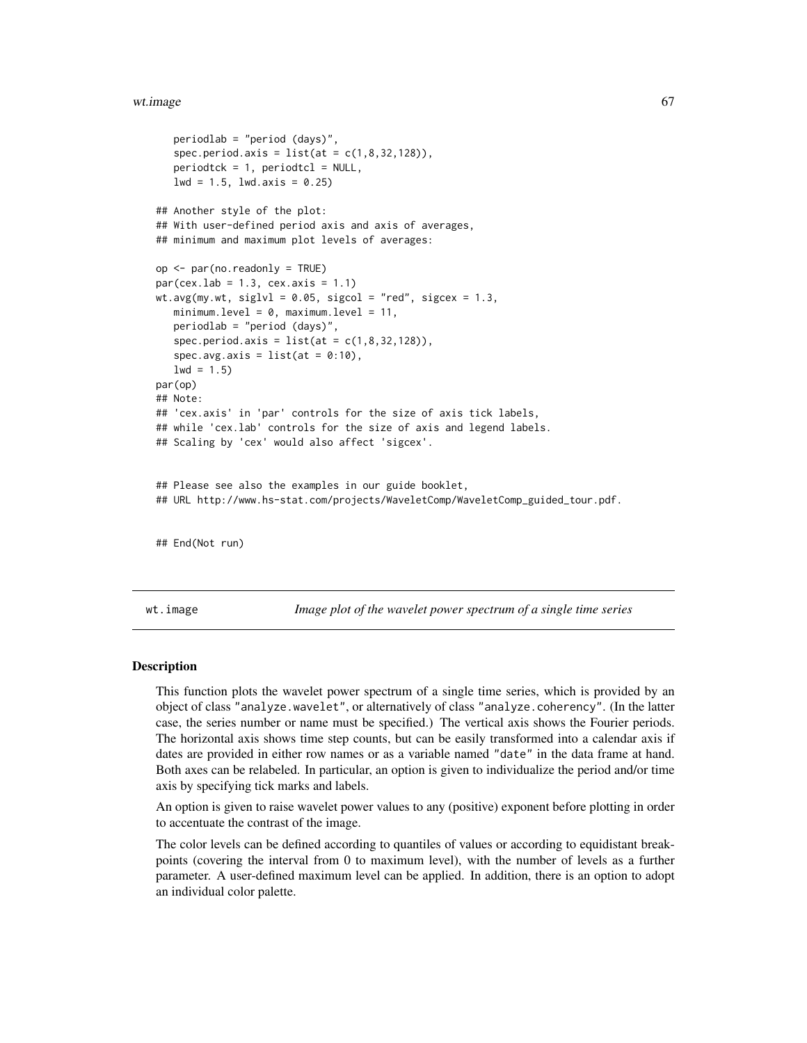```
   periodlab = "period (days)",
   spec.period.axis = list(at = c(1,8,32,128)),
   periodtck = 1, periodtcl = NULL,
   lwd = 1.5, lwd.axis = 0.25)

## Another style of the plot:
## With user-defined period axis and axis of averages,
## minimum and maximum plot levels of averages:

op <- par(no.readonly = TRUE)
par(cex.lab = 1.3, cex.axis = 1.1)
wt.avg(my.wt, siglvl = 0.05, sigcol = "red", sigcex = 1.3,
   minimum.level = 0, maximum.level = 11,
   periodlab = "period (days)",
   spec.period.axis = list(at = c(1,8,32,128)),
   spec.avg.axis = list(at = 0:10),
   lwd = 1.5)
par(op)
## Note:
## 'cex.axis' in 'par' controls for the size of axis tick labels,
## while 'cex.lab' controls for the size of axis and legend labels.
## Scaling by 'cex' would also affect 'sigcex'.


## Please see also the examples in our guide booklet,
## URL http://www.hs-stat.com/projects/WaveletComp/WaveletComp_guided_tour.pdf.


## End(Not run)
```

---

wt.image — *Image plot of the wavelet power spectrum of a single time series*

---

### Description

This function plots the wavelet power spectrum of a single time series, which is provided by an object of class `"analyze.wavelet"`, or alternatively of class `"analyze.coherency"`. (In the latter case, the series number or name must be specified.) The vertical axis shows the Fourier periods. The horizontal axis shows time step counts, but can be easily transformed into a calendar axis if dates are provided in either row names or as a variable named `"date"` in the data frame at hand. Both axes can be relabeled. In particular, an option is given to individualize the period and/or time axis by specifying tick marks and labels.

An option is given to raise wavelet power values to any (positive) exponent before plotting in order to accentuate the contrast of the image.

The color levels can be defined according to quantiles of values or according to equidistant breakpoints (covering the interval from 0 to maximum level), with the number of levels as a further parameter. A user-defined maximum level can be applied. In addition, there is an option to adopt an individual color palette.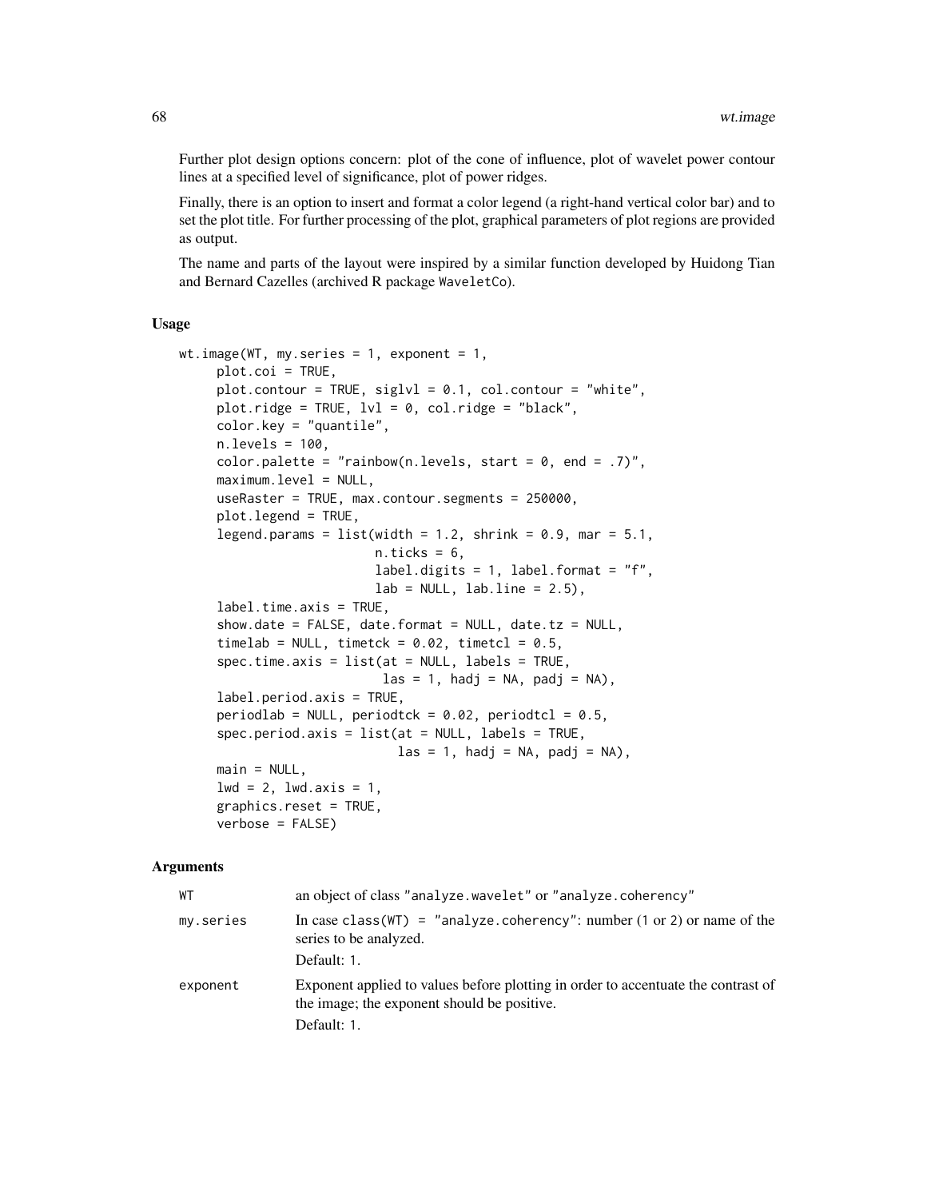Further plot design options concern: plot of the cone of influence, plot of wavelet power contour lines at a specified level of significance, plot of power ridges.

Finally, there is an option to insert and format a color legend (a right-hand vertical color bar) and to set the plot title. For further processing of the plot, graphical parameters of plot regions are provided as output.

The name and parts of the layout were inspired by a similar function developed by Huidong Tian and Bernard Cazelles (archived R package `WaveletCo`).

### Usage

```
wt.image(WT, my.series = 1, exponent = 1,
     plot.coi = TRUE,
     plot.contour = TRUE, siglvl = 0.1, col.contour = "white",
     plot.ridge = TRUE, lvl = 0, col.ridge = "black",
     color.key = "quantile",
     n.levels = 100,
     color.palette = "rainbow(n.levels, start = 0, end = .7)",
     maximum.level = NULL,
     useRaster = TRUE, max.contour.segments = 250000,
     plot.legend = TRUE,
     legend.params = list(width = 1.2, shrink = 0.9, mar = 5.1,
                          n.ticks = 6,
                          label.digits = 1, label.format = "f",
                          lab = NULL, lab.line = 2.5),
     label.time.axis = TRUE,
     show.date = FALSE, date.format = NULL, date.tz = NULL,
     timelab = NULL, timetck = 0.02, timetcl = 0.5,
     spec.time.axis = list(at = NULL, labels = TRUE,
                           las = 1, hadj = NA, padj = NA),
     label.period.axis = TRUE,
     periodlab = NULL, periodtck = 0.02, periodtcl = 0.5,
     spec.period.axis = list(at = NULL, labels = TRUE,
                             las = 1, hadj = NA, padj = NA),
     main = NULL,
     lwd = 2, lwd.axis = 1,
     graphics.reset = TRUE,
     verbose = FALSE)
```

### Arguments

| | |
|---|---|
| `WT` | an object of class "analyze.wavelet" or "analyze.coherency" |
| `my.series` | In case `class(WT) = "analyze.coherency"`: number (1 or 2) or name of the series to be analyzed.<br>Default: 1. |
| `exponent` | Exponent applied to values before plotting in order to accentuate the contrast of the image; the exponent should be positive.<br>Default: 1. |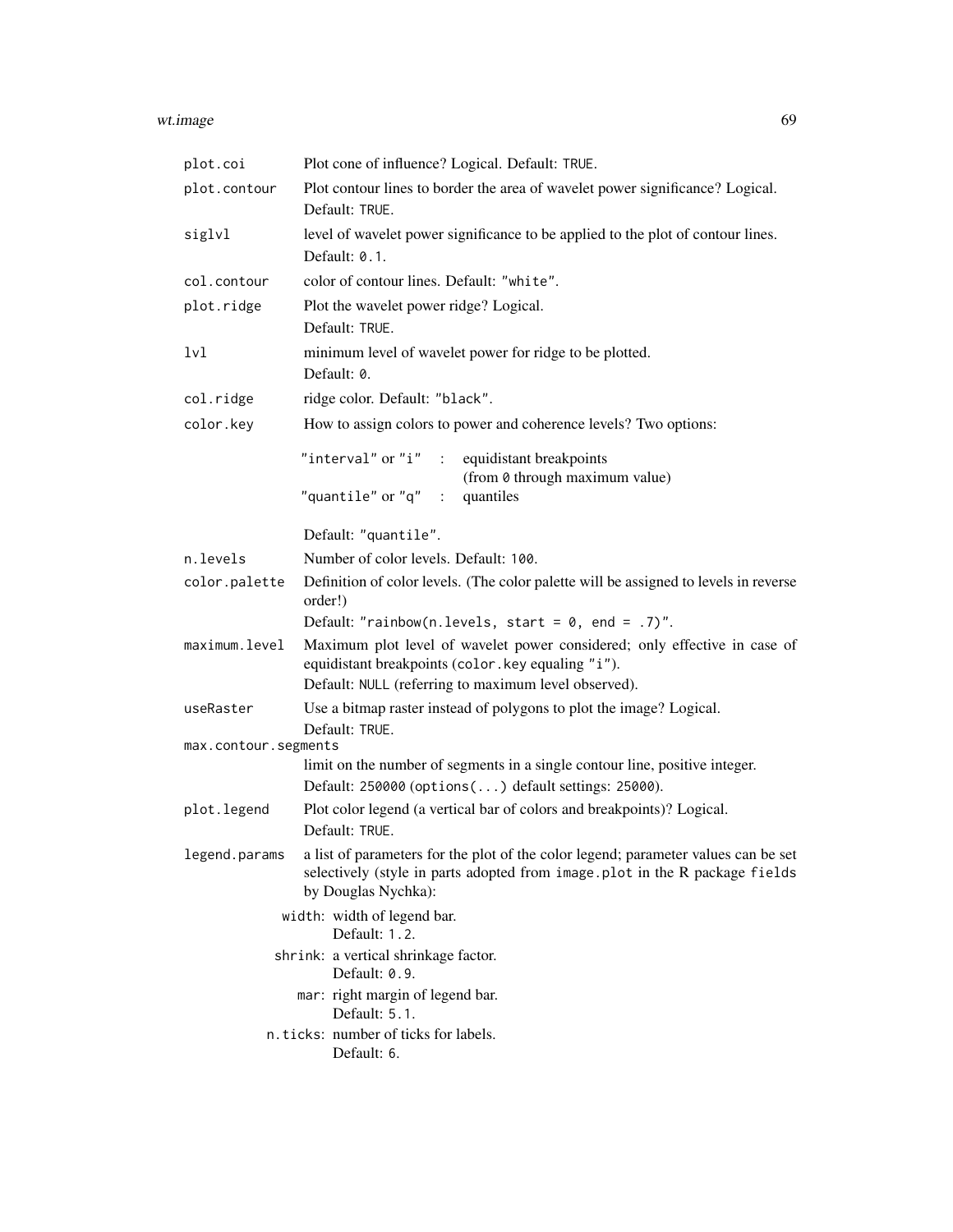| | |
|---|---|
| `plot.coi` | Plot cone of influence? Logical. Default: `TRUE`. |
| `plot.contour` | Plot contour lines to border the area of wavelet power significance? Logical. Default: `TRUE`. |
| `siglvl` | level of wavelet power significance to be applied to the plot of contour lines. Default: `0.1`. |
| `col.contour` | color of contour lines. Default: `"white"`. |
| `plot.ridge` | Plot the wavelet power ridge? Logical. Default: `TRUE`. |
| `lvl` | minimum level of wavelet power for ridge to be plotted. Default: `0`. |
| `col.ridge` | ridge color. Default: `"black"`. |
| `color.key` | How to assign colors to power and coherence levels? Two options: `"interval"` or `"i"` : equidistant breakpoints (from `0` through maximum value); `"quantile"` or `"q"` : quantiles. Default: `"quantile"`. |
| `n.levels` | Number of color levels. Default: `100`. |
| `color.palette` | Definition of color levels. (The color palette will be assigned to levels in reverse order!) Default: `"rainbow(n.levels, start = 0, end = .7)"`. |
| `maximum.level` | Maximum plot level of wavelet power considered; only effective in case of equidistant breakpoints (`color.key` equaling `"i"`). Default: `NULL` (referring to maximum level observed). |
| `useRaster` | Use a bitmap raster instead of polygons to plot the image? Logical. Default: `TRUE`. |
| `max.contour.segments` | limit on the number of segments in a single contour line, positive integer. Default: `250000` (`options(...)` default settings: `25000`). |
| `plot.legend` | Plot color legend (a vertical bar of colors and breakpoints)? Logical. Default: `TRUE`. |
| `legend.params` | a list of parameters for the plot of the color legend; parameter values can be set selectively (style in parts adopted from `image.plot` in the R package `fields` by Douglas Nychka): |

- `width`: width of legend bar. Default: `1.2`.
- `shrink`: a vertical shrinkage factor. Default: `0.9`.
- `mar`: right margin of legend bar. Default: `5.1`.
- `n.ticks`: number of ticks for labels. Default: `6`.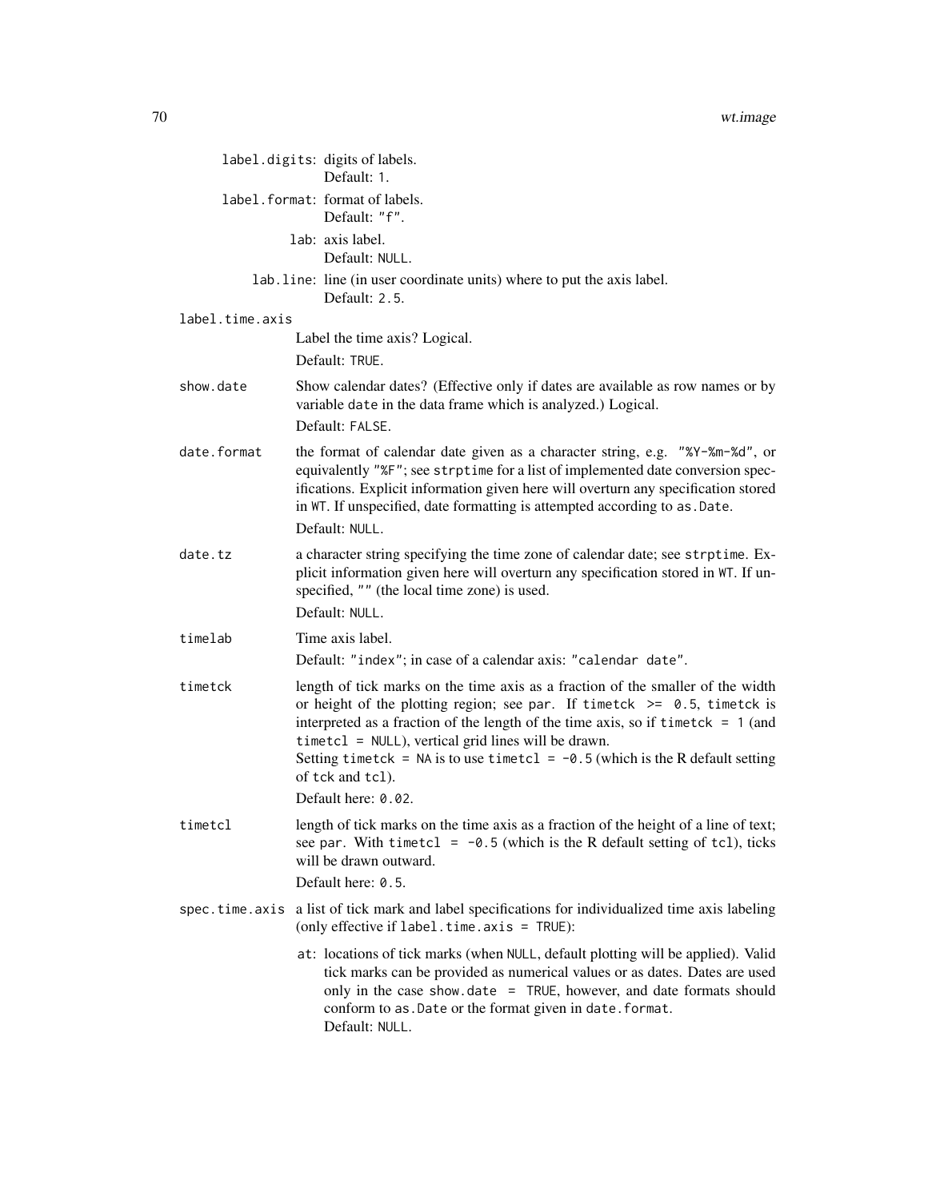- `label.digits`: digits of labels.
  Default: `1`.
- `label.format`: format of labels.
  Default: `"f"`.
- `lab`: axis label.
  Default: `NULL`.
- `lab.line`: line (in user coordinate units) where to put the axis label.
  Default: `2.5`.

**label.time.axis**
: Label the time axis? Logical.
  Default: `TRUE`.

**show.date**
: Show calendar dates? (Effective only if dates are available as row names or by variable `date` in the data frame which is analyzed.) Logical.
  Default: `FALSE`.

**date.format**
: the format of calendar date given as a character string, e.g. `"%Y-%m-%d"`, or equivalently `"%F"`; see `strptime` for a list of implemented date conversion specifications. Explicit information given here will overturn any specification stored in `WT`. If unspecified, date formatting is attempted according to `as.Date`.
  Default: `NULL`.

**date.tz**
: a character string specifying the time zone of calendar date; see `strptime`. Explicit information given here will overturn any specification stored in `WT`. If unspecified, `""` (the local time zone) is used.
  Default: `NULL`.

**timelab**
: Time axis label.
  Default: `"index"`; in case of a calendar axis: `"calendar date"`.

**timetck**
: length of tick marks on the time axis as a fraction of the smaller of the width or height of the plotting region; see `par`. If `timetck >= 0.5`, `timetck` is interpreted as a fraction of the length of the time axis, so if `timetck = 1` (and `timetcl = NULL`), vertical grid lines will be drawn.
  Setting `timetck = NA` is to use `timetcl = -0.5` (which is the R default setting of `tck` and `tcl`).
  Default here: `0.02`.

**timetcl**
: length of tick marks on the time axis as a fraction of the height of a line of text; see `par`. With `timetcl = -0.5` (which is the R default setting of `tcl`), ticks will be drawn outward.
  Default here: `0.5`.

**spec.time.axis**
: a list of tick mark and label specifications for individualized time axis labeling (only effective if `label.time.axis = TRUE`):

- `at`: locations of tick marks (when `NULL`, default plotting will be applied). Valid tick marks can be provided as numerical values or as dates. Dates are used only in the case `show.date = TRUE`, however, and date formats should conform to `as.Date` or the format given in `date.format`.
  Default: `NULL`.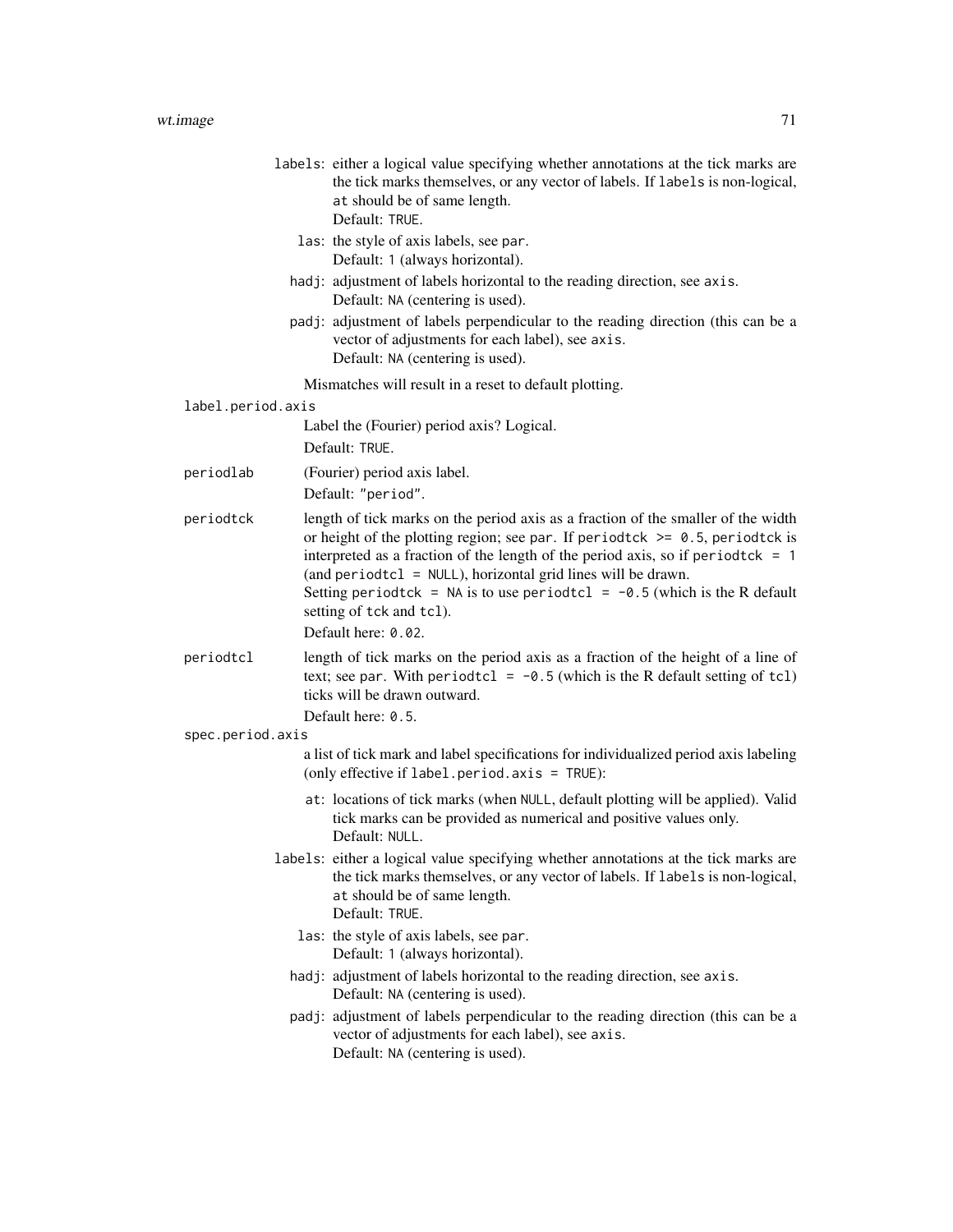- `labels`: either a logical value specifying whether annotations at the tick marks are the tick marks themselves, or any vector of labels. If `labels` is non-logical, `at` should be of same length.
  Default: `TRUE`.
- `las`: the style of axis labels, see `par`.
  Default: `1` (always horizontal).
- `hadj`: adjustment of labels horizontal to the reading direction, see `axis`.
  Default: `NA` (centering is used).
- `padj`: adjustment of labels perpendicular to the reading direction (this can be a vector of adjustments for each label), see `axis`.
  Default: `NA` (centering is used).

Mismatches will result in a reset to default plotting.

`label.period.axis`
: Label the (Fourier) period axis? Logical.
  Default: `TRUE`.

`periodlab`
: (Fourier) period axis label.
  Default: `"period"`.

`periodtck`
: length of tick marks on the period axis as a fraction of the smaller of the width or height of the plotting region; see `par`. If `periodtck >= 0.5`, `periodtck` is interpreted as a fraction of the length of the period axis, so if `periodtck = 1` (and `periodtcl = NULL`), horizontal grid lines will be drawn.
  Setting `periodtck = NA` is to use `periodtcl = -0.5` (which is the R default setting of `tck` and `tcl`).
  Default here: `0.02`.

`periodtcl`
: length of tick marks on the period axis as a fraction of the height of a line of text; see `par`. With `periodtcl = -0.5` (which is the R default setting of `tcl`) ticks will be drawn outward.
  Default here: `0.5`.

`spec.period.axis`
: a list of tick mark and label specifications for individualized period axis labeling (only effective if `label.period.axis = TRUE`):

- `at`: locations of tick marks (when `NULL`, default plotting will be applied). Valid tick marks can be provided as numerical and positive values only.
  Default: `NULL`.
- `labels`: either a logical value specifying whether annotations at the tick marks are the tick marks themselves, or any vector of labels. If `labels` is non-logical, `at` should be of same length.
  Default: `TRUE`.
- `las`: the style of axis labels, see `par`.
  Default: `1` (always horizontal).
- `hadj`: adjustment of labels horizontal to the reading direction, see `axis`.
  Default: `NA` (centering is used).
- `padj`: adjustment of labels perpendicular to the reading direction (this can be a vector of adjustments for each label), see `axis`.
  Default: `NA` (centering is used).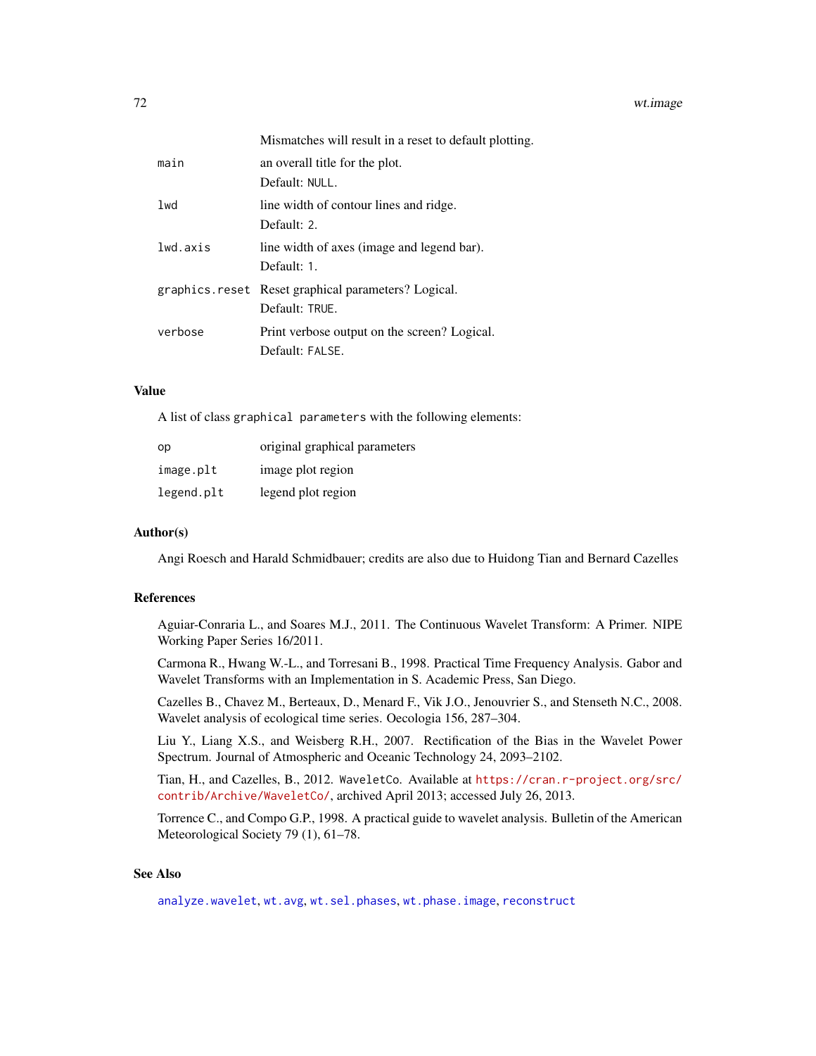|  | Mismatches will result in a reset to default plotting. |
|---|---|
| `main` | an overall title for the plot.<br>Default: `NULL`. |
| `lwd` | line width of contour lines and ridge.<br>Default: `2`. |
| `lwd.axis` | line width of axes (image and legend bar).<br>Default: `1`. |
| `graphics.reset` | Reset graphical parameters? Logical.<br>Default: `TRUE`. |
| `verbose` | Print verbose output on the screen? Logical.<br>Default: `FALSE`. |

## Value

A list of class `graphical parameters` with the following elements:

| | |
|---|---|
| `op` | original graphical parameters |
| `image.plt` | image plot region |
| `legend.plt` | legend plot region |

## Author(s)

Angi Roesch and Harald Schmidbauer; credits are also due to Huidong Tian and Bernard Cazelles

## References

Aguiar-Conraria L., and Soares M.J., 2011. The Continuous Wavelet Transform: A Primer. NIPE Working Paper Series 16/2011.

Carmona R., Hwang W.-L., and Torresani B., 1998. Practical Time Frequency Analysis. Gabor and Wavelet Transforms with an Implementation in S. Academic Press, San Diego.

Cazelles B., Chavez M., Berteaux, D., Menard F., Vik J.O., Jenouvrier S., and Stenseth N.C., 2008. Wavelet analysis of ecological time series. Oecologia 156, 287–304.

Liu Y., Liang X.S., and Weisberg R.H., 2007. Rectification of the Bias in the Wavelet Power Spectrum. Journal of Atmospheric and Oceanic Technology 24, 2093–2102.

Tian, H., and Cazelles, B., 2012. `WaveletCo`. Available at https://cran.r-project.org/src/contrib/Archive/WaveletCo/, archived April 2013; accessed July 26, 2013.

Torrence C., and Compo G.P., 1998. A practical guide to wavelet analysis. Bulletin of the American Meteorological Society 79 (1), 61–78.

## See Also

`analyze.wavelet`, `wt.avg`, `wt.sel.phases`, `wt.phase.image`, `reconstruct`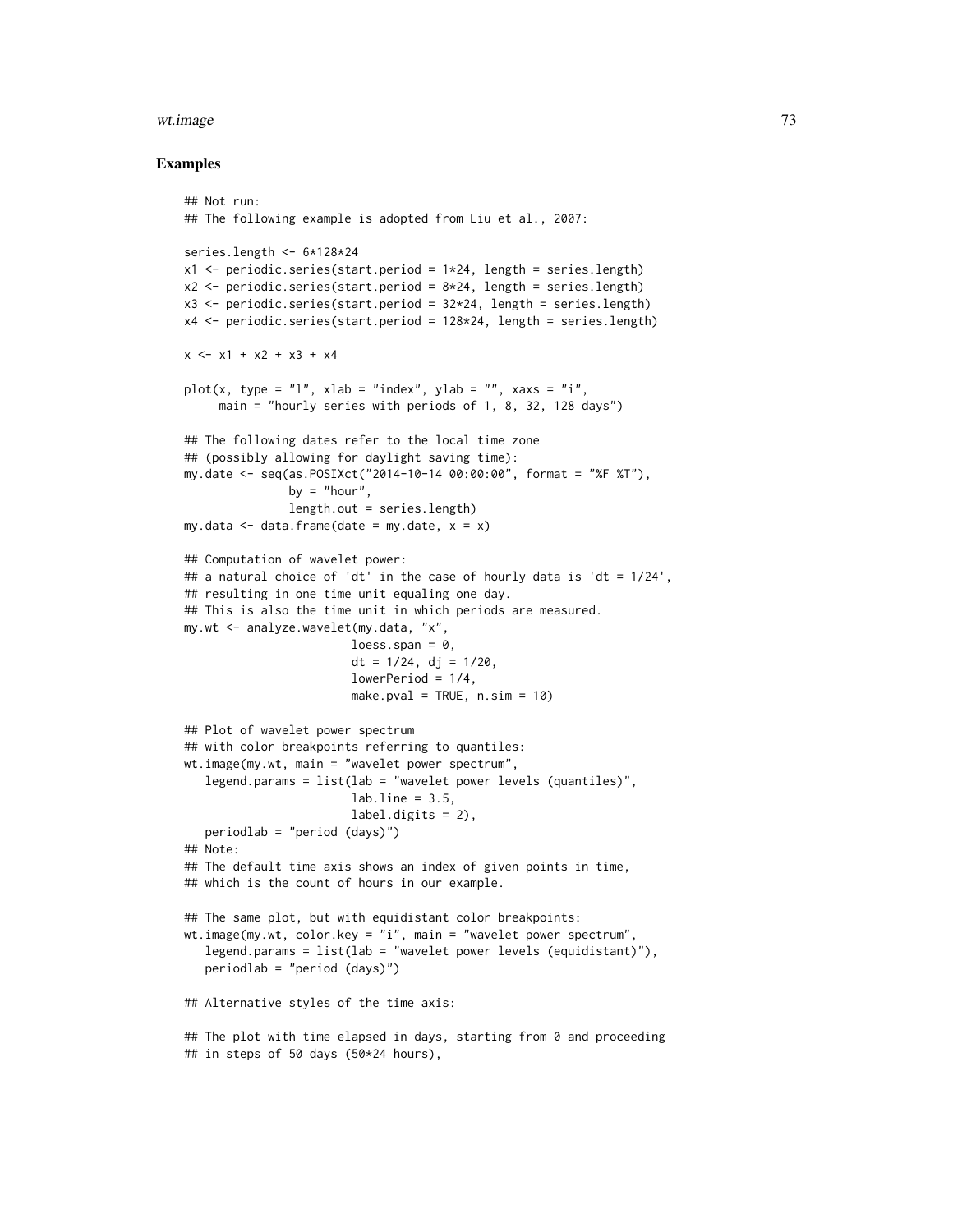### Examples

```
## Not run:
## The following example is adopted from Liu et al., 2007:

series.length <- 6*128*24
x1 <- periodic.series(start.period = 1*24, length = series.length)
x2 <- periodic.series(start.period = 8*24, length = series.length)
x3 <- periodic.series(start.period = 32*24, length = series.length)
x4 <- periodic.series(start.period = 128*24, length = series.length)

x <- x1 + x2 + x3 + x4

plot(x, type = "l", xlab = "index", ylab = "", xaxs = "i",
     main = "hourly series with periods of 1, 8, 32, 128 days")

## The following dates refer to the local time zone
## (possibly allowing for daylight saving time):
my.date <- seq(as.POSIXct("2014-10-14 00:00:00", format = "%F %T"),
               by = "hour",
               length.out = series.length)
my.data <- data.frame(date = my.date, x = x)

## Computation of wavelet power:
## a natural choice of 'dt' in the case of hourly data is 'dt = 1/24',
## resulting in one time unit equaling one day.
## This is also the time unit in which periods are measured.
my.wt <- analyze.wavelet(my.data, "x",
                         loess.span = 0,
                         dt = 1/24, dj = 1/20,
                         lowerPeriod = 1/4,
                         make.pval = TRUE, n.sim = 10)

## Plot of wavelet power spectrum
## with color breakpoints referring to quantiles:
wt.image(my.wt, main = "wavelet power spectrum",
   legend.params = list(lab = "wavelet power levels (quantiles)",
                         lab.line = 3.5,
                         label.digits = 2),
   periodlab = "period (days)")
## Note:
## The default time axis shows an index of given points in time,
## which is the count of hours in our example.

## The same plot, but with equidistant color breakpoints:
wt.image(my.wt, color.key = "i", main = "wavelet power spectrum",
   legend.params = list(lab = "wavelet power levels (equidistant)"),
   periodlab = "period (days)")

## Alternative styles of the time axis:

## The plot with time elapsed in days, starting from 0 and proceeding
## in steps of 50 days (50*24 hours),
```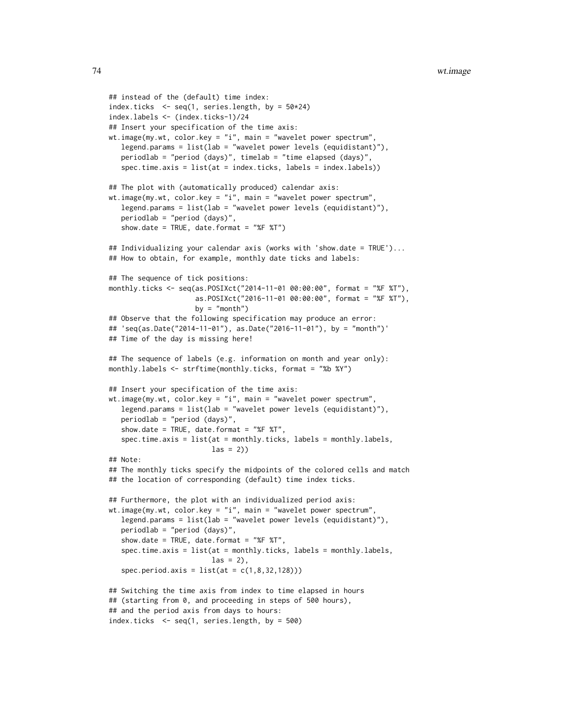```
## instead of the (default) time index:
index.ticks  <- seq(1, series.length, by = 50*24)
index.labels <- (index.ticks-1)/24
## Insert your specification of the time axis:
wt.image(my.wt, color.key = "i", main = "wavelet power spectrum",
   legend.params = list(lab = "wavelet power levels (equidistant)"),
   periodlab = "period (days)", timelab = "time elapsed (days)",
   spec.time.axis = list(at = index.ticks, labels = index.labels))

## The plot with (automatically produced) calendar axis:
wt.image(my.wt, color.key = "i", main = "wavelet power spectrum",
   legend.params = list(lab = "wavelet power levels (equidistant)"),
   periodlab = "period (days)",
   show.date = TRUE, date.format = "%F %T")

## Individualizing your calendar axis (works with 'show.date = TRUE')...
## How to obtain, for example, monthly date ticks and labels:

## The sequence of tick positions:
monthly.ticks <- seq(as.POSIXct("2014-11-01 00:00:00", format = "%F %T"),
                     as.POSIXct("2016-11-01 00:00:00", format = "%F %T"),
                     by = "month")
## Observe that the following specification may produce an error:
## 'seq(as.Date("2014-11-01"), as.Date("2016-11-01"), by = "month")'
## Time of the day is missing here!

## The sequence of labels (e.g. information on month and year only):
monthly.labels <- strftime(monthly.ticks, format = "%b %Y")

## Insert your specification of the time axis:
wt.image(my.wt, color.key = "i", main = "wavelet power spectrum",
   legend.params = list(lab = "wavelet power levels (equidistant)"),
   periodlab = "period (days)",
   show.date = TRUE, date.format = "%F %T",
   spec.time.axis = list(at = monthly.ticks, labels = monthly.labels,
                         las = 2))
## Note:
## The monthly ticks specify the midpoints of the colored cells and match
## the location of corresponding (default) time index ticks.

## Furthermore, the plot with an individualized period axis:
wt.image(my.wt, color.key = "i", main = "wavelet power spectrum",
   legend.params = list(lab = "wavelet power levels (equidistant)"),
   periodlab = "period (days)",
   show.date = TRUE, date.format = "%F %T",
   spec.time.axis = list(at = monthly.ticks, labels = monthly.labels,
                         las = 2),
   spec.period.axis = list(at = c(1,8,32,128)))

## Switching the time axis from index to time elapsed in hours
## (starting from 0, and proceeding in steps of 500 hours),
## and the period axis from days to hours:
index.ticks  <- seq(1, series.length, by = 500)
```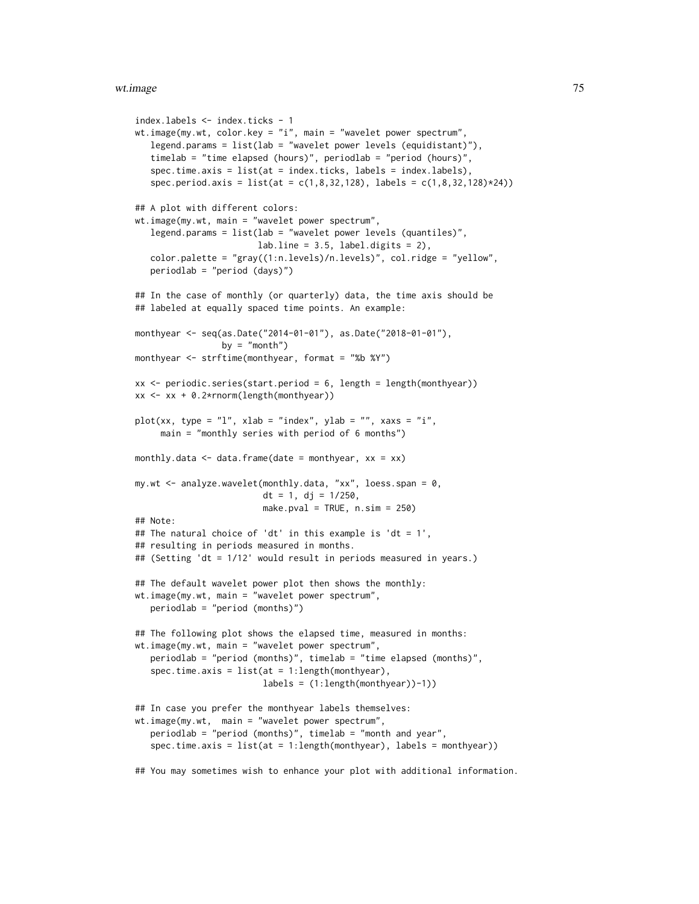```
index.labels <- index.ticks - 1
wt.image(my.wt, color.key = "i", main = "wavelet power spectrum",
   legend.params = list(lab = "wavelet power levels (equidistant)"),
   timelab = "time elapsed (hours)", periodlab = "period (hours)",
   spec.time.axis = list(at = index.ticks, labels = index.labels),
   spec.period.axis = list(at = c(1,8,32,128), labels = c(1,8,32,128)*24))

## A plot with different colors:
wt.image(my.wt, main = "wavelet power spectrum",
   legend.params = list(lab = "wavelet power levels (quantiles)",
                        lab.line = 3.5, label.digits = 2),
   color.palette = "gray((1:n.levels)/n.levels)", col.ridge = "yellow",
   periodlab = "period (days)")

## In the case of monthly (or quarterly) data, the time axis should be
## labeled at equally spaced time points. An example:

monthyear <- seq(as.Date("2014-01-01"), as.Date("2018-01-01"),
                 by = "month")
monthyear <- strftime(monthyear, format = "%b %Y")

xx <- periodic.series(start.period = 6, length = length(monthyear))
xx <- xx + 0.2*rnorm(length(monthyear))

plot(xx, type = "l", xlab = "index", ylab = "", xaxs = "i",
     main = "monthly series with period of 6 months")

monthly.data <- data.frame(date = monthyear, xx = xx)

my.wt <- analyze.wavelet(monthly.data, "xx", loess.span = 0,
                         dt = 1, dj = 1/250,
                         make.pval = TRUE, n.sim = 250)
## Note:
## The natural choice of 'dt' in this example is 'dt = 1',
## resulting in periods measured in months.
## (Setting 'dt = 1/12' would result in periods measured in years.)

## The default wavelet power plot then shows the monthly:
wt.image(my.wt, main = "wavelet power spectrum",
   periodlab = "period (months)")

## The following plot shows the elapsed time, measured in months:
wt.image(my.wt, main = "wavelet power spectrum",
   periodlab = "period (months)", timelab = "time elapsed (months)",
   spec.time.axis = list(at = 1:length(monthyear),
                         labels = (1:length(monthyear))-1))

## In case you prefer the monthyear labels themselves:
wt.image(my.wt,  main = "wavelet power spectrum",
   periodlab = "period (months)", timelab = "month and year",
   spec.time.axis = list(at = 1:length(monthyear), labels = monthyear))

## You may sometimes wish to enhance your plot with additional information.
```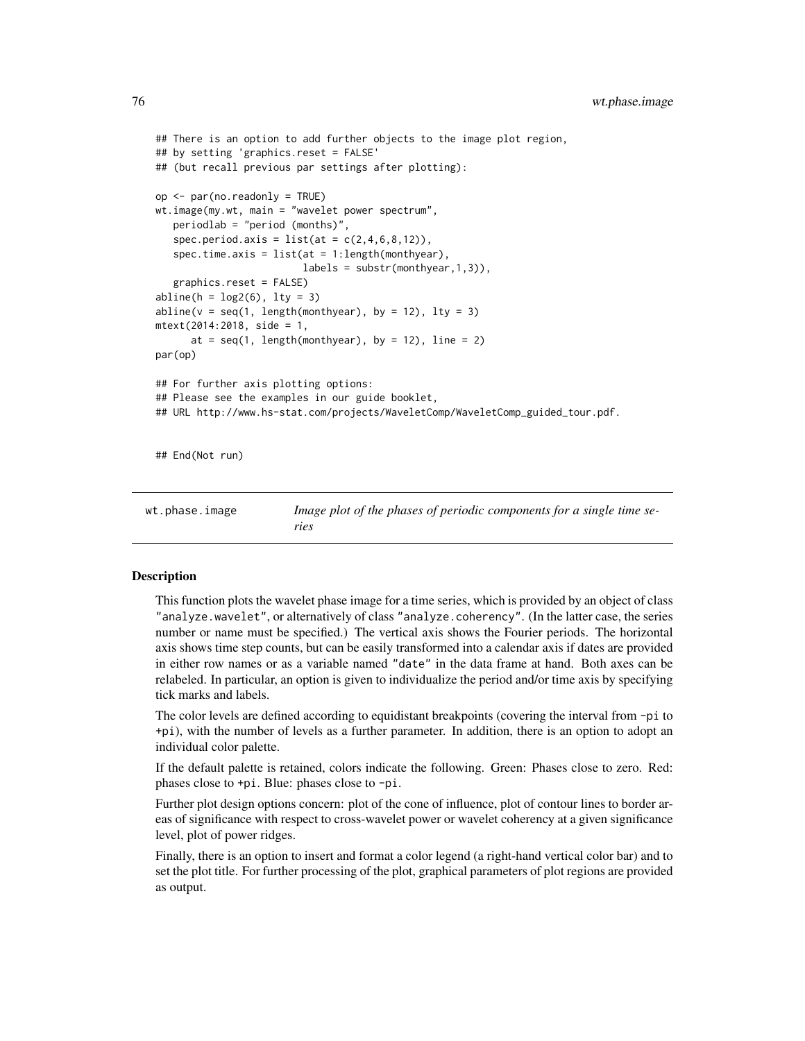```
## There is an option to add further objects to the image plot region,
## by setting 'graphics.reset = FALSE'
## (but recall previous par settings after plotting):

op <- par(no.readonly = TRUE)
wt.image(my.wt, main = "wavelet power spectrum",
   periodlab = "period (months)",
   spec.period.axis = list(at = c(2,4,6,8,12)),
   spec.time.axis = list(at = 1:length(monthyear),
                        labels = substr(monthyear,1,3)),
   graphics.reset = FALSE)
abline(h = log2(6), lty = 3)
abline(v = seq(1, length(monthyear), by = 12), lty = 3)
mtext(2014:2018, side = 1,
      at = seq(1, length(monthyear), by = 12), line = 2)
par(op)

## For further axis plotting options:
## Please see the examples in our guide booklet,
## URL http://www.hs-stat.com/projects/WaveletComp/WaveletComp_guided_tour.pdf.


## End(Not run)
```

---

wt.phase.image *Image plot of the phases of periodic components for a single time series*

---

## Description

This function plots the wavelet phase image for a time series, which is provided by an object of class "analyze.wavelet", or alternatively of class "analyze.coherency". (In the latter case, the series number or name must be specified.) The vertical axis shows the Fourier periods. The horizontal axis shows time step counts, but can be easily transformed into a calendar axis if dates are provided in either row names or as a variable named "date" in the data frame at hand. Both axes can be relabeled. In particular, an option is given to individualize the period and/or time axis by specifying tick marks and labels.

The color levels are defined according to equidistant breakpoints (covering the interval from -pi to +pi), with the number of levels as a further parameter. In addition, there is an option to adopt an individual color palette.

If the default palette is retained, colors indicate the following. Green: Phases close to zero. Red: phases close to +pi. Blue: phases close to -pi.

Further plot design options concern: plot of the cone of influence, plot of contour lines to border areas of significance with respect to cross-wavelet power or wavelet coherency at a given significance level, plot of power ridges.

Finally, there is an option to insert and format a color legend (a right-hand vertical color bar) and to set the plot title. For further processing of the plot, graphical parameters of plot regions are provided as output.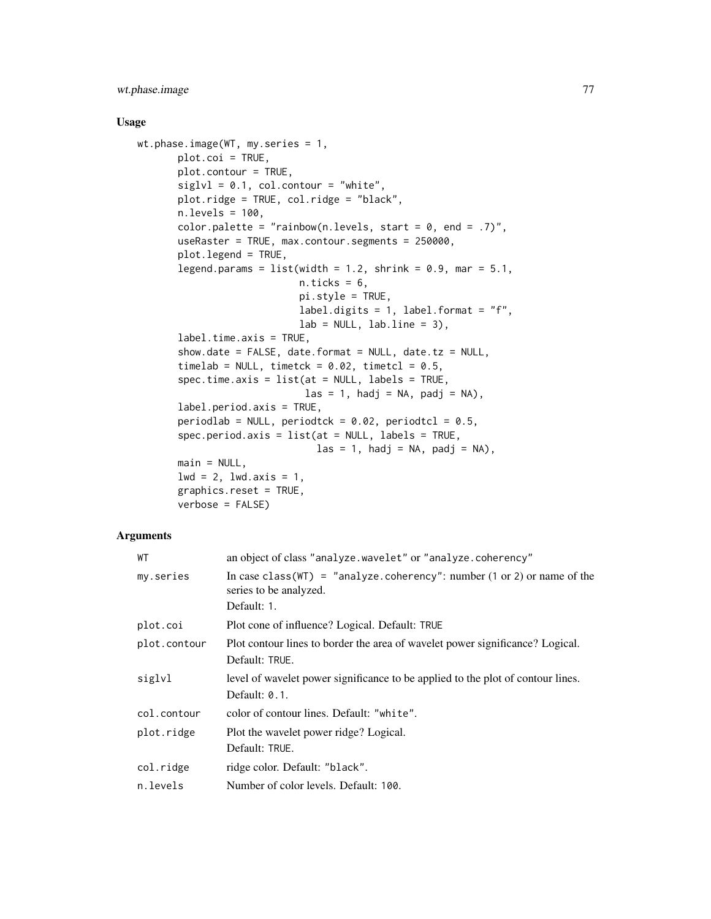## Usage

```
wt.phase.image(WT, my.series = 1,
       plot.coi = TRUE,
       plot.contour = TRUE,
       siglvl = 0.1, col.contour = "white",
       plot.ridge = TRUE, col.ridge = "black",
       n.levels = 100,
       color.palette = "rainbow(n.levels, start = 0, end = .7)",
       useRaster = TRUE, max.contour.segments = 250000,
       plot.legend = TRUE,
       legend.params = list(width = 1.2, shrink = 0.9, mar = 5.1,
                            n.ticks = 6,
                            pi.style = TRUE,
                            label.digits = 1, label.format = "f",
                            lab = NULL, lab.line = 3),
       label.time.axis = TRUE,
       show.date = FALSE, date.format = NULL, date.tz = NULL,
       timelab = NULL, timetck = 0.02, timetcl = 0.5,
       spec.time.axis = list(at = NULL, labels = TRUE,
                             las = 1, hadj = NA, padj = NA),
       label.period.axis = TRUE,
       periodlab = NULL, periodtck = 0.02, periodtcl = 0.5,
       spec.period.axis = list(at = NULL, labels = TRUE,
                               las = 1, hadj = NA, padj = NA),
       main = NULL,
       lwd = 2, lwd.axis = 1,
       graphics.reset = TRUE,
       verbose = FALSE)
```

## Arguments

| | |
|---|---|
| `WT` | an object of class "analyze.wavelet" or "analyze.coherency" |
| `my.series` | In case class(WT) = "analyze.coherency": number (1 or 2) or name of the series to be analyzed.<br>Default: 1. |
| `plot.coi` | Plot cone of influence? Logical. Default: TRUE |
| `plot.contour` | Plot contour lines to border the area of wavelet power significance? Logical.<br>Default: TRUE. |
| `siglvl` | level of wavelet power significance to be applied to the plot of contour lines.<br>Default: 0.1. |
| `col.contour` | color of contour lines. Default: "white". |
| `plot.ridge` | Plot the wavelet power ridge? Logical.<br>Default: TRUE. |
| `col.ridge` | ridge color. Default: "black". |
| `n.levels` | Number of color levels. Default: 100. |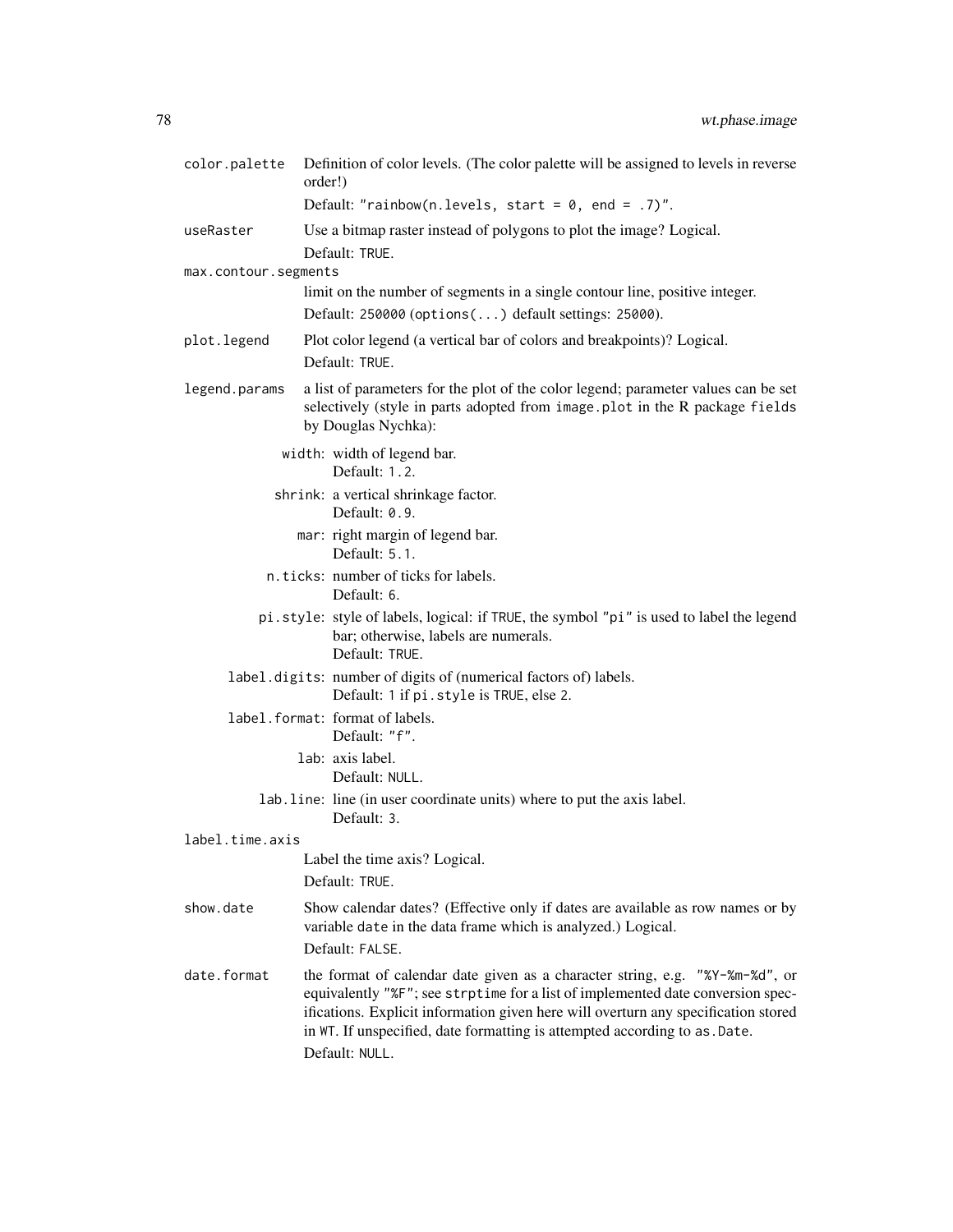`color.palette`
: Definition of color levels. (The color palette will be assigned to levels in reverse order!)

  Default: `"rainbow(n.levels, start = 0, end = .7)"`.

`useRaster`
: Use a bitmap raster instead of polygons to plot the image? Logical.

  Default: `TRUE`.

`max.contour.segments`
: limit on the number of segments in a single contour line, positive integer.

  Default: `250000` (`options(...)` default settings: `25000`).

`plot.legend`
: Plot color legend (a vertical bar of colors and breakpoints)? Logical.

  Default: `TRUE`.

`legend.params`
: a list of parameters for the plot of the color legend; parameter values can be set selectively (style in parts adopted from `image.plot` in the R package `fields` by Douglas Nychka):

  - `width`: width of legend bar.
    Default: `1.2`.
  - `shrink`: a vertical shrinkage factor.
    Default: `0.9`.
  - `mar`: right margin of legend bar.
    Default: `5.1`.
  - `n.ticks`: number of ticks for labels.
    Default: `6`.
  - `pi.style`: style of labels, logical: if `TRUE`, the symbol `"pi"` is used to label the legend bar; otherwise, labels are numerals.
    Default: `TRUE`.
  - `label.digits`: number of digits of (numerical factors of) labels.
    Default: `1` if `pi.style` is `TRUE`, else `2`.
  - `label.format`: format of labels.
    Default: `"f"`.
  - `lab`: axis label.
    Default: `NULL`.
  - `lab.line`: line (in user coordinate units) where to put the axis label.
    Default: `3`.

`label.time.axis`
: Label the time axis? Logical.

  Default: `TRUE`.

`show.date`
: Show calendar dates? (Effective only if dates are available as row names or by variable `date` in the data frame which is analyzed.) Logical.

  Default: `FALSE`.

`date.format`
: the format of calendar date given as a character string, e.g. `"%Y-%m-%d"`, or equivalently `"%F"`; see `strptime` for a list of implemented date conversion specifications. Explicit information given here will overturn any specification stored in `WT`. If unspecified, date formatting is attempted according to `as.Date`.

  Default: `NULL`.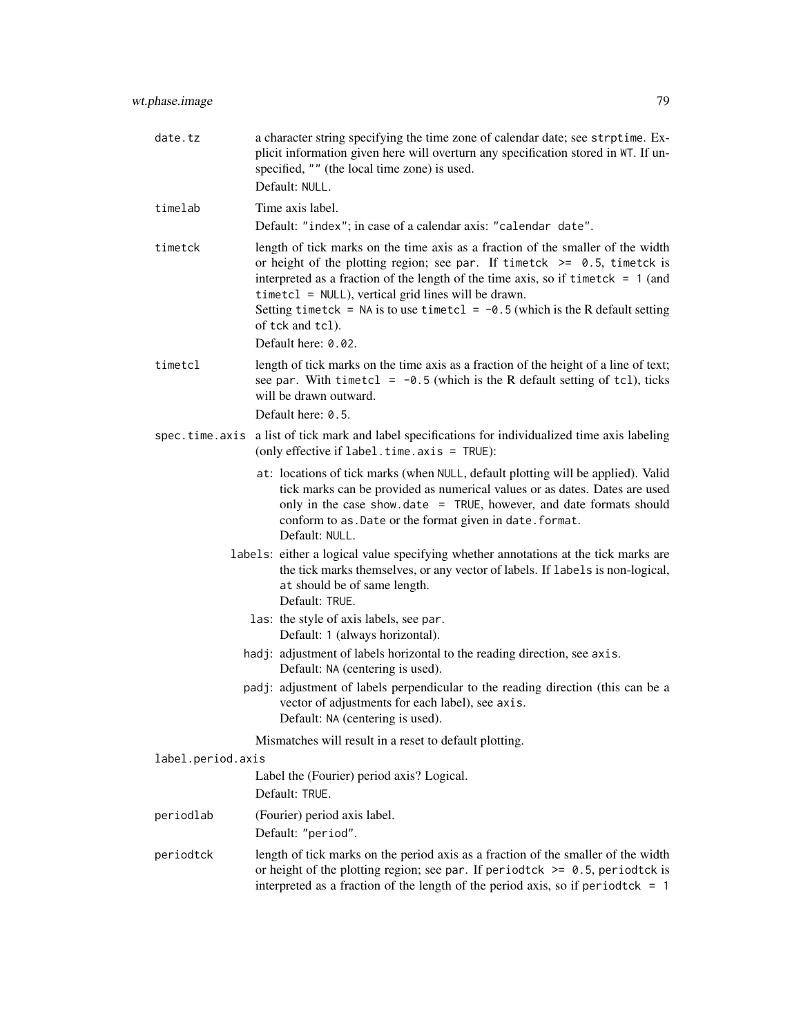`date.tz`
: a character string specifying the time zone of calendar date; see `strptime`. Explicit information given here will overturn any specification stored in `WT`. If unspecified, `""` (the local time zone) is used.
  Default: `NULL`.

`timelab`
: Time axis label.
  Default: `"index"`; in case of a calendar axis: `"calendar date"`.

`timetck`
: length of tick marks on the time axis as a fraction of the smaller of the width or height of the plotting region; see `par`. If `timetck >= 0.5`, `timetck` is interpreted as a fraction of the length of the time axis, so if `timetck = 1` (and `timetcl = NULL`), vertical grid lines will be drawn.
  Setting `timetck = NA` is to use `timetcl = -0.5` (which is the R default setting of `tck` and `tcl`).
  Default here: `0.02`.

`timetcl`
: length of tick marks on the time axis as a fraction of the height of a line of text; see `par`. With `timetcl = -0.5` (which is the R default setting of `tcl`), ticks will be drawn outward.
  Default here: `0.5`.

`spec.time.axis`
: a list of tick mark and label specifications for individualized time axis labeling (only effective if `label.time.axis = TRUE`):
  - `at`: locations of tick marks (when `NULL`, default plotting will be applied). Valid tick marks can be provided as numerical values or as dates. Dates are used only in the case `show.date = TRUE`, however, and date formats should conform to `as.Date` or the format given in `date.format`.
    Default: `NULL`.
  - `labels`: either a logical value specifying whether annotations at the tick marks are the tick marks themselves, or any vector of labels. If `labels` is non-logical, `at` should be of same length.
    Default: `TRUE`.
  - `las`: the style of axis labels, see `par`.
    Default: `1` (always horizontal).
  - `hadj`: adjustment of labels horizontal to the reading direction, see `axis`.
    Default: `NA` (centering is used).
  - `padj`: adjustment of labels perpendicular to the reading direction (this can be a vector of adjustments for each label), see `axis`.
    Default: `NA` (centering is used).

  Mismatches will result in a reset to default plotting.

`label.period.axis`
: Label the (Fourier) period axis? Logical.
  Default: `TRUE`.

`periodlab`
: (Fourier) period axis label.
  Default: `"period"`.

`periodtck`
: length of tick marks on the period axis as a fraction of the smaller of the width or height of the plotting region; see `par`. If `periodtck >= 0.5`, `periodtck` is interpreted as a fraction of the length of the period axis, so if `periodtck = 1`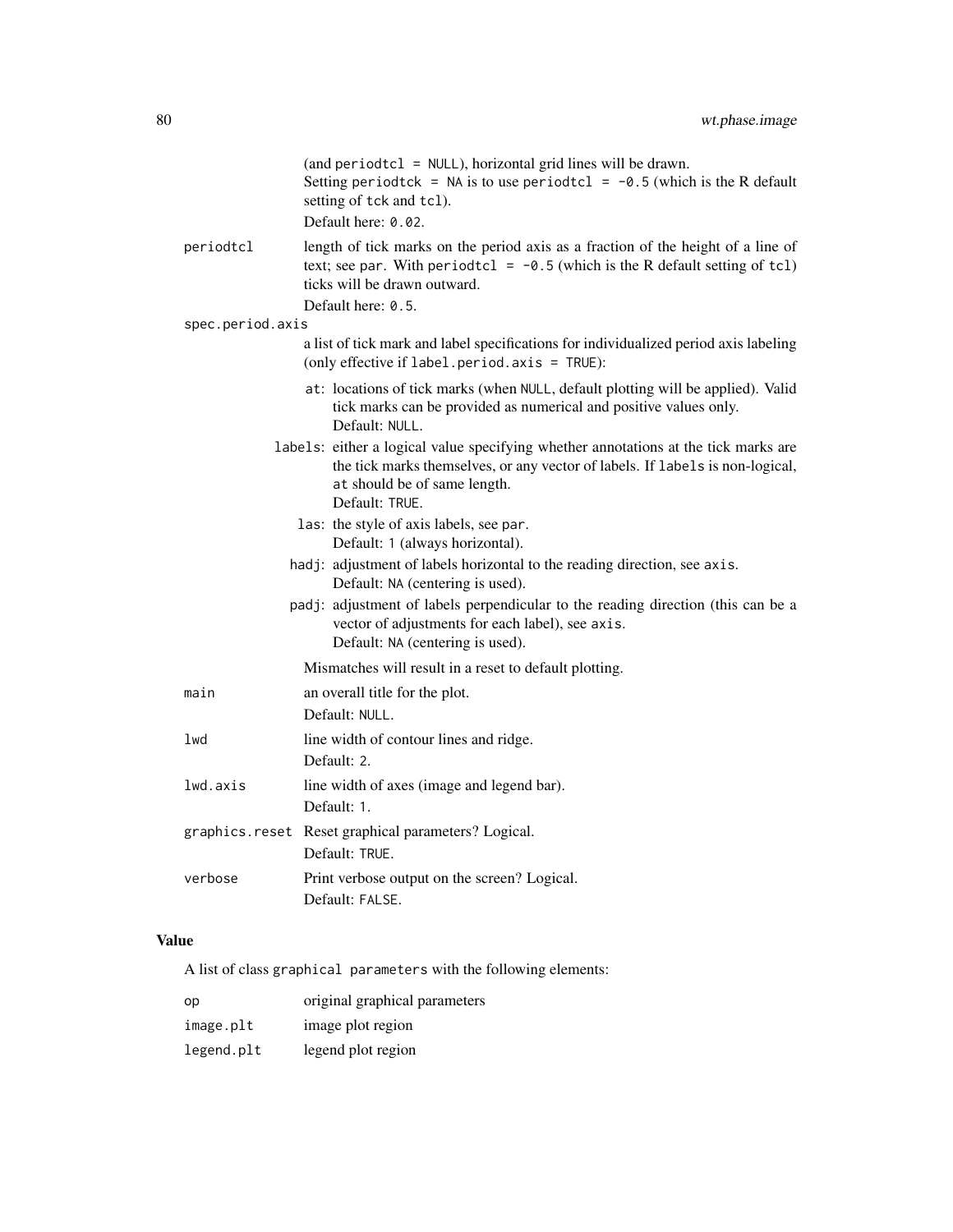(and `periodtcl = NULL`), horizontal grid lines will be drawn.
Setting `periodtck = NA` is to use `periodtcl = -0.5` (which is the R default setting of `tck` and `tcl`).
Default here: `0.02`.

`periodtcl`
: length of tick marks on the period axis as a fraction of the height of a line of text; see `par`. With `periodtcl = -0.5` (which is the R default setting of `tcl`) ticks will be drawn outward.
Default here: `0.5`.

`spec.period.axis`
: a list of tick mark and label specifications for individualized period axis labeling (only effective if `label.period.axis = TRUE`):

- `at`: locations of tick marks (when `NULL`, default plotting will be applied). Valid tick marks can be provided as numerical and positive values only.
  Default: `NULL`.
- `labels`: either a logical value specifying whether annotations at the tick marks are the tick marks themselves, or any vector of labels. If `labels` is non-logical, `at` should be of same length.
  Default: `TRUE`.
- `las`: the style of axis labels, see `par`.
  Default: `1` (always horizontal).
- `hadj`: adjustment of labels horizontal to the reading direction, see `axis`.
  Default: `NA` (centering is used).
- `padj`: adjustment of labels perpendicular to the reading direction (this can be a vector of adjustments for each label), see `axis`.
  Default: `NA` (centering is used).

Mismatches will result in a reset to default plotting.

`main`
: an overall title for the plot.
Default: `NULL`.

`lwd`
: line width of contour lines and ridge.
Default: `2`.

`lwd.axis`
: line width of axes (image and legend bar).
Default: `1`.

`graphics.reset`
: Reset graphical parameters? Logical.
Default: `TRUE`.

`verbose`
: Print verbose output on the screen? Logical.
Default: `FALSE`.

## Value

A list of class `graphical parameters` with the following elements:

| | |
|---|---|
| `op` | original graphical parameters |
| `image.plt` | image plot region |
| `legend.plt` | legend plot region |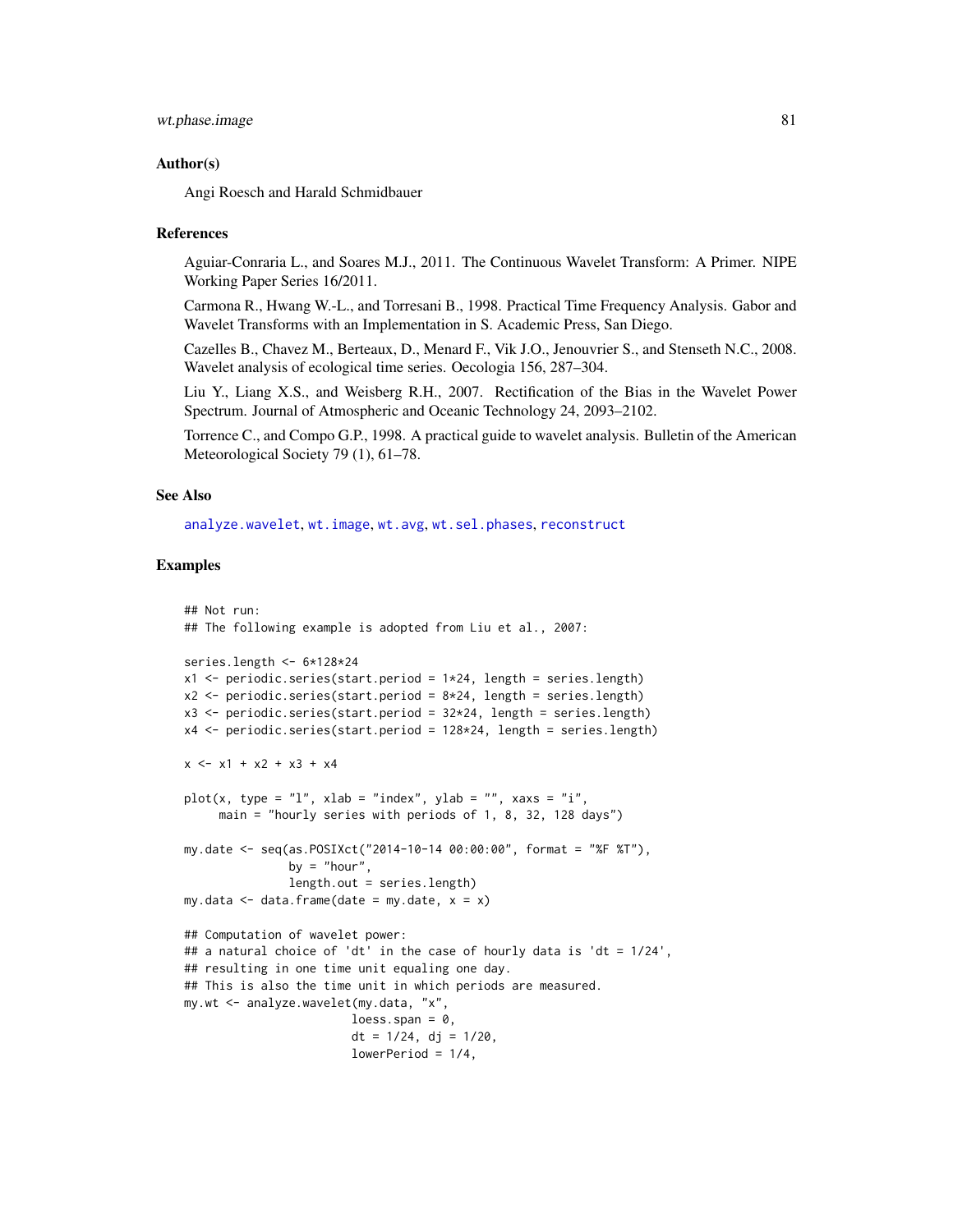### Author(s)

Angi Roesch and Harald Schmidbauer

### References

Aguiar-Conraria L., and Soares M.J., 2011. The Continuous Wavelet Transform: A Primer. NIPE Working Paper Series 16/2011.

Carmona R., Hwang W.-L., and Torresani B., 1998. Practical Time Frequency Analysis. Gabor and Wavelet Transforms with an Implementation in S. Academic Press, San Diego.

Cazelles B., Chavez M., Berteaux, D., Menard F., Vik J.O., Jenouvrier S., and Stenseth N.C., 2008. Wavelet analysis of ecological time series. Oecologia 156, 287–304.

Liu Y., Liang X.S., and Weisberg R.H., 2007. Rectification of the Bias in the Wavelet Power Spectrum. Journal of Atmospheric and Oceanic Technology 24, 2093–2102.

Torrence C., and Compo G.P., 1998. A practical guide to wavelet analysis. Bulletin of the American Meteorological Society 79 (1), 61–78.

### See Also

analyze.wavelet, wt.image, wt.avg, wt.sel.phases, reconstruct

### Examples

```
## Not run:
## The following example is adopted from Liu et al., 2007:

series.length <- 6*128*24
x1 <- periodic.series(start.period = 1*24, length = series.length)
x2 <- periodic.series(start.period = 8*24, length = series.length)
x3 <- periodic.series(start.period = 32*24, length = series.length)
x4 <- periodic.series(start.period = 128*24, length = series.length)

x <- x1 + x2 + x3 + x4

plot(x, type = "l", xlab = "index", ylab = "", xaxs = "i",
     main = "hourly series with periods of 1, 8, 32, 128 days")

my.date <- seq(as.POSIXct("2014-10-14 00:00:00", format = "%F %T"),
               by = "hour",
               length.out = series.length)
my.data <- data.frame(date = my.date, x = x)

## Computation of wavelet power:
## a natural choice of 'dt' in the case of hourly data is 'dt = 1/24',
## resulting in one time unit equaling one day.
## This is also the time unit in which periods are measured.
my.wt <- analyze.wavelet(my.data, "x",
                         loess.span = 0,
                         dt = 1/24, dj = 1/20,
                         lowerPeriod = 1/4,
```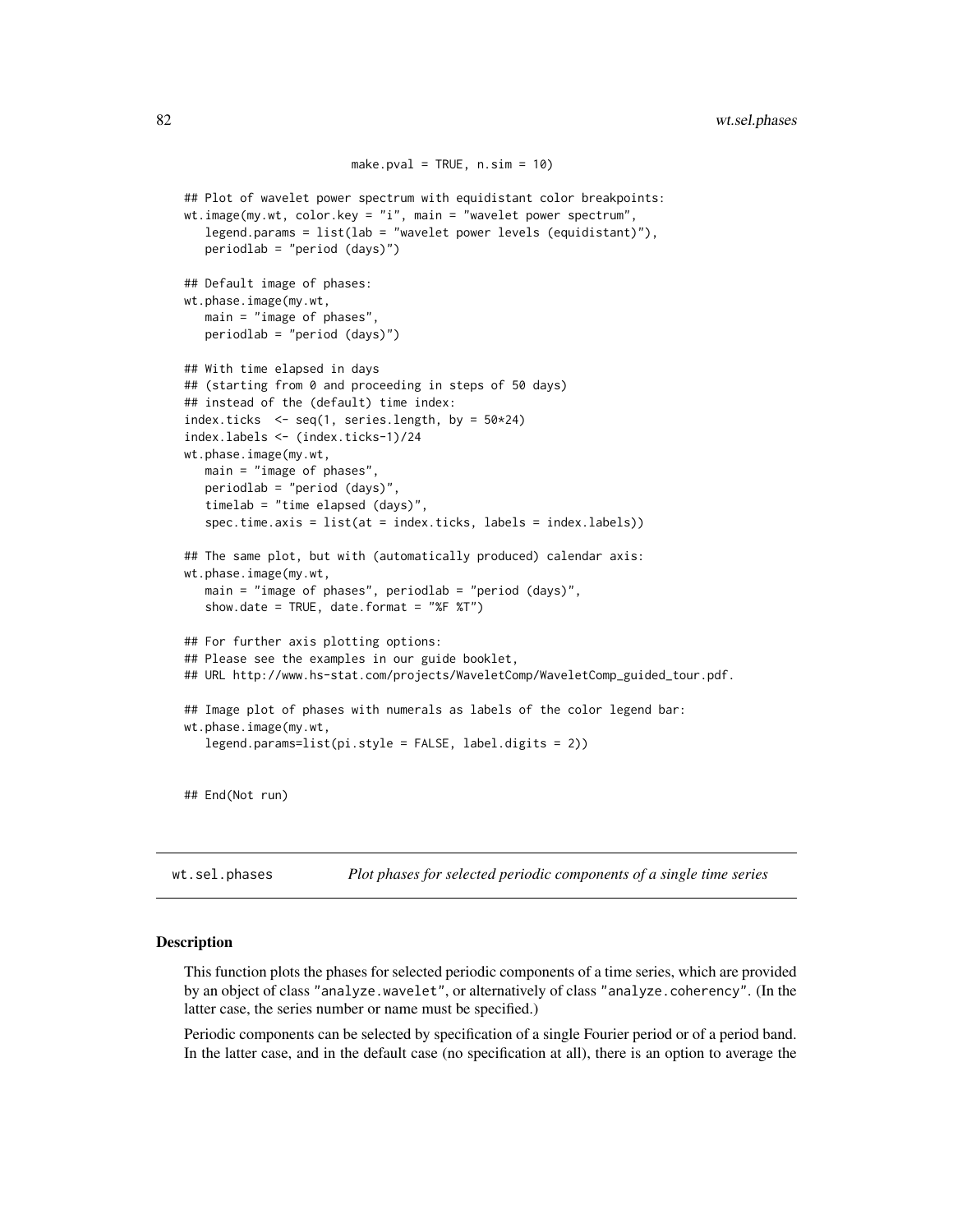```
                         make.pval = TRUE, n.sim = 10)

## Plot of wavelet power spectrum with equidistant color breakpoints:
wt.image(my.wt, color.key = "i", main = "wavelet power spectrum",
   legend.params = list(lab = "wavelet power levels (equidistant)"),
   periodlab = "period (days)")

## Default image of phases:
wt.phase.image(my.wt,
   main = "image of phases",
   periodlab = "period (days)")

## With time elapsed in days
## (starting from 0 and proceeding in steps of 50 days)
## instead of the (default) time index:
index.ticks  <- seq(1, series.length, by = 50*24)
index.labels <- (index.ticks-1)/24
wt.phase.image(my.wt,
   main = "image of phases",
   periodlab = "period (days)",
   timelab = "time elapsed (days)",
   spec.time.axis = list(at = index.ticks, labels = index.labels))

## The same plot, but with (automatically produced) calendar axis:
wt.phase.image(my.wt,
   main = "image of phases", periodlab = "period (days)",
   show.date = TRUE, date.format = "%F %T")

## For further axis plotting options:
## Please see the examples in our guide booklet,
## URL http://www.hs-stat.com/projects/WaveletComp/WaveletComp_guided_tour.pdf.

## Image plot of phases with numerals as labels of the color legend bar:
wt.phase.image(my.wt,
   legend.params=list(pi.style = FALSE, label.digits = 2))


## End(Not run)
```

## wt.sel.phases — *Plot phases for selected periodic components of a single time series*

### Description

This function plots the phases for selected periodic components of a time series, which are provided by an object of class "analyze.wavelet", or alternatively of class "analyze.coherency". (In the latter case, the series number or name must be specified.)

Periodic components can be selected by specification of a single Fourier period or of a period band. In the latter case, and in the default case (no specification at all), there is an option to average the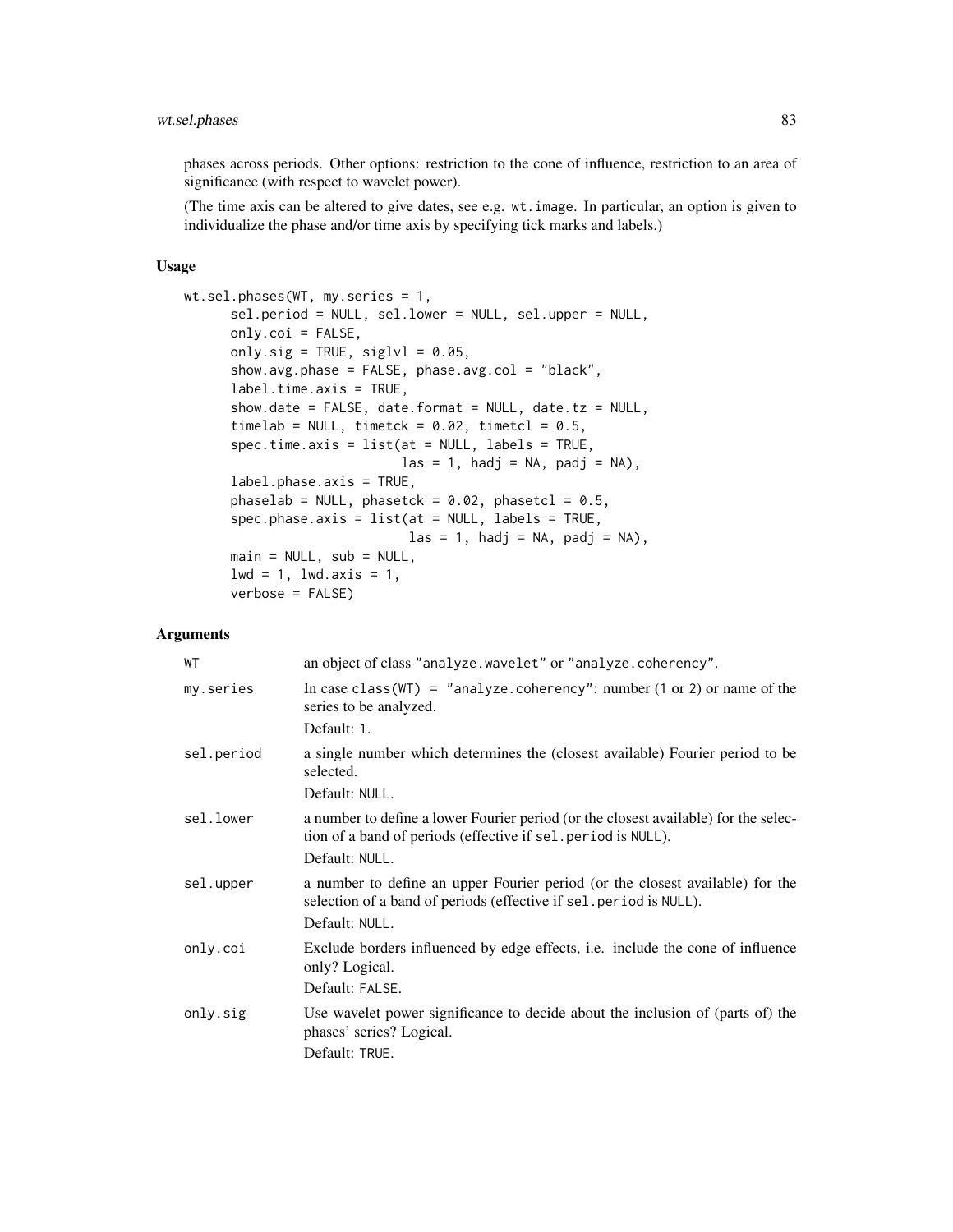phases across periods. Other options: restriction to the cone of influence, restriction to an area of significance (with respect to wavelet power).

(The time axis can be altered to give dates, see e.g. `wt.image`. In particular, an option is given to individualize the phase and/or time axis by specifying tick marks and labels.)

### Usage

```
wt.sel.phases(WT, my.series = 1,
      sel.period = NULL, sel.lower = NULL, sel.upper = NULL,
      only.coi = FALSE,
      only.sig = TRUE, siglvl = 0.05,
      show.avg.phase = FALSE, phase.avg.col = "black",
      label.time.axis = TRUE,
      show.date = FALSE, date.format = NULL, date.tz = NULL,
      timelab = NULL, timetck = 0.02, timetcl = 0.5,
      spec.time.axis = list(at = NULL, labels = TRUE,
                            las = 1, hadj = NA, padj = NA),
      label.phase.axis = TRUE,
      phaselab = NULL, phasetck = 0.02, phasetcl = 0.5,
      spec.phase.axis = list(at = NULL, labels = TRUE,
                             las = 1, hadj = NA, padj = NA),
      main = NULL, sub = NULL,
      lwd = 1, lwd.axis = 1,
      verbose = FALSE)
```

### Arguments

| | |
|---|---|
| `WT` | an object of class "analyze.wavelet" or "analyze.coherency". |
| `my.series` | In case `class(WT) = "analyze.coherency"`: number (1 or 2) or name of the series to be analyzed.<br>Default: 1. |
| `sel.period` | a single number which determines the (closest available) Fourier period to be selected.<br>Default: NULL. |
| `sel.lower` | a number to define a lower Fourier period (or the closest available) for the selection of a band of periods (effective if `sel.period` is NULL).<br>Default: NULL. |
| `sel.upper` | a number to define an upper Fourier period (or the closest available) for the selection of a band of periods (effective if `sel.period` is NULL).<br>Default: NULL. |
| `only.coi` | Exclude borders influenced by edge effects, i.e. include the cone of influence only? Logical.<br>Default: FALSE. |
| `only.sig` | Use wavelet power significance to decide about the inclusion of (parts of) the phases' series? Logical.<br>Default: TRUE. |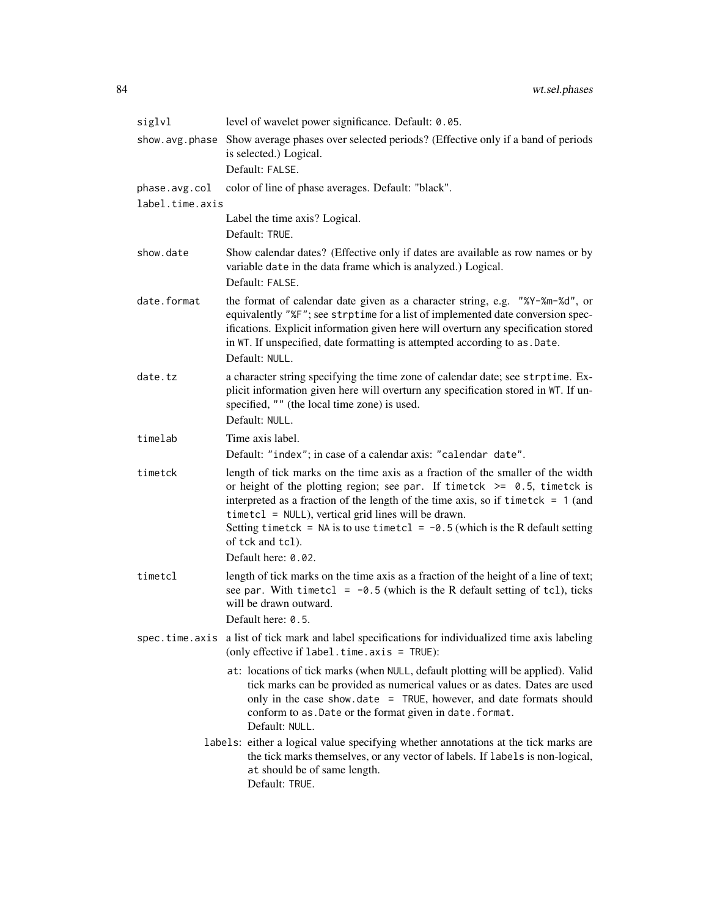`siglvl`
: level of wavelet power significance. Default: `0.05`.

`show.avg.phase`
: Show average phases over selected periods? (Effective only if a band of periods is selected.) Logical.
  Default: `FALSE`.

`phase.avg.col`
: color of line of phase averages. Default: "black".

`label.time.axis`
: Label the time axis? Logical.
  Default: `TRUE`.

`show.date`
: Show calendar dates? (Effective only if dates are available as row names or by variable `date` in the data frame which is analyzed.) Logical.
  Default: `FALSE`.

`date.format`
: the format of calendar date given as a character string, e.g. `"%Y-%m-%d"`, or equivalently `"%F"`; see `strptime` for a list of implemented date conversion specifications. Explicit information given here will overturn any specification stored in `WT`. If unspecified, date formatting is attempted according to `as.Date`.
  Default: `NULL`.

`date.tz`
: a character string specifying the time zone of calendar date; see `strptime`. Explicit information given here will overturn any specification stored in `WT`. If unspecified, `""` (the local time zone) is used.
  Default: `NULL`.

`timelab`
: Time axis label.
  Default: `"index"`; in case of a calendar axis: `"calendar date"`.

`timetck`
: length of tick marks on the time axis as a fraction of the smaller of the width or height of the plotting region; see `par`. If `timetck >= 0.5`, `timetck` is interpreted as a fraction of the length of the time axis, so if `timetck = 1` (and `timetcl = NULL`), vertical grid lines will be drawn.
  Setting `timetck = NA` is to use `timetcl = -0.5` (which is the R default setting of `tck` and `tcl`).
  Default here: `0.02`.

`timetcl`
: length of tick marks on the time axis as a fraction of the height of a line of text; see `par`. With `timetcl = -0.5` (which is the R default setting of `tcl`), ticks will be drawn outward.
  Default here: `0.5`.

`spec.time.axis`
: a list of tick mark and label specifications for individualized time axis labeling (only effective if `label.time.axis = TRUE`):

  `at`: locations of tick marks (when `NULL`, default plotting will be applied). Valid tick marks can be provided as numerical values or as dates. Dates are used only in the case `show.date = TRUE`, however, and date formats should conform to `as.Date` or the format given in `date.format`.
  Default: `NULL`.

  `labels`: either a logical value specifying whether annotations at the tick marks are the tick marks themselves, or any vector of labels. If `labels` is non-logical, `at` should be of same length.
  Default: `TRUE`.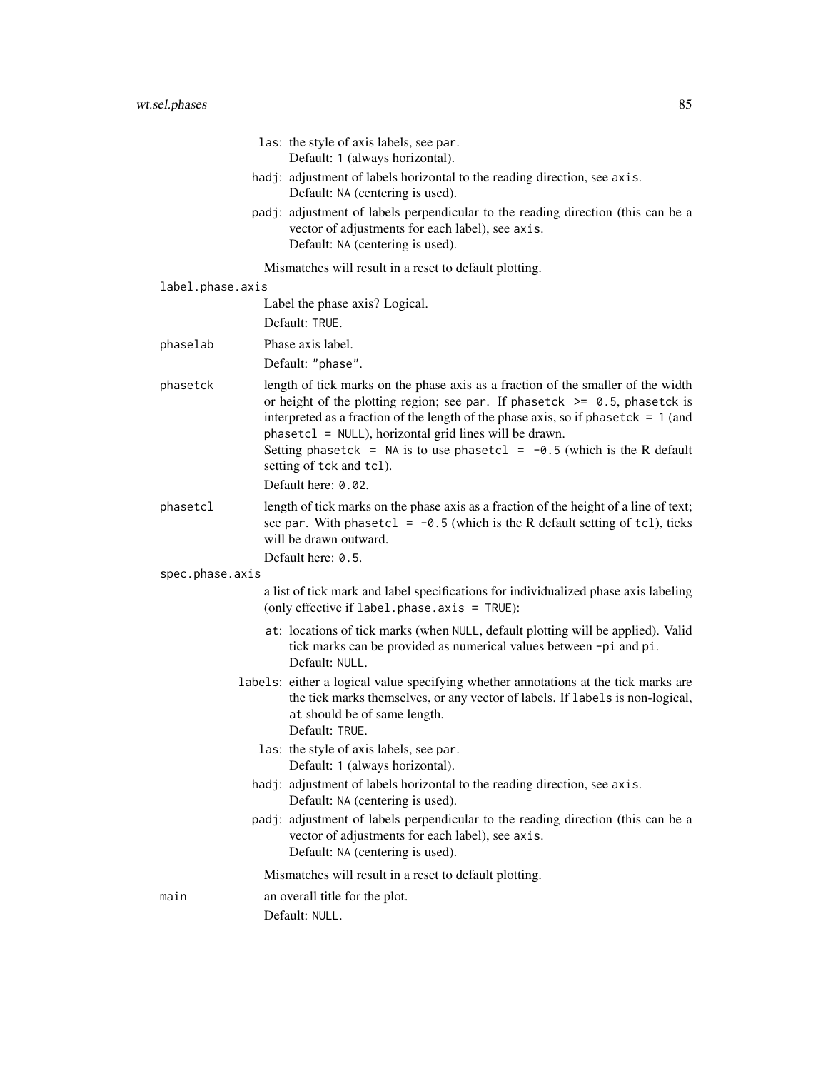- `las`: the style of axis labels, see `par`.
  Default: `1` (always horizontal).
- `hadj`: adjustment of labels horizontal to the reading direction, see `axis`.
  Default: `NA` (centering is used).
- `padj`: adjustment of labels perpendicular to the reading direction (this can be a vector of adjustments for each label), see `axis`.
  Default: `NA` (centering is used).

Mismatches will result in a reset to default plotting.

`label.phase.axis`
: Label the phase axis? Logical.

  Default: `TRUE`.

`phaselab`
: Phase axis label.

  Default: `"phase"`.

`phasetck`
: length of tick marks on the phase axis as a fraction of the smaller of the width or height of the plotting region; see `par`. If `phasetck >= 0.5`, `phasetck` is interpreted as a fraction of the length of the phase axis, so if `phasetck = 1` (and `phasetcl = NULL`), horizontal grid lines will be drawn.
  Setting `phasetck = NA` is to use `phasetcl = -0.5` (which is the R default setting of `tck` and `tcl`).

  Default here: `0.02`.

`phasetcl`
: length of tick marks on the phase axis as a fraction of the height of a line of text; see `par`. With `phasetcl = -0.5` (which is the R default setting of `tcl`), ticks will be drawn outward.

  Default here: `0.5`.

`spec.phase.axis`
: a list of tick mark and label specifications for individualized phase axis labeling (only effective if `label.phase.axis = TRUE`):

  - `at`: locations of tick marks (when `NULL`, default plotting will be applied). Valid tick marks can be provided as numerical values between `-pi` and `pi`.
    Default: `NULL`.
  - `labels`: either a logical value specifying whether annotations at the tick marks are the tick marks themselves, or any vector of labels. If `labels` is non-logical, `at` should be of same length.
    Default: `TRUE`.
  - `las`: the style of axis labels, see `par`.
    Default: `1` (always horizontal).
  - `hadj`: adjustment of labels horizontal to the reading direction, see `axis`.
    Default: `NA` (centering is used).
  - `padj`: adjustment of labels perpendicular to the reading direction (this can be a vector of adjustments for each label), see `axis`.
    Default: `NA` (centering is used).

  Mismatches will result in a reset to default plotting.

`main`
: an overall title for the plot.

  Default: `NULL`.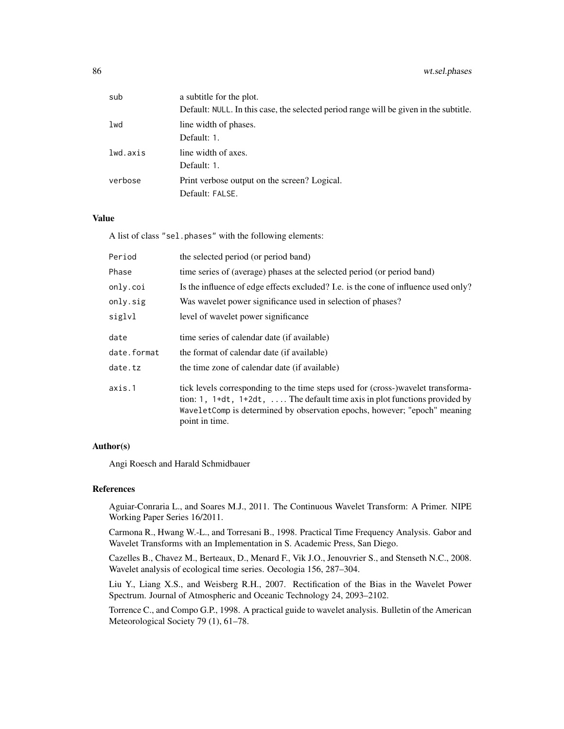| | |
|---|---|
| `sub` | a subtitle for the plot.<br>Default: `NULL`. In this case, the selected period range will be given in the subtitle. |
| `lwd` | line width of phases.<br>Default: `1`. |
| `lwd.axis` | line width of axes.<br>Default: `1`. |
| `verbose` | Print verbose output on the screen? Logical.<br>Default: `FALSE`. |

### Value

A list of class `"sel.phases"` with the following elements:

| | |
|---|---|
| `Period` | the selected period (or period band) |
| `Phase` | time series of (average) phases at the selected period (or period band) |
| `only.coi` | Is the influence of edge effects excluded? I.e. is the cone of influence used only? |
| `only.sig` | Was wavelet power significance used in selection of phases? |
| `siglvl` | level of wavelet power significance |
| `date` | time series of calendar date (if available) |
| `date.format` | the format of calendar date (if available) |
| `date.tz` | the time zone of calendar date (if available) |
| `axis.1` | tick levels corresponding to the time steps used for (cross-)wavelet transformation: `1, 1+dt, 1+2dt, ...`. The default time axis in plot functions provided by `WaveletComp` is determined by observation epochs, however; "epoch" meaning point in time. |

### Author(s)

Angi Roesch and Harald Schmidbauer

### References

Aguiar-Conraria L., and Soares M.J., 2011. The Continuous Wavelet Transform: A Primer. NIPE Working Paper Series 16/2011.

Carmona R., Hwang W.-L., and Torresani B., 1998. Practical Time Frequency Analysis. Gabor and Wavelet Transforms with an Implementation in S. Academic Press, San Diego.

Cazelles B., Chavez M., Berteaux, D., Menard F., Vik J.O., Jenouvrier S., and Stenseth N.C., 2008. Wavelet analysis of ecological time series. Oecologia 156, 287–304.

Liu Y., Liang X.S., and Weisberg R.H., 2007. Rectification of the Bias in the Wavelet Power Spectrum. Journal of Atmospheric and Oceanic Technology 24, 2093–2102.

Torrence C., and Compo G.P., 1998. A practical guide to wavelet analysis. Bulletin of the American Meteorological Society 79 (1), 61–78.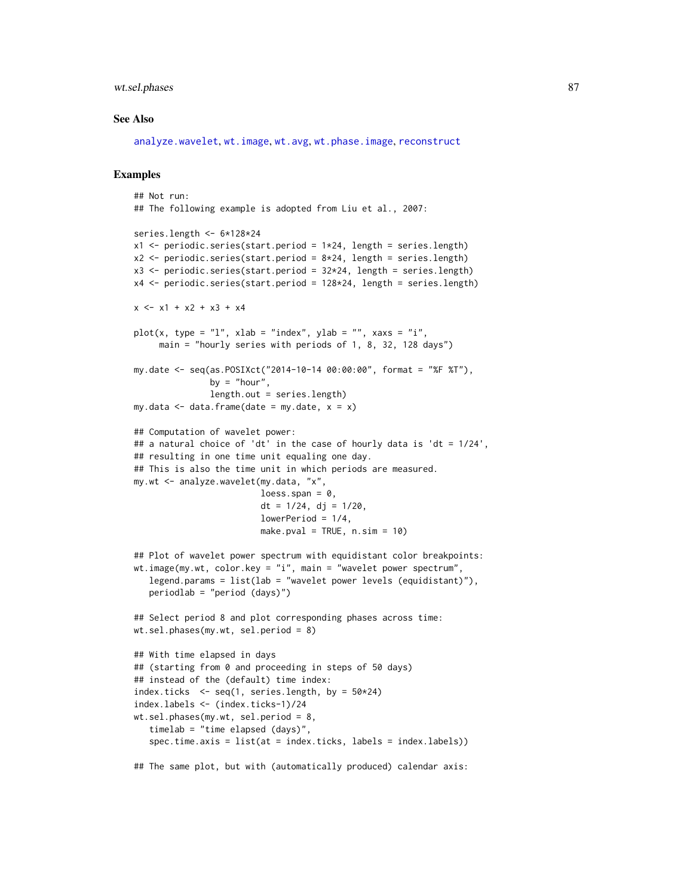### See Also

analyze.wavelet, wt.image, wt.avg, wt.phase.image, reconstruct

### Examples

```
## Not run:
## The following example is adopted from Liu et al., 2007:

series.length <- 6*128*24
x1 <- periodic.series(start.period = 1*24, length = series.length)
x2 <- periodic.series(start.period = 8*24, length = series.length)
x3 <- periodic.series(start.period = 32*24, length = series.length)
x4 <- periodic.series(start.period = 128*24, length = series.length)

x <- x1 + x2 + x3 + x4

plot(x, type = "l", xlab = "index", ylab = "", xaxs = "i",
     main = "hourly series with periods of 1, 8, 32, 128 days")

my.date <- seq(as.POSIXct("2014-10-14 00:00:00", format = "%F %T"),
               by = "hour",
               length.out = series.length)
my.data <- data.frame(date = my.date, x = x)

## Computation of wavelet power:
## a natural choice of 'dt' in the case of hourly data is 'dt = 1/24',
## resulting in one time unit equaling one day.
## This is also the time unit in which periods are measured.
my.wt <- analyze.wavelet(my.data, "x",
                         loess.span = 0,
                         dt = 1/24, dj = 1/20,
                         lowerPeriod = 1/4,
                         make.pval = TRUE, n.sim = 10)

## Plot of wavelet power spectrum with equidistant color breakpoints:
wt.image(my.wt, color.key = "i", main = "wavelet power spectrum",
   legend.params = list(lab = "wavelet power levels (equidistant)"),
   periodlab = "period (days)")

## Select period 8 and plot corresponding phases across time:
wt.sel.phases(my.wt, sel.period = 8)

## With time elapsed in days
## (starting from 0 and proceeding in steps of 50 days)
## instead of the (default) time index:
index.ticks  <- seq(1, series.length, by = 50*24)
index.labels <- (index.ticks-1)/24
wt.sel.phases(my.wt, sel.period = 8,
   timelab = "time elapsed (days)",
   spec.time.axis = list(at = index.ticks, labels = index.labels))

## The same plot, but with (automatically produced) calendar axis:
```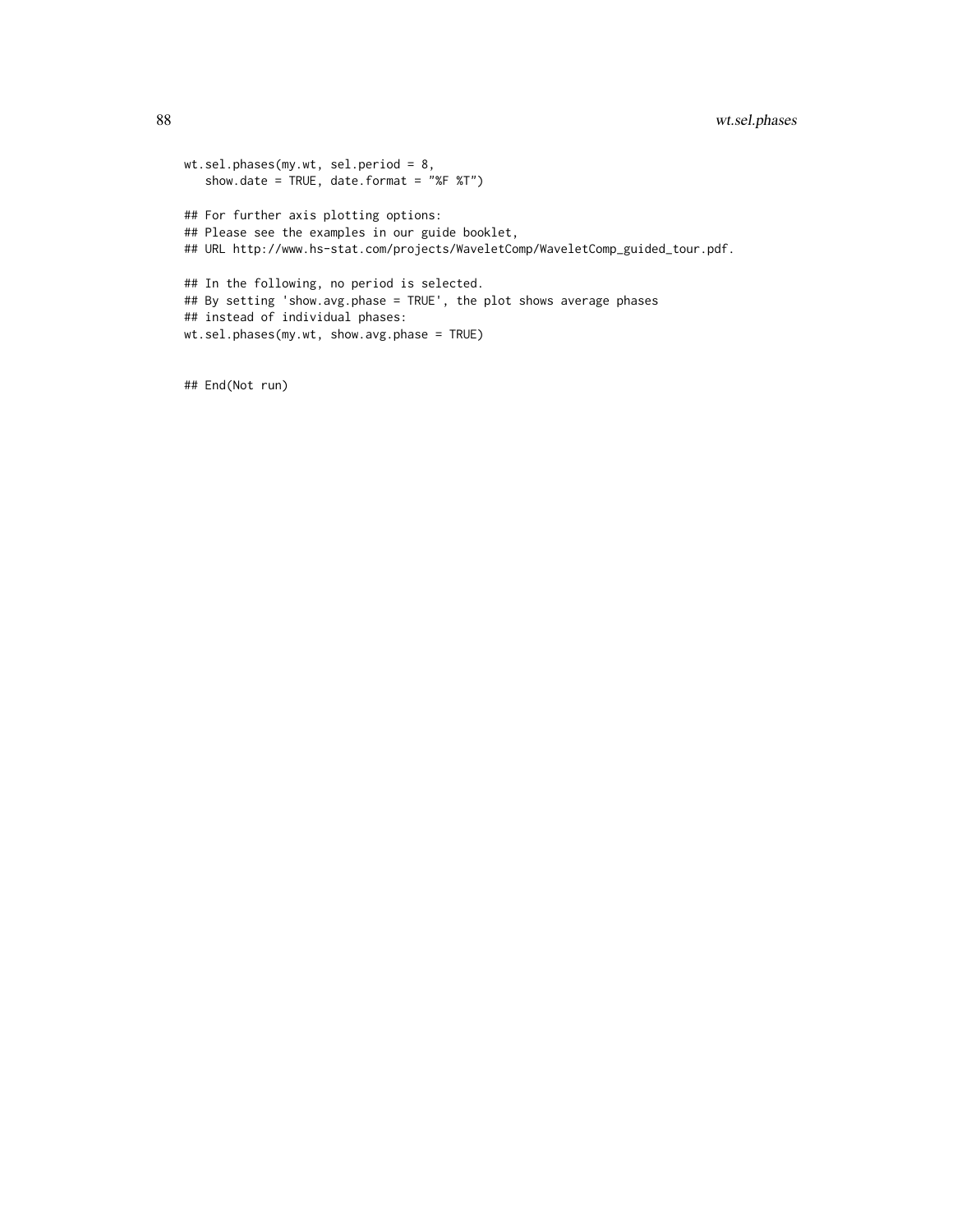```
wt.sel.phases(my.wt, sel.period = 8,
   show.date = TRUE, date.format = "%F %T")

## For further axis plotting options:
## Please see the examples in our guide booklet,
## URL http://www.hs-stat.com/projects/WaveletComp/WaveletComp_guided_tour.pdf.

## In the following, no period is selected.
## By setting 'show.avg.phase = TRUE', the plot shows average phases
## instead of individual phases:
wt.sel.phases(my.wt, show.avg.phase = TRUE)


## End(Not run)
```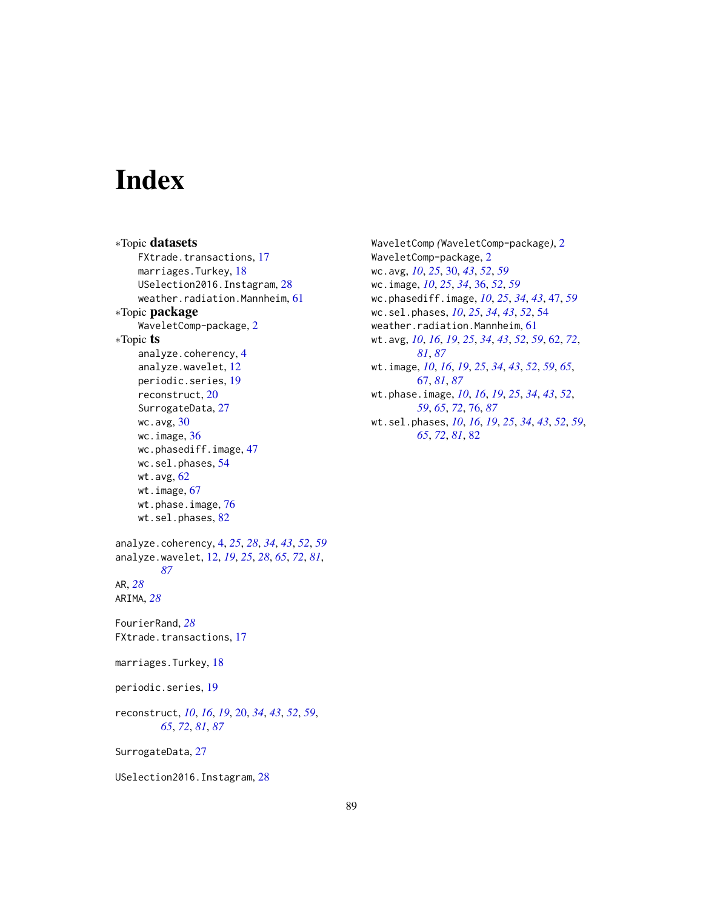# Index

∗Topic **datasets**
- FXtrade.transactions, 17
- marriages.Turkey, 18
- USelection2016.Instagram, 28
- weather.radiation.Mannheim, 61

∗Topic **package**
- WaveletComp-package, 2

∗Topic **ts**
- analyze.coherency, 4
- analyze.wavelet, 12
- periodic.series, 19
- reconstruct, 20
- SurrogateData, 27
- wc.avg, 30
- wc.image, 36
- wc.phasediff.image, 47
- wc.sel.phases, 54
- wt.avg, 62
- wt.image, 67
- wt.phase.image, 76
- wt.sel.phases, 82

analyze.coherency, 4, *25*, *28*, *34*, *43*, *52*, *59*
analyze.wavelet, 12, *19*, *25*, *28*, *65*, *72*, *81*, *87*
AR, *28*
ARIMA, *28*

FourierRand, *28*
FXtrade.transactions, 17

marriages.Turkey, 18

periodic.series, 19

reconstruct, *10*, *16*, *19*, 20, *34*, *43*, *52*, *59*, *65*, *72*, *81*, *87*

SurrogateData, 27

USelection2016.Instagram, 28

WaveletComp *(*WaveletComp-package*)*, 2
WaveletComp-package, 2
wc.avg, *10*, *25*, 30, *43*, *52*, *59*
wc.image, *10*, *25*, *34*, 36, *52*, *59*
wc.phasediff.image, *10*, *25*, *34*, *43*, 47, *59*
wc.sel.phases, *10*, *25*, *34*, *43*, *52*, 54
weather.radiation.Mannheim, 61
wt.avg, *10*, *16*, *19*, *25*, *34*, *43*, *52*, *59*, 62, *72*, *81*, *87*
wt.image, *10*, *16*, *19*, *25*, *34*, *43*, *52*, *59*, *65*, 67, *81*, *87*
wt.phase.image, *10*, *16*, *19*, *25*, *34*, *43*, *52*, *59*, *65*, *72*, 76, *87*
wt.sel.phases, *10*, *16*, *19*, *25*, *34*, *43*, *52*, *59*, *65*, *72*, *81*, 82